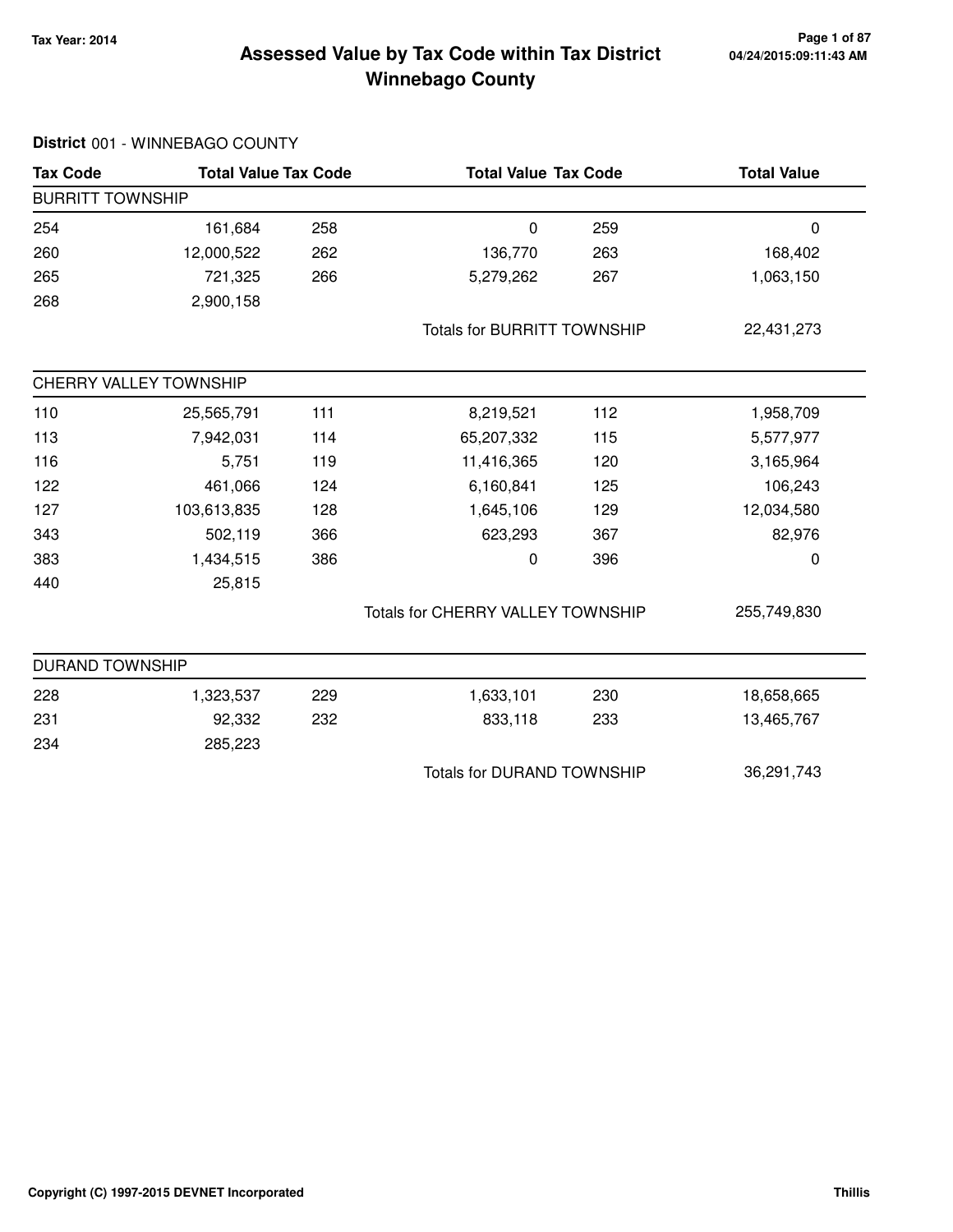# Assessed Value by Tax Code within Tax District
# Winnebago County

Tax Year: 2014

**District** 001 - WINNEBAGO COUNTY

| Tax Code | Total Value | Tax Code | Total Value | Tax Code | Total Value |
|---|---|---|---|---|---|
| **BURRITT TOWNSHIP** | | | | | |
| 254 | 161,684 | 258 | 0 | 259 | 0 |
| 260 | 12,000,522 | 262 | 136,770 | 263 | 168,402 |
| 265 | 721,325 | 266 | 5,279,262 | 267 | 1,063,150 |
| 268 | 2,900,158 | | | | |
| | | | Totals for BURRITT TOWNSHIP | | 22,431,273 |
| **CHERRY VALLEY TOWNSHIP** | | | | | |
| 110 | 25,565,791 | 111 | 8,219,521 | 112 | 1,958,709 |
| 113 | 7,942,031 | 114 | 65,207,332 | 115 | 5,577,977 |
| 116 | 5,751 | 119 | 11,416,365 | 120 | 3,165,964 |
| 122 | 461,066 | 124 | 6,160,841 | 125 | 106,243 |
| 127 | 103,613,835 | 128 | 1,645,106 | 129 | 12,034,580 |
| 343 | 502,119 | 366 | 623,293 | 367 | 82,976 |
| 383 | 1,434,515 | 386 | 0 | 396 | 0 |
| 440 | 25,815 | | | | |
| | | | Totals for CHERRY VALLEY TOWNSHIP | | 255,749,830 |
| **DURAND TOWNSHIP** | | | | | |
| 228 | 1,323,537 | 229 | 1,633,101 | 230 | 18,658,665 |
| 231 | 92,332 | 232 | 833,118 | 233 | 13,465,767 |
| 234 | 285,223 | | | | |
| | | | Totals for DURAND TOWNSHIP | | 36,291,743 |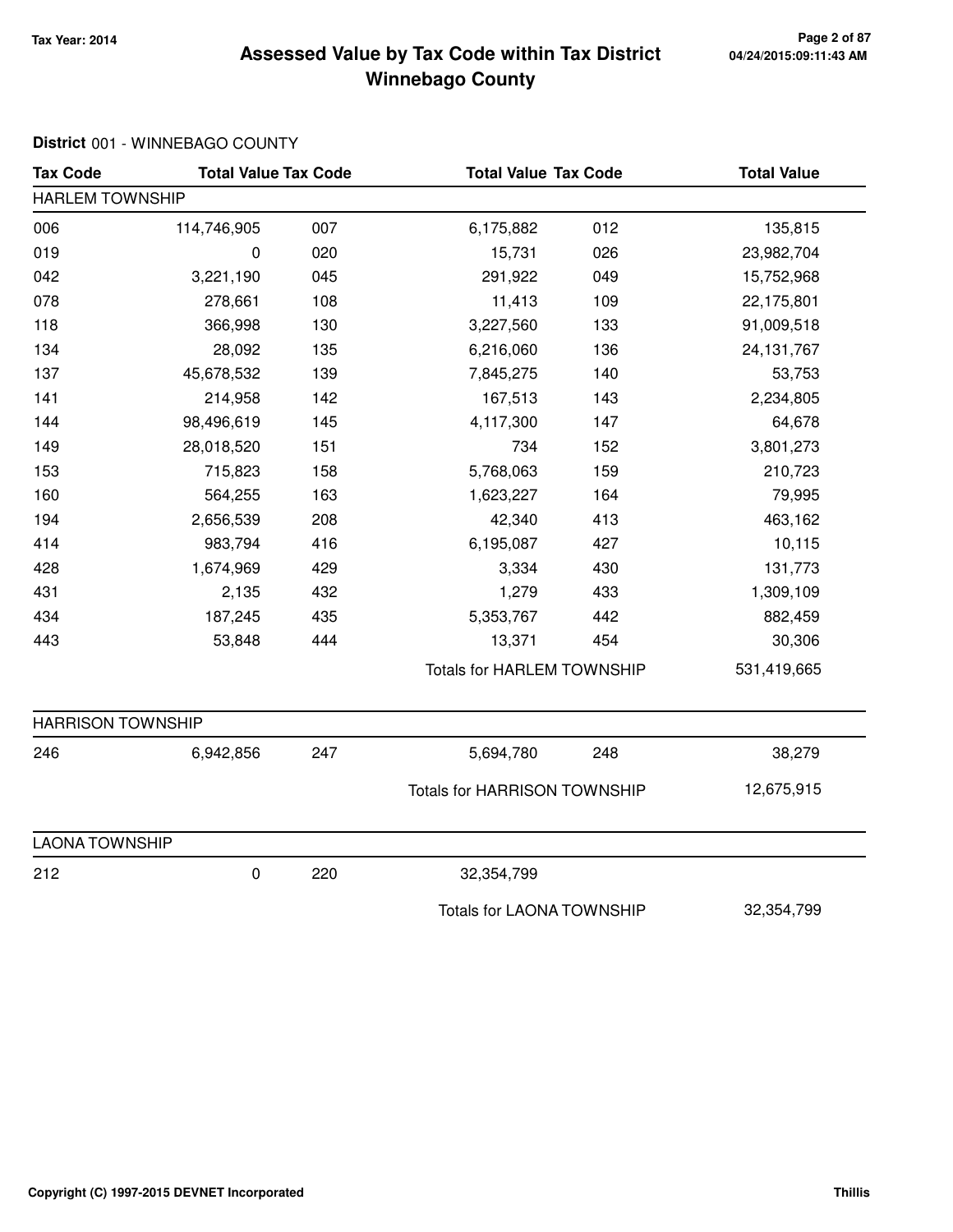# Assessed Value by Tax Code within Tax District
# Winnebago County

Tax Year: 2014

04/24/2015:09:11:43 AM

**District** 001 - WINNEBAGO COUNTY

| Tax Code | Total Value | Tax Code | Total Value | Tax Code | Total Value |
|---|---|---|---|---|---|
| **HARLEM TOWNSHIP** | | | | | |
| 006 | 114,746,905 | 007 | 6,175,882 | 012 | 135,815 |
| 019 | 0 | 020 | 15,731 | 026 | 23,982,704 |
| 042 | 3,221,190 | 045 | 291,922 | 049 | 15,752,968 |
| 078 | 278,661 | 108 | 11,413 | 109 | 22,175,801 |
| 118 | 366,998 | 130 | 3,227,560 | 133 | 91,009,518 |
| 134 | 28,092 | 135 | 6,216,060 | 136 | 24,131,767 |
| 137 | 45,678,532 | 139 | 7,845,275 | 140 | 53,753 |
| 141 | 214,958 | 142 | 167,513 | 143 | 2,234,805 |
| 144 | 98,496,619 | 145 | 4,117,300 | 147 | 64,678 |
| 149 | 28,018,520 | 151 | 734 | 152 | 3,801,273 |
| 153 | 715,823 | 158 | 5,768,063 | 159 | 210,723 |
| 160 | 564,255 | 163 | 1,623,227 | 164 | 79,995 |
| 194 | 2,656,539 | 208 | 42,340 | 413 | 463,162 |
| 414 | 983,794 | 416 | 6,195,087 | 427 | 10,115 |
| 428 | 1,674,969 | 429 | 3,334 | 430 | 131,773 |
| 431 | 2,135 | 432 | 1,279 | 433 | 1,309,109 |
| 434 | 187,245 | 435 | 5,353,767 | 442 | 882,459 |
| 443 | 53,848 | 444 | 13,371 | 454 | 30,306 |
| | | | Totals for HARLEM TOWNSHIP | | 531,419,665 |
| **HARRISON TOWNSHIP** | | | | | |
| 246 | 6,942,856 | 247 | 5,694,780 | 248 | 38,279 |
| | | | Totals for HARRISON TOWNSHIP | | 12,675,915 |
| **LAONA TOWNSHIP** | | | | | |
| 212 | 0 | 220 | 32,354,799 | | |
| | | | Totals for LAONA TOWNSHIP | | 32,354,799 |

Copyright (C) 1997-2015 DEVNET Incorporated

Thillis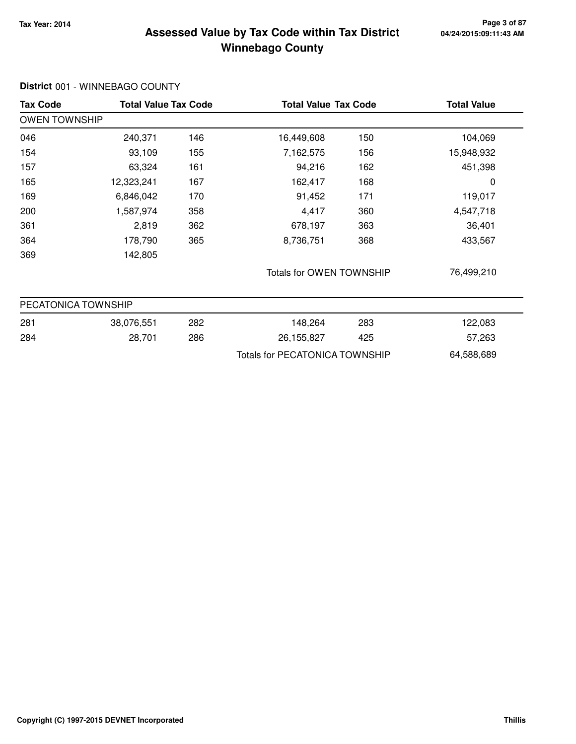# Assessed Value by Tax Code within Tax District
## Winnebago County

Tax Year: 2014

**District** 001 - WINNEBAGO COUNTY

| Tax Code | Total Value | Tax Code | Total Value | Tax Code | Total Value |
|---|---|---|---|---|---|
| **OWEN TOWNSHIP** | | | | | |
| 046 | 240,371 | 146 | 16,449,608 | 150 | 104,069 |
| 154 | 93,109 | 155 | 7,162,575 | 156 | 15,948,932 |
| 157 | 63,324 | 161 | 94,216 | 162 | 451,398 |
| 165 | 12,323,241 | 167 | 162,417 | 168 | 0 |
| 169 | 6,846,042 | 170 | 91,452 | 171 | 119,017 |
| 200 | 1,587,974 | 358 | 4,417 | 360 | 4,547,718 |
| 361 | 2,819 | 362 | 678,197 | 363 | 36,401 |
| 364 | 178,790 | 365 | 8,736,751 | 368 | 433,567 |
| 369 | 142,805 | | | | |
| | | | Totals for OWEN TOWNSHIP | | 76,499,210 |
| **PECATONICA TOWNSHIP** | | | | | |
| 281 | 38,076,551 | 282 | 148,264 | 283 | 122,083 |
| 284 | 28,701 | 286 | 26,155,827 | 425 | 57,263 |
| | | | Totals for PECATONICA TOWNSHIP | | 64,588,689 |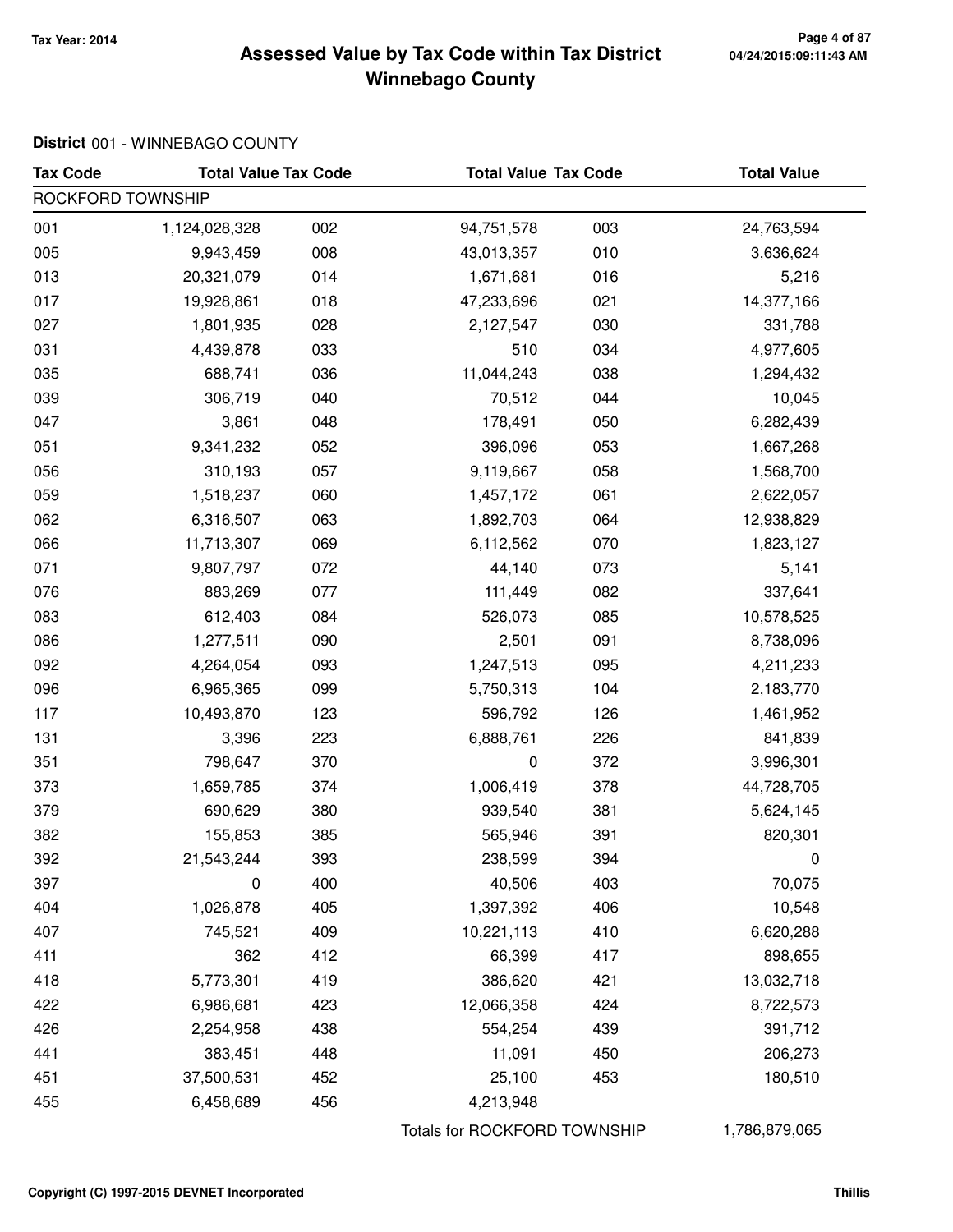# Assessed Value by Tax Code within Tax District Winnebago County

Tax Year: 2014

**District** 001 - WINNEBAGO COUNTY

| Tax Code | Total Value | Tax Code | Total Value | Tax Code | Total Value |
|---|---|---|---|---|---|
| ROCKFORD TOWNSHIP | | | | | |
| 001 | 1,124,028,328 | 002 | 94,751,578 | 003 | 24,763,594 |
| 005 | 9,943,459 | 008 | 43,013,357 | 010 | 3,636,624 |
| 013 | 20,321,079 | 014 | 1,671,681 | 016 | 5,216 |
| 017 | 19,928,861 | 018 | 47,233,696 | 021 | 14,377,166 |
| 027 | 1,801,935 | 028 | 2,127,547 | 030 | 331,788 |
| 031 | 4,439,878 | 033 | 510 | 034 | 4,977,605 |
| 035 | 688,741 | 036 | 11,044,243 | 038 | 1,294,432 |
| 039 | 306,719 | 040 | 70,512 | 044 | 10,045 |
| 047 | 3,861 | 048 | 178,491 | 050 | 6,282,439 |
| 051 | 9,341,232 | 052 | 396,096 | 053 | 1,667,268 |
| 056 | 310,193 | 057 | 9,119,667 | 058 | 1,568,700 |
| 059 | 1,518,237 | 060 | 1,457,172 | 061 | 2,622,057 |
| 062 | 6,316,507 | 063 | 1,892,703 | 064 | 12,938,829 |
| 066 | 11,713,307 | 069 | 6,112,562 | 070 | 1,823,127 |
| 071 | 9,807,797 | 072 | 44,140 | 073 | 5,141 |
| 076 | 883,269 | 077 | 111,449 | 082 | 337,641 |
| 083 | 612,403 | 084 | 526,073 | 085 | 10,578,525 |
| 086 | 1,277,511 | 090 | 2,501 | 091 | 8,738,096 |
| 092 | 4,264,054 | 093 | 1,247,513 | 095 | 4,211,233 |
| 096 | 6,965,365 | 099 | 5,750,313 | 104 | 2,183,770 |
| 117 | 10,493,870 | 123 | 596,792 | 126 | 1,461,952 |
| 131 | 3,396 | 223 | 6,888,761 | 226 | 841,839 |
| 351 | 798,647 | 370 | 0 | 372 | 3,996,301 |
| 373 | 1,659,785 | 374 | 1,006,419 | 378 | 44,728,705 |
| 379 | 690,629 | 380 | 939,540 | 381 | 5,624,145 |
| 382 | 155,853 | 385 | 565,946 | 391 | 820,301 |
| 392 | 21,543,244 | 393 | 238,599 | 394 | 0 |
| 397 | 0 | 400 | 40,506 | 403 | 70,075 |
| 404 | 1,026,878 | 405 | 1,397,392 | 406 | 10,548 |
| 407 | 745,521 | 409 | 10,221,113 | 410 | 6,620,288 |
| 411 | 362 | 412 | 66,399 | 417 | 898,655 |
| 418 | 5,773,301 | 419 | 386,620 | 421 | 13,032,718 |
| 422 | 6,986,681 | 423 | 12,066,358 | 424 | 8,722,573 |
| 426 | 2,254,958 | 438 | 554,254 | 439 | 391,712 |
| 441 | 383,451 | 448 | 11,091 | 450 | 206,273 |
| 451 | 37,500,531 | 452 | 25,100 | 453 | 180,510 |
| 455 | 6,458,689 | 456 | 4,213,948 | | |
| | | | Totals for ROCKFORD TOWNSHIP | | 1,786,879,065 |

Copyright (C) 1997-2015 DEVNET Incorporated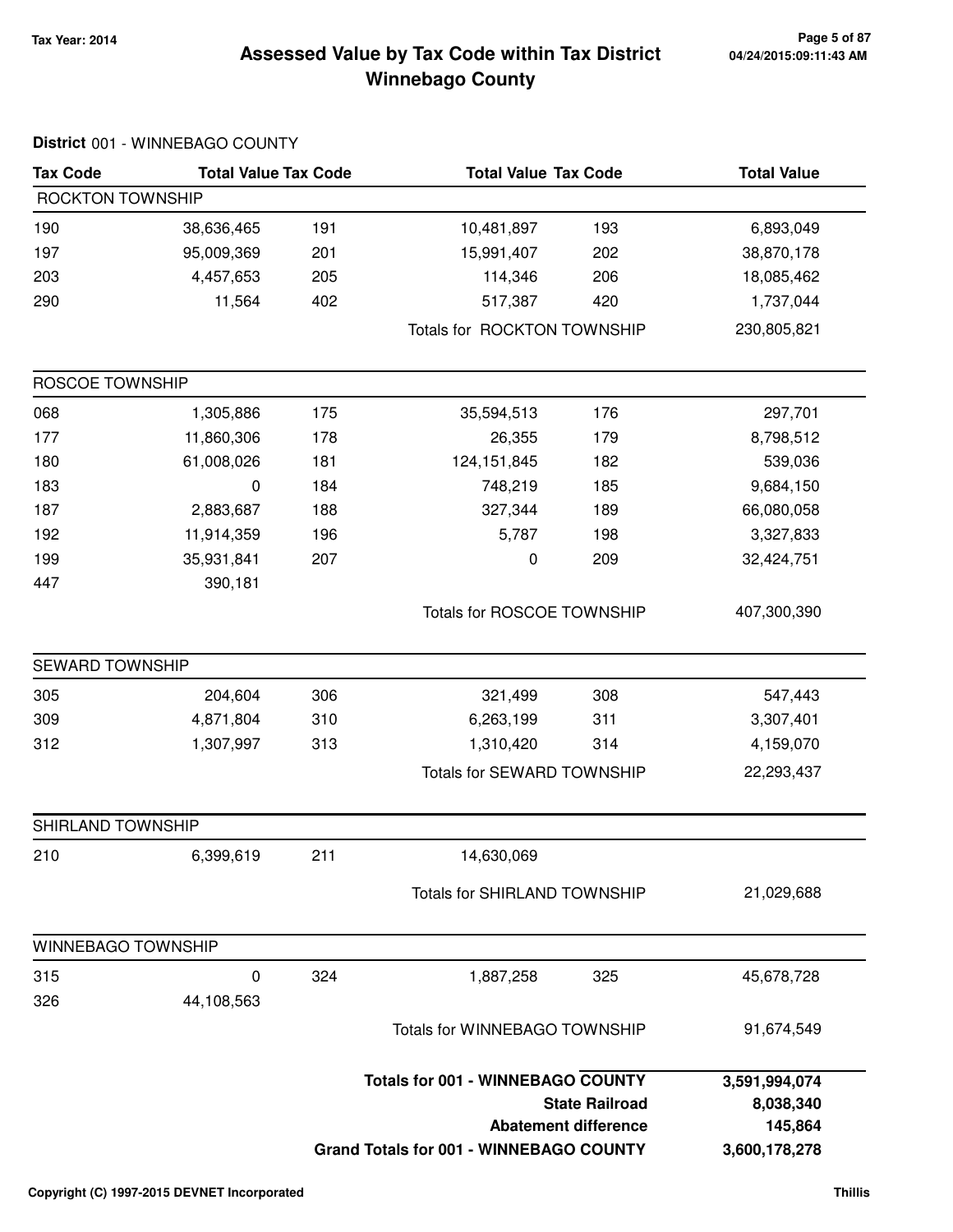# Assessed Value by Tax Code within Tax District
## Winnebago County

Tax Year: 2014

**District** 001 - WINNEBAGO COUNTY

| Tax Code | Total Value | Tax Code | Total Value | Tax Code | Total Value |
|---|---|---|---|---|---|
| ROCKTON TOWNSHIP | | | | | |
| 190 | 38,636,465 | 191 | 10,481,897 | 193 | 6,893,049 |
| 197 | 95,009,369 | 201 | 15,991,407 | 202 | 38,870,178 |
| 203 | 4,457,653 | 205 | 114,346 | 206 | 18,085,462 |
| 290 | 11,564 | 402 | 517,387 | 420 | 1,737,044 |
| | | | Totals for ROCKTON TOWNSHIP | | 230,805,821 |
| ROSCOE TOWNSHIP | | | | | |
| 068 | 1,305,886 | 175 | 35,594,513 | 176 | 297,701 |
| 177 | 11,860,306 | 178 | 26,355 | 179 | 8,798,512 |
| 180 | 61,008,026 | 181 | 124,151,845 | 182 | 539,036 |
| 183 | 0 | 184 | 748,219 | 185 | 9,684,150 |
| 187 | 2,883,687 | 188 | 327,344 | 189 | 66,080,058 |
| 192 | 11,914,359 | 196 | 5,787 | 198 | 3,327,833 |
| 199 | 35,931,841 | 207 | 0 | 209 | 32,424,751 |
| 447 | 390,181 | | | | |
| | | | Totals for ROSCOE TOWNSHIP | | 407,300,390 |
| SEWARD TOWNSHIP | | | | | |
| 305 | 204,604 | 306 | 321,499 | 308 | 547,443 |
| 309 | 4,871,804 | 310 | 6,263,199 | 311 | 3,307,401 |
| 312 | 1,307,997 | 313 | 1,310,420 | 314 | 4,159,070 |
| | | | Totals for SEWARD TOWNSHIP | | 22,293,437 |
| SHIRLAND TOWNSHIP | | | | | |
| 210 | 6,399,619 | 211 | 14,630,069 | | |
| | | | Totals for SHIRLAND TOWNSHIP | | 21,029,688 |
| WINNEBAGO TOWNSHIP | | | | | |
| 315 | 0 | 324 | 1,887,258 | 325 | 45,678,728 |
| 326 | 44,108,563 | | | | |
| | | | Totals for WINNEBAGO TOWNSHIP | | 91,674,549 |

| | |
|---|---|
| **Totals for 001 - WINNEBAGO COUNTY** | **3,591,994,074** |
| **State Railroad** | **8,038,340** |
| **Abatement difference** | **145,864** |
| **Grand Totals for 001 - WINNEBAGO COUNTY** | **3,600,178,278** |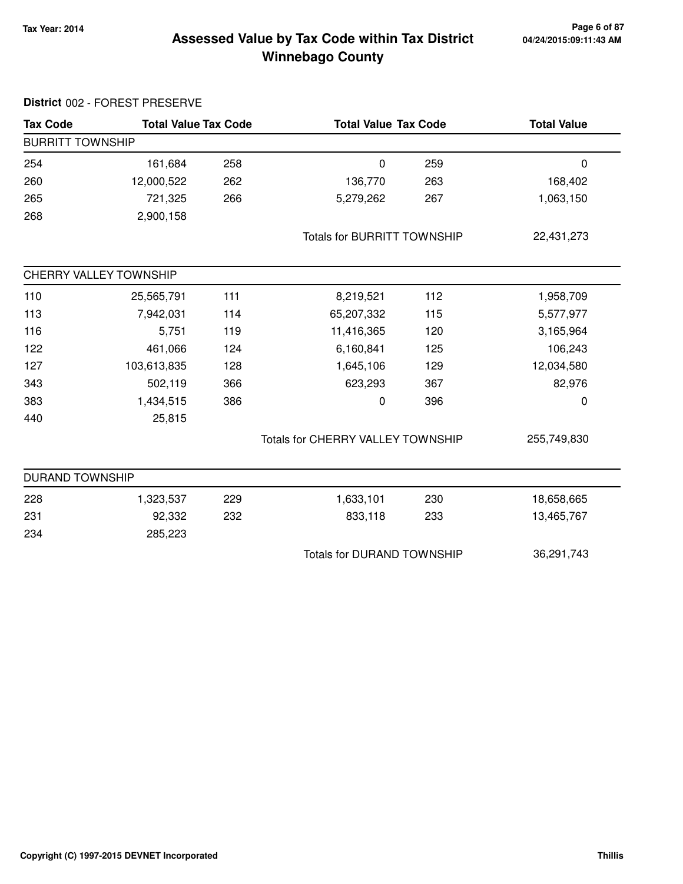# Assessed Value by Tax Code within Tax District
## Winnebago County

Tax Year: 2014

**District** 002 - FOREST PRESERVE

| Tax Code | Total Value | Tax Code | Total Value | Tax Code | Total Value |
|---|---|---|---|---|---|
| **BURRITT TOWNSHIP** | | | | | |
| 254 | 161,684 | 258 | 0 | 259 | 0 |
| 260 | 12,000,522 | 262 | 136,770 | 263 | 168,402 |
| 265 | 721,325 | 266 | 5,279,262 | 267 | 1,063,150 |
| 268 | 2,900,158 | | | | |
| | | | Totals for BURRITT TOWNSHIP | | 22,431,273 |
| **CHERRY VALLEY TOWNSHIP** | | | | | |
| 110 | 25,565,791 | 111 | 8,219,521 | 112 | 1,958,709 |
| 113 | 7,942,031 | 114 | 65,207,332 | 115 | 5,577,977 |
| 116 | 5,751 | 119 | 11,416,365 | 120 | 3,165,964 |
| 122 | 461,066 | 124 | 6,160,841 | 125 | 106,243 |
| 127 | 103,613,835 | 128 | 1,645,106 | 129 | 12,034,580 |
| 343 | 502,119 | 366 | 623,293 | 367 | 82,976 |
| 383 | 1,434,515 | 386 | 0 | 396 | 0 |
| 440 | 25,815 | | | | |
| | | | Totals for CHERRY VALLEY TOWNSHIP | | 255,749,830 |
| **DURAND TOWNSHIP** | | | | | |
| 228 | 1,323,537 | 229 | 1,633,101 | 230 | 18,658,665 |
| 231 | 92,332 | 232 | 833,118 | 233 | 13,465,767 |
| 234 | 285,223 | | | | |
| | | | Totals for DURAND TOWNSHIP | | 36,291,743 |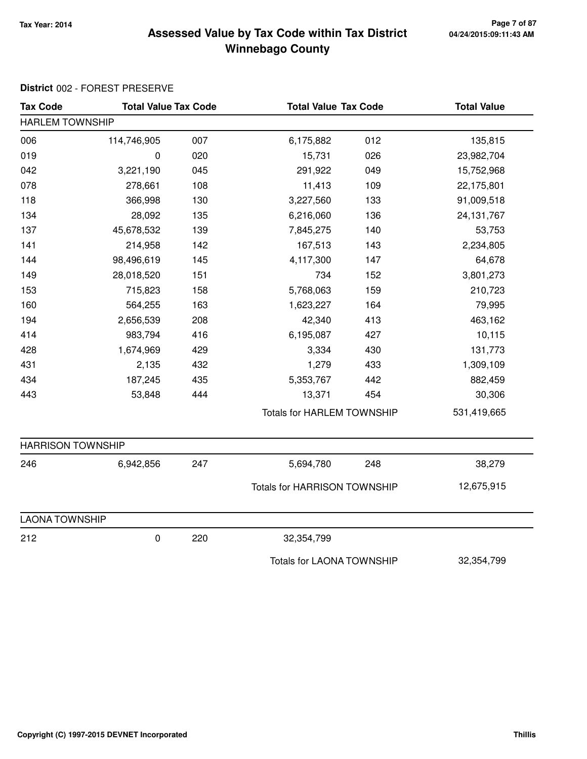# Assessed Value by Tax Code within Tax District Winnebago County

Tax Year: 2014

04/24/2015:09:11:43 AM

**District** 002 - FOREST PRESERVE

| Tax Code | Total Value | Tax Code | Total Value | Tax Code | Total Value |
|---|---|---|---|---|---|
| **HARLEM TOWNSHIP** | | | | | |
| 006 | 114,746,905 | 007 | 6,175,882 | 012 | 135,815 |
| 019 | 0 | 020 | 15,731 | 026 | 23,982,704 |
| 042 | 3,221,190 | 045 | 291,922 | 049 | 15,752,968 |
| 078 | 278,661 | 108 | 11,413 | 109 | 22,175,801 |
| 118 | 366,998 | 130 | 3,227,560 | 133 | 91,009,518 |
| 134 | 28,092 | 135 | 6,216,060 | 136 | 24,131,767 |
| 137 | 45,678,532 | 139 | 7,845,275 | 140 | 53,753 |
| 141 | 214,958 | 142 | 167,513 | 143 | 2,234,805 |
| 144 | 98,496,619 | 145 | 4,117,300 | 147 | 64,678 |
| 149 | 28,018,520 | 151 | 734 | 152 | 3,801,273 |
| 153 | 715,823 | 158 | 5,768,063 | 159 | 210,723 |
| 160 | 564,255 | 163 | 1,623,227 | 164 | 79,995 |
| 194 | 2,656,539 | 208 | 42,340 | 413 | 463,162 |
| 414 | 983,794 | 416 | 6,195,087 | 427 | 10,115 |
| 428 | 1,674,969 | 429 | 3,334 | 430 | 131,773 |
| 431 | 2,135 | 432 | 1,279 | 433 | 1,309,109 |
| 434 | 187,245 | 435 | 5,353,767 | 442 | 882,459 |
| 443 | 53,848 | 444 | 13,371 | 454 | 30,306 |
| | | | Totals for HARLEM TOWNSHIP | | 531,419,665 |
| **HARRISON TOWNSHIP** | | | | | |
| 246 | 6,942,856 | 247 | 5,694,780 | 248 | 38,279 |
| | | | Totals for HARRISON TOWNSHIP | | 12,675,915 |
| **LAONA TOWNSHIP** | | | | | |
| 212 | 0 | 220 | 32,354,799 | | |
| | | | Totals for LAONA TOWNSHIP | | 32,354,799 |

Copyright (C) 1997-2015 DEVNET Incorporated

Thillis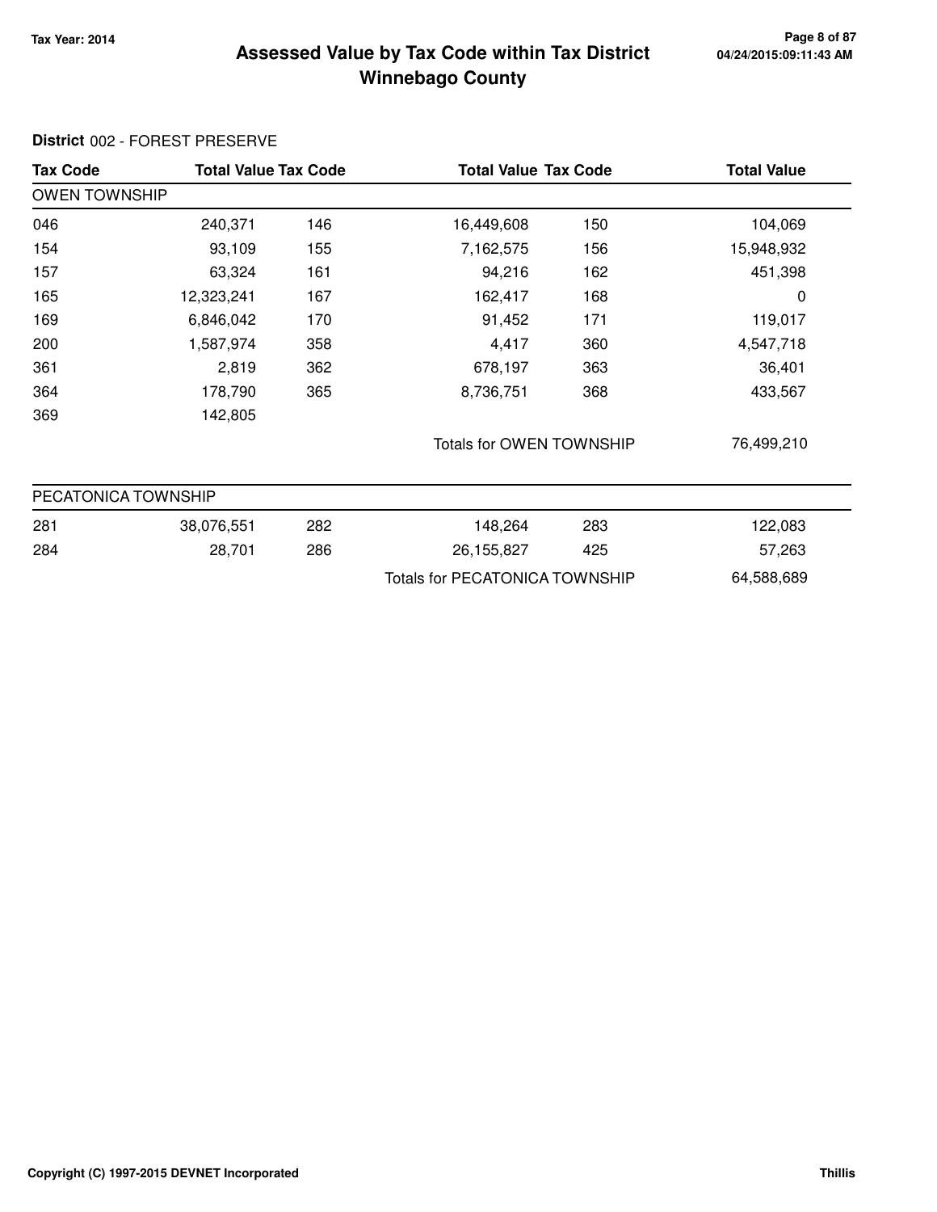# Assessed Value by Tax Code within Tax District
## Winnebago County

Tax Year: 2014

**District** 002 - FOREST PRESERVE

| Tax Code | Total Value | Tax Code | Total Value | Tax Code | Total Value |
|---|---|---|---|---|---|
| **OWEN TOWNSHIP** | | | | | |
| 046 | 240,371 | 146 | 16,449,608 | 150 | 104,069 |
| 154 | 93,109 | 155 | 7,162,575 | 156 | 15,948,932 |
| 157 | 63,324 | 161 | 94,216 | 162 | 451,398 |
| 165 | 12,323,241 | 167 | 162,417 | 168 | 0 |
| 169 | 6,846,042 | 170 | 91,452 | 171 | 119,017 |
| 200 | 1,587,974 | 358 | 4,417 | 360 | 4,547,718 |
| 361 | 2,819 | 362 | 678,197 | 363 | 36,401 |
| 364 | 178,790 | 365 | 8,736,751 | 368 | 433,567 |
| 369 | 142,805 | | | | |
| | | | Totals for OWEN TOWNSHIP | | 76,499,210 |
| **PECATONICA TOWNSHIP** | | | | | |
| 281 | 38,076,551 | 282 | 148,264 | 283 | 122,083 |
| 284 | 28,701 | 286 | 26,155,827 | 425 | 57,263 |
| | | | Totals for PECATONICA TOWNSHIP | | 64,588,689 |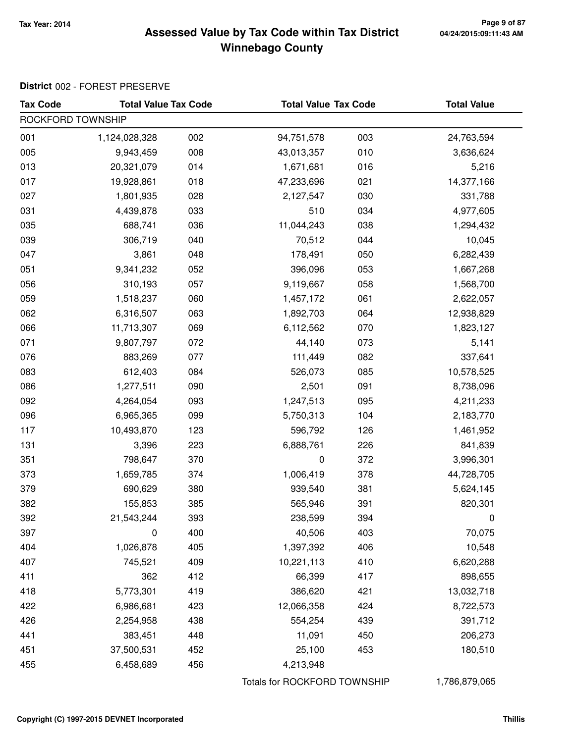# Assessed Value by Tax Code within Tax District
## Winnebago County

Tax Year: 2014

04/24/2015:09:11:43 AM

**District** 002 - FOREST PRESERVE

| Tax Code | Total Value | Tax Code | Total Value | Tax Code | Total Value |
|---|---|---|---|---|---|
| ROCKFORD TOWNSHIP | | | | | |
| 001 | 1,124,028,328 | 002 | 94,751,578 | 003 | 24,763,594 |
| 005 | 9,943,459 | 008 | 43,013,357 | 010 | 3,636,624 |
| 013 | 20,321,079 | 014 | 1,671,681 | 016 | 5,216 |
| 017 | 19,928,861 | 018 | 47,233,696 | 021 | 14,377,166 |
| 027 | 1,801,935 | 028 | 2,127,547 | 030 | 331,788 |
| 031 | 4,439,878 | 033 | 510 | 034 | 4,977,605 |
| 035 | 688,741 | 036 | 11,044,243 | 038 | 1,294,432 |
| 039 | 306,719 | 040 | 70,512 | 044 | 10,045 |
| 047 | 3,861 | 048 | 178,491 | 050 | 6,282,439 |
| 051 | 9,341,232 | 052 | 396,096 | 053 | 1,667,268 |
| 056 | 310,193 | 057 | 9,119,667 | 058 | 1,568,700 |
| 059 | 1,518,237 | 060 | 1,457,172 | 061 | 2,622,057 |
| 062 | 6,316,507 | 063 | 1,892,703 | 064 | 12,938,829 |
| 066 | 11,713,307 | 069 | 6,112,562 | 070 | 1,823,127 |
| 071 | 9,807,797 | 072 | 44,140 | 073 | 5,141 |
| 076 | 883,269 | 077 | 111,449 | 082 | 337,641 |
| 083 | 612,403 | 084 | 526,073 | 085 | 10,578,525 |
| 086 | 1,277,511 | 090 | 2,501 | 091 | 8,738,096 |
| 092 | 4,264,054 | 093 | 1,247,513 | 095 | 4,211,233 |
| 096 | 6,965,365 | 099 | 5,750,313 | 104 | 2,183,770 |
| 117 | 10,493,870 | 123 | 596,792 | 126 | 1,461,952 |
| 131 | 3,396 | 223 | 6,888,761 | 226 | 841,839 |
| 351 | 798,647 | 370 | 0 | 372 | 3,996,301 |
| 373 | 1,659,785 | 374 | 1,006,419 | 378 | 44,728,705 |
| 379 | 690,629 | 380 | 939,540 | 381 | 5,624,145 |
| 382 | 155,853 | 385 | 565,946 | 391 | 820,301 |
| 392 | 21,543,244 | 393 | 238,599 | 394 | 0 |
| 397 | 0 | 400 | 40,506 | 403 | 70,075 |
| 404 | 1,026,878 | 405 | 1,397,392 | 406 | 10,548 |
| 407 | 745,521 | 409 | 10,221,113 | 410 | 6,620,288 |
| 411 | 362 | 412 | 66,399 | 417 | 898,655 |
| 418 | 5,773,301 | 419 | 386,620 | 421 | 13,032,718 |
| 422 | 6,986,681 | 423 | 12,066,358 | 424 | 8,722,573 |
| 426 | 2,254,958 | 438 | 554,254 | 439 | 391,712 |
| 441 | 383,451 | 448 | 11,091 | 450 | 206,273 |
| 451 | 37,500,531 | 452 | 25,100 | 453 | 180,510 |
| 455 | 6,458,689 | 456 | 4,213,948 | | |
| | | | Totals for ROCKFORD TOWNSHIP | | 1,786,879,065 |

Copyright (C) 1997-2015 DEVNET Incorporated — Thillis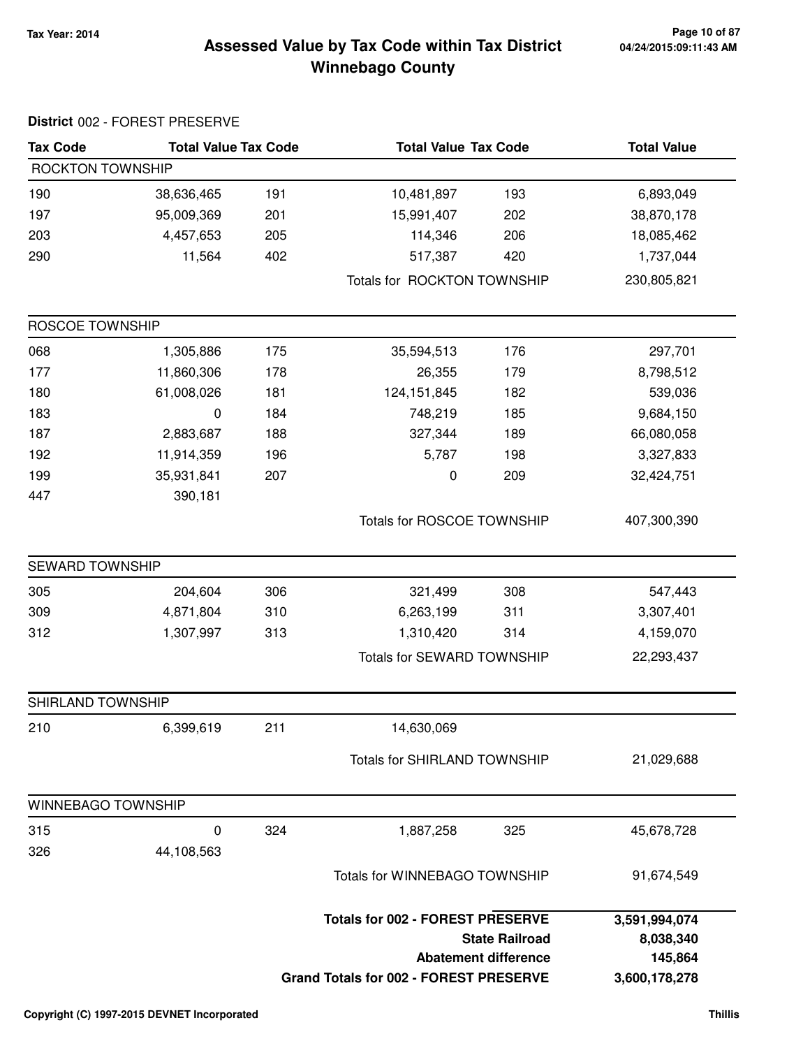# Assessed Value by Tax Code within Tax District
## Winnebago County

Tax Year: 2014

**District** 002 - FOREST PRESERVE

| Tax Code | Total Value | Tax Code | Total Value | Tax Code | Total Value |
|---|---|---|---|---|---|
| **ROCKTON TOWNSHIP** | | | | | |
| 190 | 38,636,465 | 191 | 10,481,897 | 193 | 6,893,049 |
| 197 | 95,009,369 | 201 | 15,991,407 | 202 | 38,870,178 |
| 203 | 4,457,653 | 205 | 114,346 | 206 | 18,085,462 |
| 290 | 11,564 | 402 | 517,387 | 420 | 1,737,044 |
| | | | Totals for ROCKTON TOWNSHIP | | 230,805,821 |
| **ROSCOE TOWNSHIP** | | | | | |
| 068 | 1,305,886 | 175 | 35,594,513 | 176 | 297,701 |
| 177 | 11,860,306 | 178 | 26,355 | 179 | 8,798,512 |
| 180 | 61,008,026 | 181 | 124,151,845 | 182 | 539,036 |
| 183 | 0 | 184 | 748,219 | 185 | 9,684,150 |
| 187 | 2,883,687 | 188 | 327,344 | 189 | 66,080,058 |
| 192 | 11,914,359 | 196 | 5,787 | 198 | 3,327,833 |
| 199 | 35,931,841 | 207 | 0 | 209 | 32,424,751 |
| 447 | 390,181 | | | | |
| | | | Totals for ROSCOE TOWNSHIP | | 407,300,390 |
| **SEWARD TOWNSHIP** | | | | | |
| 305 | 204,604 | 306 | 321,499 | 308 | 547,443 |
| 309 | 4,871,804 | 310 | 6,263,199 | 311 | 3,307,401 |
| 312 | 1,307,997 | 313 | 1,310,420 | 314 | 4,159,070 |
| | | | Totals for SEWARD TOWNSHIP | | 22,293,437 |
| **SHIRLAND TOWNSHIP** | | | | | |
| 210 | 6,399,619 | 211 | 14,630,069 | | |
| | | | Totals for SHIRLAND TOWNSHIP | | 21,029,688 |
| **WINNEBAGO TOWNSHIP** | | | | | |
| 315 | 0 | 324 | 1,887,258 | 325 | 45,678,728 |
| 326 | 44,108,563 | | | | |
| | | | Totals for WINNEBAGO TOWNSHIP | | 91,674,549 |

| | |
|---|---|
| **Totals for 002 - FOREST PRESERVE** | **3,591,994,074** |
| **State Railroad** | **8,038,340** |
| **Abatement difference** | **145,864** |
| **Grand Totals for 002 - FOREST PRESERVE** | **3,600,178,278** |

Copyright (C) 1997-2015 DEVNET Incorporated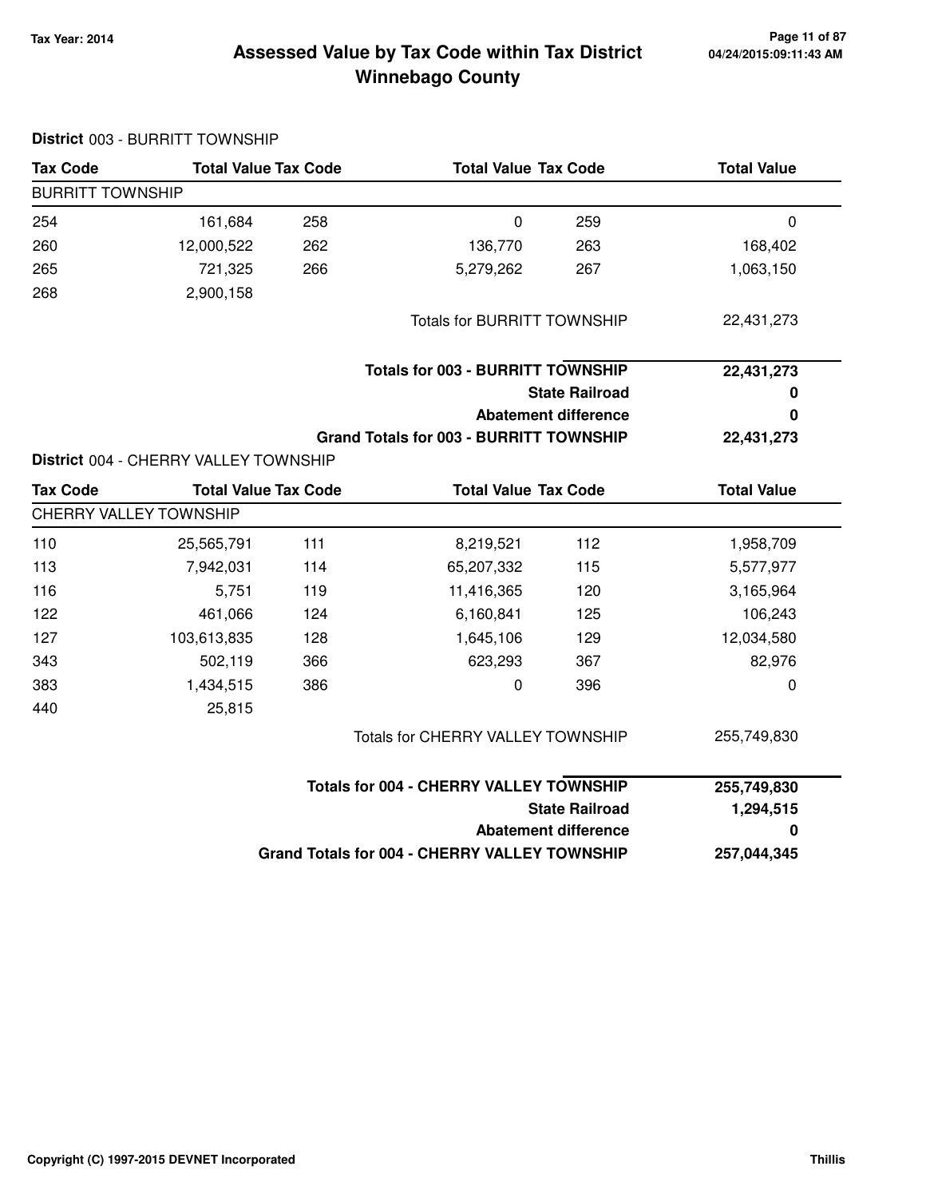# Assessed Value by Tax Code within Tax District
## Winnebago County

Tax Year: 2014

04/24/2015:09:11:43 AM

**District** 003 - BURRITT TOWNSHIP

| Tax Code | Total Value | Tax Code | Total Value | Tax Code | Total Value |
|---|---|---|---|---|---|
| BURRITT TOWNSHIP | | | | | |
| 254 | 161,684 | 258 | 0 | 259 | 0 |
| 260 | 12,000,522 | 262 | 136,770 | 263 | 168,402 |
| 265 | 721,325 | 266 | 5,279,262 | 267 | 1,063,150 |
| 268 | 2,900,158 | | | | |
| | | | Totals for BURRITT TOWNSHIP | | 22,431,273 |

| | |
|---|---|
| **Totals for 003 - BURRITT TOWNSHIP** | **22,431,273** |
| **State Railroad** | **0** |
| **Abatement difference** | **0** |
| **Grand Totals for 003 - BURRITT TOWNSHIP** | **22,431,273** |

**District** 004 - CHERRY VALLEY TOWNSHIP

| Tax Code | Total Value | Tax Code | Total Value | Tax Code | Total Value |
|---|---|---|---|---|---|
| CHERRY VALLEY TOWNSHIP | | | | | |
| 110 | 25,565,791 | 111 | 8,219,521 | 112 | 1,958,709 |
| 113 | 7,942,031 | 114 | 65,207,332 | 115 | 5,577,977 |
| 116 | 5,751 | 119 | 11,416,365 | 120 | 3,165,964 |
| 122 | 461,066 | 124 | 6,160,841 | 125 | 106,243 |
| 127 | 103,613,835 | 128 | 1,645,106 | 129 | 12,034,580 |
| 343 | 502,119 | 366 | 623,293 | 367 | 82,976 |
| 383 | 1,434,515 | 386 | 0 | 396 | 0 |
| 440 | 25,815 | | | | |
| | | | Totals for CHERRY VALLEY TOWNSHIP | | 255,749,830 |

| | |
|---|---|
| **Totals for 004 - CHERRY VALLEY TOWNSHIP** | **255,749,830** |
| **State Railroad** | **1,294,515** |
| **Abatement difference** | **0** |
| **Grand Totals for 004 - CHERRY VALLEY TOWNSHIP** | **257,044,345** |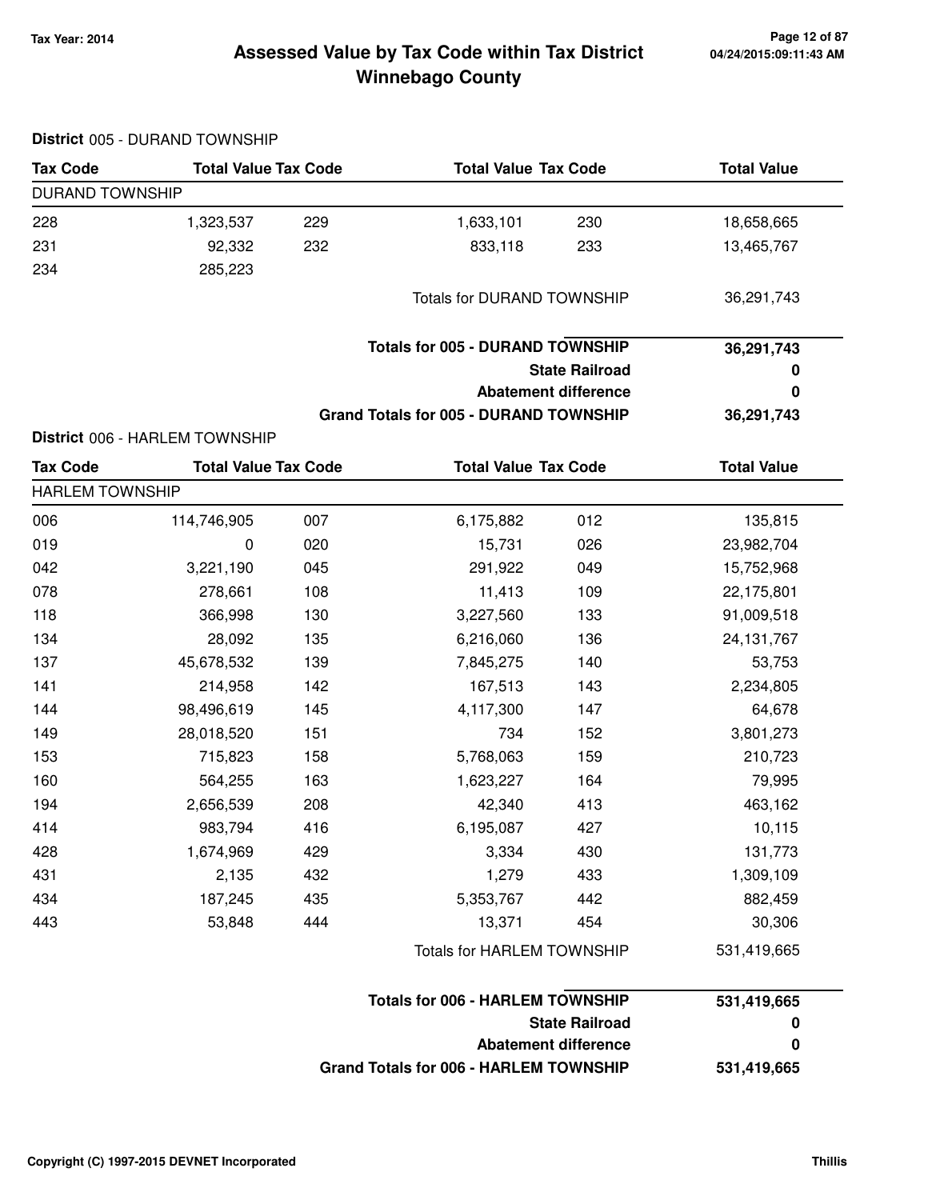# Assessed Value by Tax Code within Tax District
# Winnebago County

Tax Year: 2014

04/24/2015:09:11:43 AM

**District** 005 - DURAND TOWNSHIP

| Tax Code | Total Value | Tax Code | Total Value | Tax Code | Total Value |
|---|---|---|---|---|---|
| DURAND TOWNSHIP | | | | | |
| 228 | 1,323,537 | 229 | 1,633,101 | 230 | 18,658,665 |
| 231 | 92,332 | 232 | 833,118 | 233 | 13,465,767 |
| 234 | 285,223 | | | | |
| | | | Totals for DURAND TOWNSHIP | | 36,291,743 |

| | |
|---|---|
| **Totals for 005 - DURAND TOWNSHIP** | **36,291,743** |
| **State Railroad** | **0** |
| **Abatement difference** | **0** |
| **Grand Totals for 005 - DURAND TOWNSHIP** | **36,291,743** |

**District** 006 - HARLEM TOWNSHIP

| Tax Code | Total Value | Tax Code | Total Value | Tax Code | Total Value |
|---|---|---|---|---|---|
| HARLEM TOWNSHIP | | | | | |
| 006 | 114,746,905 | 007 | 6,175,882 | 012 | 135,815 |
| 019 | 0 | 020 | 15,731 | 026 | 23,982,704 |
| 042 | 3,221,190 | 045 | 291,922 | 049 | 15,752,968 |
| 078 | 278,661 | 108 | 11,413 | 109 | 22,175,801 |
| 118 | 366,998 | 130 | 3,227,560 | 133 | 91,009,518 |
| 134 | 28,092 | 135 | 6,216,060 | 136 | 24,131,767 |
| 137 | 45,678,532 | 139 | 7,845,275 | 140 | 53,753 |
| 141 | 214,958 | 142 | 167,513 | 143 | 2,234,805 |
| 144 | 98,496,619 | 145 | 4,117,300 | 147 | 64,678 |
| 149 | 28,018,520 | 151 | 734 | 152 | 3,801,273 |
| 153 | 715,823 | 158 | 5,768,063 | 159 | 210,723 |
| 160 | 564,255 | 163 | 1,623,227 | 164 | 79,995 |
| 194 | 2,656,539 | 208 | 42,340 | 413 | 463,162 |
| 414 | 983,794 | 416 | 6,195,087 | 427 | 10,115 |
| 428 | 1,674,969 | 429 | 3,334 | 430 | 131,773 |
| 431 | 2,135 | 432 | 1,279 | 433 | 1,309,109 |
| 434 | 187,245 | 435 | 5,353,767 | 442 | 882,459 |
| 443 | 53,848 | 444 | 13,371 | 454 | 30,306 |
| | | | Totals for HARLEM TOWNSHIP | | 531,419,665 |

| | |
|---|---|
| **Totals for 006 - HARLEM TOWNSHIP** | **531,419,665** |
| **State Railroad** | **0** |
| **Abatement difference** | **0** |
| **Grand Totals for 006 - HARLEM TOWNSHIP** | **531,419,665** |

Copyright (C) 1997-2015 DEVNET Incorporated

Thillis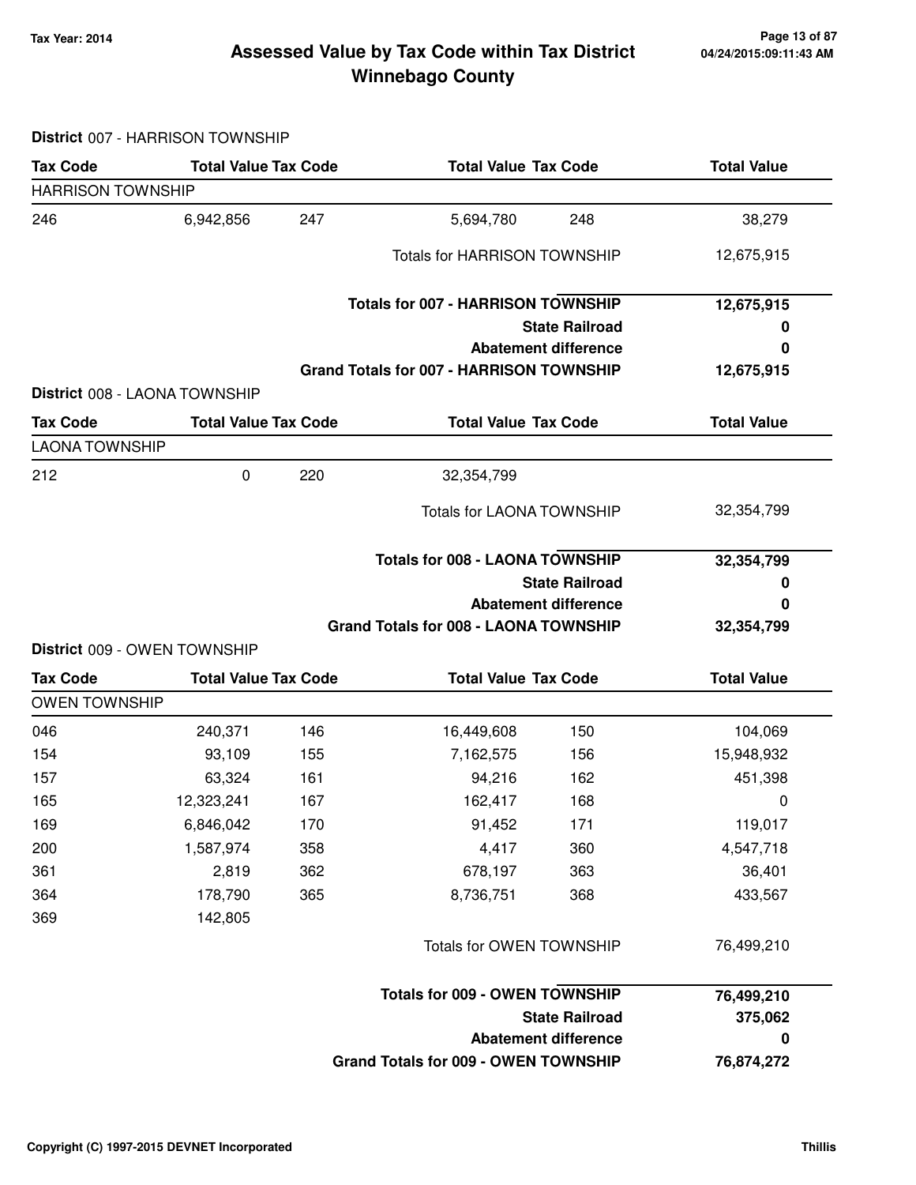**Tax Year: 2014**

# Assessed Value by Tax Code within Tax District
## Winnebago County

**District** 007 - HARRISON TOWNSHIP

| Tax Code | Total Value | Tax Code | Total Value | Tax Code | Total Value |
|---|---|---|---|---|---|
| HARRISON TOWNSHIP | | | | | |
| 246 | 6,942,856 | 247 | 5,694,780 | 248 | 38,279 |
| | | | Totals for HARRISON TOWNSHIP | | 12,675,915 |
| | | | **Totals for 007 - HARRISON TOWNSHIP** | | **12,675,915** |
| | | | **State Railroad** | | **0** |
| | | | **Abatement difference** | | **0** |
| | | | **Grand Totals for 007 - HARRISON TOWNSHIP** | | **12,675,915** |

**District** 008 - LAONA TOWNSHIP

| Tax Code | Total Value | Tax Code | Total Value | Tax Code | Total Value |
|---|---|---|---|---|---|
| LAONA TOWNSHIP | | | | | |
| 212 | 0 | 220 | 32,354,799 | | |
| | | | Totals for LAONA TOWNSHIP | | 32,354,799 |
| | | | **Totals for 008 - LAONA TOWNSHIP** | | **32,354,799** |
| | | | **State Railroad** | | **0** |
| | | | **Abatement difference** | | **0** |
| | | | **Grand Totals for 008 - LAONA TOWNSHIP** | | **32,354,799** |

**District** 009 - OWEN TOWNSHIP

| Tax Code | Total Value | Tax Code | Total Value | Tax Code | Total Value |
|---|---|---|---|---|---|
| OWEN TOWNSHIP | | | | | |
| 046 | 240,371 | 146 | 16,449,608 | 150 | 104,069 |
| 154 | 93,109 | 155 | 7,162,575 | 156 | 15,948,932 |
| 157 | 63,324 | 161 | 94,216 | 162 | 451,398 |
| 165 | 12,323,241 | 167 | 162,417 | 168 | 0 |
| 169 | 6,846,042 | 170 | 91,452 | 171 | 119,017 |
| 200 | 1,587,974 | 358 | 4,417 | 360 | 4,547,718 |
| 361 | 2,819 | 362 | 678,197 | 363 | 36,401 |
| 364 | 178,790 | 365 | 8,736,751 | 368 | 433,567 |
| 369 | 142,805 | | | | |
| | | | Totals for OWEN TOWNSHIP | | 76,499,210 |
| | | | **Totals for 009 - OWEN TOWNSHIP** | | **76,499,210** |
| | | | **State Railroad** | | **375,062** |
| | | | **Abatement difference** | | **0** |
| | | | **Grand Totals for 009 - OWEN TOWNSHIP** | | **76,874,272** |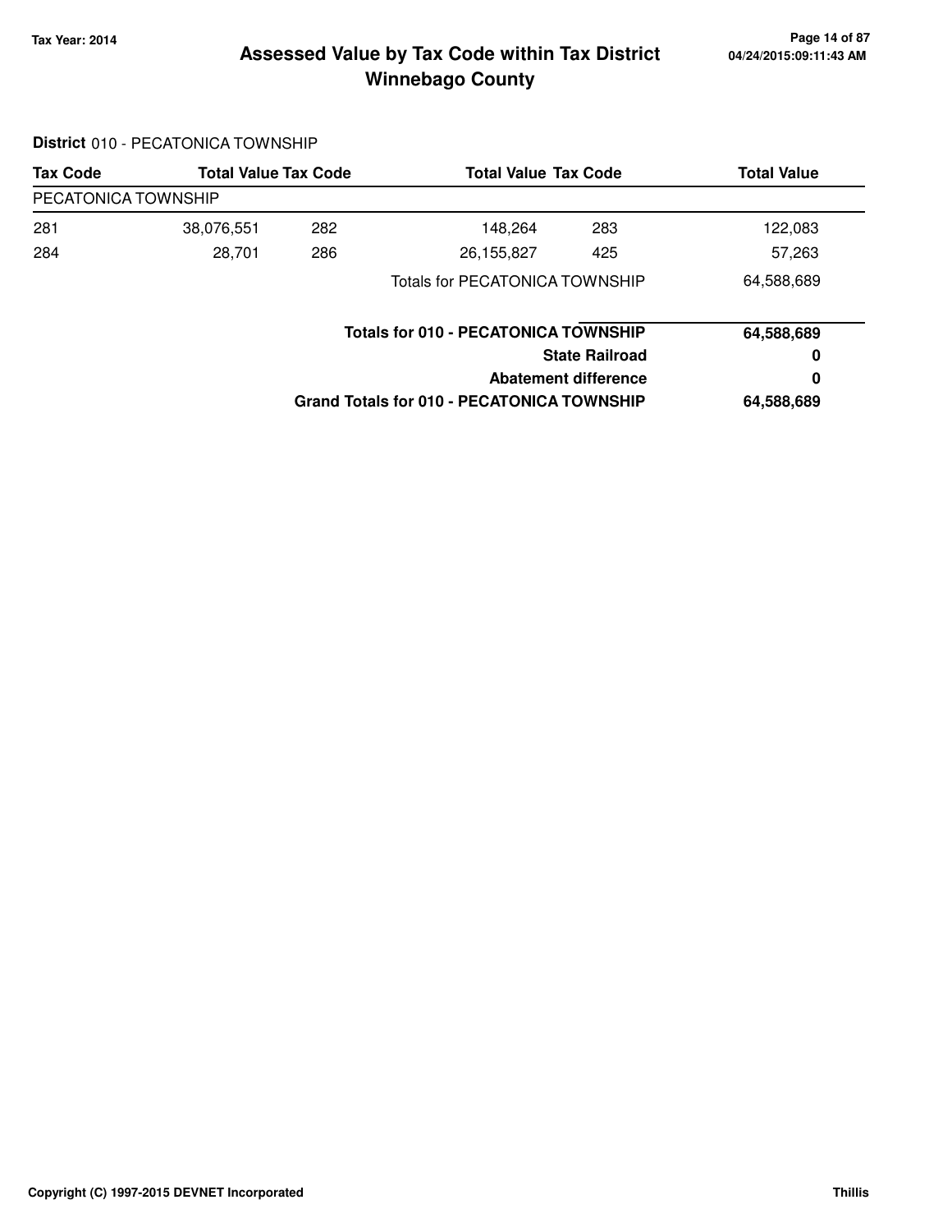# Assessed Value by Tax Code within Tax District

## Winnebago County

**Tax Year: 2014**

**District** 010 - PECATONICA TOWNSHIP

| Tax Code | Total Value | Tax Code | Total Value | Tax Code | Total Value |
|---|---|---|---|---|---|
| PECATONICA TOWNSHIP | | | | | |
| 281 | 38,076,551 | 282 | 148,264 | 283 | 122,083 |
| 284 | 28,701 | 286 | 26,155,827 | 425 | 57,263 |
| | | | Totals for PECATONICA TOWNSHIP | | 64,588,689 |

| | |
|---|---|
| **Totals for 010 - PECATONICA TOWNSHIP** | **64,588,689** |
| **State Railroad** | **0** |
| **Abatement difference** | **0** |
| **Grand Totals for 010 - PECATONICA TOWNSHIP** | **64,588,689** |

Copyright (C) 1997-2015 DEVNET Incorporated — Thillis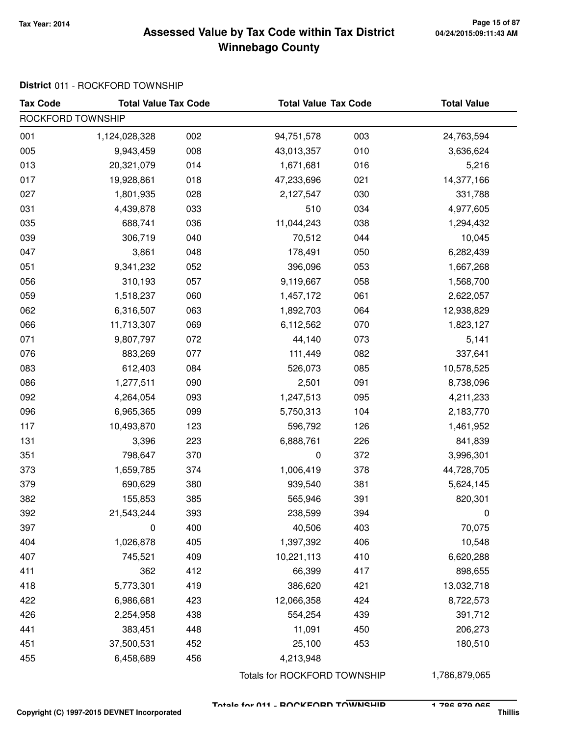# Assessed Value by Tax Code within Tax District
## Winnebago County

Tax Year: 2014

**District** 011 - ROCKFORD TOWNSHIP

| Tax Code | Total Value | Tax Code | Total Value | Tax Code | Total Value |
|---|---|---|---|---|---|
| ROCKFORD TOWNSHIP | | | | | |
| 001 | 1,124,028,328 | 002 | 94,751,578 | 003 | 24,763,594 |
| 005 | 9,943,459 | 008 | 43,013,357 | 010 | 3,636,624 |
| 013 | 20,321,079 | 014 | 1,671,681 | 016 | 5,216 |
| 017 | 19,928,861 | 018 | 47,233,696 | 021 | 14,377,166 |
| 027 | 1,801,935 | 028 | 2,127,547 | 030 | 331,788 |
| 031 | 4,439,878 | 033 | 510 | 034 | 4,977,605 |
| 035 | 688,741 | 036 | 11,044,243 | 038 | 1,294,432 |
| 039 | 306,719 | 040 | 70,512 | 044 | 10,045 |
| 047 | 3,861 | 048 | 178,491 | 050 | 6,282,439 |
| 051 | 9,341,232 | 052 | 396,096 | 053 | 1,667,268 |
| 056 | 310,193 | 057 | 9,119,667 | 058 | 1,568,700 |
| 059 | 1,518,237 | 060 | 1,457,172 | 061 | 2,622,057 |
| 062 | 6,316,507 | 063 | 1,892,703 | 064 | 12,938,829 |
| 066 | 11,713,307 | 069 | 6,112,562 | 070 | 1,823,127 |
| 071 | 9,807,797 | 072 | 44,140 | 073 | 5,141 |
| 076 | 883,269 | 077 | 111,449 | 082 | 337,641 |
| 083 | 612,403 | 084 | 526,073 | 085 | 10,578,525 |
| 086 | 1,277,511 | 090 | 2,501 | 091 | 8,738,096 |
| 092 | 4,264,054 | 093 | 1,247,513 | 095 | 4,211,233 |
| 096 | 6,965,365 | 099 | 5,750,313 | 104 | 2,183,770 |
| 117 | 10,493,870 | 123 | 596,792 | 126 | 1,461,952 |
| 131 | 3,396 | 223 | 6,888,761 | 226 | 841,839 |
| 351 | 798,647 | 370 | 0 | 372 | 3,996,301 |
| 373 | 1,659,785 | 374 | 1,006,419 | 378 | 44,728,705 |
| 379 | 690,629 | 380 | 939,540 | 381 | 5,624,145 |
| 382 | 155,853 | 385 | 565,946 | 391 | 820,301 |
| 392 | 21,543,244 | 393 | 238,599 | 394 | 0 |
| 397 | 0 | 400 | 40,506 | 403 | 70,075 |
| 404 | 1,026,878 | 405 | 1,397,392 | 406 | 10,548 |
| 407 | 745,521 | 409 | 10,221,113 | 410 | 6,620,288 |
| 411 | 362 | 412 | 66,399 | 417 | 898,655 |
| 418 | 5,773,301 | 419 | 386,620 | 421 | 13,032,718 |
| 422 | 6,986,681 | 423 | 12,066,358 | 424 | 8,722,573 |
| 426 | 2,254,958 | 438 | 554,254 | 439 | 391,712 |
| 441 | 383,451 | 448 | 11,091 | 450 | 206,273 |
| 451 | 37,500,531 | 452 | 25,100 | 453 | 180,510 |
| 455 | 6,458,689 | 456 | 4,213,948 | | |

Totals for ROCKFORD TOWNSHIP 1,786,879,065

Totals for 011 - ROCKFORD TOWNSHIP 1,786,879,065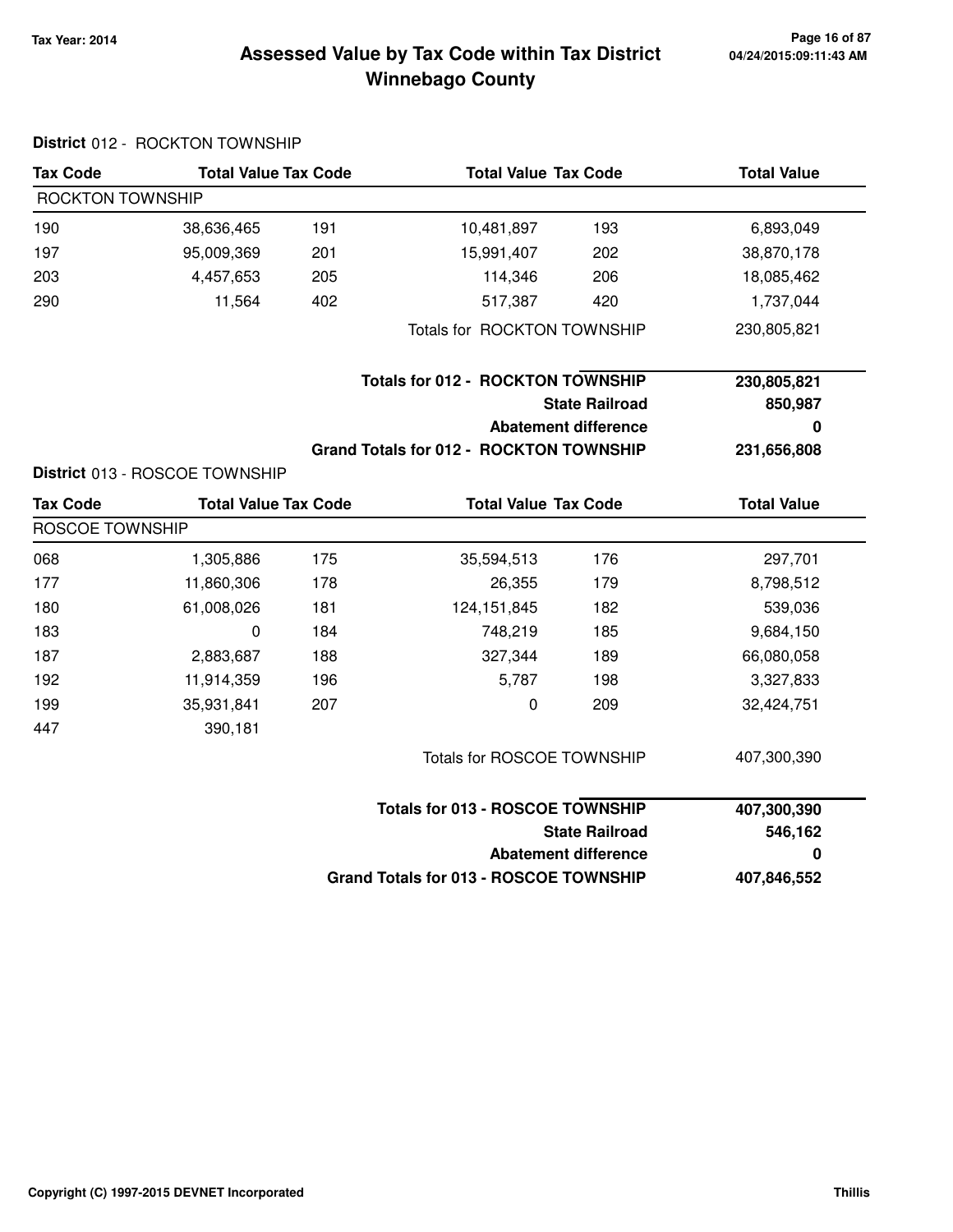# Assessed Value by Tax Code within Tax District
## Winnebago County

Tax Year: 2014

**District** 012 - ROCKTON TOWNSHIP

| Tax Code | Total Value | Tax Code | Total Value | Tax Code | Total Value |
|---|---|---|---|---|---|
| ROCKTON TOWNSHIP | | | | | |
| 190 | 38,636,465 | 191 | 10,481,897 | 193 | 6,893,049 |
| 197 | 95,009,369 | 201 | 15,991,407 | 202 | 38,870,178 |
| 203 | 4,457,653 | 205 | 114,346 | 206 | 18,085,462 |
| 290 | 11,564 | 402 | 517,387 | 420 | 1,737,044 |
| | | | Totals for ROCKTON TOWNSHIP | | 230,805,821 |

| | |
|---|---|
| **Totals for 012 - ROCKTON TOWNSHIP** | **230,805,821** |
| **State Railroad** | **850,987** |
| **Abatement difference** | **0** |
| **Grand Totals for 012 - ROCKTON TOWNSHIP** | **231,656,808** |

**District** 013 - ROSCOE TOWNSHIP

| Tax Code | Total Value | Tax Code | Total Value | Tax Code | Total Value |
|---|---|---|---|---|---|
| ROSCOE TOWNSHIP | | | | | |
| 068 | 1,305,886 | 175 | 35,594,513 | 176 | 297,701 |
| 177 | 11,860,306 | 178 | 26,355 | 179 | 8,798,512 |
| 180 | 61,008,026 | 181 | 124,151,845 | 182 | 539,036 |
| 183 | 0 | 184 | 748,219 | 185 | 9,684,150 |
| 187 | 2,883,687 | 188 | 327,344 | 189 | 66,080,058 |
| 192 | 11,914,359 | 196 | 5,787 | 198 | 3,327,833 |
| 199 | 35,931,841 | 207 | 0 | 209 | 32,424,751 |
| 447 | 390,181 | | | | |
| | | | Totals for ROSCOE TOWNSHIP | | 407,300,390 |

| | |
|---|---|
| **Totals for 013 - ROSCOE TOWNSHIP** | **407,300,390** |
| **State Railroad** | **546,162** |
| **Abatement difference** | **0** |
| **Grand Totals for 013 - ROSCOE TOWNSHIP** | **407,846,552** |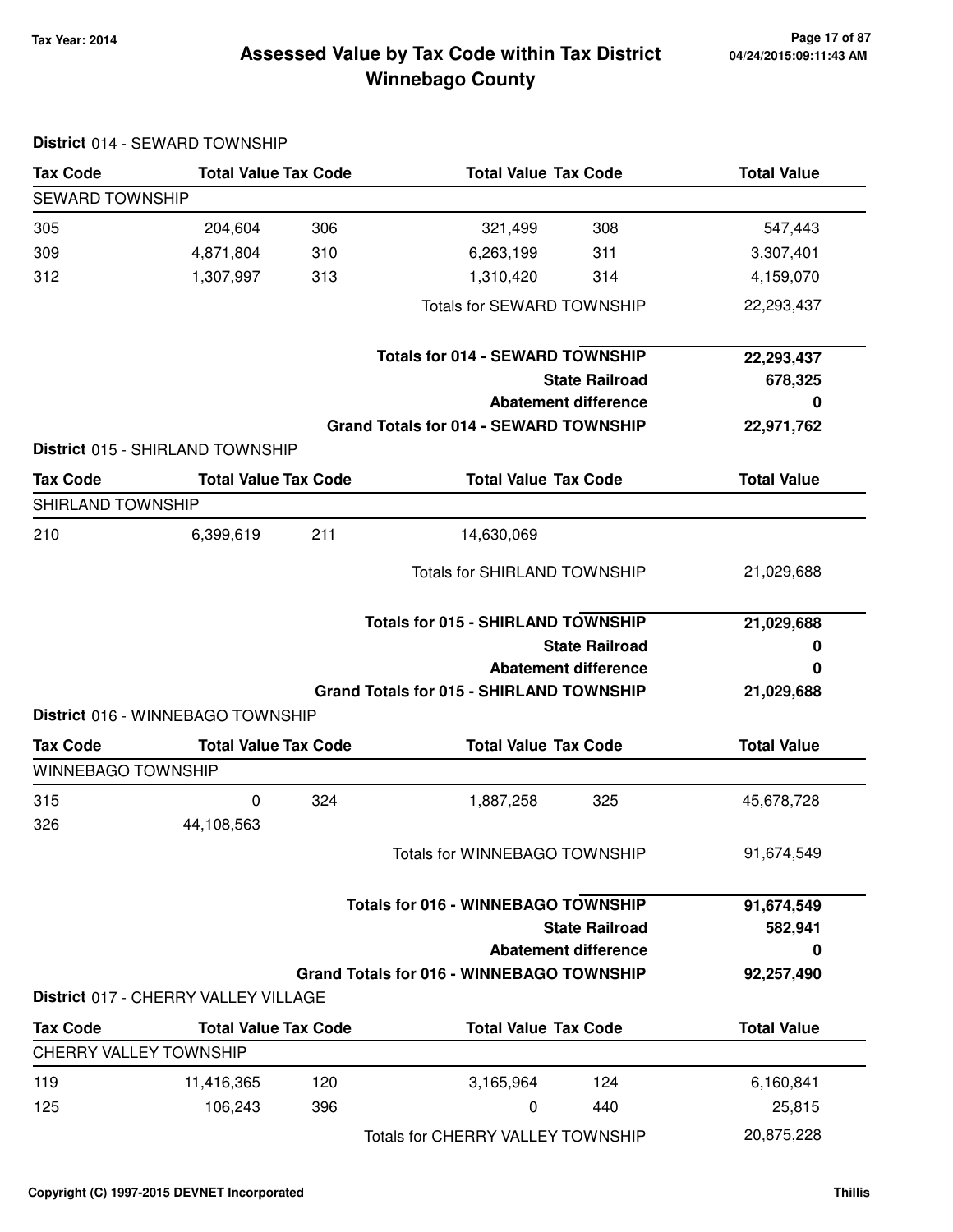# Assessed Value by Tax Code within Tax District
## Winnebago County

Tax Year: 2014

**District** 014 - SEWARD TOWNSHIP

| Tax Code | Total Value | Tax Code | Total Value | Tax Code | Total Value |
|---|---|---|---|---|---|
| SEWARD TOWNSHIP | | | | | |
| 305 | 204,604 | 306 | 321,499 | 308 | 547,443 |
| 309 | 4,871,804 | 310 | 6,263,199 | 311 | 3,307,401 |
| 312 | 1,307,997 | 313 | 1,310,420 | 314 | 4,159,070 |
| | | | Totals for SEWARD TOWNSHIP | | 22,293,437 |

| | |
|---|---|
| **Totals for 014 - SEWARD TOWNSHIP** | **22,293,437** |
| **State Railroad** | **678,325** |
| **Abatement difference** | **0** |
| **Grand Totals for 014 - SEWARD TOWNSHIP** | **22,971,762** |

**District** 015 - SHIRLAND TOWNSHIP

| Tax Code | Total Value | Tax Code | Total Value | Tax Code | Total Value |
|---|---|---|---|---|---|
| SHIRLAND TOWNSHIP | | | | | |
| 210 | 6,399,619 | 211 | 14,630,069 | | |
| | | | Totals for SHIRLAND TOWNSHIP | | 21,029,688 |

| | |
|---|---|
| **Totals for 015 - SHIRLAND TOWNSHIP** | **21,029,688** |
| **State Railroad** | **0** |
| **Abatement difference** | **0** |
| **Grand Totals for 015 - SHIRLAND TOWNSHIP** | **21,029,688** |

**District** 016 - WINNEBAGO TOWNSHIP

| Tax Code | Total Value | Tax Code | Total Value | Tax Code | Total Value |
|---|---|---|---|---|---|
| WINNEBAGO TOWNSHIP | | | | | |
| 315 | 0 | 324 | 1,887,258 | 325 | 45,678,728 |
| 326 | 44,108,563 | | | | |
| | | | Totals for WINNEBAGO TOWNSHIP | | 91,674,549 |

| | |
|---|---|
| **Totals for 016 - WINNEBAGO TOWNSHIP** | **91,674,549** |
| **State Railroad** | **582,941** |
| **Abatement difference** | **0** |
| **Grand Totals for 016 - WINNEBAGO TOWNSHIP** | **92,257,490** |

**District** 017 - CHERRY VALLEY VILLAGE

| Tax Code | Total Value | Tax Code | Total Value | Tax Code | Total Value |
|---|---|---|---|---|---|
| CHERRY VALLEY TOWNSHIP | | | | | |
| 119 | 11,416,365 | 120 | 3,165,964 | 124 | 6,160,841 |
| 125 | 106,243 | 396 | 0 | 440 | 25,815 |
| | | | Totals for CHERRY VALLEY TOWNSHIP | | 20,875,228 |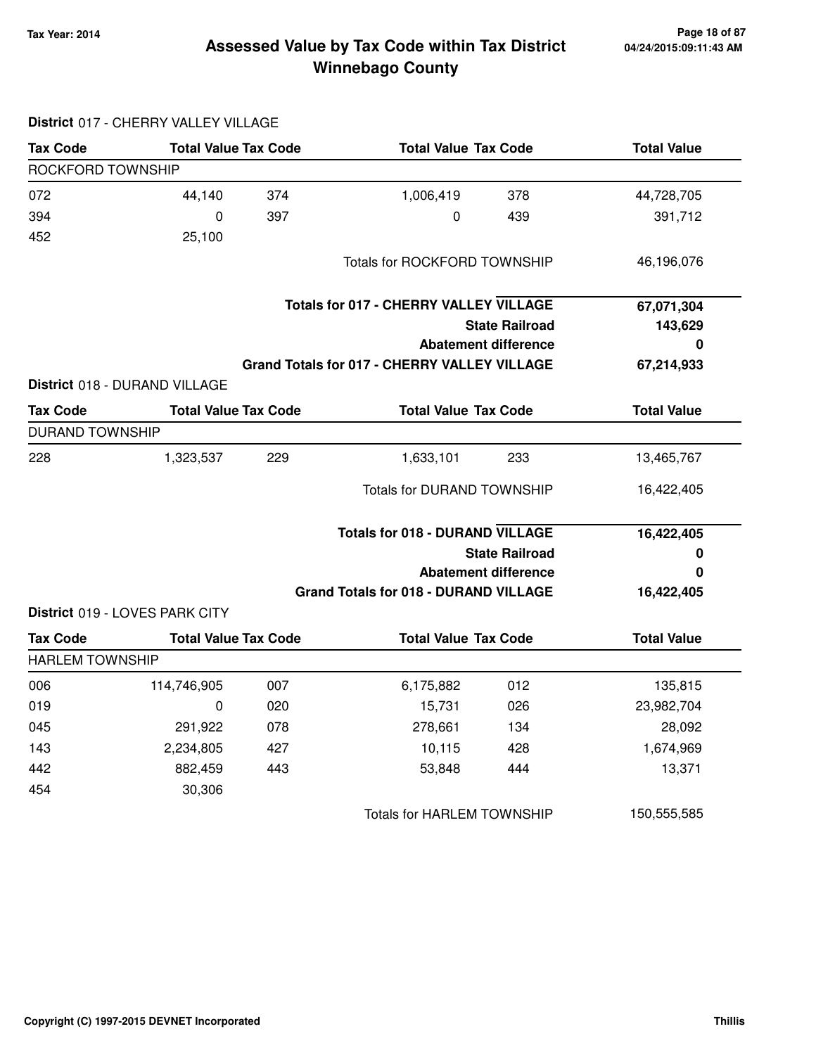# Assessed Value by Tax Code within Tax District
# Winnebago County

Tax Year: 2014

**District** 017 - CHERRY VALLEY VILLAGE

| Tax Code | Total Value | Tax Code | Total Value | Tax Code | Total Value |
|---|---|---|---|---|---|
| ROCKFORD TOWNSHIP | | | | | |
| 072 | 44,140 | 374 | 1,006,419 | 378 | 44,728,705 |
| 394 | 0 | 397 | 0 | 439 | 391,712 |
| 452 | 25,100 | | | | |
| | | | Totals for ROCKFORD TOWNSHIP | | 46,196,076 |
| | | | **Totals for 017 - CHERRY VALLEY VILLAGE** | | **67,071,304** |
| | | | **State Railroad** | | **143,629** |
| | | | **Abatement difference** | | **0** |
| | | | **Grand Totals for 017 - CHERRY VALLEY VILLAGE** | | **67,214,933** |

**District** 018 - DURAND VILLAGE

| Tax Code | Total Value | Tax Code | Total Value | Tax Code | Total Value |
|---|---|---|---|---|---|
| DURAND TOWNSHIP | | | | | |
| 228 | 1,323,537 | 229 | 1,633,101 | 233 | 13,465,767 |
| | | | Totals for DURAND TOWNSHIP | | 16,422,405 |
| | | | **Totals for 018 - DURAND VILLAGE** | | **16,422,405** |
| | | | **State Railroad** | | **0** |
| | | | **Abatement difference** | | **0** |
| | | | **Grand Totals for 018 - DURAND VILLAGE** | | **16,422,405** |

**District** 019 - LOVES PARK CITY

| Tax Code | Total Value | Tax Code | Total Value | Tax Code | Total Value |
|---|---|---|---|---|---|
| HARLEM TOWNSHIP | | | | | |
| 006 | 114,746,905 | 007 | 6,175,882 | 012 | 135,815 |
| 019 | 0 | 020 | 15,731 | 026 | 23,982,704 |
| 045 | 291,922 | 078 | 278,661 | 134 | 28,092 |
| 143 | 2,234,805 | 427 | 10,115 | 428 | 1,674,969 |
| 442 | 882,459 | 443 | 53,848 | 444 | 13,371 |
| 454 | 30,306 | | | | |
| | | | Totals for HARLEM TOWNSHIP | | 150,555,585 |

Copyright (C) 1997-2015 DEVNET Incorporated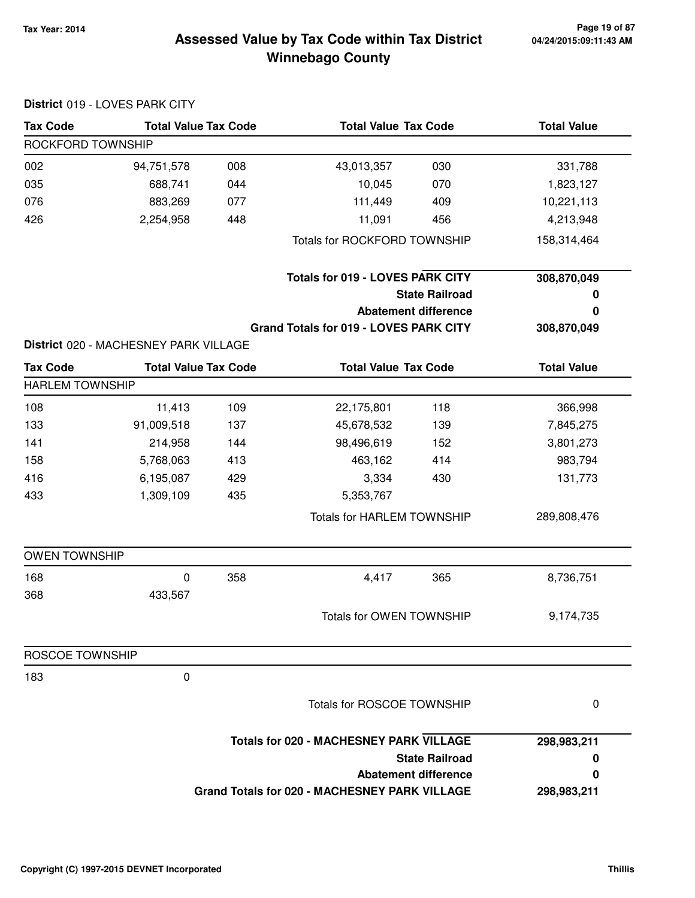# Assessed Value by Tax Code within Tax District
## Winnebago County

Tax Year: 2014

04/24/2015:09:11:43 AM

**District** 019 - LOVES PARK CITY

| Tax Code | Total Value | Tax Code | Total Value | Tax Code | Total Value |
|---|---|---|---|---|---|
| ROCKFORD TOWNSHIP | | | | | |
| 002 | 94,751,578 | 008 | 43,013,357 | 030 | 331,788 |
| 035 | 688,741 | 044 | 10,045 | 070 | 1,823,127 |
| 076 | 883,269 | 077 | 111,449 | 409 | 10,221,113 |
| 426 | 2,254,958 | 448 | 11,091 | 456 | 4,213,948 |
| | | | Totals for ROCKFORD TOWNSHIP | | 158,314,464 |
| | | | **Totals for 019 - LOVES PARK CITY** | | **308,870,049** |
| | | | | **State Railroad** | **0** |
| | | | | **Abatement difference** | **0** |
| | | | **Grand Totals for 019 - LOVES PARK CITY** | | **308,870,049** |

**District** 020 - MACHESNEY PARK VILLAGE

| Tax Code | Total Value | Tax Code | Total Value | Tax Code | Total Value |
|---|---|---|---|---|---|
| HARLEM TOWNSHIP | | | | | |
| 108 | 11,413 | 109 | 22,175,801 | 118 | 366,998 |
| 133 | 91,009,518 | 137 | 45,678,532 | 139 | 7,845,275 |
| 141 | 214,958 | 144 | 98,496,619 | 152 | 3,801,273 |
| 158 | 5,768,063 | 413 | 463,162 | 414 | 983,794 |
| 416 | 6,195,087 | 429 | 3,334 | 430 | 131,773 |
| 433 | 1,309,109 | 435 | 5,353,767 | | |
| | | | Totals for HARLEM TOWNSHIP | | 289,808,476 |
| OWEN TOWNSHIP | | | | | |
| 168 | 0 | 358 | 4,417 | 365 | 8,736,751 |
| 368 | 433,567 | | | | |
| | | | Totals for OWEN TOWNSHIP | | 9,174,735 |
| ROSCOE TOWNSHIP | | | | | |
| 183 | 0 | | | | |
| | | | Totals for ROSCOE TOWNSHIP | | 0 |
| | | | **Totals for 020 - MACHESNEY PARK VILLAGE** | | **298,983,211** |
| | | | | **State Railroad** | **0** |
| | | | | **Abatement difference** | **0** |
| | | | **Grand Totals for 020 - MACHESNEY PARK VILLAGE** | | **298,983,211** |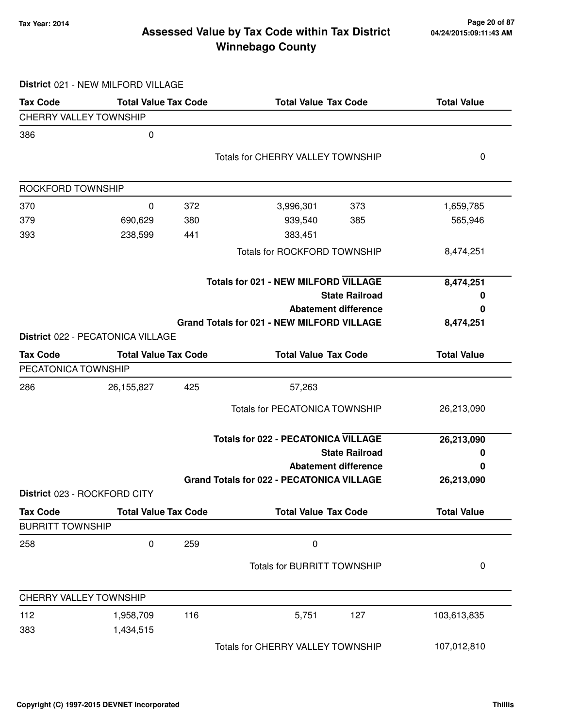# Assessed Value by Tax Code within Tax District
# Winnebago County

Tax Year: 2014

## District 021 - NEW MILFORD VILLAGE

| Tax Code | Total Value | Tax Code | Total Value | Tax Code | Total Value |
|---|---|---|---|---|---|
| **CHERRY VALLEY TOWNSHIP** | | | | | |
| 386 | 0 | | | | |
| | | | Totals for CHERRY VALLEY TOWNSHIP | | 0 |
| **ROCKFORD TOWNSHIP** | | | | | |
| 370 | 0 | 372 | 3,996,301 | 373 | 1,659,785 |
| 379 | 690,629 | 380 | 939,540 | 385 | 565,946 |
| 393 | 238,599 | 441 | 383,451 | | |
| | | | Totals for ROCKFORD TOWNSHIP | | 8,474,251 |

| | |
|---|---|
| **Totals for 021 - NEW MILFORD VILLAGE** | **8,474,251** |
| **State Railroad** | **0** |
| **Abatement difference** | **0** |
| **Grand Totals for 021 - NEW MILFORD VILLAGE** | **8,474,251** |

## District 022 - PECATONICA VILLAGE

| Tax Code | Total Value | Tax Code | Total Value | Tax Code | Total Value |
|---|---|---|---|---|---|
| **PECATONICA TOWNSHIP** | | | | | |
| 286 | 26,155,827 | 425 | 57,263 | | |
| | | | Totals for PECATONICA TOWNSHIP | | 26,213,090 |

| | |
|---|---|
| **Totals for 022 - PECATONICA VILLAGE** | **26,213,090** |
| **State Railroad** | **0** |
| **Abatement difference** | **0** |
| **Grand Totals for 022 - PECATONICA VILLAGE** | **26,213,090** |

## District 023 - ROCKFORD CITY

| Tax Code | Total Value | Tax Code | Total Value | Tax Code | Total Value |
|---|---|---|---|---|---|
| **BURRITT TOWNSHIP** | | | | | |
| 258 | 0 | 259 | 0 | | |
| | | | Totals for BURRITT TOWNSHIP | | 0 |
| **CHERRY VALLEY TOWNSHIP** | | | | | |
| 112 | 1,958,709 | 116 | 5,751 | 127 | 103,613,835 |
| 383 | 1,434,515 | | | | |
| | | | Totals for CHERRY VALLEY TOWNSHIP | | 107,012,810 |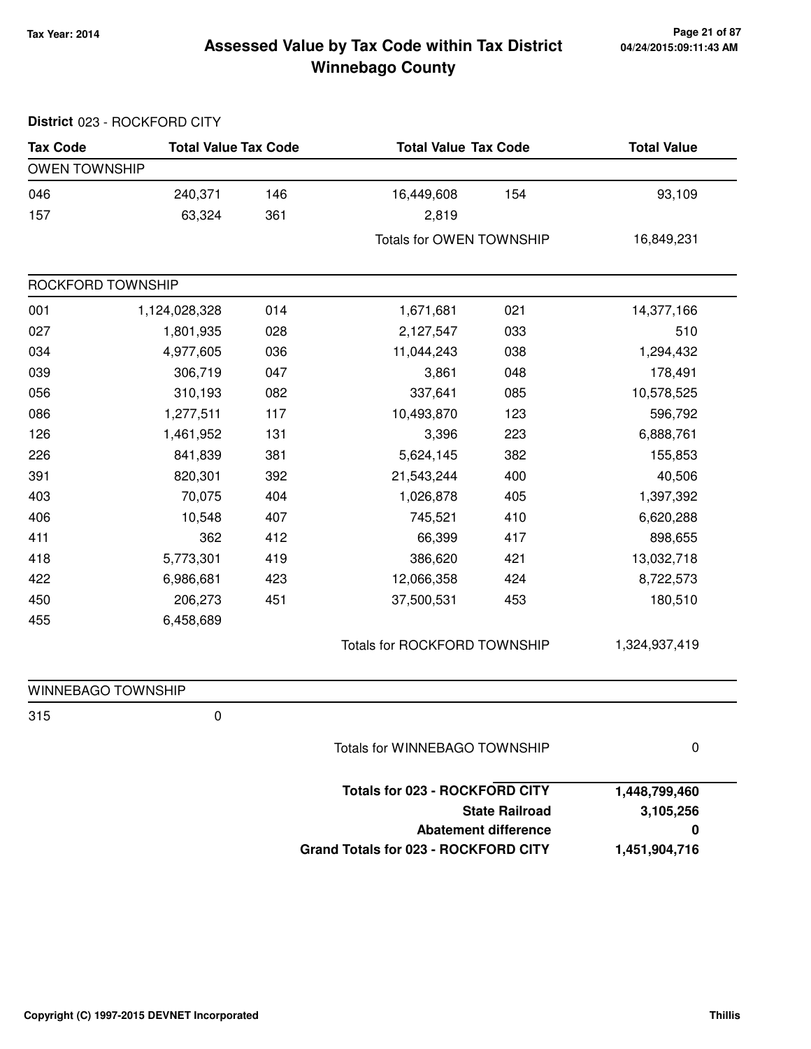# Assessed Value by Tax Code within Tax District
# Winnebago County

Tax Year: 2014

**District** 023 - ROCKFORD CITY

| Tax Code | Total Value | Tax Code | Total Value | Tax Code | Total Value |
|---|---|---|---|---|---|
| **OWEN TOWNSHIP** | | | | | |
| 046 | 240,371 | 146 | 16,449,608 | 154 | 93,109 |
| 157 | 63,324 | 361 | 2,819 | | |
| | | | Totals for OWEN TOWNSHIP | | 16,849,231 |
| **ROCKFORD TOWNSHIP** | | | | | |
| 001 | 1,124,028,328 | 014 | 1,671,681 | 021 | 14,377,166 |
| 027 | 1,801,935 | 028 | 2,127,547 | 033 | 510 |
| 034 | 4,977,605 | 036 | 11,044,243 | 038 | 1,294,432 |
| 039 | 306,719 | 047 | 3,861 | 048 | 178,491 |
| 056 | 310,193 | 082 | 337,641 | 085 | 10,578,525 |
| 086 | 1,277,511 | 117 | 10,493,870 | 123 | 596,792 |
| 126 | 1,461,952 | 131 | 3,396 | 223 | 6,888,761 |
| 226 | 841,839 | 381 | 5,624,145 | 382 | 155,853 |
| 391 | 820,301 | 392 | 21,543,244 | 400 | 40,506 |
| 403 | 70,075 | 404 | 1,026,878 | 405 | 1,397,392 |
| 406 | 10,548 | 407 | 745,521 | 410 | 6,620,288 |
| 411 | 362 | 412 | 66,399 | 417 | 898,655 |
| 418 | 5,773,301 | 419 | 386,620 | 421 | 13,032,718 |
| 422 | 6,986,681 | 423 | 12,066,358 | 424 | 8,722,573 |
| 450 | 206,273 | 451 | 37,500,531 | 453 | 180,510 |
| 455 | 6,458,689 | | | | |
| | | | Totals for ROCKFORD TOWNSHIP | | 1,324,937,419 |
| **WINNEBAGO TOWNSHIP** | | | | | |
| 315 | 0 | | | | |
| | | | Totals for WINNEBAGO TOWNSHIP | | 0 |

| | |
|---|---|
| **Totals for 023 - ROCKFORD CITY** | **1,448,799,460** |
| **State Railroad** | **3,105,256** |
| **Abatement difference** | **0** |
| **Grand Totals for 023 - ROCKFORD CITY** | **1,451,904,716** |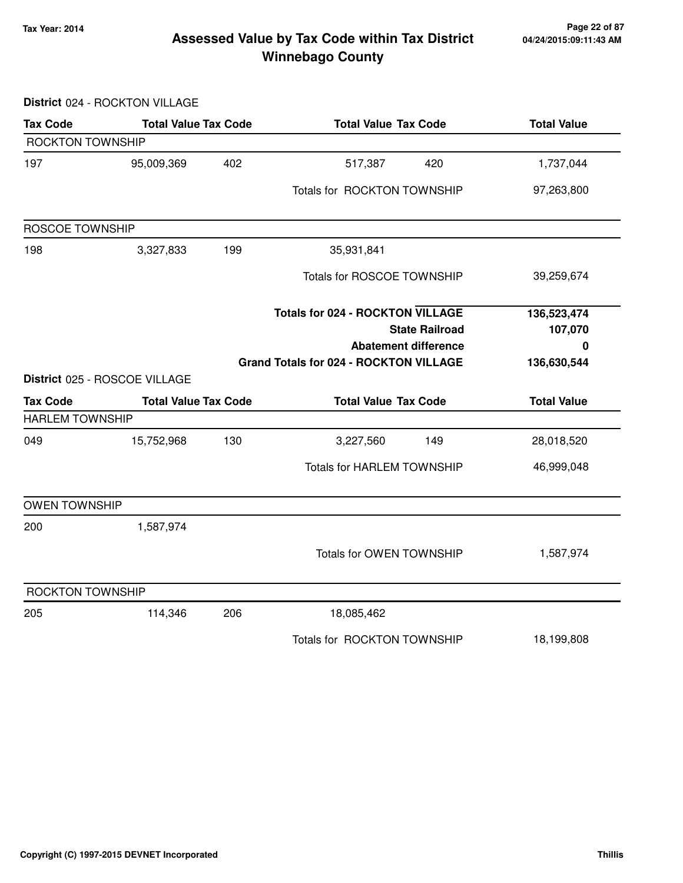# Assessed Value by Tax Code within Tax District
## Winnebago County

Tax Year: 2014

**District** 024 - ROCKTON VILLAGE

| Tax Code | Total Value | Tax Code | Total Value | Tax Code | Total Value |
|---|---|---|---|---|---|
| ROCKTON TOWNSHIP | | | | | |
| 197 | 95,009,369 | 402 | 517,387 | 420 | 1,737,044 |
| | | | Totals for ROCKTON TOWNSHIP | | 97,263,800 |
| ROSCOE TOWNSHIP | | | | | |
| 198 | 3,327,833 | 199 | 35,931,841 | | |
| | | | Totals for ROSCOE TOWNSHIP | | 39,259,674 |
| | | | **Totals for 024 - ROCKTON VILLAGE** | | **136,523,474** |
| | | | **State Railroad** | | **107,070** |
| | | | **Abatement difference** | | **0** |
| | | | **Grand Totals for 024 - ROCKTON VILLAGE** | | **136,630,544** |

**District** 025 - ROSCOE VILLAGE

| Tax Code | Total Value | Tax Code | Total Value | Tax Code | Total Value |
|---|---|---|---|---|---|
| HARLEM TOWNSHIP | | | | | |
| 049 | 15,752,968 | 130 | 3,227,560 | 149 | 28,018,520 |
| | | | Totals for HARLEM TOWNSHIP | | 46,999,048 |
| OWEN TOWNSHIP | | | | | |
| 200 | 1,587,974 | | | | |
| | | | Totals for OWEN TOWNSHIP | | 1,587,974 |
| ROCKTON TOWNSHIP | | | | | |
| 205 | 114,346 | 206 | 18,085,462 | | |
| | | | Totals for ROCKTON TOWNSHIP | | 18,199,808 |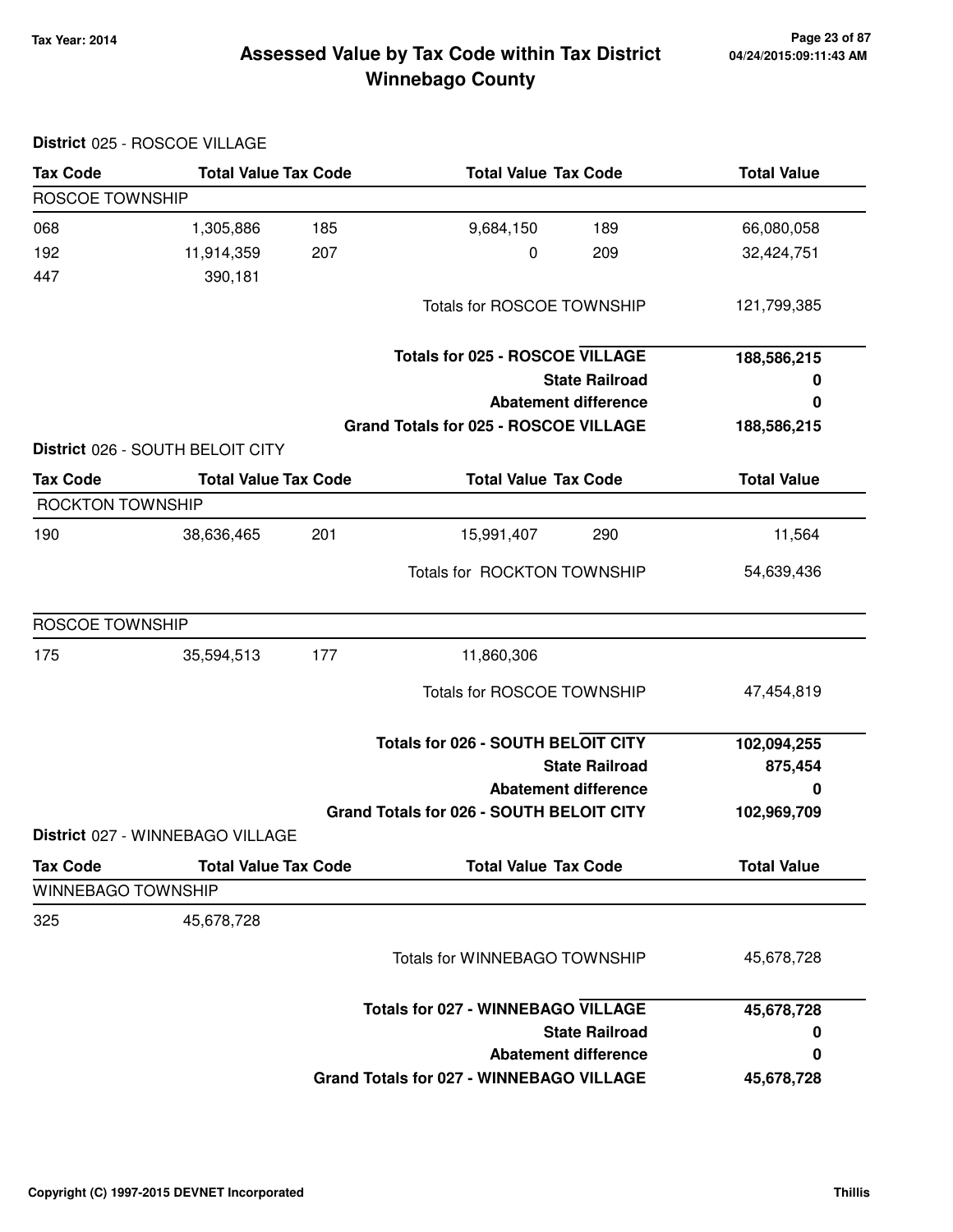# Assessed Value by Tax Code within Tax District
# Winnebago County

Tax Year: 2014

**District** 025 - ROSCOE VILLAGE

| Tax Code | Total Value | Tax Code | Total Value | Tax Code | Total Value |
|---|---|---|---|---|---|
| ROSCOE TOWNSHIP | | | | | |
| 068 | 1,305,886 | 185 | 9,684,150 | 189 | 66,080,058 |
| 192 | 11,914,359 | 207 | 0 | 209 | 32,424,751 |
| 447 | 390,181 | | | | |
| | | | Totals for ROSCOE TOWNSHIP | | 121,799,385 |
| | | | **Totals for 025 - ROSCOE VILLAGE** | | **188,586,215** |
| | | | **State Railroad** | | **0** |
| | | | **Abatement difference** | | **0** |
| | | | **Grand Totals for 025 - ROSCOE VILLAGE** | | **188,586,215** |

**District** 026 - SOUTH BELOIT CITY

| Tax Code | Total Value | Tax Code | Total Value | Tax Code | Total Value |
|---|---|---|---|---|---|
| ROCKTON TOWNSHIP | | | | | |
| 190 | 38,636,465 | 201 | 15,991,407 | 290 | 11,564 |
| | | | Totals for ROCKTON TOWNSHIP | | 54,639,436 |
| ROSCOE TOWNSHIP | | | | | |
| 175 | 35,594,513 | 177 | 11,860,306 | | |
| | | | Totals for ROSCOE TOWNSHIP | | 47,454,819 |
| | | | **Totals for 026 - SOUTH BELOIT CITY** | | **102,094,255** |
| | | | **State Railroad** | | **875,454** |
| | | | **Abatement difference** | | **0** |
| | | | **Grand Totals for 026 - SOUTH BELOIT CITY** | | **102,969,709** |

**District** 027 - WINNEBAGO VILLAGE

| Tax Code | Total Value | Tax Code | Total Value | Tax Code | Total Value |
|---|---|---|---|---|---|
| WINNEBAGO TOWNSHIP | | | | | |
| 325 | 45,678,728 | | | | |
| | | | Totals for WINNEBAGO TOWNSHIP | | 45,678,728 |
| | | | **Totals for 027 - WINNEBAGO VILLAGE** | | **45,678,728** |
| | | | **State Railroad** | | **0** |
| | | | **Abatement difference** | | **0** |
| | | | **Grand Totals for 027 - WINNEBAGO VILLAGE** | | **45,678,728** |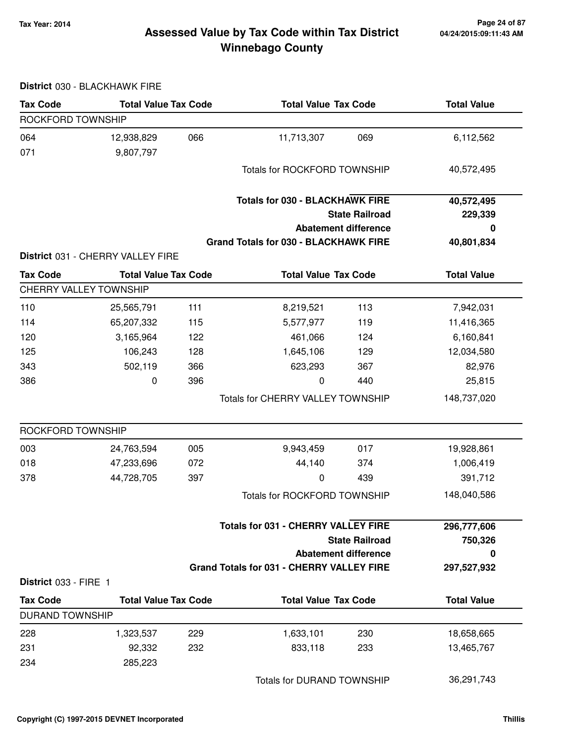# Assessed Value by Tax Code within Tax District
## Winnebago County

Tax Year: 2014

04/24/2015:09:11:43 AM

### District 030 - BLACKHAWK FIRE

| Tax Code | Total Value | Tax Code | Total Value | Tax Code | Total Value |
|---|---|---|---|---|---|
| ROCKFORD TOWNSHIP | | | | | |
| 064 | 12,938,829 | 066 | 11,713,307 | 069 | 6,112,562 |
| 071 | 9,807,797 | | | | |
| | | | Totals for ROCKFORD TOWNSHIP | | 40,572,495 |
| | | | **Totals for 030 - BLACKHAWK FIRE** | | **40,572,495** |
| | | | **State Railroad** | | **229,339** |
| | | | **Abatement difference** | | **0** |
| | | | **Grand Totals for 030 - BLACKHAWK FIRE** | | **40,801,834** |

### District 031 - CHERRY VALLEY FIRE

| Tax Code | Total Value | Tax Code | Total Value | Tax Code | Total Value |
|---|---|---|---|---|---|
| CHERRY VALLEY TOWNSHIP | | | | | |
| 110 | 25,565,791 | 111 | 8,219,521 | 113 | 7,942,031 |
| 114 | 65,207,332 | 115 | 5,577,977 | 119 | 11,416,365 |
| 120 | 3,165,964 | 122 | 461,066 | 124 | 6,160,841 |
| 125 | 106,243 | 128 | 1,645,106 | 129 | 12,034,580 |
| 343 | 502,119 | 366 | 623,293 | 367 | 82,976 |
| 386 | 0 | 396 | 0 | 440 | 25,815 |
| | | | Totals for CHERRY VALLEY TOWNSHIP | | 148,737,020 |
| ROCKFORD TOWNSHIP | | | | | |
| 003 | 24,763,594 | 005 | 9,943,459 | 017 | 19,928,861 |
| 018 | 47,233,696 | 072 | 44,140 | 374 | 1,006,419 |
| 378 | 44,728,705 | 397 | 0 | 439 | 391,712 |
| | | | Totals for ROCKFORD TOWNSHIP | | 148,040,586 |
| | | | **Totals for 031 - CHERRY VALLEY FIRE** | | **296,777,606** |
| | | | **State Railroad** | | **750,326** |
| | | | **Abatement difference** | | **0** |
| | | | **Grand Totals for 031 - CHERRY VALLEY FIRE** | | **297,527,932** |

### District 033 - FIRE 1

| Tax Code | Total Value | Tax Code | Total Value | Tax Code | Total Value |
|---|---|---|---|---|---|
| DURAND TOWNSHIP | | | | | |
| 228 | 1,323,537 | 229 | 1,633,101 | 230 | 18,658,665 |
| 231 | 92,332 | 232 | 833,118 | 233 | 13,465,767 |
| 234 | 285,223 | | | | |
| | | | Totals for DURAND TOWNSHIP | | 36,291,743 |

Copyright (C) 1997-2015 DEVNET Incorporated

Thillis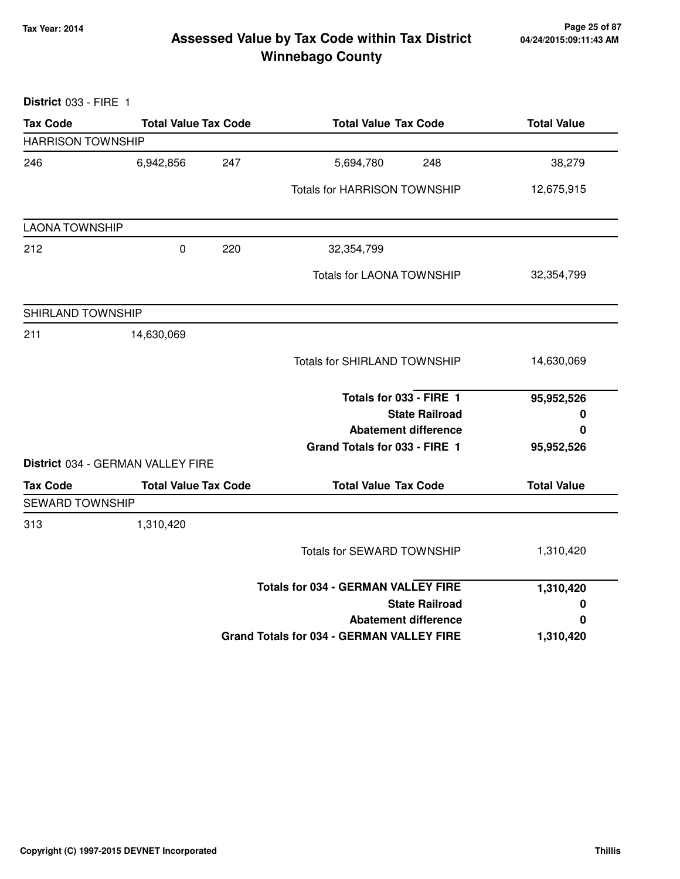# Assessed Value by Tax Code within Tax District
## Winnebago County

Tax Year: 2014

**District** 033 - FIRE 1

| Tax Code | Total Value | Tax Code | Total Value | Tax Code | Total Value |
|---|---|---|---|---|---|
| **HARRISON TOWNSHIP** | | | | | |
| 246 | 6,942,856 | 247 | 5,694,780 | 248 | 38,279 |
| | | | Totals for HARRISON TOWNSHIP | | 12,675,915 |
| **LAONA TOWNSHIP** | | | | | |
| 212 | 0 | 220 | 32,354,799 | | |
| | | | Totals for LAONA TOWNSHIP | | 32,354,799 |
| **SHIRLAND TOWNSHIP** | | | | | |
| 211 | 14,630,069 | | | | |
| | | | Totals for SHIRLAND TOWNSHIP | | 14,630,069 |
| | | | **Totals for 033 - FIRE 1** | | **95,952,526** |
| | | | **State Railroad** | | **0** |
| | | | **Abatement difference** | | **0** |
| | | | **Grand Totals for 033 - FIRE 1** | | **95,952,526** |

**District** 034 - GERMAN VALLEY FIRE

| Tax Code | Total Value | Tax Code | Total Value | Tax Code | Total Value |
|---|---|---|---|---|---|
| **SEWARD TOWNSHIP** | | | | | |
| 313 | 1,310,420 | | | | |
| | | | Totals for SEWARD TOWNSHIP | | 1,310,420 |
| | | | **Totals for 034 - GERMAN VALLEY FIRE** | | **1,310,420** |
| | | | **State Railroad** | | **0** |
| | | | **Abatement difference** | | **0** |
| | | | **Grand Totals for 034 - GERMAN VALLEY FIRE** | | **1,310,420** |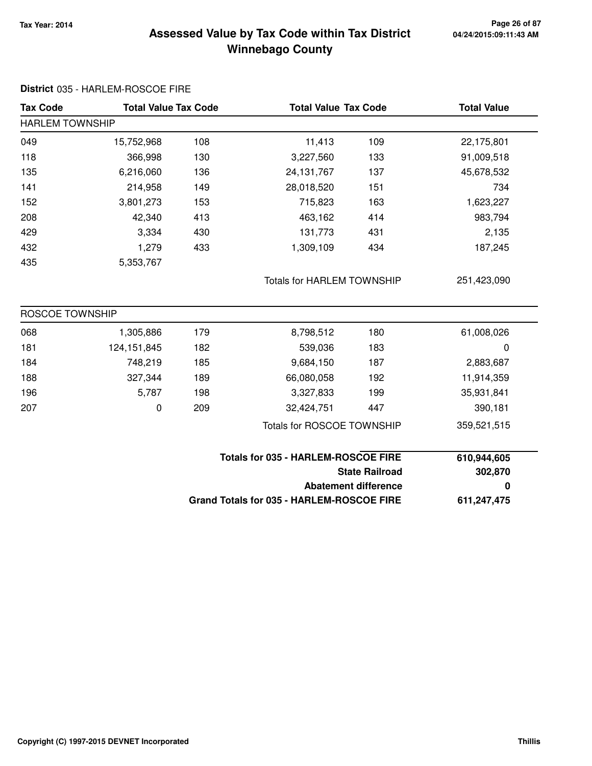# Assessed Value by Tax Code within Tax District
# Winnebago County

Tax Year: 2014

04/24/2015:09:11:43 AM

**District** 035 - HARLEM-ROSCOE FIRE

| Tax Code | Total Value | Tax Code | Total Value | Tax Code | Total Value |
|---|---|---|---|---|---|
| **HARLEM TOWNSHIP** | | | | | |
| 049 | 15,752,968 | 108 | 11,413 | 109 | 22,175,801 |
| 118 | 366,998 | 130 | 3,227,560 | 133 | 91,009,518 |
| 135 | 6,216,060 | 136 | 24,131,767 | 137 | 45,678,532 |
| 141 | 214,958 | 149 | 28,018,520 | 151 | 734 |
| 152 | 3,801,273 | 153 | 715,823 | 163 | 1,623,227 |
| 208 | 42,340 | 413 | 463,162 | 414 | 983,794 |
| 429 | 3,334 | 430 | 131,773 | 431 | 2,135 |
| 432 | 1,279 | 433 | 1,309,109 | 434 | 187,245 |
| 435 | 5,353,767 | | | | |
| | | | Totals for HARLEM TOWNSHIP | | 251,423,090 |
| **ROSCOE TOWNSHIP** | | | | | |
| 068 | 1,305,886 | 179 | 8,798,512 | 180 | 61,008,026 |
| 181 | 124,151,845 | 182 | 539,036 | 183 | 0 |
| 184 | 748,219 | 185 | 9,684,150 | 187 | 2,883,687 |
| 188 | 327,344 | 189 | 66,080,058 | 192 | 11,914,359 |
| 196 | 5,787 | 198 | 3,327,833 | 199 | 35,931,841 |
| 207 | 0 | 209 | 32,424,751 | 447 | 390,181 |
| | | | Totals for ROSCOE TOWNSHIP | | 359,521,515 |

| | |
|---|---|
| **Totals for 035 - HARLEM-ROSCOE FIRE** | **610,944,605** |
| **State Railroad** | **302,870** |
| **Abatement difference** | **0** |
| **Grand Totals for 035 - HARLEM-ROSCOE FIRE** | **611,247,475** |

Copyright (C) 1997-2015 DEVNET Incorporated — Thillis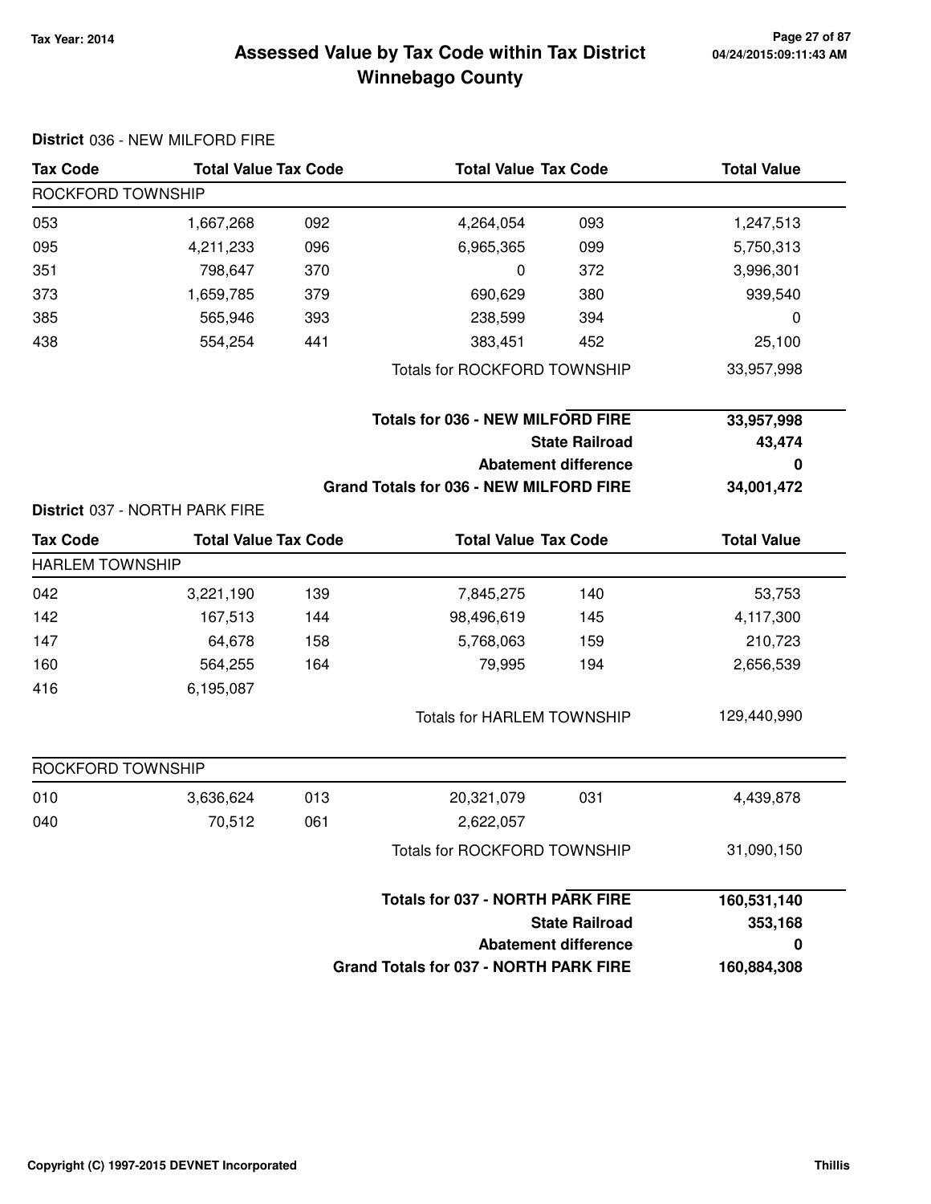# Assessed Value by Tax Code within Tax District

## Winnebago County

Tax Year: 2014

04/24/2015:09:11:43 AM

**District** 036 - NEW MILFORD FIRE

| Tax Code | Total Value | Tax Code | Total Value | Tax Code | Total Value |
|---|---|---|---|---|---|
| ROCKFORD TOWNSHIP | | | | | |
| 053 | 1,667,268 | 092 | 4,264,054 | 093 | 1,247,513 |
| 095 | 4,211,233 | 096 | 6,965,365 | 099 | 5,750,313 |
| 351 | 798,647 | 370 | 0 | 372 | 3,996,301 |
| 373 | 1,659,785 | 379 | 690,629 | 380 | 939,540 |
| 385 | 565,946 | 393 | 238,599 | 394 | 0 |
| 438 | 554,254 | 441 | 383,451 | 452 | 25,100 |
| | | | Totals for ROCKFORD TOWNSHIP | | 33,957,998 |

| | |
|---|---|
| **Totals for 036 - NEW MILFORD FIRE** | **33,957,998** |
| **State Railroad** | **43,474** |
| **Abatement difference** | **0** |
| **Grand Totals for 036 - NEW MILFORD FIRE** | **34,001,472** |

**District** 037 - NORTH PARK FIRE

| Tax Code | Total Value | Tax Code | Total Value | Tax Code | Total Value |
|---|---|---|---|---|---|
| HARLEM TOWNSHIP | | | | | |
| 042 | 3,221,190 | 139 | 7,845,275 | 140 | 53,753 |
| 142 | 167,513 | 144 | 98,496,619 | 145 | 4,117,300 |
| 147 | 64,678 | 158 | 5,768,063 | 159 | 210,723 |
| 160 | 564,255 | 164 | 79,995 | 194 | 2,656,539 |
| 416 | 6,195,087 | | | | |
| | | | Totals for HARLEM TOWNSHIP | | 129,440,990 |
| ROCKFORD TOWNSHIP | | | | | |
| 010 | 3,636,624 | 013 | 20,321,079 | 031 | 4,439,878 |
| 040 | 70,512 | 061 | 2,622,057 | | |
| | | | Totals for ROCKFORD TOWNSHIP | | 31,090,150 |

| | |
|---|---|
| **Totals for 037 - NORTH PARK FIRE** | **160,531,140** |
| **State Railroad** | **353,168** |
| **Abatement difference** | **0** |
| **Grand Totals for 037 - NORTH PARK FIRE** | **160,884,308** |

Copyright (C) 1997-2015 DEVNET Incorporated

Thillis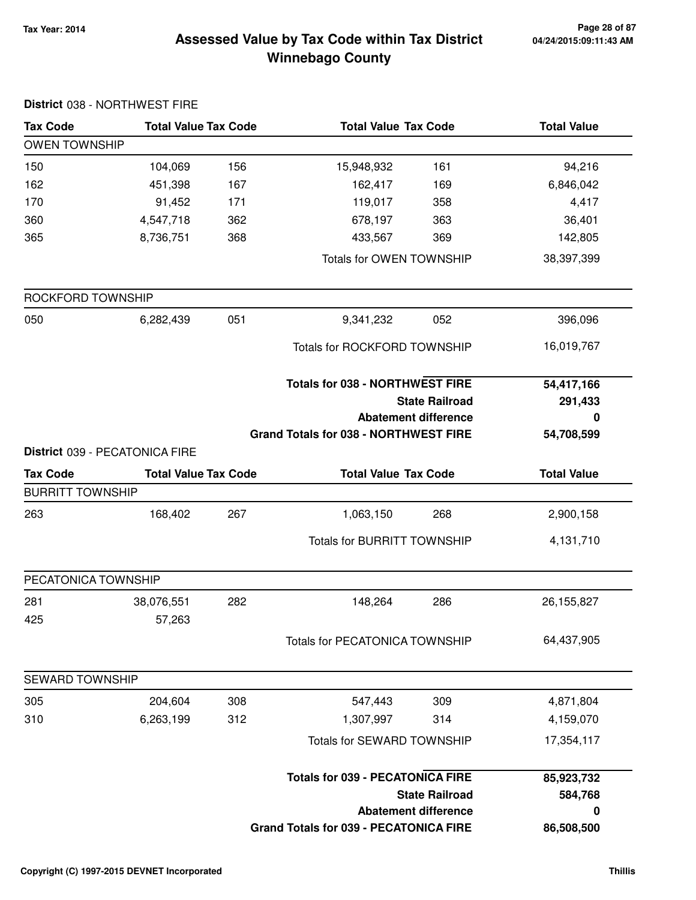# Assessed Value by Tax Code within Tax District
## Winnebago County

Tax Year: 2014

### District 038 - NORTHWEST FIRE

| Tax Code | Total Value | Tax Code | Total Value | Tax Code | Total Value |
|---|---|---|---|---|---|
| **OWEN TOWNSHIP** | | | | | |
| 150 | 104,069 | 156 | 15,948,932 | 161 | 94,216 |
| 162 | 451,398 | 167 | 162,417 | 169 | 6,846,042 |
| 170 | 91,452 | 171 | 119,017 | 358 | 4,417 |
| 360 | 4,547,718 | 362 | 678,197 | 363 | 36,401 |
| 365 | 8,736,751 | 368 | 433,567 | 369 | 142,805 |
| | | | Totals for OWEN TOWNSHIP | | 38,397,399 |
| **ROCKFORD TOWNSHIP** | | | | | |
| 050 | 6,282,439 | 051 | 9,341,232 | 052 | 396,096 |
| | | | Totals for ROCKFORD TOWNSHIP | | 16,019,767 |
| | | | **Totals for 038 - NORTHWEST FIRE** | | **54,417,166** |
| | | | **State Railroad** | | **291,433** |
| | | | **Abatement difference** | | **0** |
| | | | **Grand Totals for 038 - NORTHWEST FIRE** | | **54,708,599** |

### District 039 - PECATONICA FIRE

| Tax Code | Total Value | Tax Code | Total Value | Tax Code | Total Value |
|---|---|---|---|---|---|
| **BURRITT TOWNSHIP** | | | | | |
| 263 | 168,402 | 267 | 1,063,150 | 268 | 2,900,158 |
| | | | Totals for BURRITT TOWNSHIP | | 4,131,710 |
| **PECATONICA TOWNSHIP** | | | | | |
| 281 | 38,076,551 | 282 | 148,264 | 286 | 26,155,827 |
| 425 | 57,263 | | | | |
| | | | Totals for PECATONICA TOWNSHIP | | 64,437,905 |
| **SEWARD TOWNSHIP** | | | | | |
| 305 | 204,604 | 308 | 547,443 | 309 | 4,871,804 |
| 310 | 6,263,199 | 312 | 1,307,997 | 314 | 4,159,070 |
| | | | Totals for SEWARD TOWNSHIP | | 17,354,117 |
| | | | **Totals for 039 - PECATONICA FIRE** | | **85,923,732** |
| | | | **State Railroad** | | **584,768** |
| | | | **Abatement difference** | | **0** |
| | | | **Grand Totals for 039 - PECATONICA FIRE** | | **86,508,500** |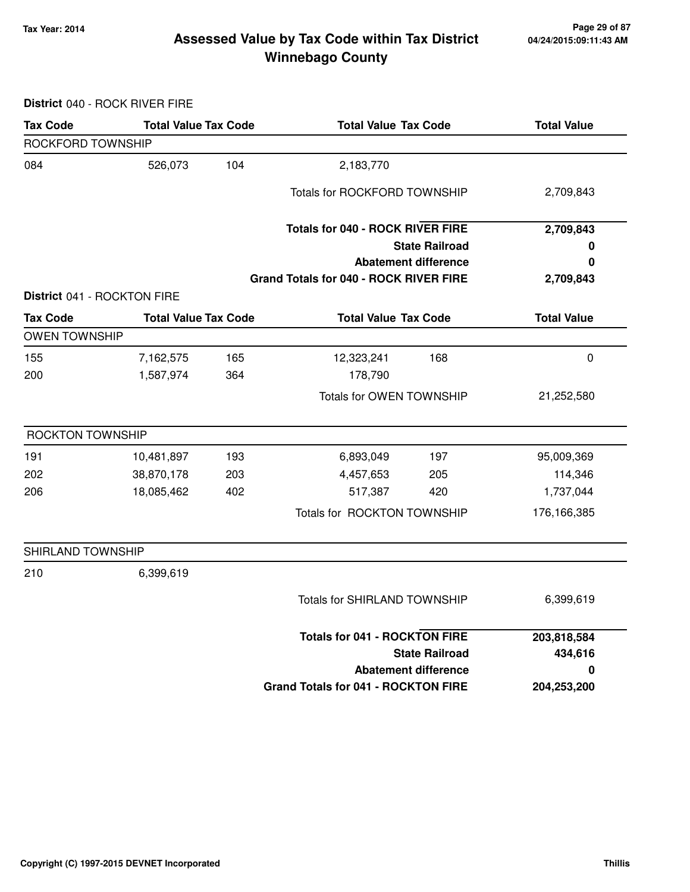# Assessed Value by Tax Code within Tax District
## Winnebago County

Tax Year: 2014

04/24/2015:09:11:43 AM

**District** 040 - ROCK RIVER FIRE

| Tax Code | Total Value | Tax Code | Total Value | Tax Code | Total Value |
|---|---|---|---|---|---|
| **ROCKFORD TOWNSHIP** | | | | | |
| 084 | 526,073 | 104 | 2,183,770 | | |
| | | | Totals for ROCKFORD TOWNSHIP | | 2,709,843 |
| | | | **Totals for 040 - ROCK RIVER FIRE** | | **2,709,843** |
| | | | | **State Railroad** | **0** |
| | | | | **Abatement difference** | **0** |
| | | | **Grand Totals for 040 - ROCK RIVER FIRE** | | **2,709,843** |

**District** 041 - ROCKTON FIRE

| Tax Code | Total Value | Tax Code | Total Value | Tax Code | Total Value |
|---|---|---|---|---|---|
| **OWEN TOWNSHIP** | | | | | |
| 155 | 7,162,575 | 165 | 12,323,241 | 168 | 0 |
| 200 | 1,587,974 | 364 | 178,790 | | |
| | | | Totals for OWEN TOWNSHIP | | 21,252,580 |
| **ROCKTON TOWNSHIP** | | | | | |
| 191 | 10,481,897 | 193 | 6,893,049 | 197 | 95,009,369 |
| 202 | 38,870,178 | 203 | 4,457,653 | 205 | 114,346 |
| 206 | 18,085,462 | 402 | 517,387 | 420 | 1,737,044 |
| | | | Totals for ROCKTON TOWNSHIP | | 176,166,385 |
| **SHIRLAND TOWNSHIP** | | | | | |
| 210 | 6,399,619 | | | | |
| | | | Totals for SHIRLAND TOWNSHIP | | 6,399,619 |
| | | | **Totals for 041 - ROCKTON FIRE** | | **203,818,584** |
| | | | | **State Railroad** | **434,616** |
| | | | | **Abatement difference** | **0** |
| | | | **Grand Totals for 041 - ROCKTON FIRE** | | **204,253,200** |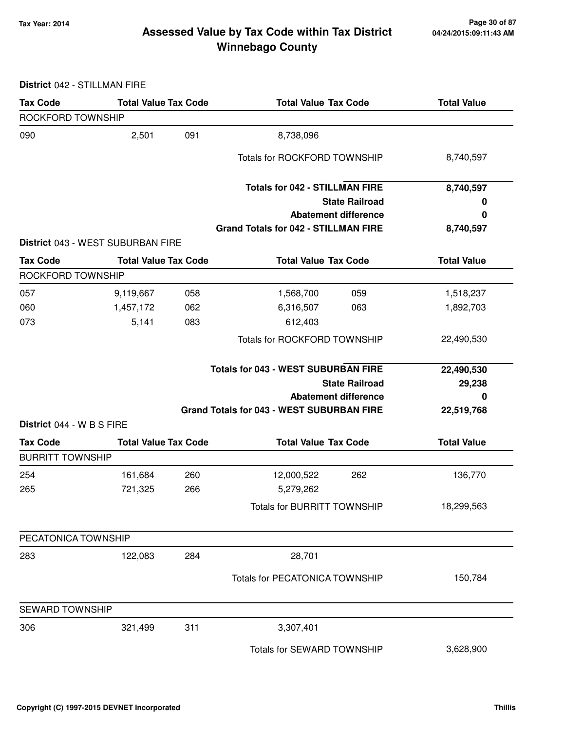# Assessed Value by Tax Code within Tax District Winnebago County

Tax Year: 2014

**District** 042 - STILLMAN FIRE

| Tax Code | Total Value | Tax Code | Total Value | Tax Code | Total Value |
|---|---|---|---|---|---|
| ROCKFORD TOWNSHIP | | | | | |
| 090 | 2,501 | 091 | 8,738,096 | | |
| | | | Totals for ROCKFORD TOWNSHIP | | 8,740,597 |
| | | | **Totals for 042 - STILLMAN FIRE** | | **8,740,597** |
| | | | | **State Railroad** | **0** |
| | | | | **Abatement difference** | **0** |
| | | | **Grand Totals for 042 - STILLMAN FIRE** | | **8,740,597** |

**District** 043 - WEST SUBURBAN FIRE

| Tax Code | Total Value | Tax Code | Total Value | Tax Code | Total Value |
|---|---|---|---|---|---|
| ROCKFORD TOWNSHIP | | | | | |
| 057 | 9,119,667 | 058 | 1,568,700 | 059 | 1,518,237 |
| 060 | 1,457,172 | 062 | 6,316,507 | 063 | 1,892,703 |
| 073 | 5,141 | 083 | 612,403 | | |
| | | | Totals for ROCKFORD TOWNSHIP | | 22,490,530 |
| | | | **Totals for 043 - WEST SUBURBAN FIRE** | | **22,490,530** |
| | | | | **State Railroad** | **29,238** |
| | | | | **Abatement difference** | **0** |
| | | | **Grand Totals for 043 - WEST SUBURBAN FIRE** | | **22,519,768** |

**District** 044 - W B S FIRE

| Tax Code | Total Value | Tax Code | Total Value | Tax Code | Total Value |
|---|---|---|---|---|---|
| BURRITT TOWNSHIP | | | | | |
| 254 | 161,684 | 260 | 12,000,522 | 262 | 136,770 |
| 265 | 721,325 | 266 | 5,279,262 | | |
| | | | Totals for BURRITT TOWNSHIP | | 18,299,563 |
| PECATONICA TOWNSHIP | | | | | |
| 283 | 122,083 | 284 | 28,701 | | |
| | | | Totals for PECATONICA TOWNSHIP | | 150,784 |
| SEWARD TOWNSHIP | | | | | |
| 306 | 321,499 | 311 | 3,307,401 | | |
| | | | Totals for SEWARD TOWNSHIP | | 3,628,900 |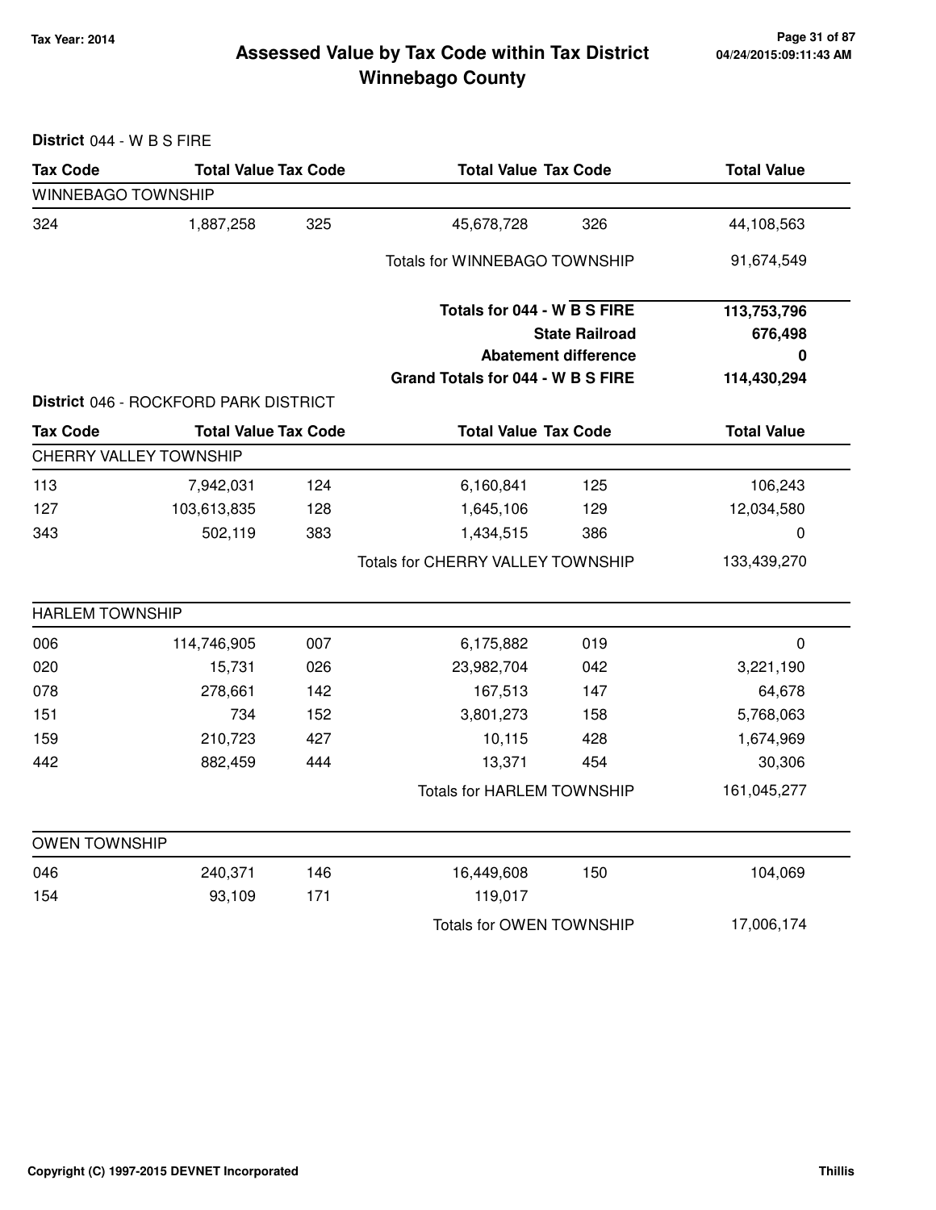# Assessed Value by Tax Code within Tax District
## Winnebago County

Tax Year: 2014

**District** 044 - W B S FIRE

| Tax Code | Total Value | Tax Code | Total Value | Tax Code | Total Value |
|---|---|---|---|---|---|
| WINNEBAGO TOWNSHIP | | | | | |
| 324 | 1,887,258 | 325 | 45,678,728 | 326 | 44,108,563 |
| | | | Totals for WINNEBAGO TOWNSHIP | | 91,674,549 |

| | |
|---|---|
| **Totals for 044 - W B S FIRE** | **113,753,796** |
| **State Railroad** | **676,498** |
| **Abatement difference** | **0** |
| **Grand Totals for 044 - W B S FIRE** | **114,430,294** |

**District** 046 - ROCKFORD PARK DISTRICT

| Tax Code | Total Value | Tax Code | Total Value | Tax Code | Total Value |
|---|---|---|---|---|---|
| CHERRY VALLEY TOWNSHIP | | | | | |
| 113 | 7,942,031 | 124 | 6,160,841 | 125 | 106,243 |
| 127 | 103,613,835 | 128 | 1,645,106 | 129 | 12,034,580 |
| 343 | 502,119 | 383 | 1,434,515 | 386 | 0 |
| | | | Totals for CHERRY VALLEY TOWNSHIP | | 133,439,270 |
| HARLEM TOWNSHIP | | | | | |
| 006 | 114,746,905 | 007 | 6,175,882 | 019 | 0 |
| 020 | 15,731 | 026 | 23,982,704 | 042 | 3,221,190 |
| 078 | 278,661 | 142 | 167,513 | 147 | 64,678 |
| 151 | 734 | 152 | 3,801,273 | 158 | 5,768,063 |
| 159 | 210,723 | 427 | 10,115 | 428 | 1,674,969 |
| 442 | 882,459 | 444 | 13,371 | 454 | 30,306 |
| | | | Totals for HARLEM TOWNSHIP | | 161,045,277 |
| OWEN TOWNSHIP | | | | | |
| 046 | 240,371 | 146 | 16,449,608 | 150 | 104,069 |
| 154 | 93,109 | 171 | 119,017 | | |
| | | | Totals for OWEN TOWNSHIP | | 17,006,174 |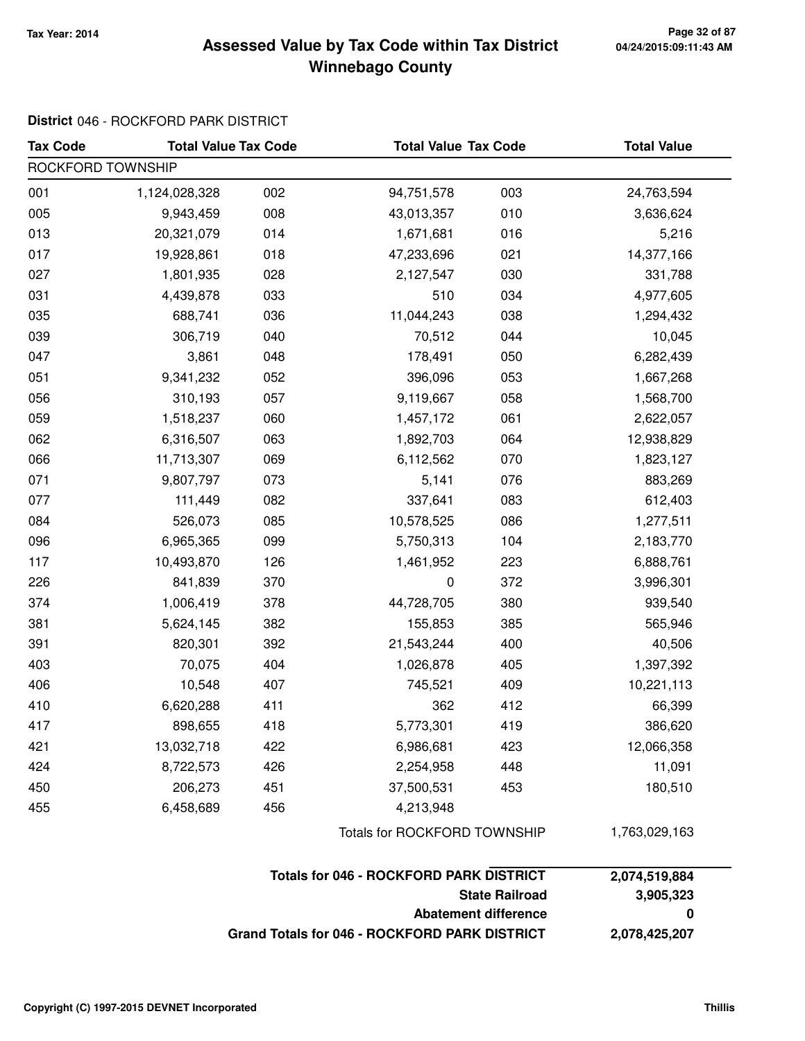# Assessed Value by Tax Code within Tax District
# Winnebago County

Tax Year: 2014

**District** 046 - ROCKFORD PARK DISTRICT

| Tax Code | Total Value | Tax Code | Total Value | Tax Code | Total Value |
|---|---|---|---|---|---|
| ROCKFORD TOWNSHIP | | | | | |
| 001 | 1,124,028,328 | 002 | 94,751,578 | 003 | 24,763,594 |
| 005 | 9,943,459 | 008 | 43,013,357 | 010 | 3,636,624 |
| 013 | 20,321,079 | 014 | 1,671,681 | 016 | 5,216 |
| 017 | 19,928,861 | 018 | 47,233,696 | 021 | 14,377,166 |
| 027 | 1,801,935 | 028 | 2,127,547 | 030 | 331,788 |
| 031 | 4,439,878 | 033 | 510 | 034 | 4,977,605 |
| 035 | 688,741 | 036 | 11,044,243 | 038 | 1,294,432 |
| 039 | 306,719 | 040 | 70,512 | 044 | 10,045 |
| 047 | 3,861 | 048 | 178,491 | 050 | 6,282,439 |
| 051 | 9,341,232 | 052 | 396,096 | 053 | 1,667,268 |
| 056 | 310,193 | 057 | 9,119,667 | 058 | 1,568,700 |
| 059 | 1,518,237 | 060 | 1,457,172 | 061 | 2,622,057 |
| 062 | 6,316,507 | 063 | 1,892,703 | 064 | 12,938,829 |
| 066 | 11,713,307 | 069 | 6,112,562 | 070 | 1,823,127 |
| 071 | 9,807,797 | 073 | 5,141 | 076 | 883,269 |
| 077 | 111,449 | 082 | 337,641 | 083 | 612,403 |
| 084 | 526,073 | 085 | 10,578,525 | 086 | 1,277,511 |
| 096 | 6,965,365 | 099 | 5,750,313 | 104 | 2,183,770 |
| 117 | 10,493,870 | 126 | 1,461,952 | 223 | 6,888,761 |
| 226 | 841,839 | 370 | 0 | 372 | 3,996,301 |
| 374 | 1,006,419 | 378 | 44,728,705 | 380 | 939,540 |
| 381 | 5,624,145 | 382 | 155,853 | 385 | 565,946 |
| 391 | 820,301 | 392 | 21,543,244 | 400 | 40,506 |
| 403 | 70,075 | 404 | 1,026,878 | 405 | 1,397,392 |
| 406 | 10,548 | 407 | 745,521 | 409 | 10,221,113 |
| 410 | 6,620,288 | 411 | 362 | 412 | 66,399 |
| 417 | 898,655 | 418 | 5,773,301 | 419 | 386,620 |
| 421 | 13,032,718 | 422 | 6,986,681 | 423 | 12,066,358 |
| 424 | 8,722,573 | 426 | 2,254,958 | 448 | 11,091 |
| 450 | 206,273 | 451 | 37,500,531 | 453 | 180,510 |
| 455 | 6,458,689 | 456 | 4,213,948 | | |
| | | | Totals for ROCKFORD TOWNSHIP | | 1,763,029,163 |

| | |
|---|---|
| **Totals for 046 - ROCKFORD PARK DISTRICT** | **2,074,519,884** |
| **State Railroad** | **3,905,323** |
| **Abatement difference** | **0** |
| **Grand Totals for 046 - ROCKFORD PARK DISTRICT** | **2,078,425,207** |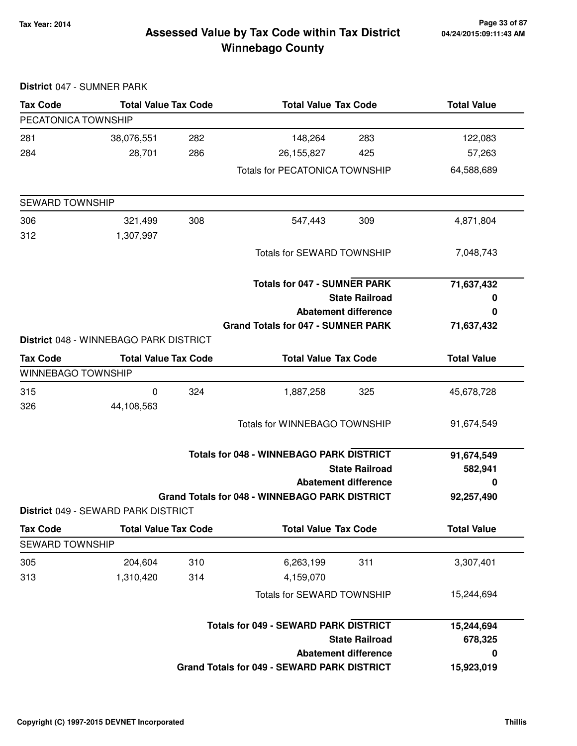# Assessed Value by Tax Code within Tax District
# Winnebago County

Tax Year: 2014

**District** 047 - SUMNER PARK

| Tax Code | Total Value | Tax Code | Total Value | Tax Code | Total Value |
|---|---|---|---|---|---|
| PECATONICA TOWNSHIP | | | | | |
| 281 | 38,076,551 | 282 | 148,264 | 283 | 122,083 |
| 284 | 28,701 | 286 | 26,155,827 | 425 | 57,263 |
| | | | Totals for PECATONICA TOWNSHIP | | 64,588,689 |
| SEWARD TOWNSHIP | | | | | |
| 306 | 321,499 | 308 | 547,443 | 309 | 4,871,804 |
| 312 | 1,307,997 | | | | |
| | | | Totals for SEWARD TOWNSHIP | | 7,048,743 |

| | |
|---|---|
| **Totals for 047 - SUMNER PARK** | **71,637,432** |
| **State Railroad** | **0** |
| **Abatement difference** | **0** |
| **Grand Totals for 047 - SUMNER PARK** | **71,637,432** |

**District** 048 - WINNEBAGO PARK DISTRICT

| Tax Code | Total Value | Tax Code | Total Value | Tax Code | Total Value |
|---|---|---|---|---|---|
| WINNEBAGO TOWNSHIP | | | | | |
| 315 | 0 | 324 | 1,887,258 | 325 | 45,678,728 |
| 326 | 44,108,563 | | | | |
| | | | Totals for WINNEBAGO TOWNSHIP | | 91,674,549 |

| | |
|---|---|
| **Totals for 048 - WINNEBAGO PARK DISTRICT** | **91,674,549** |
| **State Railroad** | **582,941** |
| **Abatement difference** | **0** |
| **Grand Totals for 048 - WINNEBAGO PARK DISTRICT** | **92,257,490** |

**District** 049 - SEWARD PARK DISTRICT

| Tax Code | Total Value | Tax Code | Total Value | Tax Code | Total Value |
|---|---|---|---|---|---|
| SEWARD TOWNSHIP | | | | | |
| 305 | 204,604 | 310 | 6,263,199 | 311 | 3,307,401 |
| 313 | 1,310,420 | 314 | 4,159,070 | | |
| | | | Totals for SEWARD TOWNSHIP | | 15,244,694 |

| | |
|---|---|
| **Totals for 049 - SEWARD PARK DISTRICT** | **15,244,694** |
| **State Railroad** | **678,325** |
| **Abatement difference** | **0** |
| **Grand Totals for 049 - SEWARD PARK DISTRICT** | **15,923,019** |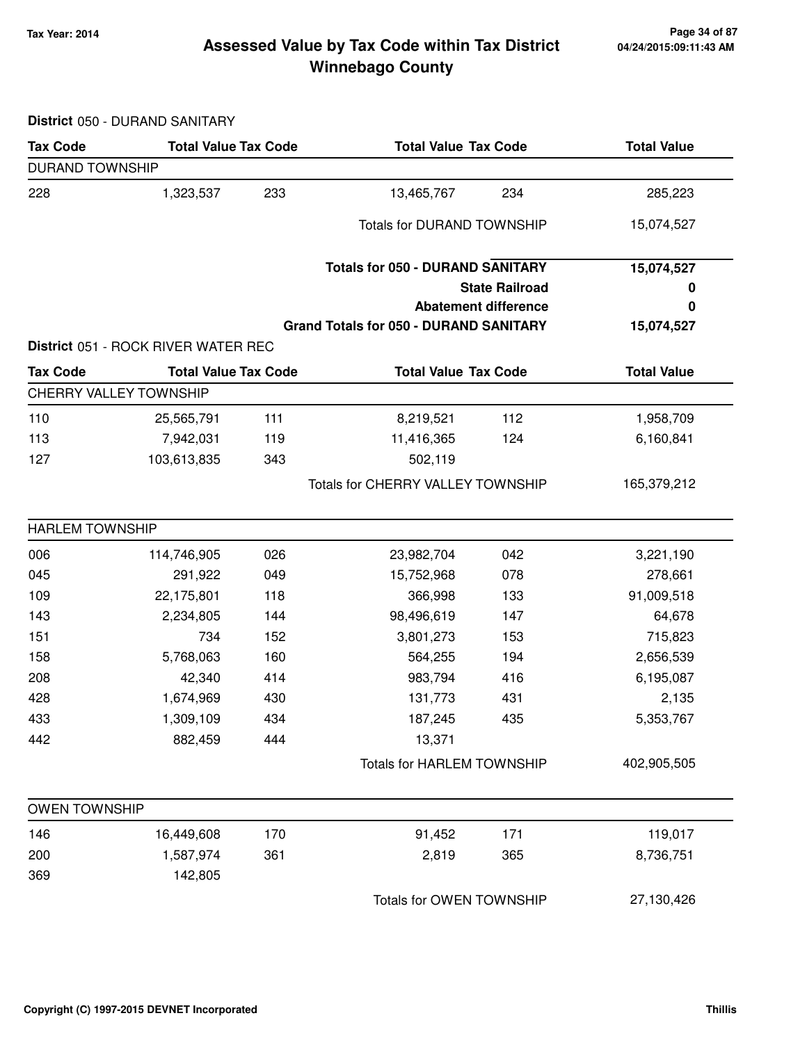# Assessed Value by Tax Code within Tax District
# Winnebago County

Tax Year: 2014

**District** 050 - DURAND SANITARY

| Tax Code | Total Value | Tax Code | Total Value | Tax Code | Total Value |
|---|---|---|---|---|---|
| DURAND TOWNSHIP | | | | | |
| 228 | 1,323,537 | 233 | 13,465,767 | 234 | 285,223 |
| | | | Totals for DURAND TOWNSHIP | | 15,074,527 |

| | |
|---|---|
| **Totals for 050 - DURAND SANITARY** | **15,074,527** |
| **State Railroad** | **0** |
| **Abatement difference** | **0** |
| **Grand Totals for 050 - DURAND SANITARY** | **15,074,527** |

**District** 051 - ROCK RIVER WATER REC

| Tax Code | Total Value | Tax Code | Total Value | Tax Code | Total Value |
|---|---|---|---|---|---|
| CHERRY VALLEY TOWNSHIP | | | | | |
| 110 | 25,565,791 | 111 | 8,219,521 | 112 | 1,958,709 |
| 113 | 7,942,031 | 119 | 11,416,365 | 124 | 6,160,841 |
| 127 | 103,613,835 | 343 | 502,119 | | |
| | | | Totals for CHERRY VALLEY TOWNSHIP | | 165,379,212 |
| HARLEM TOWNSHIP | | | | | |
| 006 | 114,746,905 | 026 | 23,982,704 | 042 | 3,221,190 |
| 045 | 291,922 | 049 | 15,752,968 | 078 | 278,661 |
| 109 | 22,175,801 | 118 | 366,998 | 133 | 91,009,518 |
| 143 | 2,234,805 | 144 | 98,496,619 | 147 | 64,678 |
| 151 | 734 | 152 | 3,801,273 | 153 | 715,823 |
| 158 | 5,768,063 | 160 | 564,255 | 194 | 2,656,539 |
| 208 | 42,340 | 414 | 983,794 | 416 | 6,195,087 |
| 428 | 1,674,969 | 430 | 131,773 | 431 | 2,135 |
| 433 | 1,309,109 | 434 | 187,245 | 435 | 5,353,767 |
| 442 | 882,459 | 444 | 13,371 | | |
| | | | Totals for HARLEM TOWNSHIP | | 402,905,505 |
| OWEN TOWNSHIP | | | | | |
| 146 | 16,449,608 | 170 | 91,452 | 171 | 119,017 |
| 200 | 1,587,974 | 361 | 2,819 | 365 | 8,736,751 |
| 369 | 142,805 | | | | |
| | | | Totals for OWEN TOWNSHIP | | 27,130,426 |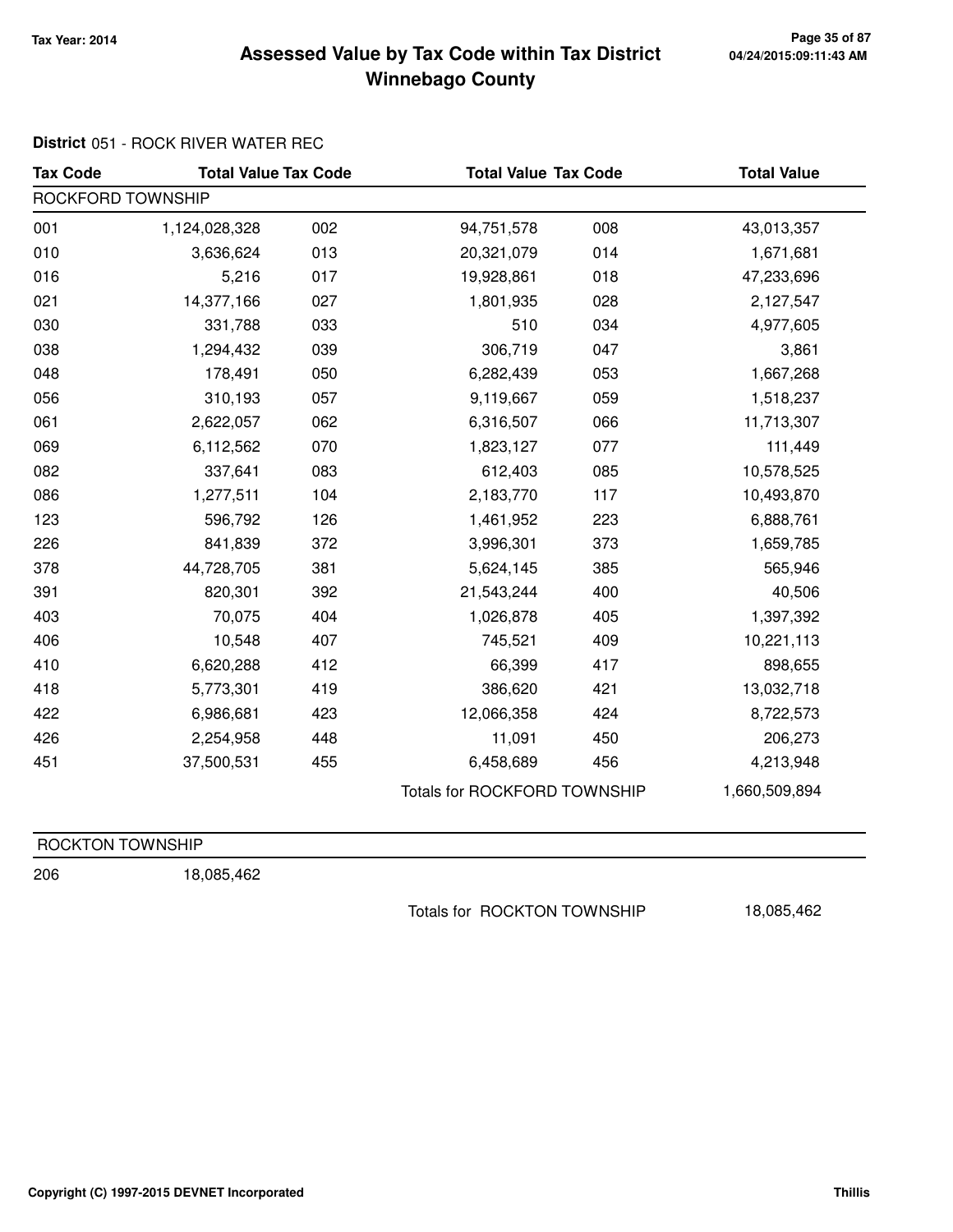**Tax Year: 2014**

# Assessed Value by Tax Code within Tax District
# Winnebago County

04/24/2015:09:11:43 AM

**District** 051 - ROCK RIVER WATER REC

| Tax Code | Total Value | Tax Code | Total Value | Tax Code | Total Value |
|---|---|---|---|---|---|
| ROCKFORD TOWNSHIP | | | | | |
| 001 | 1,124,028,328 | 002 | 94,751,578 | 008 | 43,013,357 |
| 010 | 3,636,624 | 013 | 20,321,079 | 014 | 1,671,681 |
| 016 | 5,216 | 017 | 19,928,861 | 018 | 47,233,696 |
| 021 | 14,377,166 | 027 | 1,801,935 | 028 | 2,127,547 |
| 030 | 331,788 | 033 | 510 | 034 | 4,977,605 |
| 038 | 1,294,432 | 039 | 306,719 | 047 | 3,861 |
| 048 | 178,491 | 050 | 6,282,439 | 053 | 1,667,268 |
| 056 | 310,193 | 057 | 9,119,667 | 059 | 1,518,237 |
| 061 | 2,622,057 | 062 | 6,316,507 | 066 | 11,713,307 |
| 069 | 6,112,562 | 070 | 1,823,127 | 077 | 111,449 |
| 082 | 337,641 | 083 | 612,403 | 085 | 10,578,525 |
| 086 | 1,277,511 | 104 | 2,183,770 | 117 | 10,493,870 |
| 123 | 596,792 | 126 | 1,461,952 | 223 | 6,888,761 |
| 226 | 841,839 | 372 | 3,996,301 | 373 | 1,659,785 |
| 378 | 44,728,705 | 381 | 5,624,145 | 385 | 565,946 |
| 391 | 820,301 | 392 | 21,543,244 | 400 | 40,506 |
| 403 | 70,075 | 404 | 1,026,878 | 405 | 1,397,392 |
| 406 | 10,548 | 407 | 745,521 | 409 | 10,221,113 |
| 410 | 6,620,288 | 412 | 66,399 | 417 | 898,655 |
| 418 | 5,773,301 | 419 | 386,620 | 421 | 13,032,718 |
| 422 | 6,986,681 | 423 | 12,066,358 | 424 | 8,722,573 |
| 426 | 2,254,958 | 448 | 11,091 | 450 | 206,273 |
| 451 | 37,500,531 | 455 | 6,458,689 | 456 | 4,213,948 |
| | | | Totals for ROCKFORD TOWNSHIP | | 1,660,509,894 |

| Tax Code | Total Value | | | | |
|---|---|---|---|---|---|
| ROCKTON TOWNSHIP | | | | | |
| 206 | 18,085,462 | | | | |
| | | | Totals for ROCKTON TOWNSHIP | | 18,085,462 |

Copyright (C) 1997-2015 DEVNET Incorporated

Thillis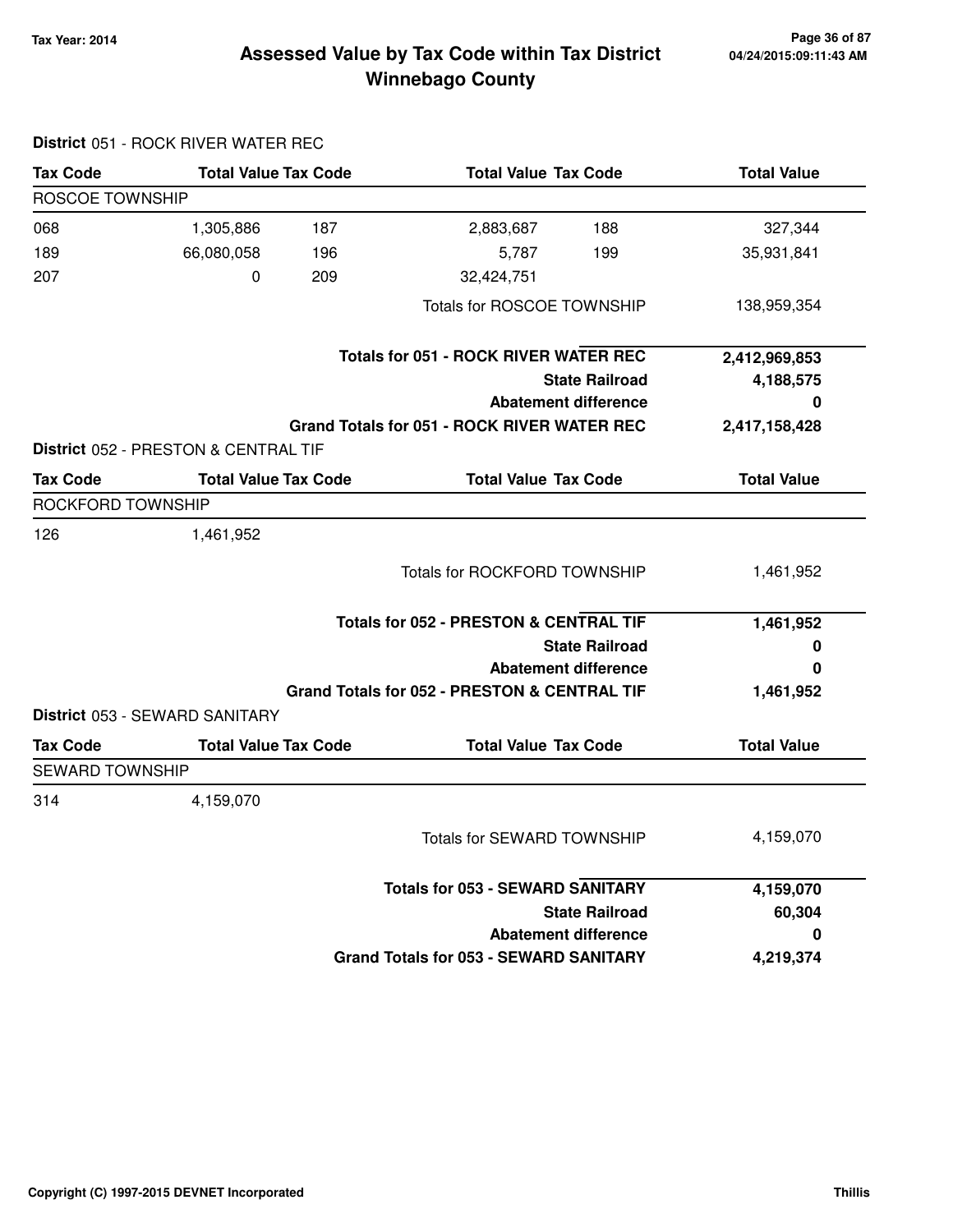# Assessed Value by Tax Code within Tax District
## Winnebago County

Tax Year: 2014

**District** 051 - ROCK RIVER WATER REC

| Tax Code | Total Value | Tax Code | Total Value | Tax Code | Total Value |
|---|---|---|---|---|---|
| ROSCOE TOWNSHIP | | | | | |
| 068 | 1,305,886 | 187 | 2,883,687 | 188 | 327,344 |
| 189 | 66,080,058 | 196 | 5,787 | 199 | 35,931,841 |
| 207 | 0 | 209 | 32,424,751 | | |
| | | | Totals for ROSCOE TOWNSHIP | | 138,959,354 |

| | |
|---|---|
| **Totals for 051 - ROCK RIVER WATER REC** | **2,412,969,853** |
| **State Railroad** | **4,188,575** |
| **Abatement difference** | **0** |
| **Grand Totals for 051 - ROCK RIVER WATER REC** | **2,417,158,428** |

**District** 052 - PRESTON & CENTRAL TIF

| Tax Code | Total Value | Tax Code | Total Value | Tax Code | Total Value |
|---|---|---|---|---|---|
| ROCKFORD TOWNSHIP | | | | | |
| 126 | 1,461,952 | | | | |
| | | | Totals for ROCKFORD TOWNSHIP | | 1,461,952 |

| | |
|---|---|
| **Totals for 052 - PRESTON & CENTRAL TIF** | **1,461,952** |
| **State Railroad** | **0** |
| **Abatement difference** | **0** |
| **Grand Totals for 052 - PRESTON & CENTRAL TIF** | **1,461,952** |

**District** 053 - SEWARD SANITARY

| Tax Code | Total Value | Tax Code | Total Value | Tax Code | Total Value |
|---|---|---|---|---|---|
| SEWARD TOWNSHIP | | | | | |
| 314 | 4,159,070 | | | | |
| | | | Totals for SEWARD TOWNSHIP | | 4,159,070 |

| | |
|---|---|
| **Totals for 053 - SEWARD SANITARY** | **4,159,070** |
| **State Railroad** | **60,304** |
| **Abatement difference** | **0** |
| **Grand Totals for 053 - SEWARD SANITARY** | **4,219,374** |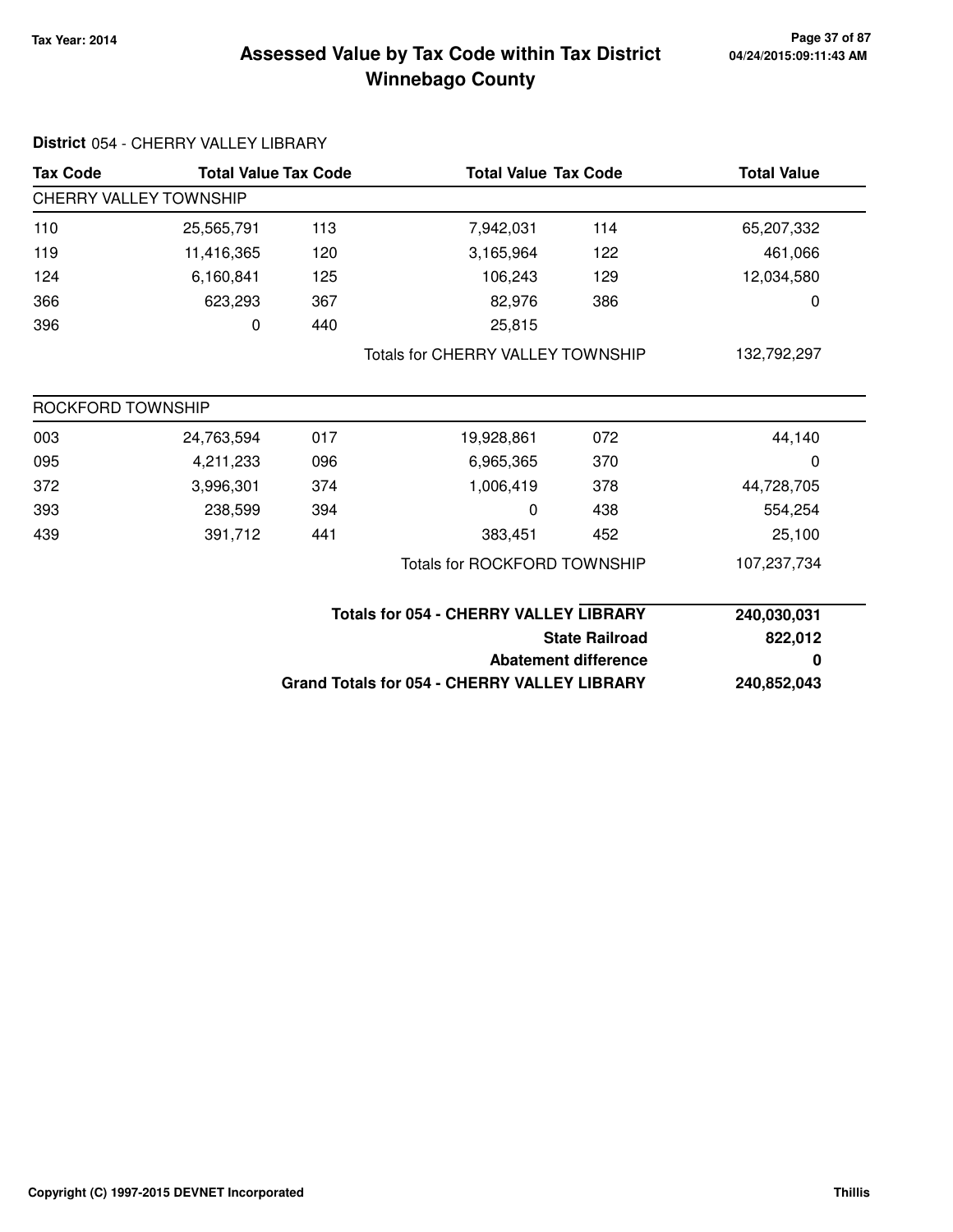# Assessed Value by Tax Code within Tax District
## Winnebago County

Tax Year: 2014

**District** 054 - CHERRY VALLEY LIBRARY

| Tax Code | Total Value | Tax Code | Total Value | Tax Code | Total Value |
|---|---|---|---|---|---|
| CHERRY VALLEY TOWNSHIP | | | | | |
| 110 | 25,565,791 | 113 | 7,942,031 | 114 | 65,207,332 |
| 119 | 11,416,365 | 120 | 3,165,964 | 122 | 461,066 |
| 124 | 6,160,841 | 125 | 106,243 | 129 | 12,034,580 |
| 366 | 623,293 | 367 | 82,976 | 386 | 0 |
| 396 | 0 | 440 | 25,815 | | |
| | | | Totals for CHERRY VALLEY TOWNSHIP | | 132,792,297 |
| ROCKFORD TOWNSHIP | | | | | |
| 003 | 24,763,594 | 017 | 19,928,861 | 072 | 44,140 |
| 095 | 4,211,233 | 096 | 6,965,365 | 370 | 0 |
| 372 | 3,996,301 | 374 | 1,006,419 | 378 | 44,728,705 |
| 393 | 238,599 | 394 | 0 | 438 | 554,254 |
| 439 | 391,712 | 441 | 383,451 | 452 | 25,100 |
| | | | Totals for ROCKFORD TOWNSHIP | | 107,237,734 |

| | |
|---|---|
| **Totals for 054 - CHERRY VALLEY LIBRARY** | **240,030,031** |
| **State Railroad** | **822,012** |
| **Abatement difference** | **0** |
| **Grand Totals for 054 - CHERRY VALLEY LIBRARY** | **240,852,043** |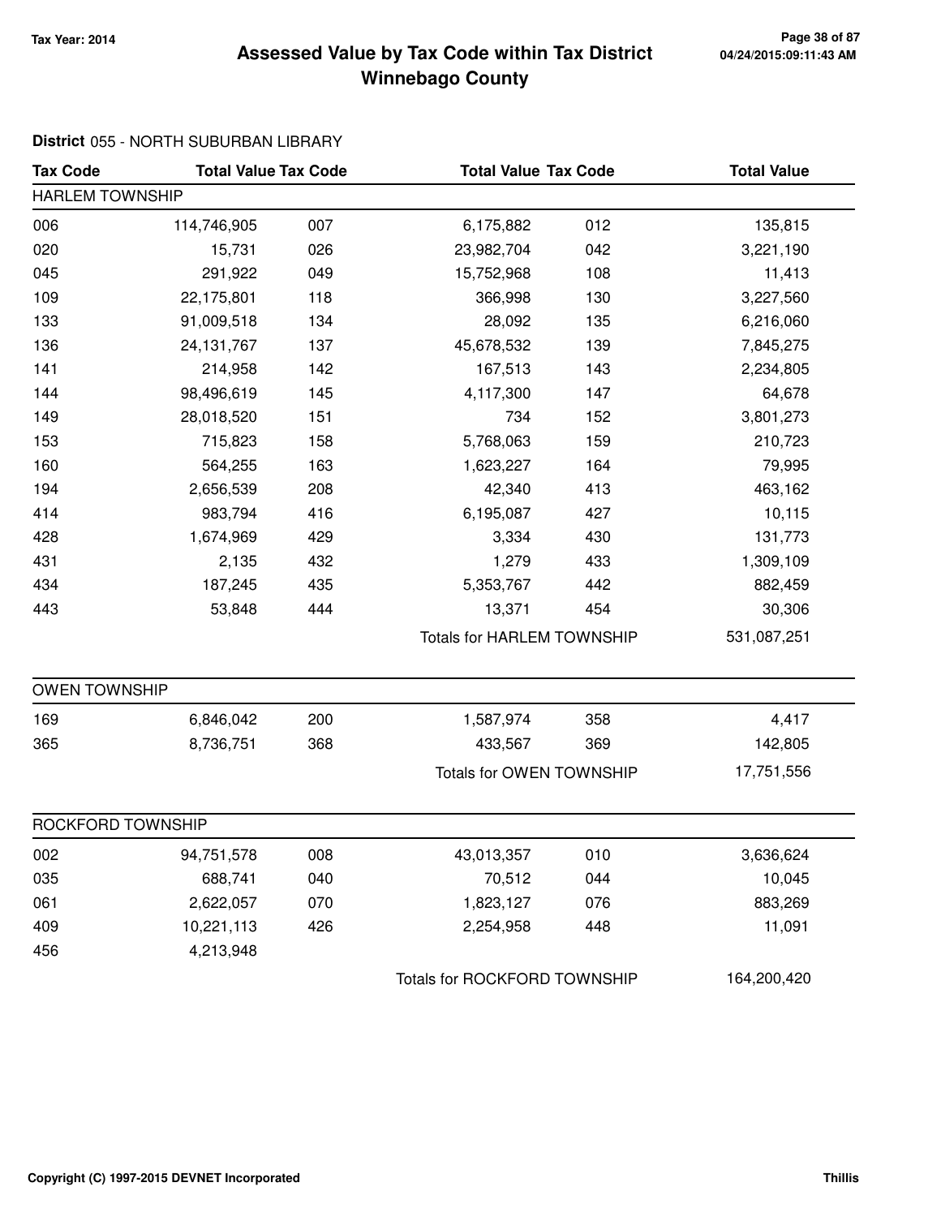# Assessed Value by Tax Code within Tax District
# Winnebago County

Tax Year: 2014

04/24/2015:09:11:43 AM

**District** 055 - NORTH SUBURBAN LIBRARY

| Tax Code | Total Value | Tax Code | Total Value | Tax Code | Total Value |
|---|---|---|---|---|---|
| **HARLEM TOWNSHIP** | | | | | |
| 006 | 114,746,905 | 007 | 6,175,882 | 012 | 135,815 |
| 020 | 15,731 | 026 | 23,982,704 | 042 | 3,221,190 |
| 045 | 291,922 | 049 | 15,752,968 | 108 | 11,413 |
| 109 | 22,175,801 | 118 | 366,998 | 130 | 3,227,560 |
| 133 | 91,009,518 | 134 | 28,092 | 135 | 6,216,060 |
| 136 | 24,131,767 | 137 | 45,678,532 | 139 | 7,845,275 |
| 141 | 214,958 | 142 | 167,513 | 143 | 2,234,805 |
| 144 | 98,496,619 | 145 | 4,117,300 | 147 | 64,678 |
| 149 | 28,018,520 | 151 | 734 | 152 | 3,801,273 |
| 153 | 715,823 | 158 | 5,768,063 | 159 | 210,723 |
| 160 | 564,255 | 163 | 1,623,227 | 164 | 79,995 |
| 194 | 2,656,539 | 208 | 42,340 | 413 | 463,162 |
| 414 | 983,794 | 416 | 6,195,087 | 427 | 10,115 |
| 428 | 1,674,969 | 429 | 3,334 | 430 | 131,773 |
| 431 | 2,135 | 432 | 1,279 | 433 | 1,309,109 |
| 434 | 187,245 | 435 | 5,353,767 | 442 | 882,459 |
| 443 | 53,848 | 444 | 13,371 | 454 | 30,306 |
| | | | Totals for HARLEM TOWNSHIP | | 531,087,251 |
| **OWEN TOWNSHIP** | | | | | |
| 169 | 6,846,042 | 200 | 1,587,974 | 358 | 4,417 |
| 365 | 8,736,751 | 368 | 433,567 | 369 | 142,805 |
| | | | Totals for OWEN TOWNSHIP | | 17,751,556 |
| **ROCKFORD TOWNSHIP** | | | | | |
| 002 | 94,751,578 | 008 | 43,013,357 | 010 | 3,636,624 |
| 035 | 688,741 | 040 | 70,512 | 044 | 10,045 |
| 061 | 2,622,057 | 070 | 1,823,127 | 076 | 883,269 |
| 409 | 10,221,113 | 426 | 2,254,958 | 448 | 11,091 |
| 456 | 4,213,948 | | | | |
| | | | Totals for ROCKFORD TOWNSHIP | | 164,200,420 |

Copyright (C) 1997-2015 DEVNET Incorporated — Thillis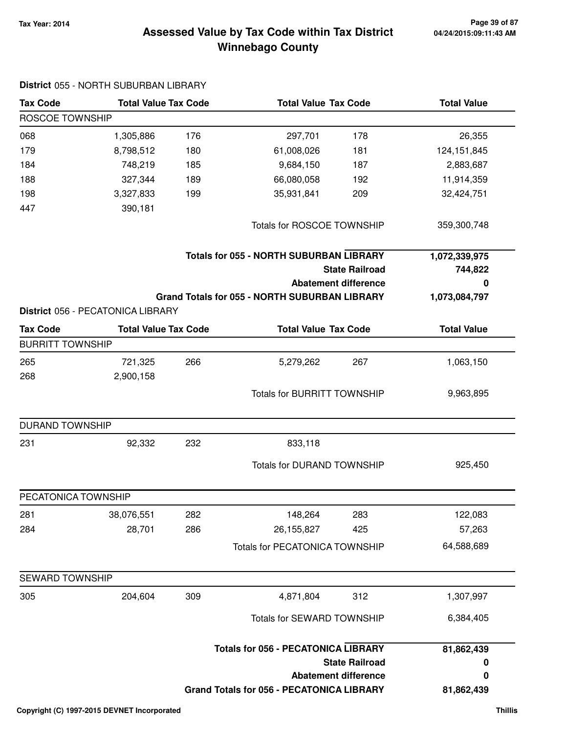# Assessed Value by Tax Code within Tax District Winnebago County

Tax Year: 2014

04/24/2015:09:11:43 AM

## District 055 - NORTH SUBURBAN LIBRARY

| Tax Code | Total Value | Tax Code | Total Value | Tax Code | Total Value |
|---|---|---|---|---|---|
| **ROSCOE TOWNSHIP** | | | | | |
| 068 | 1,305,886 | 176 | 297,701 | 178 | 26,355 |
| 179 | 8,798,512 | 180 | 61,008,026 | 181 | 124,151,845 |
| 184 | 748,219 | 185 | 9,684,150 | 187 | 2,883,687 |
| 188 | 327,344 | 189 | 66,080,058 | 192 | 11,914,359 |
| 198 | 3,327,833 | 199 | 35,931,841 | 209 | 32,424,751 |
| 447 | 390,181 | | | | |
| | | | Totals for ROSCOE TOWNSHIP | | 359,300,748 |

| | |
|---|---|
| **Totals for 055 - NORTH SUBURBAN LIBRARY** | **1,072,339,975** |
| **State Railroad** | **744,822** |
| **Abatement difference** | **0** |
| **Grand Totals for 055 - NORTH SUBURBAN LIBRARY** | **1,073,084,797** |

## District 056 - PECATONICA LIBRARY

| Tax Code | Total Value | Tax Code | Total Value | Tax Code | Total Value |
|---|---|---|---|---|---|
| **BURRITT TOWNSHIP** | | | | | |
| 265 | 721,325 | 266 | 5,279,262 | 267 | 1,063,150 |
| 268 | 2,900,158 | | | | |
| | | | Totals for BURRITT TOWNSHIP | | 9,963,895 |
| **DURAND TOWNSHIP** | | | | | |
| 231 | 92,332 | 232 | 833,118 | | |
| | | | Totals for DURAND TOWNSHIP | | 925,450 |
| **PECATONICA TOWNSHIP** | | | | | |
| 281 | 38,076,551 | 282 | 148,264 | 283 | 122,083 |
| 284 | 28,701 | 286 | 26,155,827 | 425 | 57,263 |
| | | | Totals for PECATONICA TOWNSHIP | | 64,588,689 |
| **SEWARD TOWNSHIP** | | | | | |
| 305 | 204,604 | 309 | 4,871,804 | 312 | 1,307,997 |
| | | | Totals for SEWARD TOWNSHIP | | 6,384,405 |

| | |
|---|---|
| **Totals for 056 - PECATONICA LIBRARY** | **81,862,439** |
| **State Railroad** | **0** |
| **Abatement difference** | **0** |
| **Grand Totals for 056 - PECATONICA LIBRARY** | **81,862,439** |

Copyright (C) 1997-2015 DEVNET Incorporated — Thillis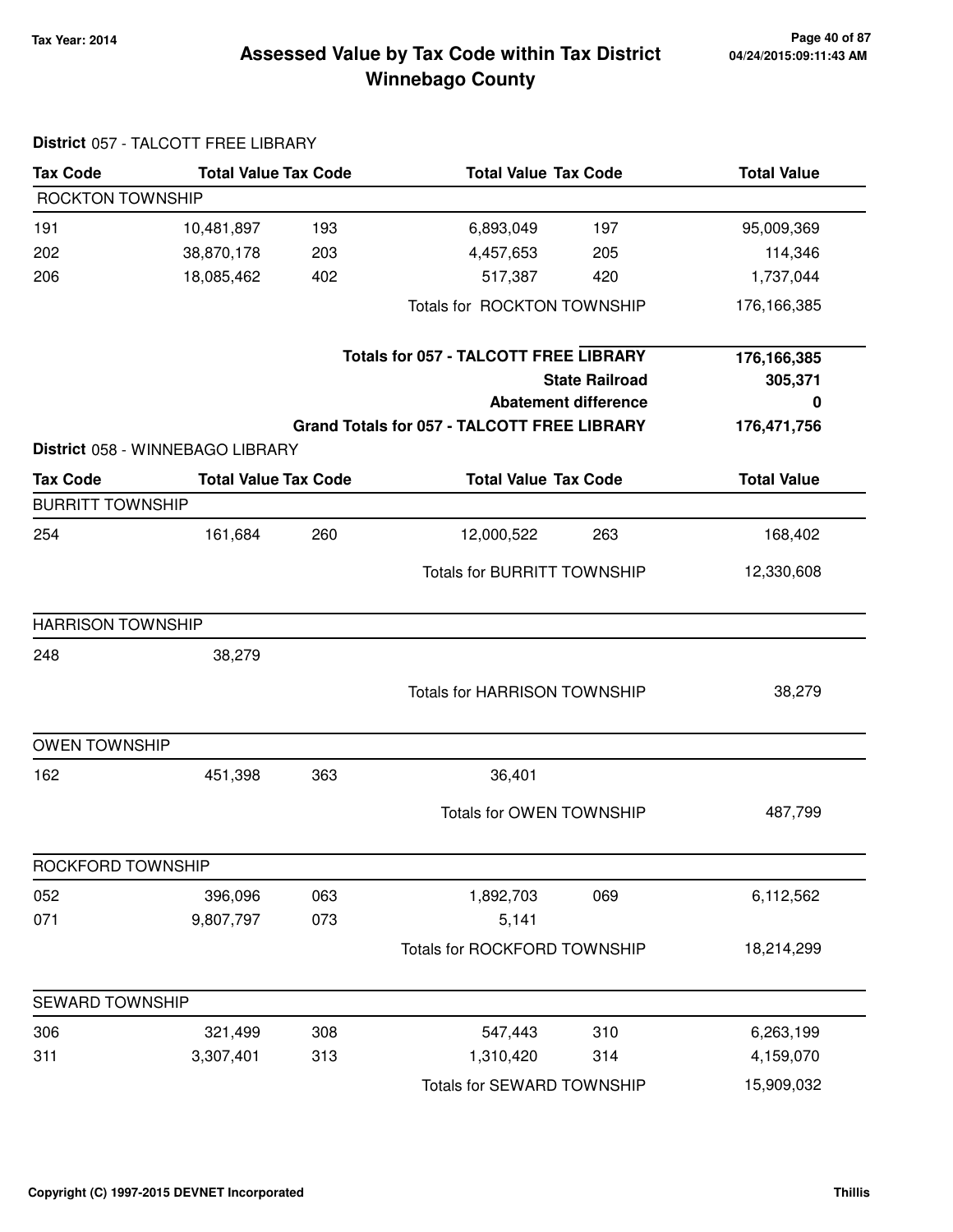# Assessed Value by Tax Code within Tax District
# Winnebago County

Tax Year: 2014

04/24/2015:09:11:43 AM

**District** 057 - TALCOTT FREE LIBRARY

| Tax Code | Total Value | Tax Code | Total Value | Tax Code | Total Value |
|---|---|---|---|---|---|
| **ROCKTON TOWNSHIP** | | | | | |
| 191 | 10,481,897 | 193 | 6,893,049 | 197 | 95,009,369 |
| 202 | 38,870,178 | 203 | 4,457,653 | 205 | 114,346 |
| 206 | 18,085,462 | 402 | 517,387 | 420 | 1,737,044 |
| | | | Totals for ROCKTON TOWNSHIP | | 176,166,385 |

| | |
|---|---|
| **Totals for 057 - TALCOTT FREE LIBRARY** | **176,166,385** |
| **State Railroad** | **305,371** |
| **Abatement difference** | **0** |
| **Grand Totals for 057 - TALCOTT FREE LIBRARY** | **176,471,756** |

**District** 058 - WINNEBAGO LIBRARY

| Tax Code | Total Value | Tax Code | Total Value | Tax Code | Total Value |
|---|---|---|---|---|---|
| **BURRITT TOWNSHIP** | | | | | |
| 254 | 161,684 | 260 | 12,000,522 | 263 | 168,402 |
| | | | Totals for BURRITT TOWNSHIP | | 12,330,608 |
| **HARRISON TOWNSHIP** | | | | | |
| 248 | 38,279 | | | | |
| | | | Totals for HARRISON TOWNSHIP | | 38,279 |
| **OWEN TOWNSHIP** | | | | | |
| 162 | 451,398 | 363 | 36,401 | | |
| | | | Totals for OWEN TOWNSHIP | | 487,799 |
| **ROCKFORD TOWNSHIP** | | | | | |
| 052 | 396,096 | 063 | 1,892,703 | 069 | 6,112,562 |
| 071 | 9,807,797 | 073 | 5,141 | | |
| | | | Totals for ROCKFORD TOWNSHIP | | 18,214,299 |
| **SEWARD TOWNSHIP** | | | | | |
| 306 | 321,499 | 308 | 547,443 | 310 | 6,263,199 |
| 311 | 3,307,401 | 313 | 1,310,420 | 314 | 4,159,070 |
| | | | Totals for SEWARD TOWNSHIP | | 15,909,032 |

Copyright (C) 1997-2015 DEVNET Incorporated

Thillis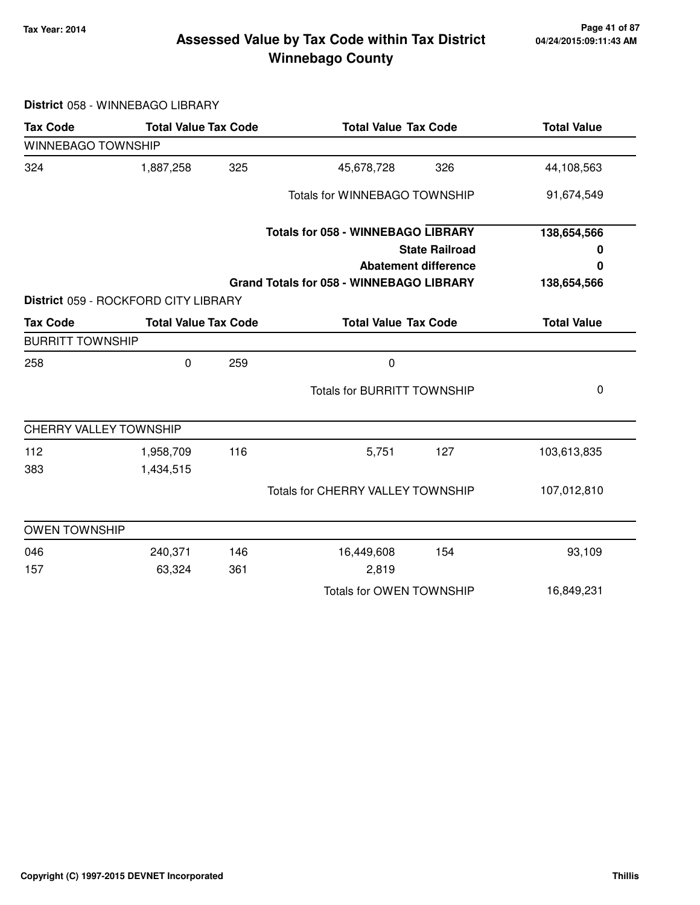## Assessed Value by Tax Code within Tax District
## Winnebago County

**Tax Year: 2014**

**District** 058 - WINNEBAGO LIBRARY

| Tax Code | Total Value | Tax Code | Total Value | Tax Code | Total Value |
|---|---|---|---|---|---|
| WINNEBAGO TOWNSHIP | | | | | |
| 324 | 1,887,258 | 325 | 45,678,728 | 326 | 44,108,563 |
| | | | Totals for WINNEBAGO TOWNSHIP | | 91,674,549 |
| | | | **Totals for 058 - WINNEBAGO LIBRARY** | | **138,654,566** |
| | | | **State Railroad** | | **0** |
| | | | **Abatement difference** | | **0** |
| | | | **Grand Totals for 058 - WINNEBAGO LIBRARY** | | **138,654,566** |

**District** 059 - ROCKFORD CITY LIBRARY

| Tax Code | Total Value | Tax Code | Total Value | Tax Code | Total Value |
|---|---|---|---|---|---|
| BURRITT TOWNSHIP | | | | | |
| 258 | 0 | 259 | 0 | | |
| | | | Totals for BURRITT TOWNSHIP | | 0 |
| CHERRY VALLEY TOWNSHIP | | | | | |
| 112 | 1,958,709 | 116 | 5,751 | 127 | 103,613,835 |
| 383 | 1,434,515 | | | | |
| | | | Totals for CHERRY VALLEY TOWNSHIP | | 107,012,810 |
| OWEN TOWNSHIP | | | | | |
| 046 | 240,371 | 146 | 16,449,608 | 154 | 93,109 |
| 157 | 63,324 | 361 | 2,819 | | |
| | | | Totals for OWEN TOWNSHIP | | 16,849,231 |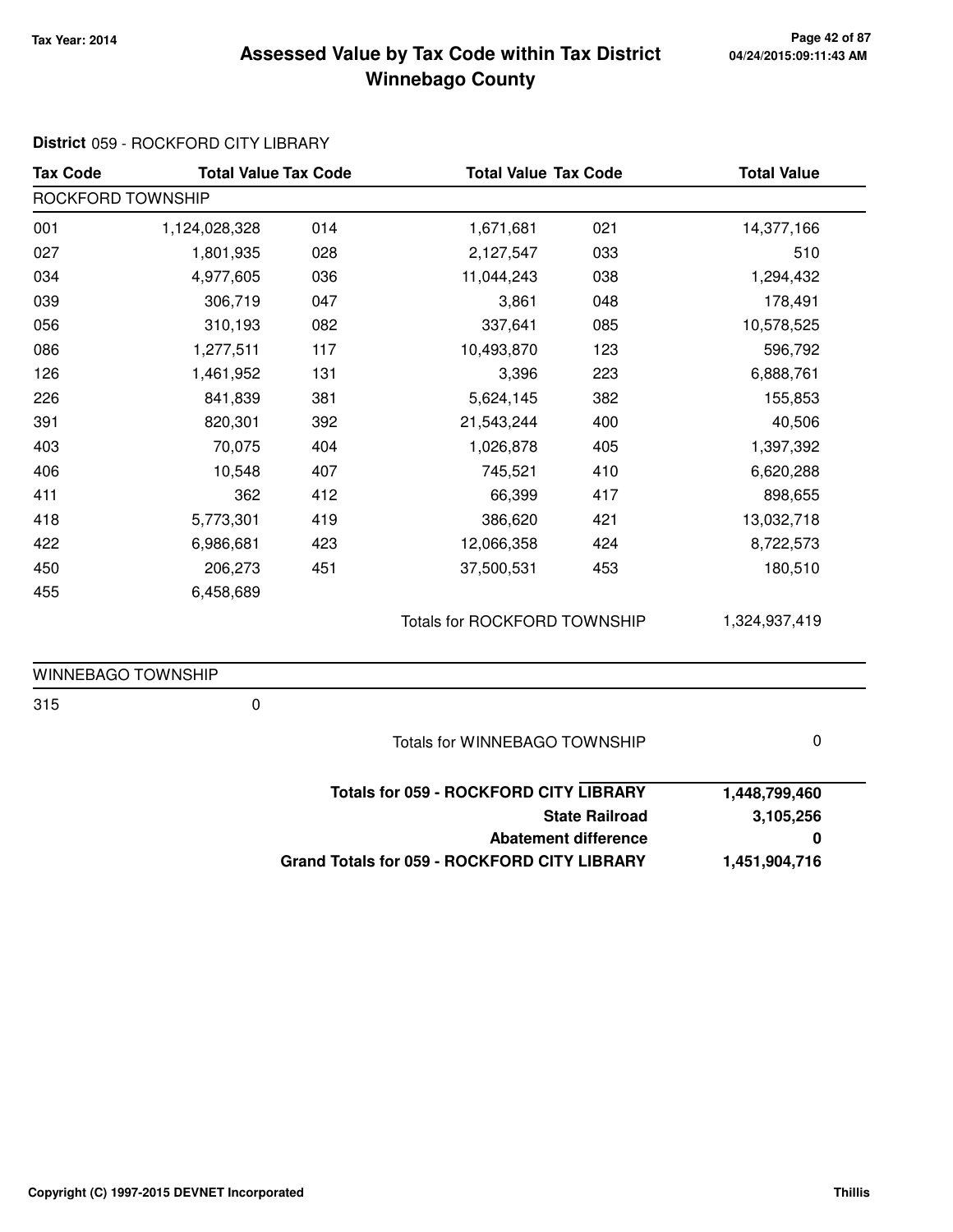# Assessed Value by Tax Code within Tax District
## Winnebago County

**Tax Year: 2014**

**District** 059 - ROCKFORD CITY LIBRARY

| Tax Code | Total Value | Tax Code | Total Value | Tax Code | Total Value |
|---|---|---|---|---|---|
| ROCKFORD TOWNSHIP | | | | | |
| 001 | 1,124,028,328 | 014 | 1,671,681 | 021 | 14,377,166 |
| 027 | 1,801,935 | 028 | 2,127,547 | 033 | 510 |
| 034 | 4,977,605 | 036 | 11,044,243 | 038 | 1,294,432 |
| 039 | 306,719 | 047 | 3,861 | 048 | 178,491 |
| 056 | 310,193 | 082 | 337,641 | 085 | 10,578,525 |
| 086 | 1,277,511 | 117 | 10,493,870 | 123 | 596,792 |
| 126 | 1,461,952 | 131 | 3,396 | 223 | 6,888,761 |
| 226 | 841,839 | 381 | 5,624,145 | 382 | 155,853 |
| 391 | 820,301 | 392 | 21,543,244 | 400 | 40,506 |
| 403 | 70,075 | 404 | 1,026,878 | 405 | 1,397,392 |
| 406 | 10,548 | 407 | 745,521 | 410 | 6,620,288 |
| 411 | 362 | 412 | 66,399 | 417 | 898,655 |
| 418 | 5,773,301 | 419 | 386,620 | 421 | 13,032,718 |
| 422 | 6,986,681 | 423 | 12,066,358 | 424 | 8,722,573 |
| 450 | 206,273 | 451 | 37,500,531 | 453 | 180,510 |
| 455 | 6,458,689 | | | | |
| | | | Totals for ROCKFORD TOWNSHIP | | 1,324,937,419 |
| WINNEBAGO TOWNSHIP | | | | | |
| 315 | 0 | | | | |
| | | | Totals for WINNEBAGO TOWNSHIP | | 0 |

| | |
|---|---|
| **Totals for 059 - ROCKFORD CITY LIBRARY** | **1,448,799,460** |
| **State Railroad** | **3,105,256** |
| **Abatement difference** | **0** |
| **Grand Totals for 059 - ROCKFORD CITY LIBRARY** | **1,451,904,716** |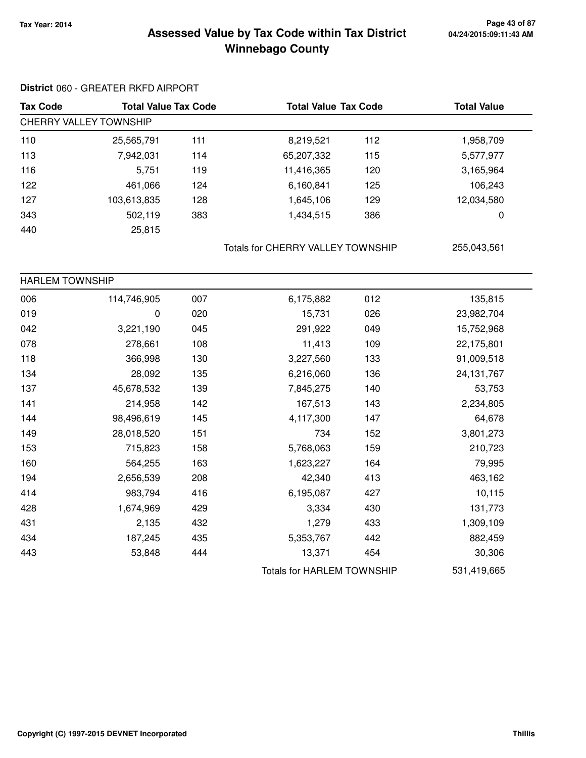# Assessed Value by Tax Code within Tax District
## Winnebago County

Tax Year: 2014

04/24/2015:09:11:43 AM

**District** 060 - GREATER RKFD AIRPORT

| Tax Code | Total Value | Tax Code | Total Value | Tax Code | Total Value |
|---|---|---|---|---|---|
| **CHERRY VALLEY TOWNSHIP** | | | | | |
| 110 | 25,565,791 | 111 | 8,219,521 | 112 | 1,958,709 |
| 113 | 7,942,031 | 114 | 65,207,332 | 115 | 5,577,977 |
| 116 | 5,751 | 119 | 11,416,365 | 120 | 3,165,964 |
| 122 | 461,066 | 124 | 6,160,841 | 125 | 106,243 |
| 127 | 103,613,835 | 128 | 1,645,106 | 129 | 12,034,580 |
| 343 | 502,119 | 383 | 1,434,515 | 386 | 0 |
| 440 | 25,815 | | | | |
| | | | Totals for CHERRY VALLEY TOWNSHIP | | 255,043,561 |
| **HARLEM TOWNSHIP** | | | | | |
| 006 | 114,746,905 | 007 | 6,175,882 | 012 | 135,815 |
| 019 | 0 | 020 | 15,731 | 026 | 23,982,704 |
| 042 | 3,221,190 | 045 | 291,922 | 049 | 15,752,968 |
| 078 | 278,661 | 108 | 11,413 | 109 | 22,175,801 |
| 118 | 366,998 | 130 | 3,227,560 | 133 | 91,009,518 |
| 134 | 28,092 | 135 | 6,216,060 | 136 | 24,131,767 |
| 137 | 45,678,532 | 139 | 7,845,275 | 140 | 53,753 |
| 141 | 214,958 | 142 | 167,513 | 143 | 2,234,805 |
| 144 | 98,496,619 | 145 | 4,117,300 | 147 | 64,678 |
| 149 | 28,018,520 | 151 | 734 | 152 | 3,801,273 |
| 153 | 715,823 | 158 | 5,768,063 | 159 | 210,723 |
| 160 | 564,255 | 163 | 1,623,227 | 164 | 79,995 |
| 194 | 2,656,539 | 208 | 42,340 | 413 | 463,162 |
| 414 | 983,794 | 416 | 6,195,087 | 427 | 10,115 |
| 428 | 1,674,969 | 429 | 3,334 | 430 | 131,773 |
| 431 | 2,135 | 432 | 1,279 | 433 | 1,309,109 |
| 434 | 187,245 | 435 | 5,353,767 | 442 | 882,459 |
| 443 | 53,848 | 444 | 13,371 | 454 | 30,306 |
| | | | Totals for HARLEM TOWNSHIP | | 531,419,665 |

Copyright (C) 1997-2015 DEVNET Incorporated

Thillis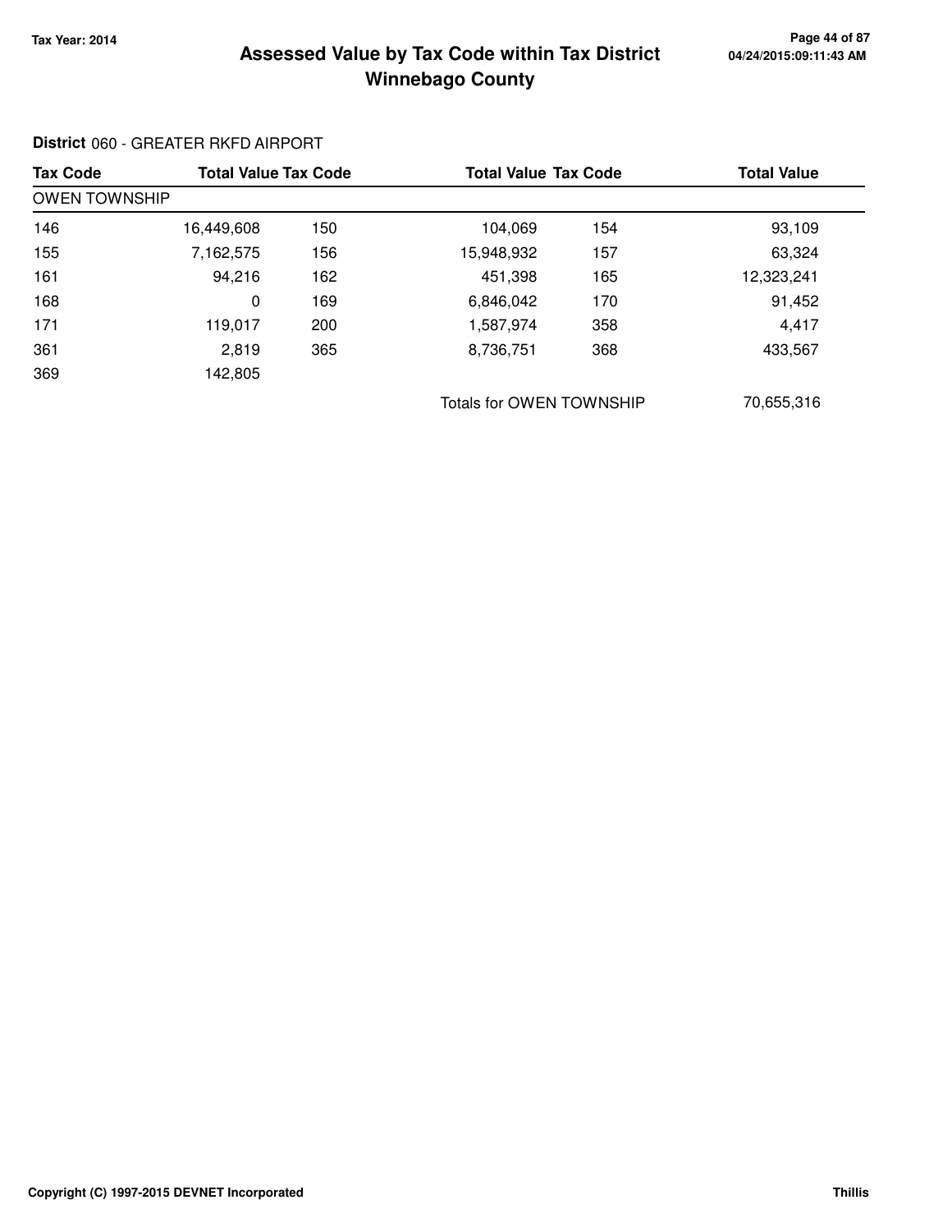# Assessed Value by Tax Code within Tax District
## Winnebago County

Tax Year: 2014

**District** 060 - GREATER RKFD AIRPORT

| Tax Code | Total Value | Tax Code | Total Value | Tax Code | Total Value |
|---|---|---|---|---|---|
| OWEN TOWNSHIP | | | | | |
| 146 | 16,449,608 | 150 | 104,069 | 154 | 93,109 |
| 155 | 7,162,575 | 156 | 15,948,932 | 157 | 63,324 |
| 161 | 94,216 | 162 | 451,398 | 165 | 12,323,241 |
| 168 | 0 | 169 | 6,846,042 | 170 | 91,452 |
| 171 | 119,017 | 200 | 1,587,974 | 358 | 4,417 |
| 361 | 2,819 | 365 | 8,736,751 | 368 | 433,567 |
| 369 | 142,805 | | | | |
| | | | Totals for OWEN TOWNSHIP | | 70,655,316 |

Copyright (C) 1997-2015 DEVNET Incorporated

Thillis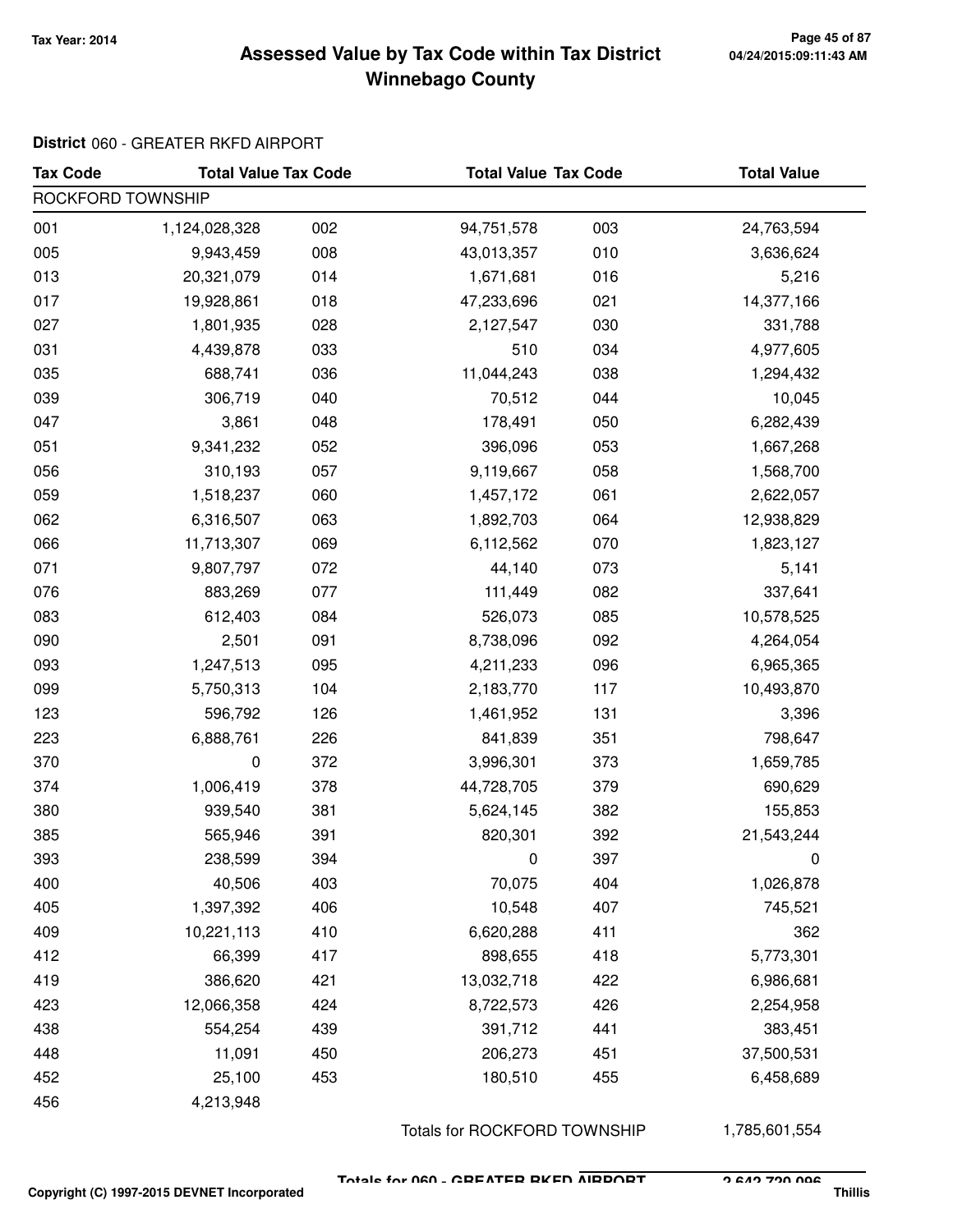# Assessed Value by Tax Code within Tax District
# Winnebago County

Tax Year: 2014

**District** 060 - GREATER RKFD AIRPORT

| Tax Code | Total Value | Tax Code | Total Value | Tax Code | Total Value |
|---|---|---|---|---|---|
| ROCKFORD TOWNSHIP | | | | | |
| 001 | 1,124,028,328 | 002 | 94,751,578 | 003 | 24,763,594 |
| 005 | 9,943,459 | 008 | 43,013,357 | 010 | 3,636,624 |
| 013 | 20,321,079 | 014 | 1,671,681 | 016 | 5,216 |
| 017 | 19,928,861 | 018 | 47,233,696 | 021 | 14,377,166 |
| 027 | 1,801,935 | 028 | 2,127,547 | 030 | 331,788 |
| 031 | 4,439,878 | 033 | 510 | 034 | 4,977,605 |
| 035 | 688,741 | 036 | 11,044,243 | 038 | 1,294,432 |
| 039 | 306,719 | 040 | 70,512 | 044 | 10,045 |
| 047 | 3,861 | 048 | 178,491 | 050 | 6,282,439 |
| 051 | 9,341,232 | 052 | 396,096 | 053 | 1,667,268 |
| 056 | 310,193 | 057 | 9,119,667 | 058 | 1,568,700 |
| 059 | 1,518,237 | 060 | 1,457,172 | 061 | 2,622,057 |
| 062 | 6,316,507 | 063 | 1,892,703 | 064 | 12,938,829 |
| 066 | 11,713,307 | 069 | 6,112,562 | 070 | 1,823,127 |
| 071 | 9,807,797 | 072 | 44,140 | 073 | 5,141 |
| 076 | 883,269 | 077 | 111,449 | 082 | 337,641 |
| 083 | 612,403 | 084 | 526,073 | 085 | 10,578,525 |
| 090 | 2,501 | 091 | 8,738,096 | 092 | 4,264,054 |
| 093 | 1,247,513 | 095 | 4,211,233 | 096 | 6,965,365 |
| 099 | 5,750,313 | 104 | 2,183,770 | 117 | 10,493,870 |
| 123 | 596,792 | 126 | 1,461,952 | 131 | 3,396 |
| 223 | 6,888,761 | 226 | 841,839 | 351 | 798,647 |
| 370 | 0 | 372 | 3,996,301 | 373 | 1,659,785 |
| 374 | 1,006,419 | 378 | 44,728,705 | 379 | 690,629 |
| 380 | 939,540 | 381 | 5,624,145 | 382 | 155,853 |
| 385 | 565,946 | 391 | 820,301 | 392 | 21,543,244 |
| 393 | 238,599 | 394 | 0 | 397 | 0 |
| 400 | 40,506 | 403 | 70,075 | 404 | 1,026,878 |
| 405 | 1,397,392 | 406 | 10,548 | 407 | 745,521 |
| 409 | 10,221,113 | 410 | 6,620,288 | 411 | 362 |
| 412 | 66,399 | 417 | 898,655 | 418 | 5,773,301 |
| 419 | 386,620 | 421 | 13,032,718 | 422 | 6,986,681 |
| 423 | 12,066,358 | 424 | 8,722,573 | 426 | 2,254,958 |
| 438 | 554,254 | 439 | 391,712 | 441 | 383,451 |
| 448 | 11,091 | 450 | 206,273 | 451 | 37,500,531 |
| 452 | 25,100 | 453 | 180,510 | 455 | 6,458,689 |
| 456 | 4,213,948 | | | | |
| | | | Totals for ROCKFORD TOWNSHIP | | 1,785,601,554 |

Totals for 060 - GREATER RKFD AIRPORT 2,642,720,096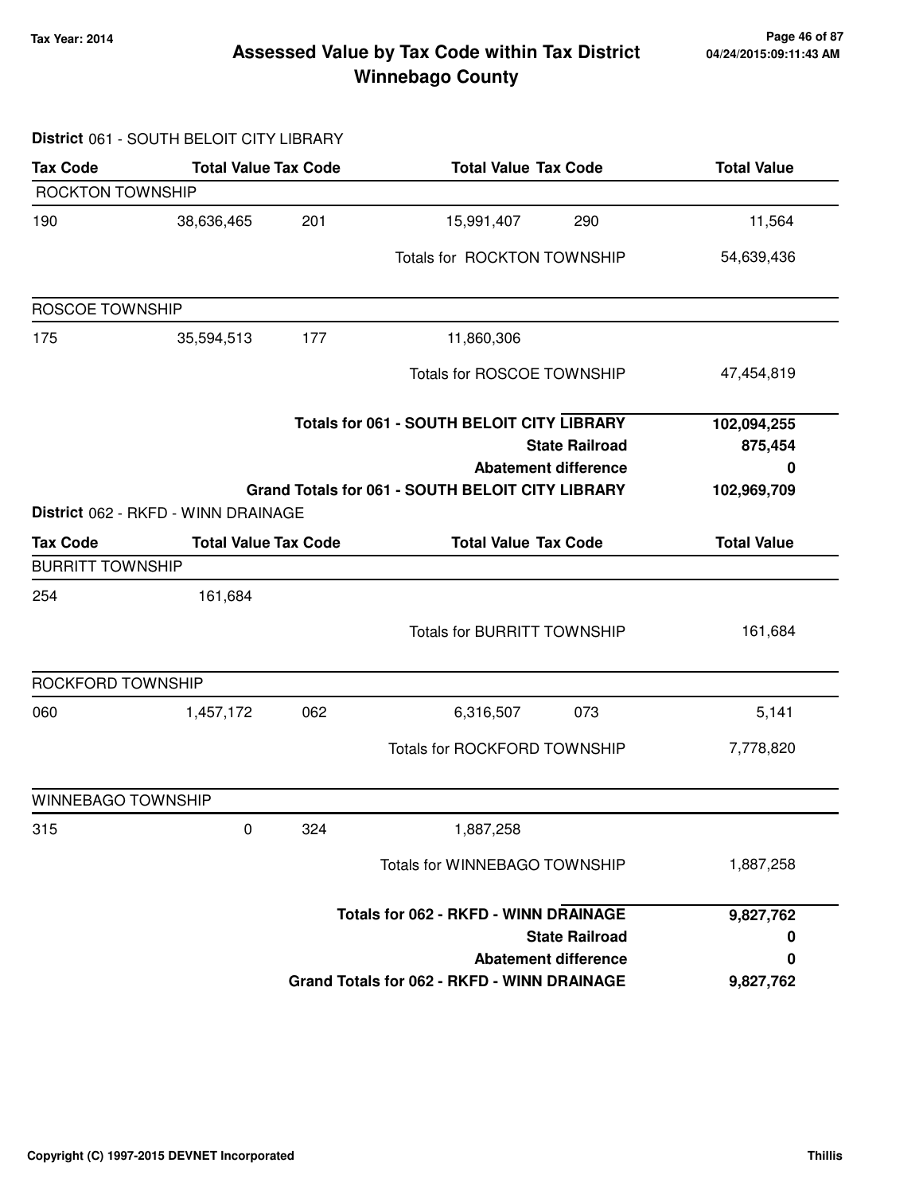# Assessed Value by Tax Code within Tax District
# Winnebago County

Tax Year: 2014

04/24/2015:09:11:43 AM

**District** 061 - SOUTH BELOIT CITY LIBRARY

| Tax Code | Total Value | Tax Code | Total Value | Tax Code | Total Value |
|---|---|---|---|---|---|
| **ROCKTON TOWNSHIP** | | | | | |
| 190 | 38,636,465 | 201 | 15,991,407 | 290 | 11,564 |
| | | | Totals for ROCKTON TOWNSHIP | | 54,639,436 |
| **ROSCOE TOWNSHIP** | | | | | |
| 175 | 35,594,513 | 177 | 11,860,306 | | |
| | | | Totals for ROSCOE TOWNSHIP | | 47,454,819 |

| | |
|---|---|
| **Totals for 061 - SOUTH BELOIT CITY LIBRARY** | **102,094,255** |
| **State Railroad** | **875,454** |
| **Abatement difference** | **0** |
| **Grand Totals for 061 - SOUTH BELOIT CITY LIBRARY** | **102,969,709** |

**District** 062 - RKFD - WINN DRAINAGE

| Tax Code | Total Value | Tax Code | Total Value | Tax Code | Total Value |
|---|---|---|---|---|---|
| **BURRITT TOWNSHIP** | | | | | |
| 254 | 161,684 | | | | |
| | | | Totals for BURRITT TOWNSHIP | | 161,684 |
| **ROCKFORD TOWNSHIP** | | | | | |
| 060 | 1,457,172 | 062 | 6,316,507 | 073 | 5,141 |
| | | | Totals for ROCKFORD TOWNSHIP | | 7,778,820 |
| **WINNEBAGO TOWNSHIP** | | | | | |
| 315 | 0 | 324 | 1,887,258 | | |
| | | | Totals for WINNEBAGO TOWNSHIP | | 1,887,258 |

| | |
|---|---|
| **Totals for 062 - RKFD - WINN DRAINAGE** | **9,827,762** |
| **State Railroad** | **0** |
| **Abatement difference** | **0** |
| **Grand Totals for 062 - RKFD - WINN DRAINAGE** | **9,827,762** |

Copyright (C) 1997-2015 DEVNET Incorporated

Thillis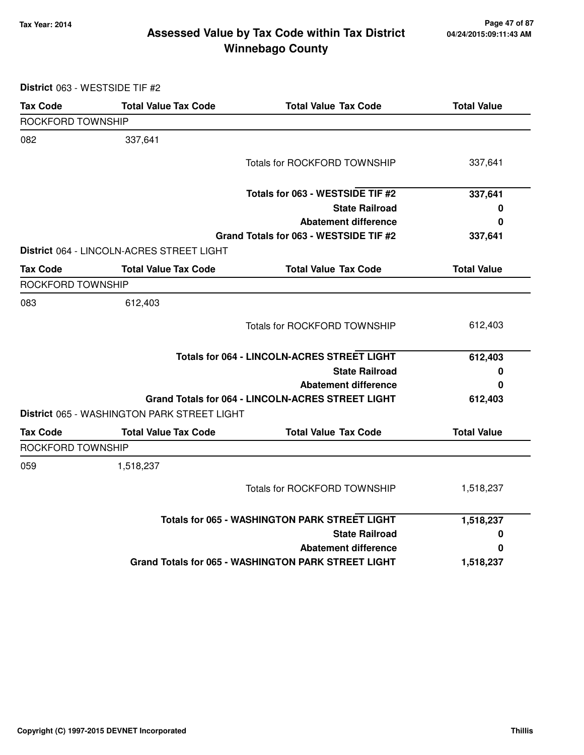# Assessed Value by Tax Code within Tax District
## Winnebago County

Tax Year: 2014

04/24/2015:09:11:43 AM

**District** 063 - WESTSIDE TIF #2

| Tax Code | Total Value Tax Code | Total Value Tax Code | Total Value |
|---|---|---|---|
| ROCKFORD TOWNSHIP | | | |
| 082 | 337,641 | | |
| | | Totals for ROCKFORD TOWNSHIP | 337,641 |
| | | **Totals for 063 - WESTSIDE TIF #2** | **337,641** |
| | | **State Railroad** | **0** |
| | | **Abatement difference** | **0** |
| | | **Grand Totals for 063 - WESTSIDE TIF #2** | **337,641** |

**District** 064 - LINCOLN-ACRES STREET LIGHT

| Tax Code | Total Value Tax Code | Total Value Tax Code | Total Value |
|---|---|---|---|
| ROCKFORD TOWNSHIP | | | |
| 083 | 612,403 | | |
| | | Totals for ROCKFORD TOWNSHIP | 612,403 |
| | | **Totals for 064 - LINCOLN-ACRES STREET LIGHT** | **612,403** |
| | | **State Railroad** | **0** |
| | | **Abatement difference** | **0** |
| | | **Grand Totals for 064 - LINCOLN-ACRES STREET LIGHT** | **612,403** |

**District** 065 - WASHINGTON PARK STREET LIGHT

| Tax Code | Total Value Tax Code | Total Value Tax Code | Total Value |
|---|---|---|---|
| ROCKFORD TOWNSHIP | | | |
| 059 | 1,518,237 | | |
| | | Totals for ROCKFORD TOWNSHIP | 1,518,237 |
| | | **Totals for 065 - WASHINGTON PARK STREET LIGHT** | **1,518,237** |
| | | **State Railroad** | **0** |
| | | **Abatement difference** | **0** |
| | | **Grand Totals for 065 - WASHINGTON PARK STREET LIGHT** | **1,518,237** |

Copyright (C) 1997-2015 DEVNET Incorporated — Thillis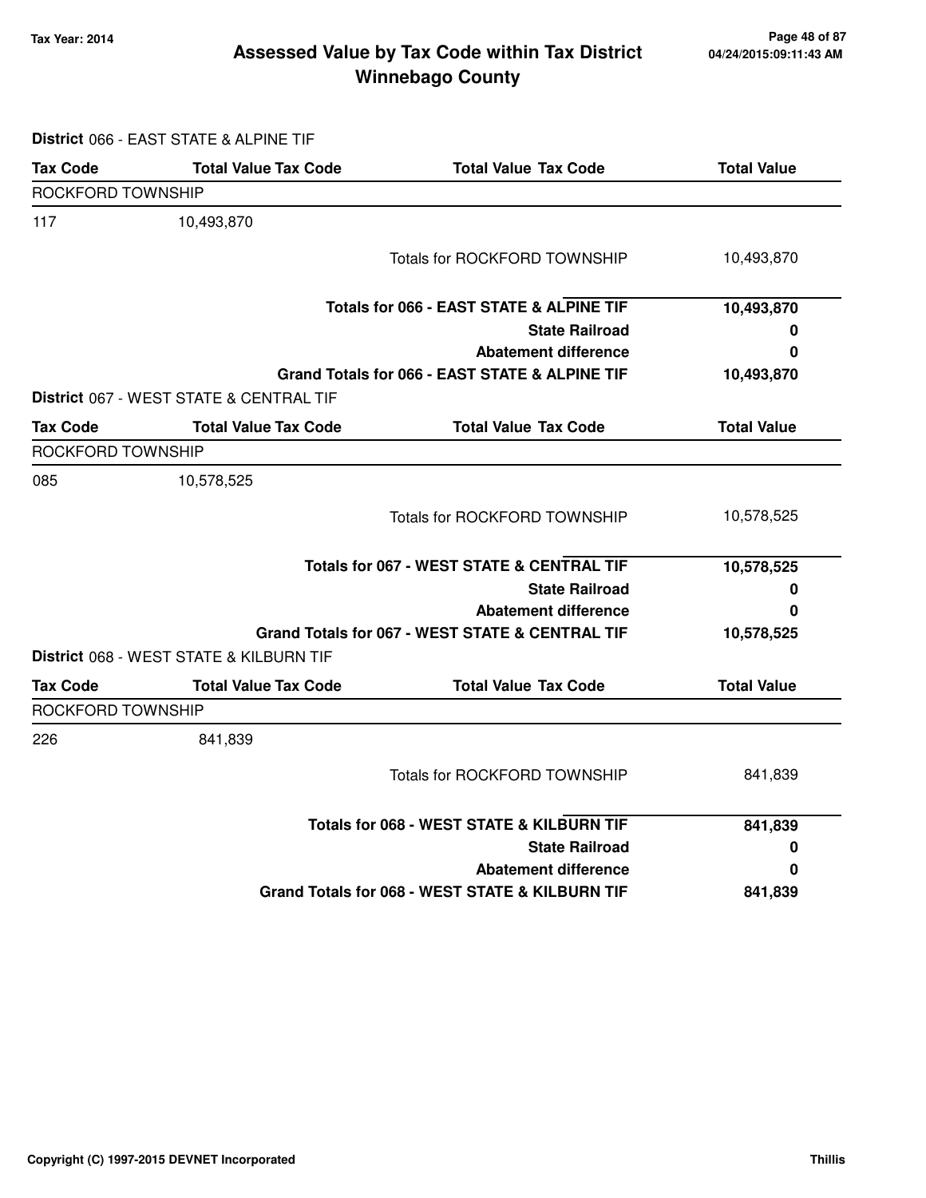# Assessed Value by Tax Code within Tax District
## Winnebago County

Tax Year: 2014

**District** 066 - EAST STATE & ALPINE TIF

| Tax Code | Total Value Tax Code | Total Value Tax Code | Total Value |
|---|---|---|---|
| ROCKFORD TOWNSHIP | | | |
| 117 | 10,493,870 | | |
| | | Totals for ROCKFORD TOWNSHIP | 10,493,870 |
| | | **Totals for 066 - EAST STATE & ALPINE TIF** | **10,493,870** |
| | | **State Railroad** | **0** |
| | | **Abatement difference** | **0** |
| | | **Grand Totals for 066 - EAST STATE & ALPINE TIF** | **10,493,870** |

**District** 067 - WEST STATE & CENTRAL TIF

| Tax Code | Total Value Tax Code | Total Value Tax Code | Total Value |
|---|---|---|---|
| ROCKFORD TOWNSHIP | | | |
| 085 | 10,578,525 | | |
| | | Totals for ROCKFORD TOWNSHIP | 10,578,525 |
| | | **Totals for 067 - WEST STATE & CENTRAL TIF** | **10,578,525** |
| | | **State Railroad** | **0** |
| | | **Abatement difference** | **0** |
| | | **Grand Totals for 067 - WEST STATE & CENTRAL TIF** | **10,578,525** |

**District** 068 - WEST STATE & KILBURN TIF

| Tax Code | Total Value Tax Code | Total Value Tax Code | Total Value |
|---|---|---|---|
| ROCKFORD TOWNSHIP | | | |
| 226 | 841,839 | | |
| | | Totals for ROCKFORD TOWNSHIP | 841,839 |
| | | **Totals for 068 - WEST STATE & KILBURN TIF** | **841,839** |
| | | **State Railroad** | **0** |
| | | **Abatement difference** | **0** |
| | | **Grand Totals for 068 - WEST STATE & KILBURN TIF** | **841,839** |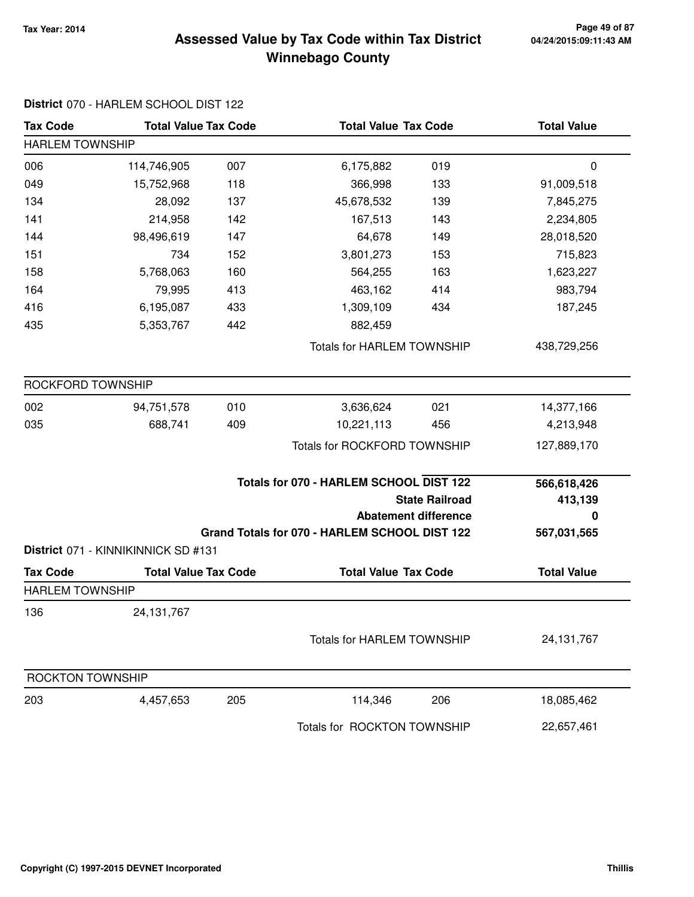# Assessed Value by Tax Code within Tax District
## Winnebago County

Tax Year: 2014

04/24/2015:09:11:43 AM

**District** 070 - HARLEM SCHOOL DIST 122

| Tax Code | Total Value | Tax Code | Total Value | Tax Code | Total Value |
|---|---|---|---|---|---|
| HARLEM TOWNSHIP | | | | | |
| 006 | 114,746,905 | 007 | 6,175,882 | 019 | 0 |
| 049 | 15,752,968 | 118 | 366,998 | 133 | 91,009,518 |
| 134 | 28,092 | 137 | 45,678,532 | 139 | 7,845,275 |
| 141 | 214,958 | 142 | 167,513 | 143 | 2,234,805 |
| 144 | 98,496,619 | 147 | 64,678 | 149 | 28,018,520 |
| 151 | 734 | 152 | 3,801,273 | 153 | 715,823 |
| 158 | 5,768,063 | 160 | 564,255 | 163 | 1,623,227 |
| 164 | 79,995 | 413 | 463,162 | 414 | 983,794 |
| 416 | 6,195,087 | 433 | 1,309,109 | 434 | 187,245 |
| 435 | 5,353,767 | 442 | 882,459 | | |
| | | | Totals for HARLEM TOWNSHIP | | 438,729,256 |
| ROCKFORD TOWNSHIP | | | | | |
| 002 | 94,751,578 | 010 | 3,636,624 | 021 | 14,377,166 |
| 035 | 688,741 | 409 | 10,221,113 | 456 | 4,213,948 |
| | | | Totals for ROCKFORD TOWNSHIP | | 127,889,170 |

| | |
|---|---|
| **Totals for 070 - HARLEM SCHOOL DIST 122** | **566,618,426** |
| **State Railroad** | **413,139** |
| **Abatement difference** | **0** |
| **Grand Totals for 070 - HARLEM SCHOOL DIST 122** | **567,031,565** |

**District** 071 - KINNIKINNICK SD #131

| Tax Code | Total Value | Tax Code | Total Value | Tax Code | Total Value |
|---|---|---|---|---|---|
| HARLEM TOWNSHIP | | | | | |
| 136 | 24,131,767 | | | | |
| | | | Totals for HARLEM TOWNSHIP | | 24,131,767 |
| ROCKTON TOWNSHIP | | | | | |
| 203 | 4,457,653 | 205 | 114,346 | 206 | 18,085,462 |
| | | | Totals for ROCKTON TOWNSHIP | | 22,657,461 |

Copyright (C) 1997-2015 DEVNET Incorporated

Thillis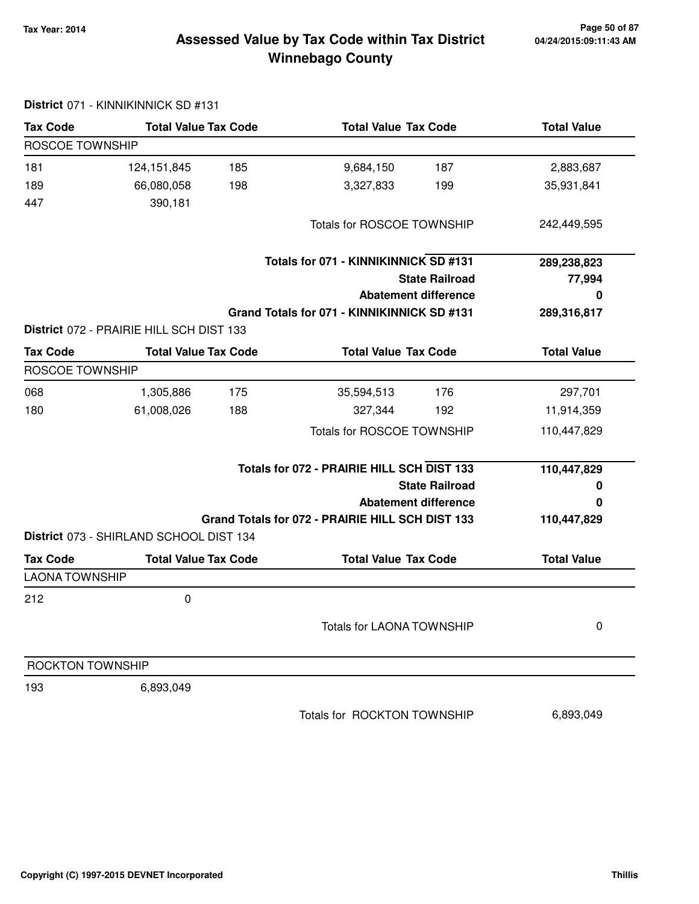# Assessed Value by Tax Code within Tax District
# Winnebago County

Tax Year: 2014

**District** 071 - KINNIKINNICK SD #131

| Tax Code | Total Value | Tax Code | Total Value | Tax Code | Total Value |
|---|---|---|---|---|---|
| ROSCOE TOWNSHIP | | | | | |
| 181 | 124,151,845 | 185 | 9,684,150 | 187 | 2,883,687 |
| 189 | 66,080,058 | 198 | 3,327,833 | 199 | 35,931,841 |
| 447 | 390,181 | | | | |
| | | | Totals for ROSCOE TOWNSHIP | | 242,449,595 |

| | |
|---|---|
| **Totals for 071 - KINNIKINNICK SD #131** | **289,238,823** |
| **State Railroad** | **77,994** |
| **Abatement difference** | **0** |
| **Grand Totals for 071 - KINNIKINNICK SD #131** | **289,316,817** |

**District** 072 - PRAIRIE HILL SCH DIST 133

| Tax Code | Total Value | Tax Code | Total Value | Tax Code | Total Value |
|---|---|---|---|---|---|
| ROSCOE TOWNSHIP | | | | | |
| 068 | 1,305,886 | 175 | 35,594,513 | 176 | 297,701 |
| 180 | 61,008,026 | 188 | 327,344 | 192 | 11,914,359 |
| | | | Totals for ROSCOE TOWNSHIP | | 110,447,829 |

| | |
|---|---|
| **Totals for 072 - PRAIRIE HILL SCH DIST 133** | **110,447,829** |
| **State Railroad** | **0** |
| **Abatement difference** | **0** |
| **Grand Totals for 072 - PRAIRIE HILL SCH DIST 133** | **110,447,829** |

**District** 073 - SHIRLAND SCHOOL DIST 134

| Tax Code | Total Value | Tax Code | Total Value | Tax Code | Total Value |
|---|---|---|---|---|---|
| LAONA TOWNSHIP | | | | | |
| 212 | 0 | | | | |
| | | | Totals for LAONA TOWNSHIP | | 0 |
| ROCKTON TOWNSHIP | | | | | |
| 193 | 6,893,049 | | | | |
| | | | Totals for ROCKTON TOWNSHIP | | 6,893,049 |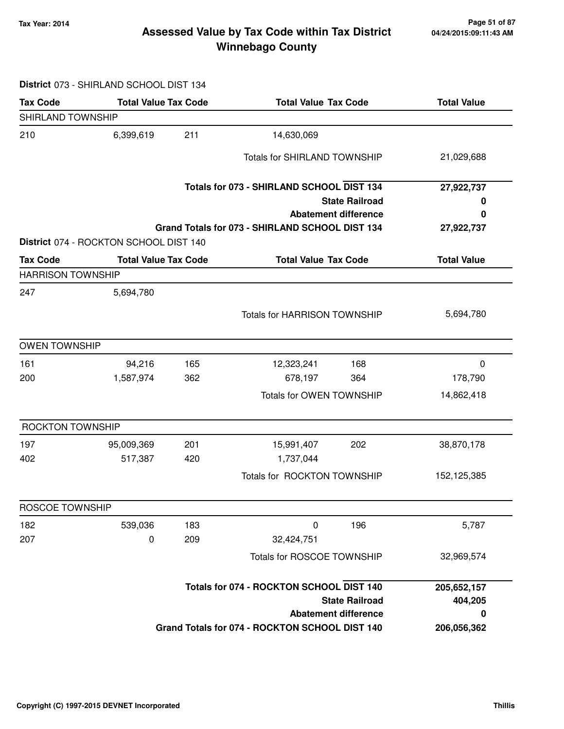# Assessed Value by Tax Code within Tax District
## Winnebago County

Tax Year: 2014

04/24/2015:09:11:43 AM

**District** 073 - SHIRLAND SCHOOL DIST 134

| Tax Code | Total Value | Tax Code | Total Value | Tax Code | Total Value |
|---|---|---|---|---|---|
| SHIRLAND TOWNSHIP | | | | | |
| 210 | 6,399,619 | 211 | 14,630,069 | | |
| | | | Totals for SHIRLAND TOWNSHIP | | 21,029,688 |
| | | | **Totals for 073 - SHIRLAND SCHOOL DIST 134** | | **27,922,737** |
| | | | **State Railroad** | | **0** |
| | | | **Abatement difference** | | **0** |
| | | | **Grand Totals for 073 - SHIRLAND SCHOOL DIST 134** | | **27,922,737** |

**District** 074 - ROCKTON SCHOOL DIST 140

| Tax Code | Total Value | Tax Code | Total Value | Tax Code | Total Value |
|---|---|---|---|---|---|
| HARRISON TOWNSHIP | | | | | |
| 247 | 5,694,780 | | | | |
| | | | Totals for HARRISON TOWNSHIP | | 5,694,780 |
| OWEN TOWNSHIP | | | | | |
| 161 | 94,216 | 165 | 12,323,241 | 168 | 0 |
| 200 | 1,587,974 | 362 | 678,197 | 364 | 178,790 |
| | | | Totals for OWEN TOWNSHIP | | 14,862,418 |
| ROCKTON TOWNSHIP | | | | | |
| 197 | 95,009,369 | 201 | 15,991,407 | 202 | 38,870,178 |
| 402 | 517,387 | 420 | 1,737,044 | | |
| | | | Totals for ROCKTON TOWNSHIP | | 152,125,385 |
| ROSCOE TOWNSHIP | | | | | |
| 182 | 539,036 | 183 | 0 | 196 | 5,787 |
| 207 | 0 | 209 | 32,424,751 | | |
| | | | Totals for ROSCOE TOWNSHIP | | 32,969,574 |
| | | | **Totals for 074 - ROCKTON SCHOOL DIST 140** | | **205,652,157** |
| | | | **State Railroad** | | **404,205** |
| | | | **Abatement difference** | | **0** |
| | | | **Grand Totals for 074 - ROCKTON SCHOOL DIST 140** | | **206,056,362** |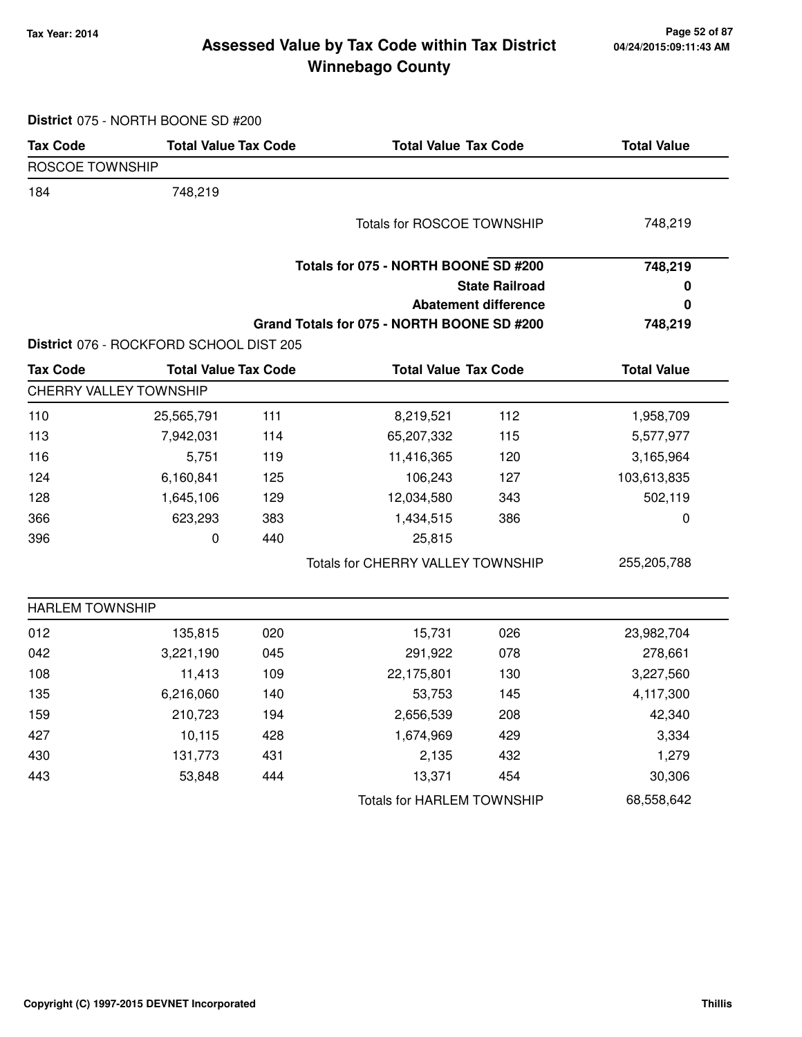# Assessed Value by Tax Code within Tax District

## Winnebago County

Tax Year: 2014

**District** 075 - NORTH BOONE SD #200

| Tax Code | Total Value | Tax Code | Total Value | Tax Code | Total Value |
|---|---|---|---|---|---|
| ROSCOE TOWNSHIP | | | | | |
| 184 | 748,219 | | | | |
| | | | Totals for ROSCOE TOWNSHIP | | 748,219 |
| | | | **Totals for 075 - NORTH BOONE SD #200** | | **748,219** |
| | | | | **State Railroad** | **0** |
| | | | | **Abatement difference** | **0** |
| | | | **Grand Totals for 075 - NORTH BOONE SD #200** | | **748,219** |

**District** 076 - ROCKFORD SCHOOL DIST 205

| Tax Code | Total Value | Tax Code | Total Value | Tax Code | Total Value |
|---|---|---|---|---|---|
| CHERRY VALLEY TOWNSHIP | | | | | |
| 110 | 25,565,791 | 111 | 8,219,521 | 112 | 1,958,709 |
| 113 | 7,942,031 | 114 | 65,207,332 | 115 | 5,577,977 |
| 116 | 5,751 | 119 | 11,416,365 | 120 | 3,165,964 |
| 124 | 6,160,841 | 125 | 106,243 | 127 | 103,613,835 |
| 128 | 1,645,106 | 129 | 12,034,580 | 343 | 502,119 |
| 366 | 623,293 | 383 | 1,434,515 | 386 | 0 |
| 396 | 0 | 440 | 25,815 | | |
| | | | Totals for CHERRY VALLEY TOWNSHIP | | 255,205,788 |
| HARLEM TOWNSHIP | | | | | |
| 012 | 135,815 | 020 | 15,731 | 026 | 23,982,704 |
| 042 | 3,221,190 | 045 | 291,922 | 078 | 278,661 |
| 108 | 11,413 | 109 | 22,175,801 | 130 | 3,227,560 |
| 135 | 6,216,060 | 140 | 53,753 | 145 | 4,117,300 |
| 159 | 210,723 | 194 | 2,656,539 | 208 | 42,340 |
| 427 | 10,115 | 428 | 1,674,969 | 429 | 3,334 |
| 430 | 131,773 | 431 | 2,135 | 432 | 1,279 |
| 443 | 53,848 | 444 | 13,371 | 454 | 30,306 |
| | | | Totals for HARLEM TOWNSHIP | | 68,558,642 |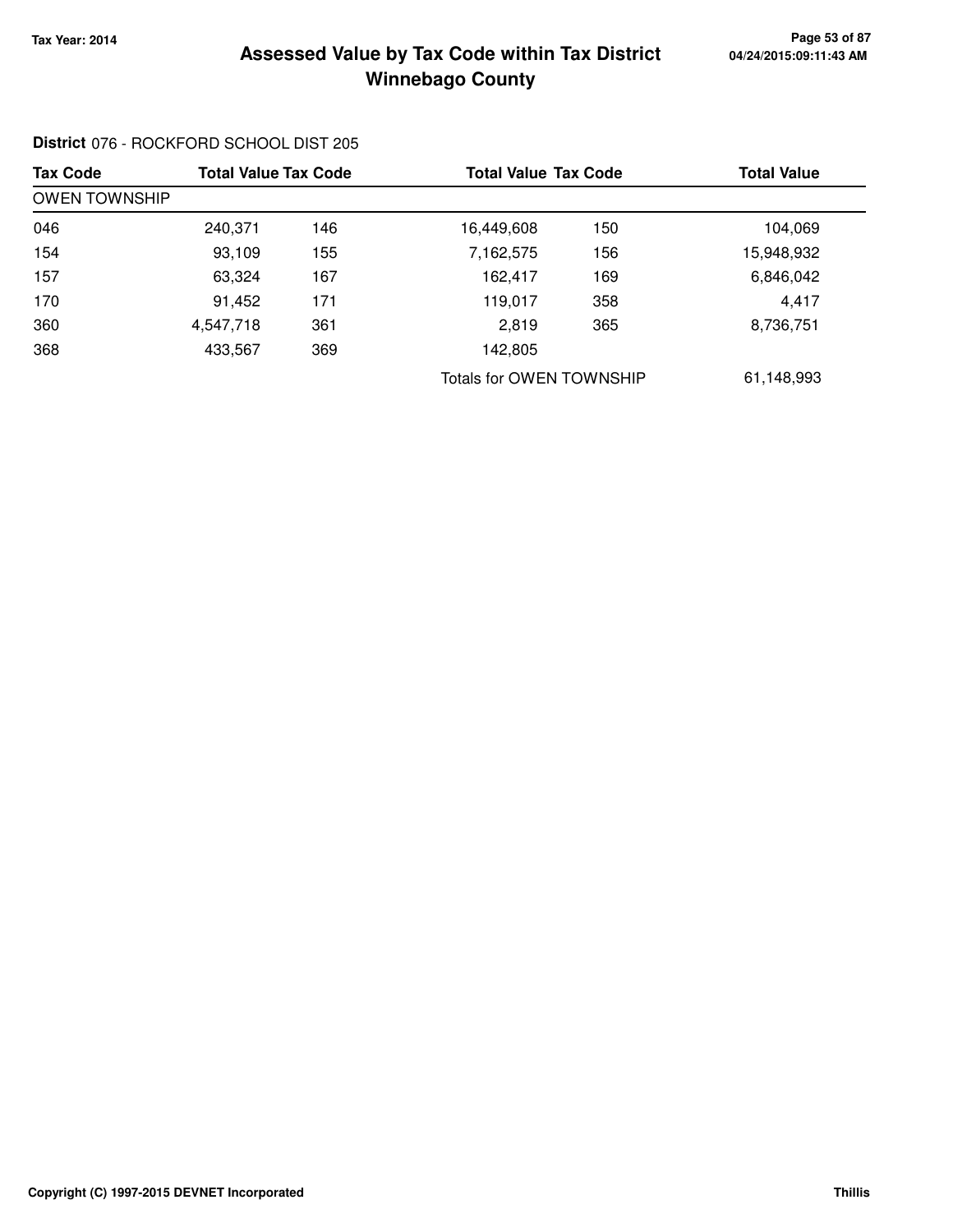# Assessed Value by Tax Code within Tax District
## Winnebago County

Tax Year: 2014

**District** 076 - ROCKFORD SCHOOL DIST 205

| Tax Code | Total Value | Tax Code | Total Value | Tax Code | Total Value |
|---|---|---|---|---|---|
| OWEN TOWNSHIP | | | | | |
| 046 | 240,371 | 146 | 16,449,608 | 150 | 104,069 |
| 154 | 93,109 | 155 | 7,162,575 | 156 | 15,948,932 |
| 157 | 63,324 | 167 | 162,417 | 169 | 6,846,042 |
| 170 | 91,452 | 171 | 119,017 | 358 | 4,417 |
| 360 | 4,547,718 | 361 | 2,819 | 365 | 8,736,751 |
| 368 | 433,567 | 369 | 142,805 | | |
| | | | Totals for OWEN TOWNSHIP | | 61,148,993 |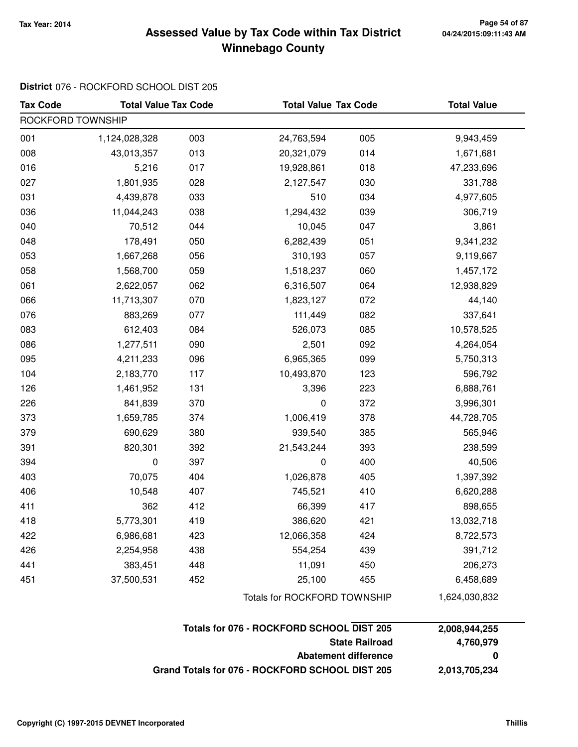# Assessed Value by Tax Code within Tax District
# Winnebago County

Tax Year: 2014

**District** 076 - ROCKFORD SCHOOL DIST 205

| Tax Code | Total Value | Tax Code | Total Value | Tax Code | Total Value |
|---|---|---|---|---|---|
| ROCKFORD TOWNSHIP | | | | | |
| 001 | 1,124,028,328 | 003 | 24,763,594 | 005 | 9,943,459 |
| 008 | 43,013,357 | 013 | 20,321,079 | 014 | 1,671,681 |
| 016 | 5,216 | 017 | 19,928,861 | 018 | 47,233,696 |
| 027 | 1,801,935 | 028 | 2,127,547 | 030 | 331,788 |
| 031 | 4,439,878 | 033 | 510 | 034 | 4,977,605 |
| 036 | 11,044,243 | 038 | 1,294,432 | 039 | 306,719 |
| 040 | 70,512 | 044 | 10,045 | 047 | 3,861 |
| 048 | 178,491 | 050 | 6,282,439 | 051 | 9,341,232 |
| 053 | 1,667,268 | 056 | 310,193 | 057 | 9,119,667 |
| 058 | 1,568,700 | 059 | 1,518,237 | 060 | 1,457,172 |
| 061 | 2,622,057 | 062 | 6,316,507 | 064 | 12,938,829 |
| 066 | 11,713,307 | 070 | 1,823,127 | 072 | 44,140 |
| 076 | 883,269 | 077 | 111,449 | 082 | 337,641 |
| 083 | 612,403 | 084 | 526,073 | 085 | 10,578,525 |
| 086 | 1,277,511 | 090 | 2,501 | 092 | 4,264,054 |
| 095 | 4,211,233 | 096 | 6,965,365 | 099 | 5,750,313 |
| 104 | 2,183,770 | 117 | 10,493,870 | 123 | 596,792 |
| 126 | 1,461,952 | 131 | 3,396 | 223 | 6,888,761 |
| 226 | 841,839 | 370 | 0 | 372 | 3,996,301 |
| 373 | 1,659,785 | 374 | 1,006,419 | 378 | 44,728,705 |
| 379 | 690,629 | 380 | 939,540 | 385 | 565,946 |
| 391 | 820,301 | 392 | 21,543,244 | 393 | 238,599 |
| 394 | 0 | 397 | 0 | 400 | 40,506 |
| 403 | 70,075 | 404 | 1,026,878 | 405 | 1,397,392 |
| 406 | 10,548 | 407 | 745,521 | 410 | 6,620,288 |
| 411 | 362 | 412 | 66,399 | 417 | 898,655 |
| 418 | 5,773,301 | 419 | 386,620 | 421 | 13,032,718 |
| 422 | 6,986,681 | 423 | 12,066,358 | 424 | 8,722,573 |
| 426 | 2,254,958 | 438 | 554,254 | 439 | 391,712 |
| 441 | 383,451 | 448 | 11,091 | 450 | 206,273 |
| 451 | 37,500,531 | 452 | 25,100 | 455 | 6,458,689 |
| | | | Totals for ROCKFORD TOWNSHIP | | 1,624,030,832 |

| | |
|---|---|
| **Totals for 076 - ROCKFORD SCHOOL DIST 205** | **2,008,944,255** |
| **State Railroad** | **4,760,979** |
| **Abatement difference** | **0** |
| **Grand Totals for 076 - ROCKFORD SCHOOL DIST 205** | **2,013,705,234** |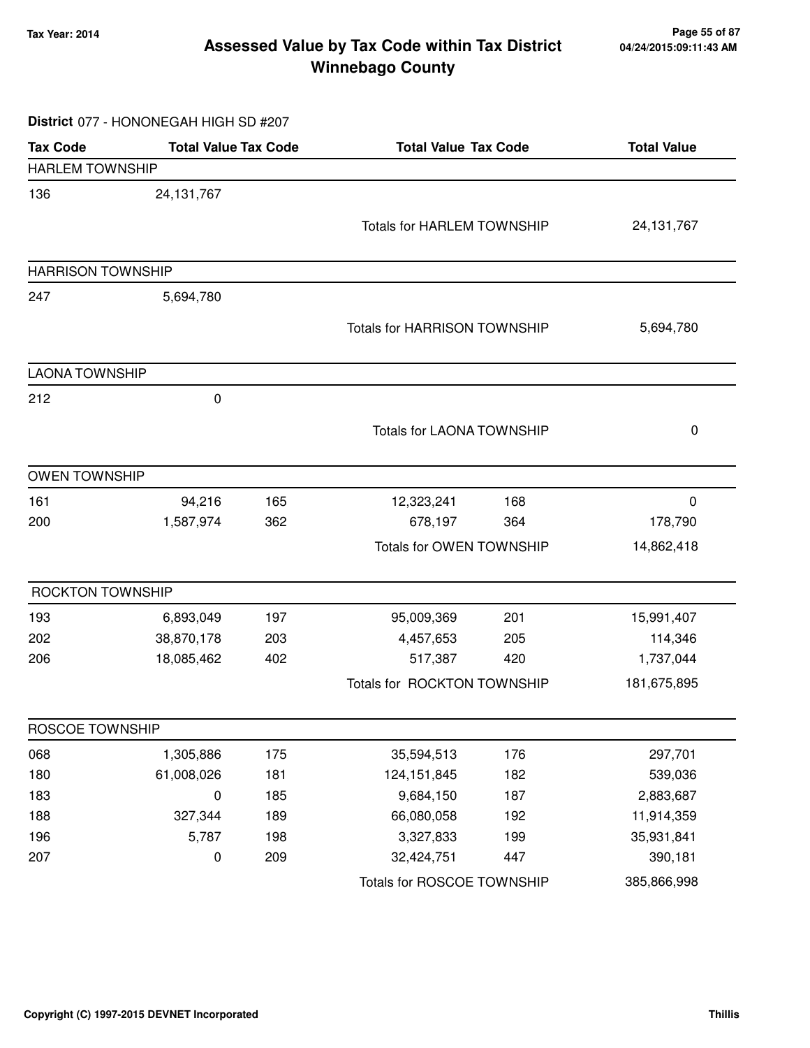# Assessed Value by Tax Code within Tax District
## Winnebago County

Tax Year: 2014

04/24/2015:09:11:43 AM

**District** 077 - HONONEGAH HIGH SD #207

| Tax Code | Total Value | Tax Code | Total Value | Tax Code | Total Value |
|---|---|---|---|---|---|
| **HARLEM TOWNSHIP** | | | | | |
| 136 | 24,131,767 | | | | |
| | | | Totals for HARLEM TOWNSHIP | | 24,131,767 |
| **HARRISON TOWNSHIP** | | | | | |
| 247 | 5,694,780 | | | | |
| | | | Totals for HARRISON TOWNSHIP | | 5,694,780 |
| **LAONA TOWNSHIP** | | | | | |
| 212 | 0 | | | | |
| | | | Totals for LAONA TOWNSHIP | | 0 |
| **OWEN TOWNSHIP** | | | | | |
| 161 | 94,216 | 165 | 12,323,241 | 168 | 0 |
| 200 | 1,587,974 | 362 | 678,197 | 364 | 178,790 |
| | | | Totals for OWEN TOWNSHIP | | 14,862,418 |
| **ROCKTON TOWNSHIP** | | | | | |
| 193 | 6,893,049 | 197 | 95,009,369 | 201 | 15,991,407 |
| 202 | 38,870,178 | 203 | 4,457,653 | 205 | 114,346 |
| 206 | 18,085,462 | 402 | 517,387 | 420 | 1,737,044 |
| | | | Totals for ROCKTON TOWNSHIP | | 181,675,895 |
| **ROSCOE TOWNSHIP** | | | | | |
| 068 | 1,305,886 | 175 | 35,594,513 | 176 | 297,701 |
| 180 | 61,008,026 | 181 | 124,151,845 | 182 | 539,036 |
| 183 | 0 | 185 | 9,684,150 | 187 | 2,883,687 |
| 188 | 327,344 | 189 | 66,080,058 | 192 | 11,914,359 |
| 196 | 5,787 | 198 | 3,327,833 | 199 | 35,931,841 |
| 207 | 0 | 209 | 32,424,751 | 447 | 390,181 |
| | | | Totals for ROSCOE TOWNSHIP | | 385,866,998 |

Copyright (C) 1997-2015 DEVNET Incorporated

Thillis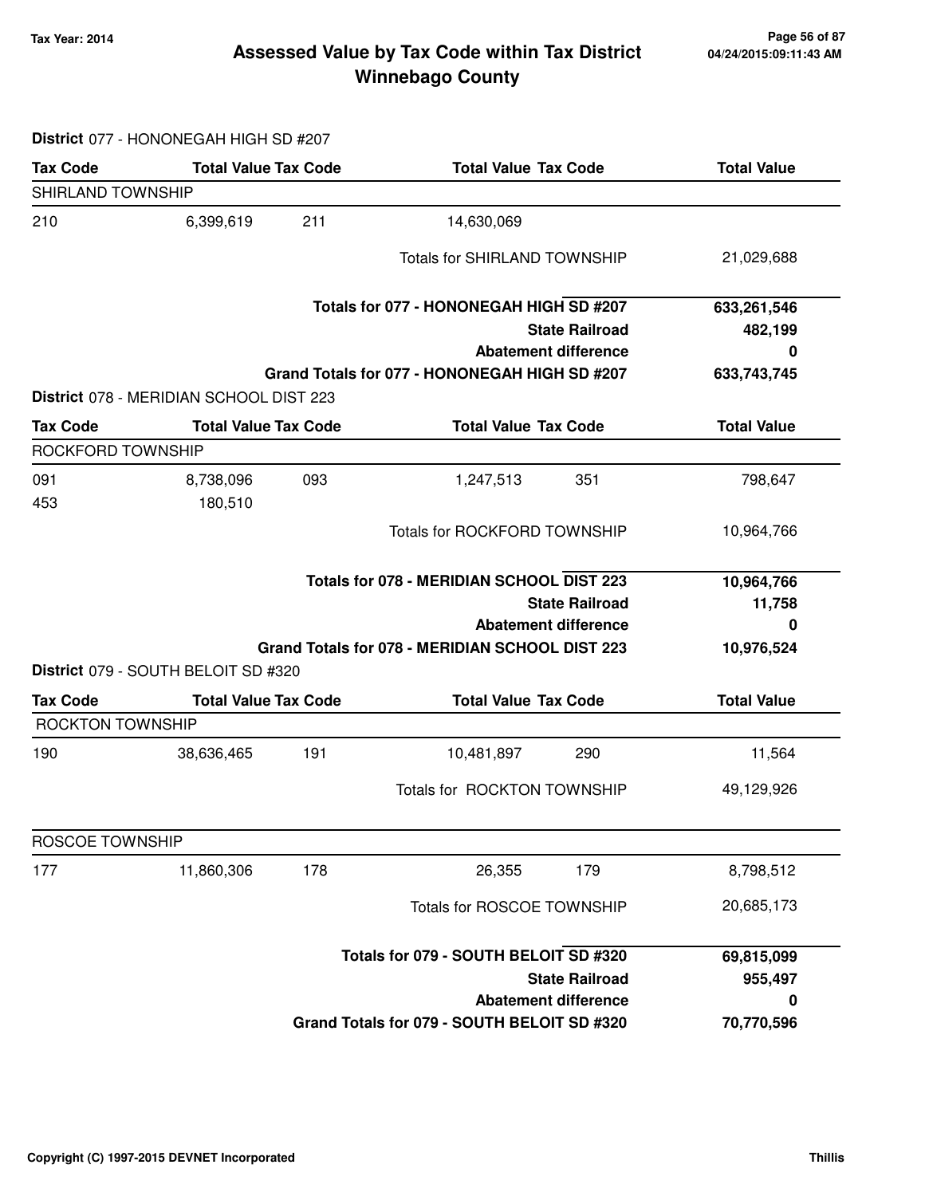# Assessed Value by Tax Code within Tax District
## Winnebago County

Tax Year: 2014

**District** 077 - HONONEGAH HIGH SD #207

| Tax Code | Total Value | Tax Code | Total Value | Tax Code | Total Value |
|---|---|---|---|---|---|
| SHIRLAND TOWNSHIP | | | | | |
| 210 | 6,399,619 | 211 | 14,630,069 | | |
| | | | Totals for SHIRLAND TOWNSHIP | | 21,029,688 |
| | | | **Totals for 077 - HONONEGAH HIGH SD #207** | | **633,261,546** |
| | | | | **State Railroad** | **482,199** |
| | | | | **Abatement difference** | **0** |
| | | | **Grand Totals for 077 - HONONEGAH HIGH SD #207** | | **633,743,745** |

**District** 078 - MERIDIAN SCHOOL DIST 223

| Tax Code | Total Value | Tax Code | Total Value | Tax Code | Total Value |
|---|---|---|---|---|---|
| ROCKFORD TOWNSHIP | | | | | |
| 091 | 8,738,096 | 093 | 1,247,513 | 351 | 798,647 |
| 453 | 180,510 | | | | |
| | | | Totals for ROCKFORD TOWNSHIP | | 10,964,766 |
| | | | **Totals for 078 - MERIDIAN SCHOOL DIST 223** | | **10,964,766** |
| | | | | **State Railroad** | **11,758** |
| | | | | **Abatement difference** | **0** |
| | | | **Grand Totals for 078 - MERIDIAN SCHOOL DIST 223** | | **10,976,524** |

**District** 079 - SOUTH BELOIT SD #320

| Tax Code | Total Value | Tax Code | Total Value | Tax Code | Total Value |
|---|---|---|---|---|---|
| ROCKTON TOWNSHIP | | | | | |
| 190 | 38,636,465 | 191 | 10,481,897 | 290 | 11,564 |
| | | | Totals for ROCKTON TOWNSHIP | | 49,129,926 |
| ROSCOE TOWNSHIP | | | | | |
| 177 | 11,860,306 | 178 | 26,355 | 179 | 8,798,512 |
| | | | Totals for ROSCOE TOWNSHIP | | 20,685,173 |
| | | | **Totals for 079 - SOUTH BELOIT SD #320** | | **69,815,099** |
| | | | | **State Railroad** | **955,497** |
| | | | | **Abatement difference** | **0** |
| | | | **Grand Totals for 079 - SOUTH BELOIT SD #320** | | **70,770,596** |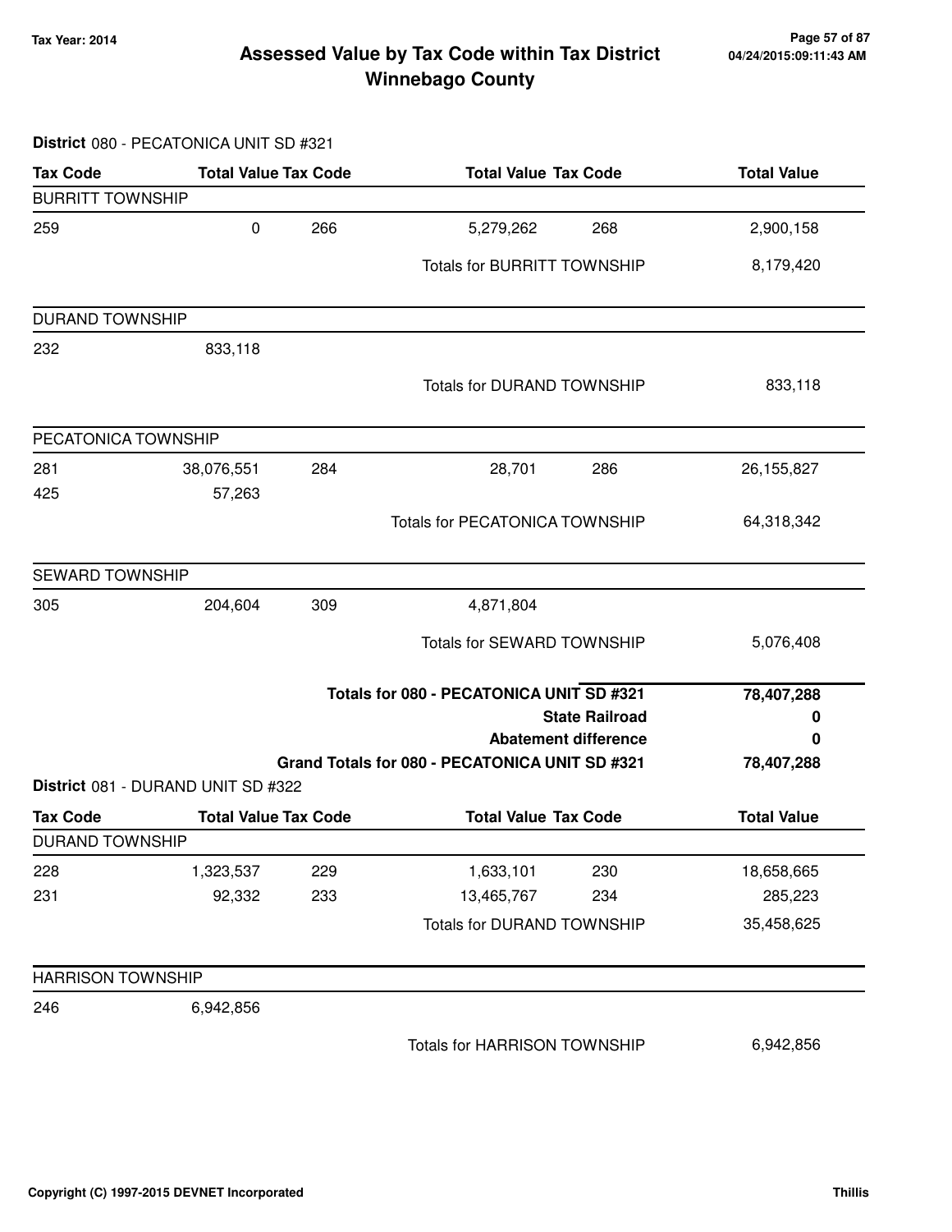# Assessed Value by Tax Code within Tax District
## Winnebago County

Tax Year: 2014

**District** 080 - PECATONICA UNIT SD #321

| Tax Code | Total Value | Tax Code | Total Value | Tax Code | Total Value |
|---|---|---|---|---|---|
| BURRITT TOWNSHIP | | | | | |
| 259 | 0 | 266 | 5,279,262 | 268 | 2,900,158 |
| | | | Totals for BURRITT TOWNSHIP | | 8,179,420 |
| DURAND TOWNSHIP | | | | | |
| 232 | 833,118 | | | | |
| | | | Totals for DURAND TOWNSHIP | | 833,118 |
| PECATONICA TOWNSHIP | | | | | |
| 281 | 38,076,551 | 284 | 28,701 | 286 | 26,155,827 |
| 425 | 57,263 | | | | |
| | | | Totals for PECATONICA TOWNSHIP | | 64,318,342 |
| SEWARD TOWNSHIP | | | | | |
| 305 | 204,604 | 309 | 4,871,804 | | |
| | | | Totals for SEWARD TOWNSHIP | | 5,076,408 |

| | |
|---|---|
| **Totals for 080 - PECATONICA UNIT SD #321** | **78,407,288** |
| **State Railroad** | **0** |
| **Abatement difference** | **0** |
| **Grand Totals for 080 - PECATONICA UNIT SD #321** | **78,407,288** |

**District** 081 - DURAND UNIT SD #322

| Tax Code | Total Value | Tax Code | Total Value | Tax Code | Total Value |
|---|---|---|---|---|---|
| DURAND TOWNSHIP | | | | | |
| 228 | 1,323,537 | 229 | 1,633,101 | 230 | 18,658,665 |
| 231 | 92,332 | 233 | 13,465,767 | 234 | 285,223 |
| | | | Totals for DURAND TOWNSHIP | | 35,458,625 |
| HARRISON TOWNSHIP | | | | | |
| 246 | 6,942,856 | | | | |
| | | | Totals for HARRISON TOWNSHIP | | 6,942,856 |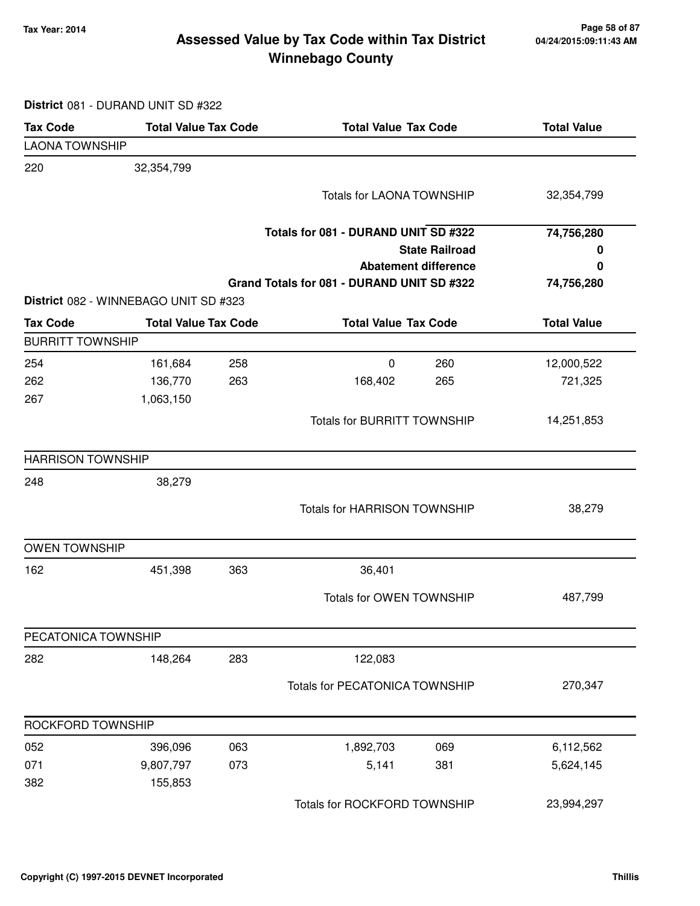**Tax Year: 2014**

# Assessed Value by Tax Code within Tax District
# Winnebago County

**District** 081 - DURAND UNIT SD #322

| Tax Code | Total Value | Tax Code | Total Value | Tax Code | Total Value |
|---|---|---|---|---|---|
| **LAONA TOWNSHIP** | | | | | |
| 220 | 32,354,799 | | | | |
| | | | Totals for LAONA TOWNSHIP | | 32,354,799 |
| | | | **Totals for 081 - DURAND UNIT SD #322** | | **74,756,280** |
| | | | | **State Railroad** | **0** |
| | | | | **Abatement difference** | **0** |
| | | | **Grand Totals for 081 - DURAND UNIT SD #322** | | **74,756,280** |

**District** 082 - WINNEBAGO UNIT SD #323

| Tax Code | Total Value | Tax Code | Total Value | Tax Code | Total Value |
|---|---|---|---|---|---|
| **BURRITT TOWNSHIP** | | | | | |
| 254 | 161,684 | 258 | 0 | 260 | 12,000,522 |
| 262 | 136,770 | 263 | 168,402 | 265 | 721,325 |
| 267 | 1,063,150 | | | | |
| | | | Totals for BURRITT TOWNSHIP | | 14,251,853 |
| **HARRISON TOWNSHIP** | | | | | |
| 248 | 38,279 | | | | |
| | | | Totals for HARRISON TOWNSHIP | | 38,279 |
| **OWEN TOWNSHIP** | | | | | |
| 162 | 451,398 | 363 | 36,401 | | |
| | | | Totals for OWEN TOWNSHIP | | 487,799 |
| **PECATONICA TOWNSHIP** | | | | | |
| 282 | 148,264 | 283 | 122,083 | | |
| | | | Totals for PECATONICA TOWNSHIP | | 270,347 |
| **ROCKFORD TOWNSHIP** | | | | | |
| 052 | 396,096 | 063 | 1,892,703 | 069 | 6,112,562 |
| 071 | 9,807,797 | 073 | 5,141 | 381 | 5,624,145 |
| 382 | 155,853 | | | | |
| | | | Totals for ROCKFORD TOWNSHIP | | 23,994,297 |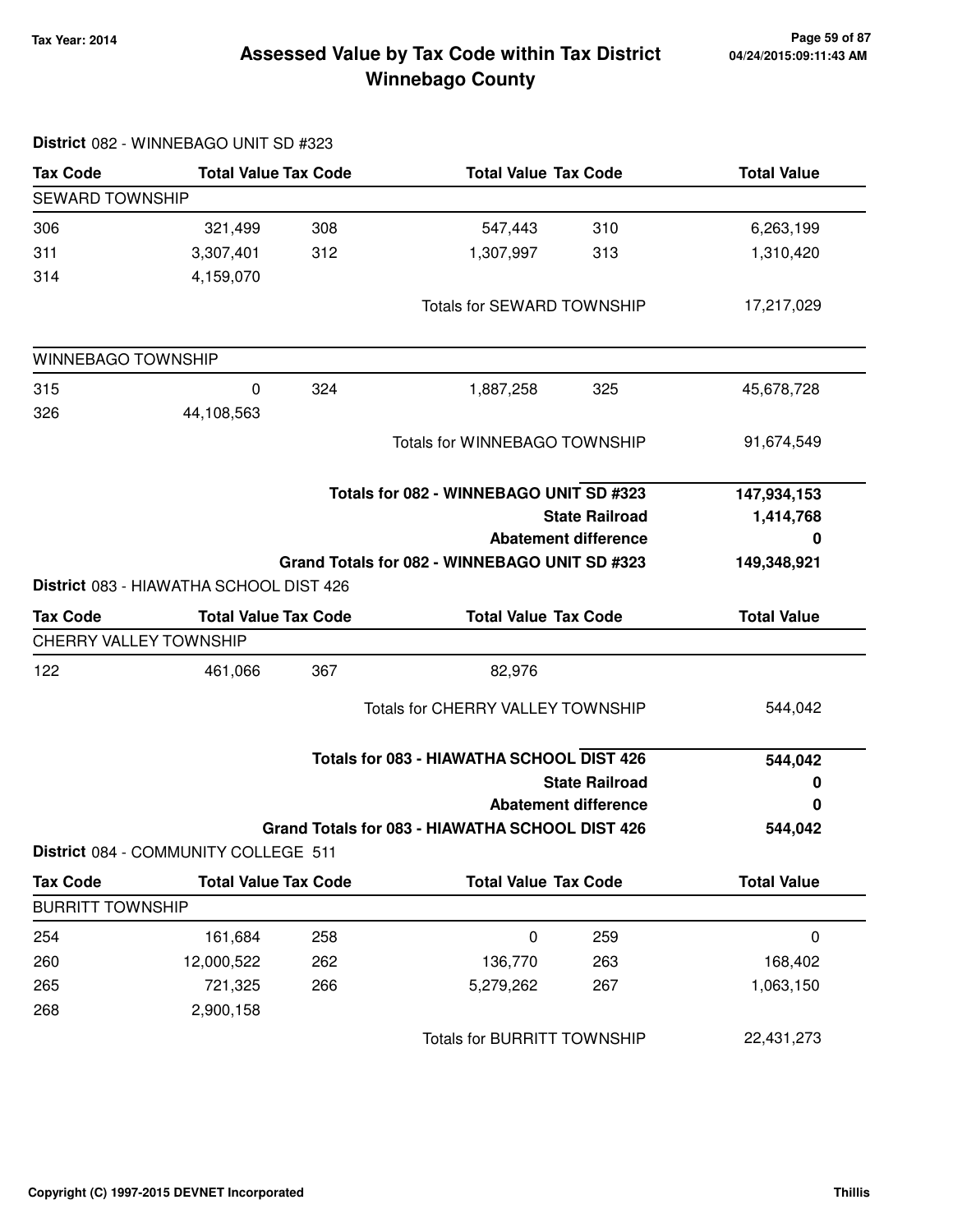# Assessed Value by Tax Code within Tax District
## Winnebago County

Tax Year: 2014

04/24/2015:09:11:43 AM

**District** 082 - WINNEBAGO UNIT SD #323

| Tax Code | Total Value | Tax Code | Total Value | Tax Code | Total Value |
|---|---|---|---|---|---|
| SEWARD TOWNSHIP | | | | | |
| 306 | 321,499 | 308 | 547,443 | 310 | 6,263,199 |
| 311 | 3,307,401 | 312 | 1,307,997 | 313 | 1,310,420 |
| 314 | 4,159,070 | | | | |
| | | | Totals for SEWARD TOWNSHIP | | 17,217,029 |
| WINNEBAGO TOWNSHIP | | | | | |
| 315 | 0 | 324 | 1,887,258 | 325 | 45,678,728 |
| 326 | 44,108,563 | | | | |
| | | | Totals for WINNEBAGO TOWNSHIP | | 91,674,549 |

| | |
|---|---|
| **Totals for 082 - WINNEBAGO UNIT SD #323** | **147,934,153** |
| **State Railroad** | **1,414,768** |
| **Abatement difference** | **0** |
| **Grand Totals for 082 - WINNEBAGO UNIT SD #323** | **149,348,921** |

**District** 083 - HIAWATHA SCHOOL DIST 426

| Tax Code | Total Value | Tax Code | Total Value | Tax Code | Total Value |
|---|---|---|---|---|---|
| CHERRY VALLEY TOWNSHIP | | | | | |
| 122 | 461,066 | 367 | 82,976 | | |
| | | | Totals for CHERRY VALLEY TOWNSHIP | | 544,042 |

| | |
|---|---|
| **Totals for 083 - HIAWATHA SCHOOL DIST 426** | **544,042** |
| **State Railroad** | **0** |
| **Abatement difference** | **0** |
| **Grand Totals for 083 - HIAWATHA SCHOOL DIST 426** | **544,042** |

**District** 084 - COMMUNITY COLLEGE 511

| Tax Code | Total Value | Tax Code | Total Value | Tax Code | Total Value |
|---|---|---|---|---|---|
| BURRITT TOWNSHIP | | | | | |
| 254 | 161,684 | 258 | 0 | 259 | 0 |
| 260 | 12,000,522 | 262 | 136,770 | 263 | 168,402 |
| 265 | 721,325 | 266 | 5,279,262 | 267 | 1,063,150 |
| 268 | 2,900,158 | | | | |
| | | | Totals for BURRITT TOWNSHIP | | 22,431,273 |

Copyright (C) 1997-2015 DEVNET Incorporated

Thillis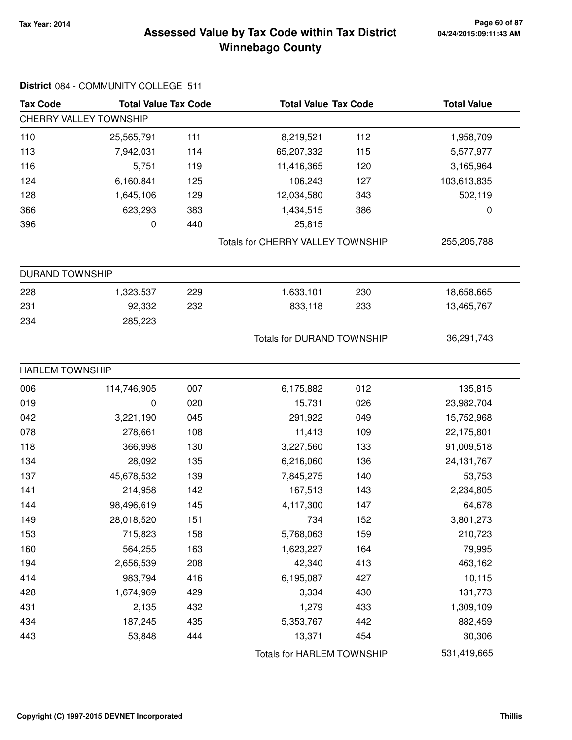# Assessed Value by Tax Code within Tax District Winnebago County

Tax Year: 2014

04/24/2015:09:11:43 AM

**District** 084 - COMMUNITY COLLEGE 511

| Tax Code | Total Value | Tax Code | Total Value | Tax Code | Total Value |
|---|---|---|---|---|---|
| **CHERRY VALLEY TOWNSHIP** | | | | | |
| 110 | 25,565,791 | 111 | 8,219,521 | 112 | 1,958,709 |
| 113 | 7,942,031 | 114 | 65,207,332 | 115 | 5,577,977 |
| 116 | 5,751 | 119 | 11,416,365 | 120 | 3,165,964 |
| 124 | 6,160,841 | 125 | 106,243 | 127 | 103,613,835 |
| 128 | 1,645,106 | 129 | 12,034,580 | 343 | 502,119 |
| 366 | 623,293 | 383 | 1,434,515 | 386 | 0 |
| 396 | 0 | 440 | 25,815 | | |
| | | | Totals for CHERRY VALLEY TOWNSHIP | | 255,205,788 |
| **DURAND TOWNSHIP** | | | | | |
| 228 | 1,323,537 | 229 | 1,633,101 | 230 | 18,658,665 |
| 231 | 92,332 | 232 | 833,118 | 233 | 13,465,767 |
| 234 | 285,223 | | | | |
| | | | Totals for DURAND TOWNSHIP | | 36,291,743 |
| **HARLEM TOWNSHIP** | | | | | |
| 006 | 114,746,905 | 007 | 6,175,882 | 012 | 135,815 |
| 019 | 0 | 020 | 15,731 | 026 | 23,982,704 |
| 042 | 3,221,190 | 045 | 291,922 | 049 | 15,752,968 |
| 078 | 278,661 | 108 | 11,413 | 109 | 22,175,801 |
| 118 | 366,998 | 130 | 3,227,560 | 133 | 91,009,518 |
| 134 | 28,092 | 135 | 6,216,060 | 136 | 24,131,767 |
| 137 | 45,678,532 | 139 | 7,845,275 | 140 | 53,753 |
| 141 | 214,958 | 142 | 167,513 | 143 | 2,234,805 |
| 144 | 98,496,619 | 145 | 4,117,300 | 147 | 64,678 |
| 149 | 28,018,520 | 151 | 734 | 152 | 3,801,273 |
| 153 | 715,823 | 158 | 5,768,063 | 159 | 210,723 |
| 160 | 564,255 | 163 | 1,623,227 | 164 | 79,995 |
| 194 | 2,656,539 | 208 | 42,340 | 413 | 463,162 |
| 414 | 983,794 | 416 | 6,195,087 | 427 | 10,115 |
| 428 | 1,674,969 | 429 | 3,334 | 430 | 131,773 |
| 431 | 2,135 | 432 | 1,279 | 433 | 1,309,109 |
| 434 | 187,245 | 435 | 5,353,767 | 442 | 882,459 |
| 443 | 53,848 | 444 | 13,371 | 454 | 30,306 |
| | | | Totals for HARLEM TOWNSHIP | | 531,419,665 |

Copyright (C) 1997-2015 DEVNET Incorporated — Thillis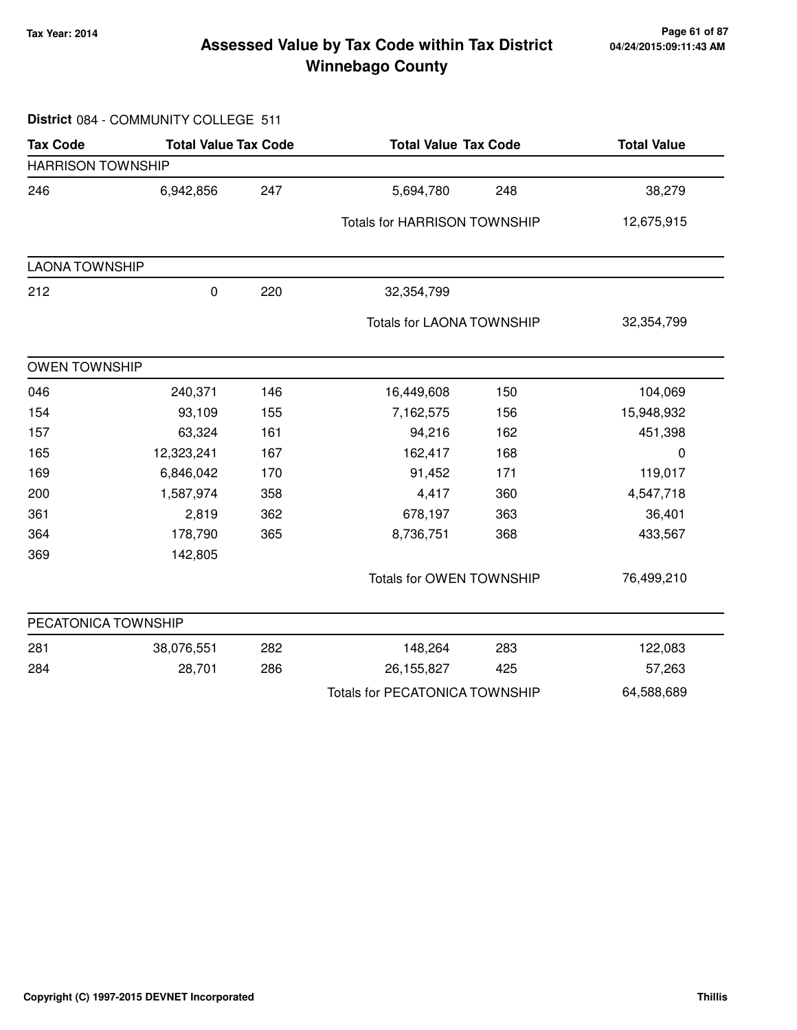# Assessed Value by Tax Code within Tax District
## Winnebago County

Tax Year: 2014

**District** 084 - COMMUNITY COLLEGE 511

| Tax Code | Total Value | Tax Code | Total Value | Tax Code | Total Value |
|---|---|---|---|---|---|
| **HARRISON TOWNSHIP** | | | | | |
| 246 | 6,942,856 | 247 | 5,694,780 | 248 | 38,279 |
| | | | Totals for HARRISON TOWNSHIP | | 12,675,915 |
| **LAONA TOWNSHIP** | | | | | |
| 212 | 0 | 220 | 32,354,799 | | |
| | | | Totals for LAONA TOWNSHIP | | 32,354,799 |
| **OWEN TOWNSHIP** | | | | | |
| 046 | 240,371 | 146 | 16,449,608 | 150 | 104,069 |
| 154 | 93,109 | 155 | 7,162,575 | 156 | 15,948,932 |
| 157 | 63,324 | 161 | 94,216 | 162 | 451,398 |
| 165 | 12,323,241 | 167 | 162,417 | 168 | 0 |
| 169 | 6,846,042 | 170 | 91,452 | 171 | 119,017 |
| 200 | 1,587,974 | 358 | 4,417 | 360 | 4,547,718 |
| 361 | 2,819 | 362 | 678,197 | 363 | 36,401 |
| 364 | 178,790 | 365 | 8,736,751 | 368 | 433,567 |
| 369 | 142,805 | | | | |
| | | | Totals for OWEN TOWNSHIP | | 76,499,210 |
| **PECATONICA TOWNSHIP** | | | | | |
| 281 | 38,076,551 | 282 | 148,264 | 283 | 122,083 |
| 284 | 28,701 | 286 | 26,155,827 | 425 | 57,263 |
| | | | Totals for PECATONICA TOWNSHIP | | 64,588,689 |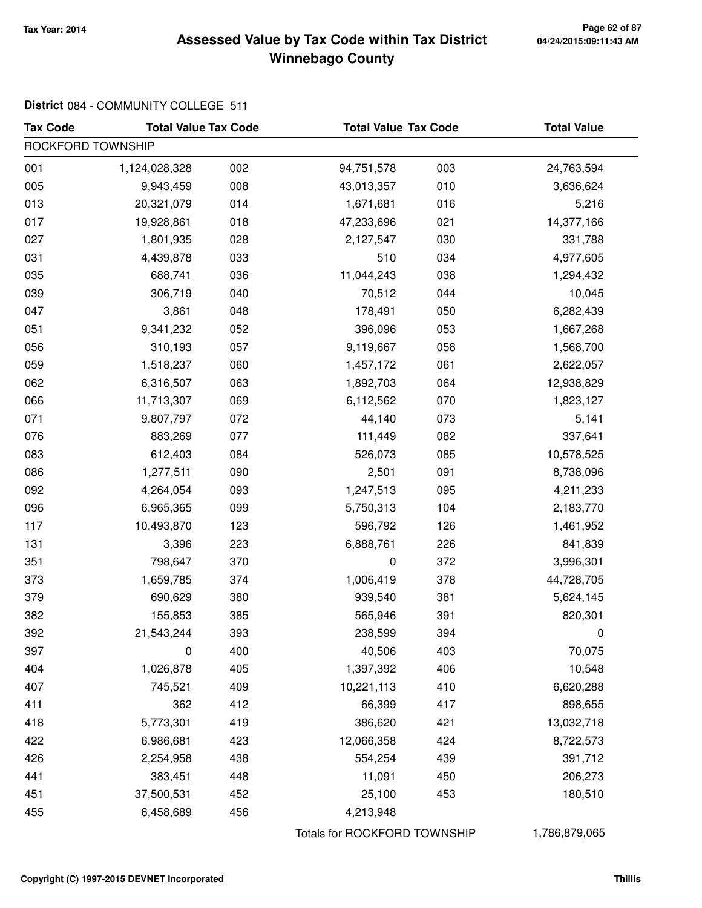# Assessed Value by Tax Code within Tax District Winnebago County

Tax Year: 2014

04/24/2015:09:11:43 AM

**District** 084 - COMMUNITY COLLEGE 511

| Tax Code | Total Value | Tax Code | Total Value | Tax Code | Total Value |
|---|---|---|---|---|---|
| ROCKFORD TOWNSHIP | | | | | |
| 001 | 1,124,028,328 | 002 | 94,751,578 | 003 | 24,763,594 |
| 005 | 9,943,459 | 008 | 43,013,357 | 010 | 3,636,624 |
| 013 | 20,321,079 | 014 | 1,671,681 | 016 | 5,216 |
| 017 | 19,928,861 | 018 | 47,233,696 | 021 | 14,377,166 |
| 027 | 1,801,935 | 028 | 2,127,547 | 030 | 331,788 |
| 031 | 4,439,878 | 033 | 510 | 034 | 4,977,605 |
| 035 | 688,741 | 036 | 11,044,243 | 038 | 1,294,432 |
| 039 | 306,719 | 040 | 70,512 | 044 | 10,045 |
| 047 | 3,861 | 048 | 178,491 | 050 | 6,282,439 |
| 051 | 9,341,232 | 052 | 396,096 | 053 | 1,667,268 |
| 056 | 310,193 | 057 | 9,119,667 | 058 | 1,568,700 |
| 059 | 1,518,237 | 060 | 1,457,172 | 061 | 2,622,057 |
| 062 | 6,316,507 | 063 | 1,892,703 | 064 | 12,938,829 |
| 066 | 11,713,307 | 069 | 6,112,562 | 070 | 1,823,127 |
| 071 | 9,807,797 | 072 | 44,140 | 073 | 5,141 |
| 076 | 883,269 | 077 | 111,449 | 082 | 337,641 |
| 083 | 612,403 | 084 | 526,073 | 085 | 10,578,525 |
| 086 | 1,277,511 | 090 | 2,501 | 091 | 8,738,096 |
| 092 | 4,264,054 | 093 | 1,247,513 | 095 | 4,211,233 |
| 096 | 6,965,365 | 099 | 5,750,313 | 104 | 2,183,770 |
| 117 | 10,493,870 | 123 | 596,792 | 126 | 1,461,952 |
| 131 | 3,396 | 223 | 6,888,761 | 226 | 841,839 |
| 351 | 798,647 | 370 | 0 | 372 | 3,996,301 |
| 373 | 1,659,785 | 374 | 1,006,419 | 378 | 44,728,705 |
| 379 | 690,629 | 380 | 939,540 | 381 | 5,624,145 |
| 382 | 155,853 | 385 | 565,946 | 391 | 820,301 |
| 392 | 21,543,244 | 393 | 238,599 | 394 | 0 |
| 397 | 0 | 400 | 40,506 | 403 | 70,075 |
| 404 | 1,026,878 | 405 | 1,397,392 | 406 | 10,548 |
| 407 | 745,521 | 409 | 10,221,113 | 410 | 6,620,288 |
| 411 | 362 | 412 | 66,399 | 417 | 898,655 |
| 418 | 5,773,301 | 419 | 386,620 | 421 | 13,032,718 |
| 422 | 6,986,681 | 423 | 12,066,358 | 424 | 8,722,573 |
| 426 | 2,254,958 | 438 | 554,254 | 439 | 391,712 |
| 441 | 383,451 | 448 | 11,091 | 450 | 206,273 |
| 451 | 37,500,531 | 452 | 25,100 | 453 | 180,510 |
| 455 | 6,458,689 | 456 | 4,213,948 | | |
| | | Totals for ROCKFORD TOWNSHIP | | | 1,786,879,065 |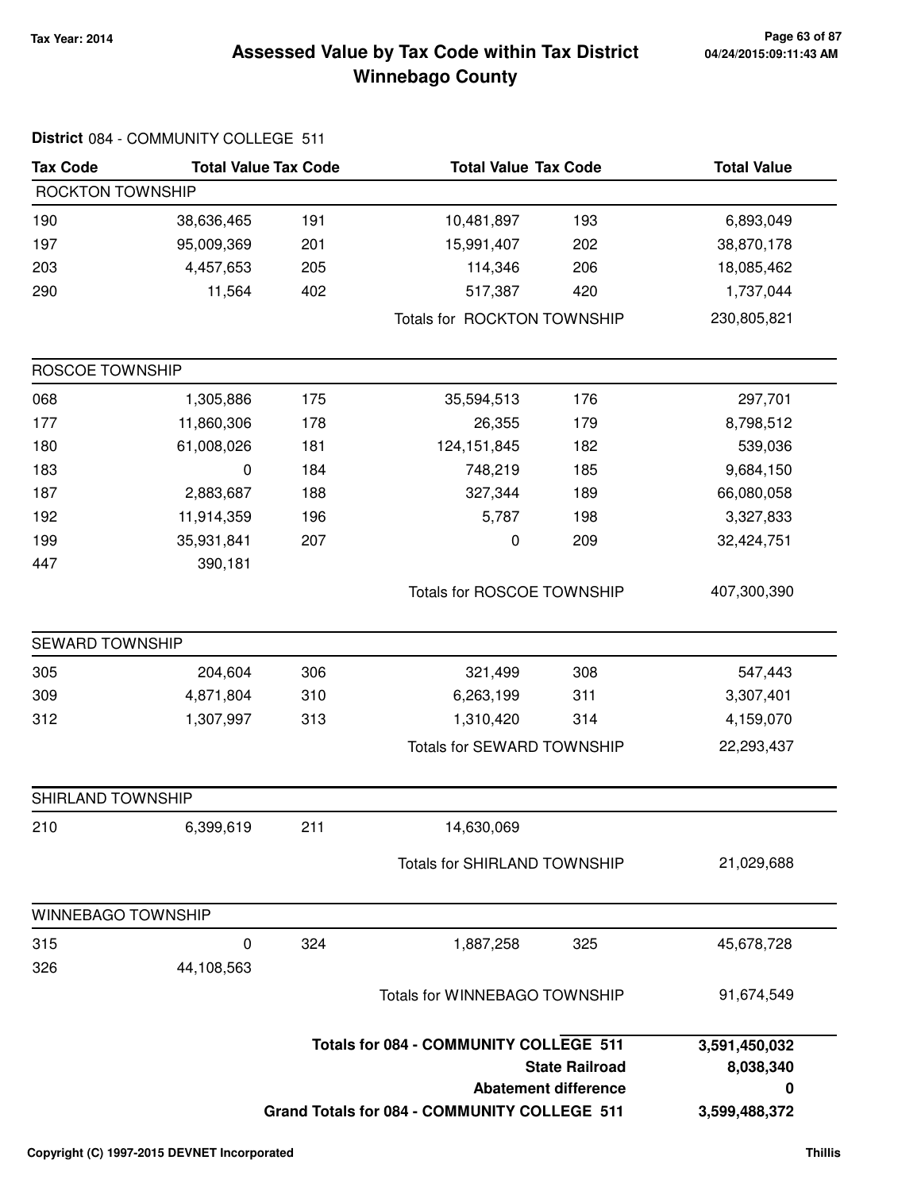# Assessed Value by Tax Code within Tax District Winnebago County

Tax Year: 2014

**District** 084 - COMMUNITY COLLEGE 511

| Tax Code | Total Value | Tax Code | Total Value | Tax Code | Total Value |
|---|---|---|---|---|---|
| **ROCKTON TOWNSHIP** | | | | | |
| 190 | 38,636,465 | 191 | 10,481,897 | 193 | 6,893,049 |
| 197 | 95,009,369 | 201 | 15,991,407 | 202 | 38,870,178 |
| 203 | 4,457,653 | 205 | 114,346 | 206 | 18,085,462 |
| 290 | 11,564 | 402 | 517,387 | 420 | 1,737,044 |
| | | | Totals for ROCKTON TOWNSHIP | | 230,805,821 |
| **ROSCOE TOWNSHIP** | | | | | |
| 068 | 1,305,886 | 175 | 35,594,513 | 176 | 297,701 |
| 177 | 11,860,306 | 178 | 26,355 | 179 | 8,798,512 |
| 180 | 61,008,026 | 181 | 124,151,845 | 182 | 539,036 |
| 183 | 0 | 184 | 748,219 | 185 | 9,684,150 |
| 187 | 2,883,687 | 188 | 327,344 | 189 | 66,080,058 |
| 192 | 11,914,359 | 196 | 5,787 | 198 | 3,327,833 |
| 199 | 35,931,841 | 207 | 0 | 209 | 32,424,751 |
| 447 | 390,181 | | | | |
| | | | Totals for ROSCOE TOWNSHIP | | 407,300,390 |
| **SEWARD TOWNSHIP** | | | | | |
| 305 | 204,604 | 306 | 321,499 | 308 | 547,443 |
| 309 | 4,871,804 | 310 | 6,263,199 | 311 | 3,307,401 |
| 312 | 1,307,997 | 313 | 1,310,420 | 314 | 4,159,070 |
| | | | Totals for SEWARD TOWNSHIP | | 22,293,437 |
| **SHIRLAND TOWNSHIP** | | | | | |
| 210 | 6,399,619 | 211 | 14,630,069 | | |
| | | | Totals for SHIRLAND TOWNSHIP | | 21,029,688 |
| **WINNEBAGO TOWNSHIP** | | | | | |
| 315 | 0 | 324 | 1,887,258 | 325 | 45,678,728 |
| 326 | 44,108,563 | | | | |
| | | | Totals for WINNEBAGO TOWNSHIP | | 91,674,549 |

| | |
|---|---|
| **Totals for 084 - COMMUNITY COLLEGE 511** | **3,591,450,032** |
| **State Railroad** | **8,038,340** |
| **Abatement difference** | **0** |
| **Grand Totals for 084 - COMMUNITY COLLEGE 511** | **3,599,488,372** |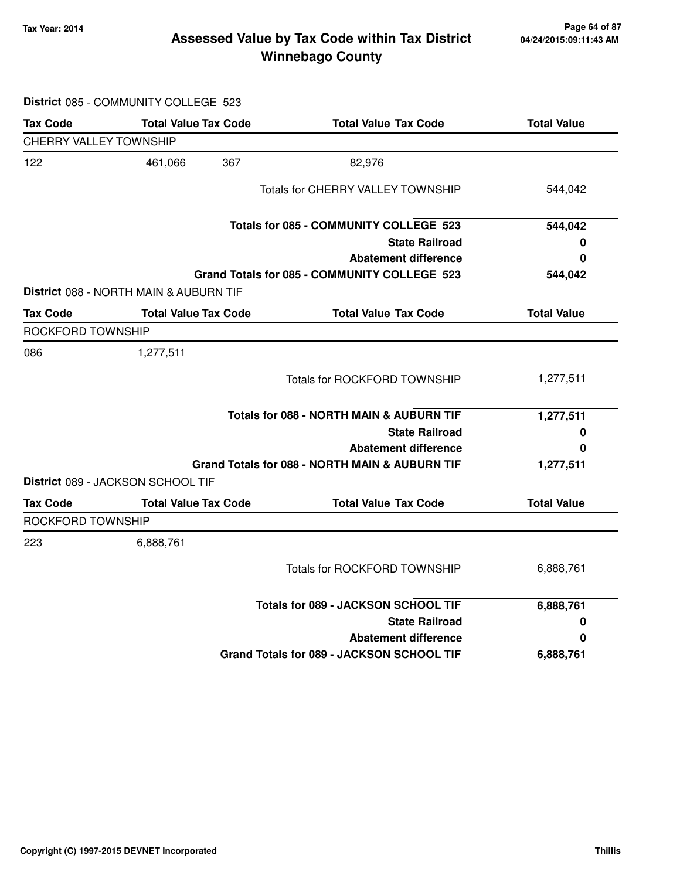# Assessed Value by Tax Code within Tax District
## Winnebago County

Tax Year: 2014

04/24/2015:09:11:43 AM

**District** 085 - COMMUNITY COLLEGE 523

| Tax Code | Total Value | Tax Code | Total Value | Tax Code | Total Value |
|---|---|---|---|---|---|
| CHERRY VALLEY TOWNSHIP | | | | | |
| 122 | 461,066 | 367 | 82,976 | | |
| | | | Totals for CHERRY VALLEY TOWNSHIP | | 544,042 |
| | | | **Totals for 085 - COMMUNITY COLLEGE 523** | | **544,042** |
| | | | **State Railroad** | | **0** |
| | | | **Abatement difference** | | **0** |
| | | | **Grand Totals for 085 - COMMUNITY COLLEGE 523** | | **544,042** |

**District** 088 - NORTH MAIN & AUBURN TIF

| Tax Code | Total Value | Tax Code | Total Value | Tax Code | Total Value |
|---|---|---|---|---|---|
| ROCKFORD TOWNSHIP | | | | | |
| 086 | 1,277,511 | | | | |
| | | | Totals for ROCKFORD TOWNSHIP | | 1,277,511 |
| | | | **Totals for 088 - NORTH MAIN & AUBURN TIF** | | **1,277,511** |
| | | | **State Railroad** | | **0** |
| | | | **Abatement difference** | | **0** |
| | | | **Grand Totals for 088 - NORTH MAIN & AUBURN TIF** | | **1,277,511** |

**District** 089 - JACKSON SCHOOL TIF

| Tax Code | Total Value | Tax Code | Total Value | Tax Code | Total Value |
|---|---|---|---|---|---|
| ROCKFORD TOWNSHIP | | | | | |
| 223 | 6,888,761 | | | | |
| | | | Totals for ROCKFORD TOWNSHIP | | 6,888,761 |
| | | | **Totals for 089 - JACKSON SCHOOL TIF** | | **6,888,761** |
| | | | **State Railroad** | | **0** |
| | | | **Abatement difference** | | **0** |
| | | | **Grand Totals for 089 - JACKSON SCHOOL TIF** | | **6,888,761** |

Copyright (C) 1997-2015 DEVNET Incorporated

Thillis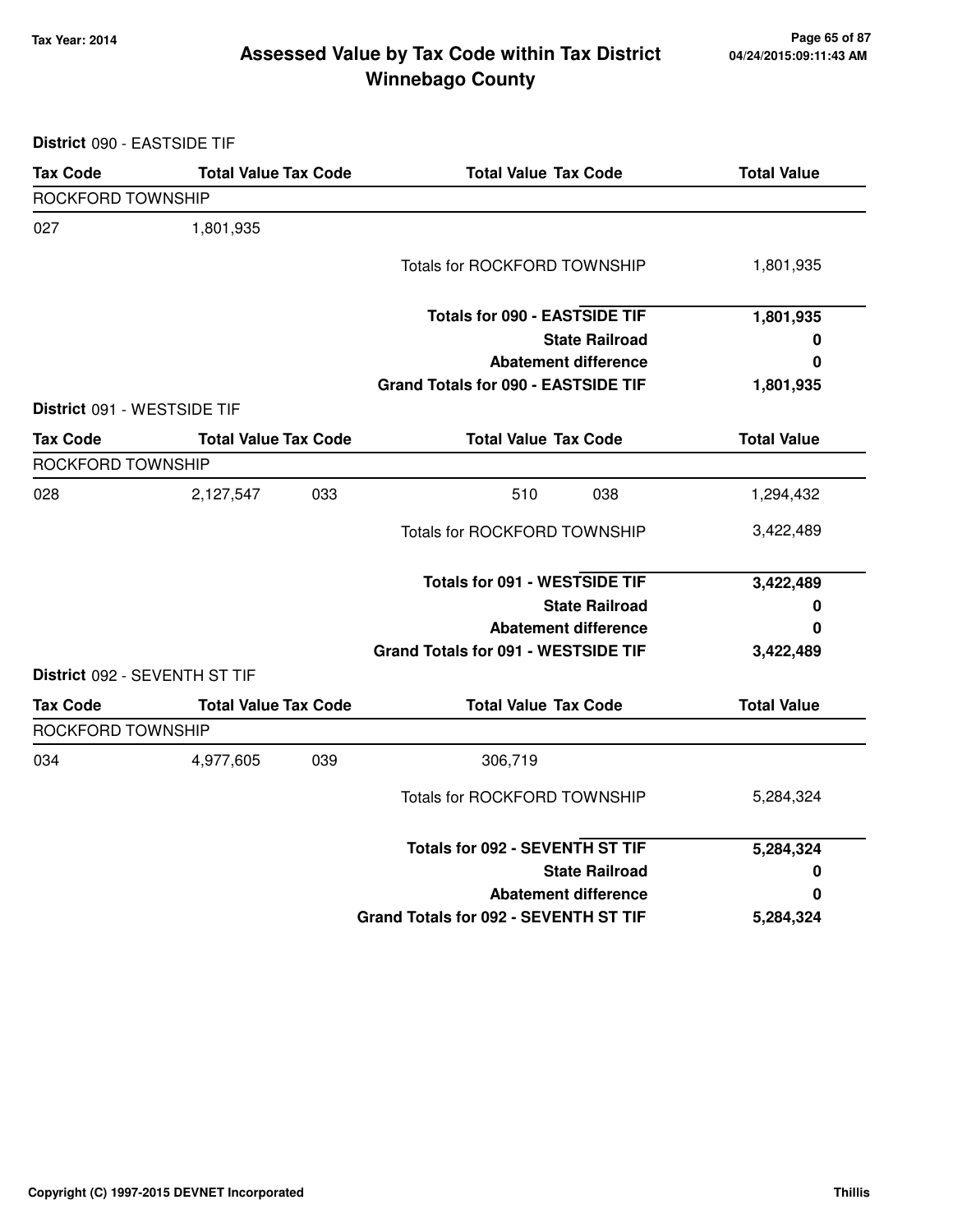# Assessed Value by Tax Code within Tax District
## Winnebago County

Tax Year: 2014

**District** 090 - EASTSIDE TIF

| Tax Code | Total Value | Tax Code | Total Value | Tax Code | Total Value |
|---|---|---|---|---|---|
| ROCKFORD TOWNSHIP | | | | | |
| 027 | 1,801,935 | | | | |
| | | | Totals for ROCKFORD TOWNSHIP | | 1,801,935 |
| | | | **Totals for 090 - EASTSIDE TIF** | | **1,801,935** |
| | | | **State Railroad** | | **0** |
| | | | **Abatement difference** | | **0** |
| | | | **Grand Totals for 090 - EASTSIDE TIF** | | **1,801,935** |

**District** 091 - WESTSIDE TIF

| Tax Code | Total Value | Tax Code | Total Value | Tax Code | Total Value |
|---|---|---|---|---|---|
| ROCKFORD TOWNSHIP | | | | | |
| 028 | 2,127,547 | 033 | 510 | 038 | 1,294,432 |
| | | | Totals for ROCKFORD TOWNSHIP | | 3,422,489 |
| | | | **Totals for 091 - WESTSIDE TIF** | | **3,422,489** |
| | | | **State Railroad** | | **0** |
| | | | **Abatement difference** | | **0** |
| | | | **Grand Totals for 091 - WESTSIDE TIF** | | **3,422,489** |

**District** 092 - SEVENTH ST TIF

| Tax Code | Total Value | Tax Code | Total Value | Tax Code | Total Value |
|---|---|---|---|---|---|
| ROCKFORD TOWNSHIP | | | | | |
| 034 | 4,977,605 | 039 | 306,719 | | |
| | | | Totals for ROCKFORD TOWNSHIP | | 5,284,324 |
| | | | **Totals for 092 - SEVENTH ST TIF** | | **5,284,324** |
| | | | **State Railroad** | | **0** |
| | | | **Abatement difference** | | **0** |
| | | | **Grand Totals for 092 - SEVENTH ST TIF** | | **5,284,324** |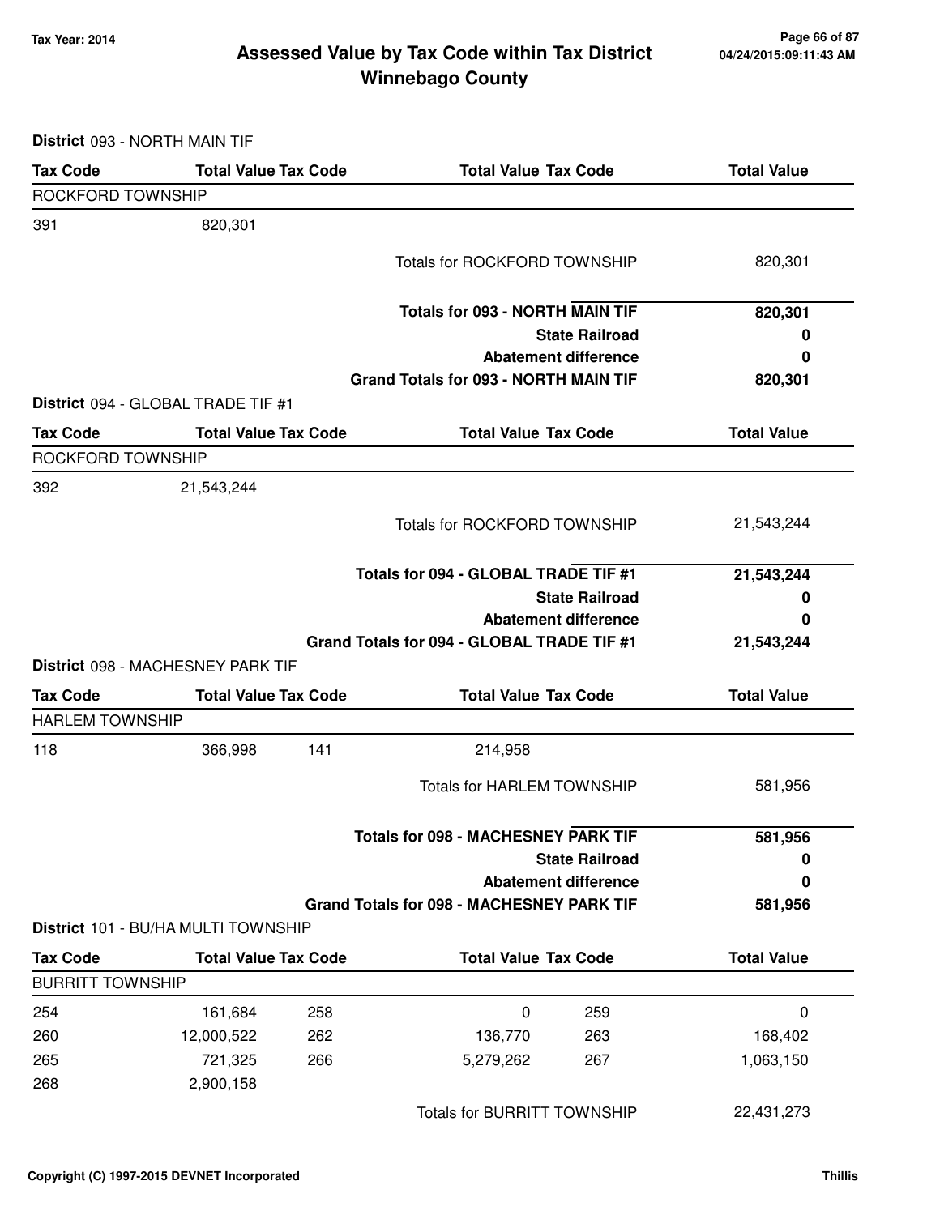# Assessed Value by Tax Code within Tax District
## Winnebago County

Tax Year: 2014

04/24/2015:09:11:43 AM

**District** 093 - NORTH MAIN TIF

| Tax Code | Total Value | Tax Code | Total Value | Tax Code | Total Value |
|---|---|---|---|---|---|
| ROCKFORD TOWNSHIP | | | | | |
| 391 | 820,301 | | | | |
| | | | Totals for ROCKFORD TOWNSHIP | | 820,301 |
| | | | **Totals for 093 - NORTH MAIN TIF** | | **820,301** |
| | | | **State Railroad** | | **0** |
| | | | **Abatement difference** | | **0** |
| | | | **Grand Totals for 093 - NORTH MAIN TIF** | | **820,301** |

**District** 094 - GLOBAL TRADE TIF #1

| Tax Code | Total Value | Tax Code | Total Value | Tax Code | Total Value |
|---|---|---|---|---|---|
| ROCKFORD TOWNSHIP | | | | | |
| 392 | 21,543,244 | | | | |
| | | | Totals for ROCKFORD TOWNSHIP | | 21,543,244 |
| | | | **Totals for 094 - GLOBAL TRADE TIF #1** | | **21,543,244** |
| | | | **State Railroad** | | **0** |
| | | | **Abatement difference** | | **0** |
| | | | **Grand Totals for 094 - GLOBAL TRADE TIF #1** | | **21,543,244** |

**District** 098 - MACHESNEY PARK TIF

| Tax Code | Total Value | Tax Code | Total Value | Tax Code | Total Value |
|---|---|---|---|---|---|
| HARLEM TOWNSHIP | | | | | |
| 118 | 366,998 | 141 | 214,958 | | |
| | | | Totals for HARLEM TOWNSHIP | | 581,956 |
| | | | **Totals for 098 - MACHESNEY PARK TIF** | | **581,956** |
| | | | **State Railroad** | | **0** |
| | | | **Abatement difference** | | **0** |
| | | | **Grand Totals for 098 - MACHESNEY PARK TIF** | | **581,956** |

**District** 101 - BU/HA MULTI TOWNSHIP

| Tax Code | Total Value | Tax Code | Total Value | Tax Code | Total Value |
|---|---|---|---|---|---|
| BURRITT TOWNSHIP | | | | | |
| 254 | 161,684 | 258 | 0 | 259 | 0 |
| 260 | 12,000,522 | 262 | 136,770 | 263 | 168,402 |
| 265 | 721,325 | 266 | 5,279,262 | 267 | 1,063,150 |
| 268 | 2,900,158 | | | | |
| | | | Totals for BURRITT TOWNSHIP | | 22,431,273 |

Copyright (C) 1997-2015 DEVNET Incorporated

Thillis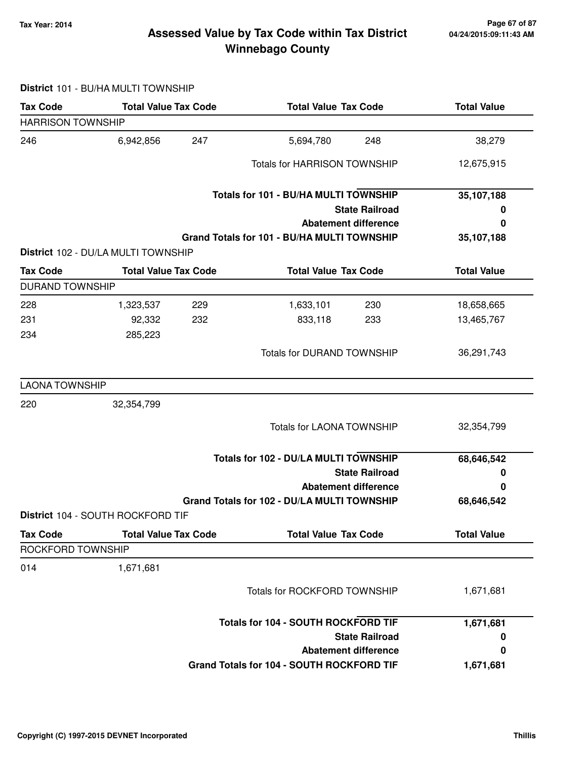# Assessed Value by Tax Code within Tax District
# Winnebago County

Tax Year: 2014

**District** 101 - BU/HA MULTI TOWNSHIP

| Tax Code | Total Value | Tax Code | Total Value | Tax Code | Total Value |
|---|---|---|---|---|---|
| **HARRISON TOWNSHIP** | | | | | |
| 246 | 6,942,856 | 247 | 5,694,780 | 248 | 38,279 |
| | | | Totals for HARRISON TOWNSHIP | | 12,675,915 |
| | | | **Totals for 101 - BU/HA MULTI TOWNSHIP** | | **35,107,188** |
| | | | **State Railroad** | | **0** |
| | | | **Abatement difference** | | **0** |
| | | | **Grand Totals for 101 - BU/HA MULTI TOWNSHIP** | | **35,107,188** |

**District** 102 - DU/LA MULTI TOWNSHIP

| Tax Code | Total Value | Tax Code | Total Value | Tax Code | Total Value |
|---|---|---|---|---|---|
| **DURAND TOWNSHIP** | | | | | |
| 228 | 1,323,537 | 229 | 1,633,101 | 230 | 18,658,665 |
| 231 | 92,332 | 232 | 833,118 | 233 | 13,465,767 |
| 234 | 285,223 | | | | |
| | | | Totals for DURAND TOWNSHIP | | 36,291,743 |
| **LAONA TOWNSHIP** | | | | | |
| 220 | 32,354,799 | | | | |
| | | | Totals for LAONA TOWNSHIP | | 32,354,799 |
| | | | **Totals for 102 - DU/LA MULTI TOWNSHIP** | | **68,646,542** |
| | | | **State Railroad** | | **0** |
| | | | **Abatement difference** | | **0** |
| | | | **Grand Totals for 102 - DU/LA MULTI TOWNSHIP** | | **68,646,542** |

**District** 104 - SOUTH ROCKFORD TIF

| Tax Code | Total Value | Tax Code | Total Value | Tax Code | Total Value |
|---|---|---|---|---|---|
| **ROCKFORD TOWNSHIP** | | | | | |
| 014 | 1,671,681 | | | | |
| | | | Totals for ROCKFORD TOWNSHIP | | 1,671,681 |
| | | | **Totals for 104 - SOUTH ROCKFORD TIF** | | **1,671,681** |
| | | | **State Railroad** | | **0** |
| | | | **Abatement difference** | | **0** |
| | | | **Grand Totals for 104 - SOUTH ROCKFORD TIF** | | **1,671,681** |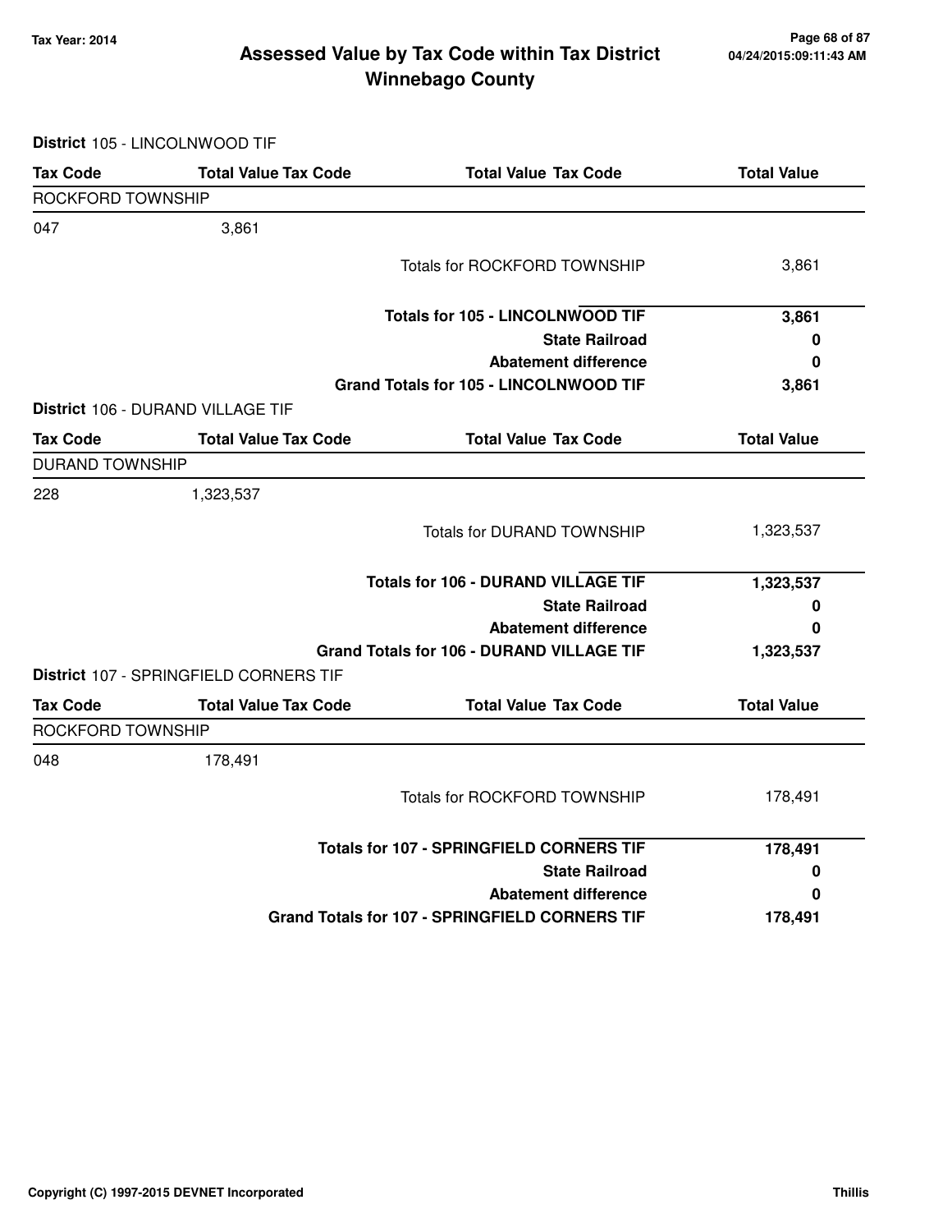## Assessed Value by Tax Code within Tax District
## Winnebago County

Tax Year: 2014

**District** 105 - LINCOLNWOOD TIF

| Tax Code | Total Value Tax Code | Total Value Tax Code | Total Value |
|---|---|---|---|
| ROCKFORD TOWNSHIP | | | |
| 047 | 3,861 | | |
| | | Totals for ROCKFORD TOWNSHIP | 3,861 |
| | | **Totals for 105 - LINCOLNWOOD TIF** | **3,861** |
| | | **State Railroad** | **0** |
| | | **Abatement difference** | **0** |
| | | **Grand Totals for 105 - LINCOLNWOOD TIF** | **3,861** |

**District** 106 - DURAND VILLAGE TIF

| Tax Code | Total Value Tax Code | Total Value Tax Code | Total Value |
|---|---|---|---|
| DURAND TOWNSHIP | | | |
| 228 | 1,323,537 | | |
| | | Totals for DURAND TOWNSHIP | 1,323,537 |
| | | **Totals for 106 - DURAND VILLAGE TIF** | **1,323,537** |
| | | **State Railroad** | **0** |
| | | **Abatement difference** | **0** |
| | | **Grand Totals for 106 - DURAND VILLAGE TIF** | **1,323,537** |

**District** 107 - SPRINGFIELD CORNERS TIF

| Tax Code | Total Value Tax Code | Total Value Tax Code | Total Value |
|---|---|---|---|
| ROCKFORD TOWNSHIP | | | |
| 048 | 178,491 | | |
| | | Totals for ROCKFORD TOWNSHIP | 178,491 |
| | | **Totals for 107 - SPRINGFIELD CORNERS TIF** | **178,491** |
| | | **State Railroad** | **0** |
| | | **Abatement difference** | **0** |
| | | **Grand Totals for 107 - SPRINGFIELD CORNERS TIF** | **178,491** |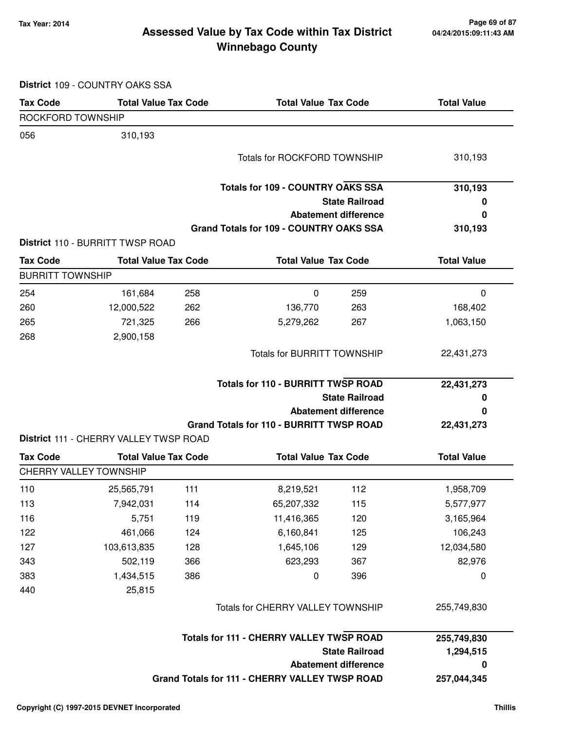# Assessed Value by Tax Code within Tax District
## Winnebago County

Tax Year: 2014

**District** 109 - COUNTRY OAKS SSA

| Tax Code | Total Value | Tax Code | Total Value | Tax Code | Total Value |
|---|---|---|---|---|---|
| ROCKFORD TOWNSHIP | | | | | |
| 056 | 310,193 | | | | |
| | | | Totals for ROCKFORD TOWNSHIP | | 310,193 |
| | | | **Totals for 109 - COUNTRY OAKS SSA** | | **310,193** |
| | | | | **State Railroad** | **0** |
| | | | | **Abatement difference** | **0** |
| | | | **Grand Totals for 109 - COUNTRY OAKS SSA** | | **310,193** |

**District** 110 - BURRITT TWSP ROAD

| Tax Code | Total Value | Tax Code | Total Value | Tax Code | Total Value |
|---|---|---|---|---|---|
| BURRITT TOWNSHIP | | | | | |
| 254 | 161,684 | 258 | 0 | 259 | 0 |
| 260 | 12,000,522 | 262 | 136,770 | 263 | 168,402 |
| 265 | 721,325 | 266 | 5,279,262 | 267 | 1,063,150 |
| 268 | 2,900,158 | | | | |
| | | | Totals for BURRITT TOWNSHIP | | 22,431,273 |
| | | | **Totals for 110 - BURRITT TWSP ROAD** | | **22,431,273** |
| | | | | **State Railroad** | **0** |
| | | | | **Abatement difference** | **0** |
| | | | **Grand Totals for 110 - BURRITT TWSP ROAD** | | **22,431,273** |

**District** 111 - CHERRY VALLEY TWSP ROAD

| Tax Code | Total Value | Tax Code | Total Value | Tax Code | Total Value |
|---|---|---|---|---|---|
| CHERRY VALLEY TOWNSHIP | | | | | |
| 110 | 25,565,791 | 111 | 8,219,521 | 112 | 1,958,709 |
| 113 | 7,942,031 | 114 | 65,207,332 | 115 | 5,577,977 |
| 116 | 5,751 | 119 | 11,416,365 | 120 | 3,165,964 |
| 122 | 461,066 | 124 | 6,160,841 | 125 | 106,243 |
| 127 | 103,613,835 | 128 | 1,645,106 | 129 | 12,034,580 |
| 343 | 502,119 | 366 | 623,293 | 367 | 82,976 |
| 383 | 1,434,515 | 386 | 0 | 396 | 0 |
| 440 | 25,815 | | | | |
| | | | Totals for CHERRY VALLEY TOWNSHIP | | 255,749,830 |
| | | | **Totals for 111 - CHERRY VALLEY TWSP ROAD** | | **255,749,830** |
| | | | | **State Railroad** | **1,294,515** |
| | | | | **Abatement difference** | **0** |
| | | | **Grand Totals for 111 - CHERRY VALLEY TWSP ROAD** | | **257,044,345** |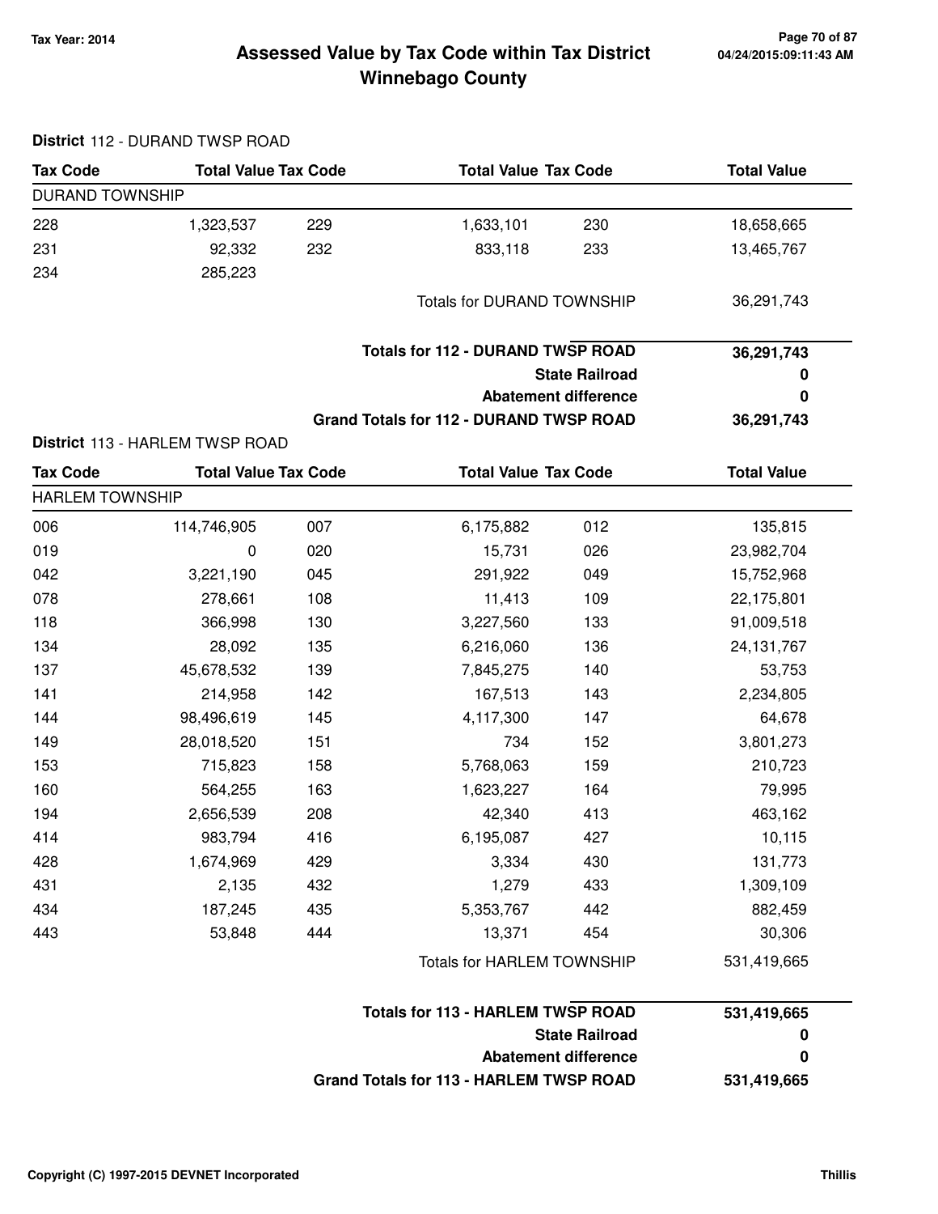# Assessed Value by Tax Code within Tax District
# Winnebago County

Tax Year: 2014

**District** 112 - DURAND TWSP ROAD

| Tax Code | Total Value | Tax Code | Total Value | Tax Code | Total Value |
|---|---|---|---|---|---|
| DURAND TOWNSHIP | | | | | |
| 228 | 1,323,537 | 229 | 1,633,101 | 230 | 18,658,665 |
| 231 | 92,332 | 232 | 833,118 | 233 | 13,465,767 |
| 234 | 285,223 | | | | |
| | | | Totals for DURAND TOWNSHIP | | 36,291,743 |

| | |
|---|---|
| **Totals for 112 - DURAND TWSP ROAD** | **36,291,743** |
| **State Railroad** | **0** |
| **Abatement difference** | **0** |
| **Grand Totals for 112 - DURAND TWSP ROAD** | **36,291,743** |

**District** 113 - HARLEM TWSP ROAD

| Tax Code | Total Value | Tax Code | Total Value | Tax Code | Total Value |
|---|---|---|---|---|---|
| HARLEM TOWNSHIP | | | | | |
| 006 | 114,746,905 | 007 | 6,175,882 | 012 | 135,815 |
| 019 | 0 | 020 | 15,731 | 026 | 23,982,704 |
| 042 | 3,221,190 | 045 | 291,922 | 049 | 15,752,968 |
| 078 | 278,661 | 108 | 11,413 | 109 | 22,175,801 |
| 118 | 366,998 | 130 | 3,227,560 | 133 | 91,009,518 |
| 134 | 28,092 | 135 | 6,216,060 | 136 | 24,131,767 |
| 137 | 45,678,532 | 139 | 7,845,275 | 140 | 53,753 |
| 141 | 214,958 | 142 | 167,513 | 143 | 2,234,805 |
| 144 | 98,496,619 | 145 | 4,117,300 | 147 | 64,678 |
| 149 | 28,018,520 | 151 | 734 | 152 | 3,801,273 |
| 153 | 715,823 | 158 | 5,768,063 | 159 | 210,723 |
| 160 | 564,255 | 163 | 1,623,227 | 164 | 79,995 |
| 194 | 2,656,539 | 208 | 42,340 | 413 | 463,162 |
| 414 | 983,794 | 416 | 6,195,087 | 427 | 10,115 |
| 428 | 1,674,969 | 429 | 3,334 | 430 | 131,773 |
| 431 | 2,135 | 432 | 1,279 | 433 | 1,309,109 |
| 434 | 187,245 | 435 | 5,353,767 | 442 | 882,459 |
| 443 | 53,848 | 444 | 13,371 | 454 | 30,306 |
| | | | Totals for HARLEM TOWNSHIP | | 531,419,665 |

| | |
|---|---|
| **Totals for 113 - HARLEM TWSP ROAD** | **531,419,665** |
| **State Railroad** | **0** |
| **Abatement difference** | **0** |
| **Grand Totals for 113 - HARLEM TWSP ROAD** | **531,419,665** |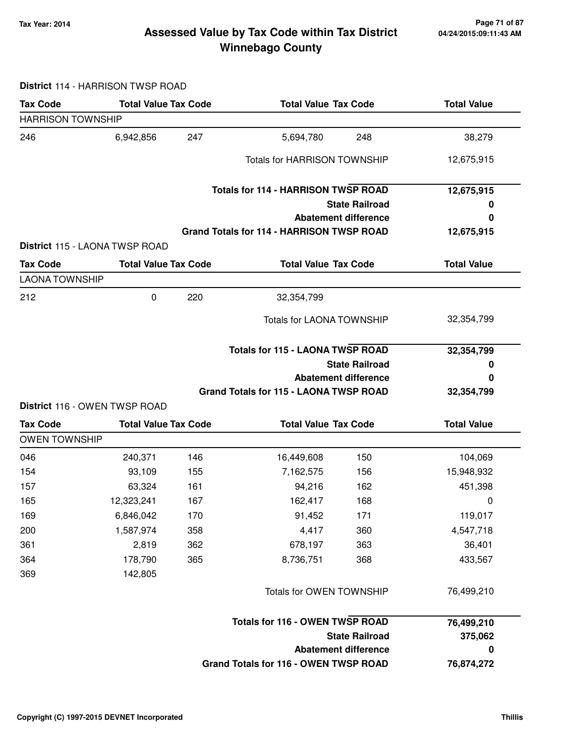# Assessed Value by Tax Code within Tax District Winnebago County

Tax Year: 2014

04/24/2015:09:11:43 AM

**District** 114 - HARRISON TWSP ROAD

| Tax Code | Total Value | Tax Code | Total Value | Tax Code | Total Value |
|---|---|---|---|---|---|
| HARRISON TOWNSHIP | | | | | |
| 246 | 6,942,856 | 247 | 5,694,780 | 248 | 38,279 |
| | | | Totals for HARRISON TOWNSHIP | | 12,675,915 |
| | | | **Totals for 114 - HARRISON TWSP ROAD** | | **12,675,915** |
| | | | | **State Railroad** | **0** |
| | | | | **Abatement difference** | **0** |
| | | | **Grand Totals for 114 - HARRISON TWSP ROAD** | | **12,675,915** |

**District** 115 - LAONA TWSP ROAD

| Tax Code | Total Value | Tax Code | Total Value | Tax Code | Total Value |
|---|---|---|---|---|---|
| LAONA TOWNSHIP | | | | | |
| 212 | 0 | 220 | 32,354,799 | | |
| | | | Totals for LAONA TOWNSHIP | | 32,354,799 |
| | | | **Totals for 115 - LAONA TWSP ROAD** | | **32,354,799** |
| | | | | **State Railroad** | **0** |
| | | | | **Abatement difference** | **0** |
| | | | **Grand Totals for 115 - LAONA TWSP ROAD** | | **32,354,799** |

**District** 116 - OWEN TWSP ROAD

| Tax Code | Total Value | Tax Code | Total Value | Tax Code | Total Value |
|---|---|---|---|---|---|
| OWEN TOWNSHIP | | | | | |
| 046 | 240,371 | 146 | 16,449,608 | 150 | 104,069 |
| 154 | 93,109 | 155 | 7,162,575 | 156 | 15,948,932 |
| 157 | 63,324 | 161 | 94,216 | 162 | 451,398 |
| 165 | 12,323,241 | 167 | 162,417 | 168 | 0 |
| 169 | 6,846,042 | 170 | 91,452 | 171 | 119,017 |
| 200 | 1,587,974 | 358 | 4,417 | 360 | 4,547,718 |
| 361 | 2,819 | 362 | 678,197 | 363 | 36,401 |
| 364 | 178,790 | 365 | 8,736,751 | 368 | 433,567 |
| 369 | 142,805 | | | | |
| | | | Totals for OWEN TOWNSHIP | | 76,499,210 |
| | | | **Totals for 116 - OWEN TWSP ROAD** | | **76,499,210** |
| | | | | **State Railroad** | **375,062** |
| | | | | **Abatement difference** | **0** |
| | | | **Grand Totals for 116 - OWEN TWSP ROAD** | | **76,874,272** |

Copyright (C) 1997-2015 DEVNET Incorporated — Thillis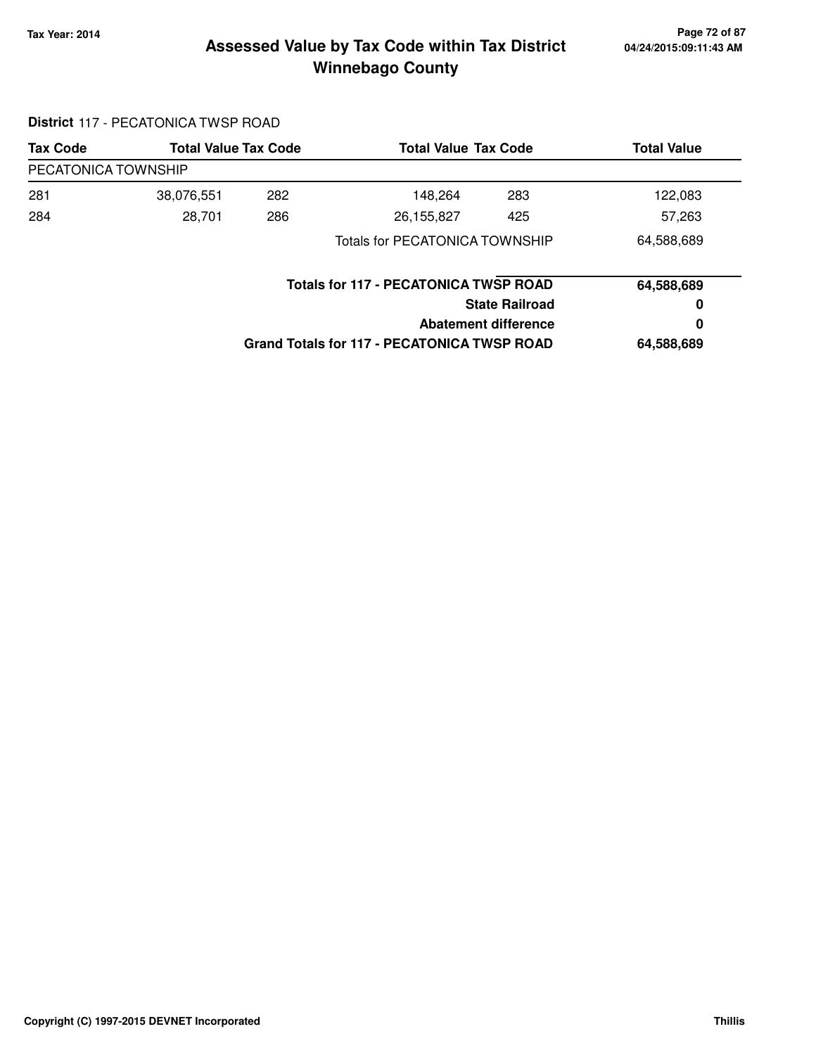**Tax Year: 2014**

# Assessed Value by Tax Code within Tax District
## Winnebago County

**District** 117 - PECATONICA TWSP ROAD

| Tax Code | Total Value | Tax Code | Total Value | Tax Code | Total Value |
|---|---|---|---|---|---|
| PECATONICA TOWNSHIP | | | | | |
| 281 | 38,076,551 | 282 | 148,264 | 283 | 122,083 |
| 284 | 28,701 | 286 | 26,155,827 | 425 | 57,263 |
| | | | Totals for PECATONICA TOWNSHIP | | 64,588,689 |

| | |
|---|---|
| **Totals for 117 - PECATONICA TWSP ROAD** | **64,588,689** |
| **State Railroad** | **0** |
| **Abatement difference** | **0** |
| **Grand Totals for 117 - PECATONICA TWSP ROAD** | **64,588,689** |

**Copyright (C) 1997-2015 DEVNET Incorporated** **Thillis**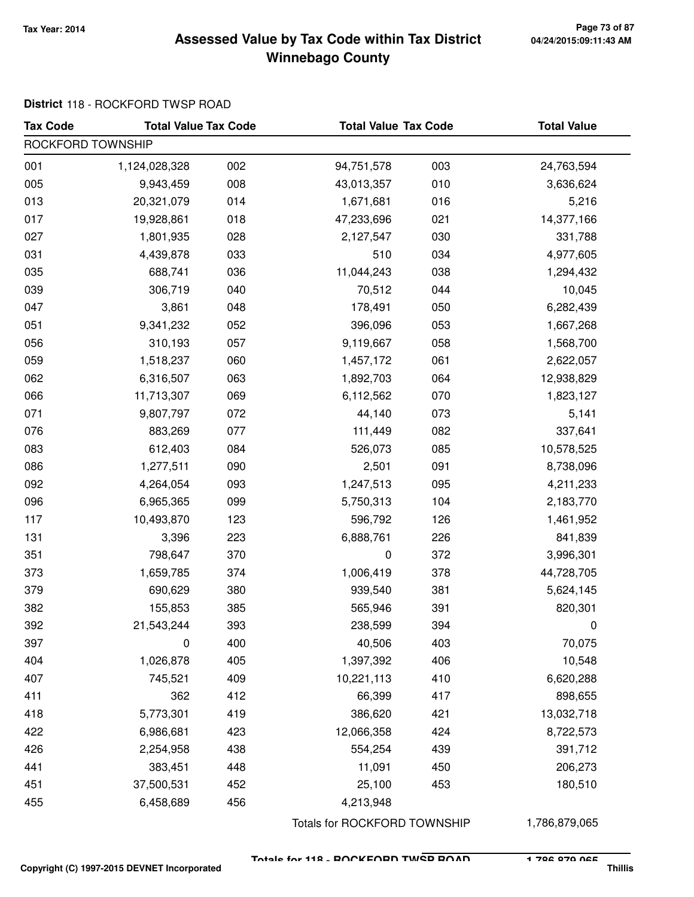**Tax Year: 2014**

# Assessed Value by Tax Code within Tax District
## Winnebago County

04/24/2015:09:11:43 AM

**District** 118 - ROCKFORD TWSP ROAD

| Tax Code | Total Value | Tax Code | Total Value | Tax Code | Total Value |
|---|---|---|---|---|---|
| ROCKFORD TOWNSHIP | | | | | |
| 001 | 1,124,028,328 | 002 | 94,751,578 | 003 | 24,763,594 |
| 005 | 9,943,459 | 008 | 43,013,357 | 010 | 3,636,624 |
| 013 | 20,321,079 | 014 | 1,671,681 | 016 | 5,216 |
| 017 | 19,928,861 | 018 | 47,233,696 | 021 | 14,377,166 |
| 027 | 1,801,935 | 028 | 2,127,547 | 030 | 331,788 |
| 031 | 4,439,878 | 033 | 510 | 034 | 4,977,605 |
| 035 | 688,741 | 036 | 11,044,243 | 038 | 1,294,432 |
| 039 | 306,719 | 040 | 70,512 | 044 | 10,045 |
| 047 | 3,861 | 048 | 178,491 | 050 | 6,282,439 |
| 051 | 9,341,232 | 052 | 396,096 | 053 | 1,667,268 |
| 056 | 310,193 | 057 | 9,119,667 | 058 | 1,568,700 |
| 059 | 1,518,237 | 060 | 1,457,172 | 061 | 2,622,057 |
| 062 | 6,316,507 | 063 | 1,892,703 | 064 | 12,938,829 |
| 066 | 11,713,307 | 069 | 6,112,562 | 070 | 1,823,127 |
| 071 | 9,807,797 | 072 | 44,140 | 073 | 5,141 |
| 076 | 883,269 | 077 | 111,449 | 082 | 337,641 |
| 083 | 612,403 | 084 | 526,073 | 085 | 10,578,525 |
| 086 | 1,277,511 | 090 | 2,501 | 091 | 8,738,096 |
| 092 | 4,264,054 | 093 | 1,247,513 | 095 | 4,211,233 |
| 096 | 6,965,365 | 099 | 5,750,313 | 104 | 2,183,770 |
| 117 | 10,493,870 | 123 | 596,792 | 126 | 1,461,952 |
| 131 | 3,396 | 223 | 6,888,761 | 226 | 841,839 |
| 351 | 798,647 | 370 | 0 | 372 | 3,996,301 |
| 373 | 1,659,785 | 374 | 1,006,419 | 378 | 44,728,705 |
| 379 | 690,629 | 380 | 939,540 | 381 | 5,624,145 |
| 382 | 155,853 | 385 | 565,946 | 391 | 820,301 |
| 392 | 21,543,244 | 393 | 238,599 | 394 | 0 |
| 397 | 0 | 400 | 40,506 | 403 | 70,075 |
| 404 | 1,026,878 | 405 | 1,397,392 | 406 | 10,548 |
| 407 | 745,521 | 409 | 10,221,113 | 410 | 6,620,288 |
| 411 | 362 | 412 | 66,399 | 417 | 898,655 |
| 418 | 5,773,301 | 419 | 386,620 | 421 | 13,032,718 |
| 422 | 6,986,681 | 423 | 12,066,358 | 424 | 8,722,573 |
| 426 | 2,254,958 | 438 | 554,254 | 439 | 391,712 |
| 441 | 383,451 | 448 | 11,091 | 450 | 206,273 |
| 451 | 37,500,531 | 452 | 25,100 | 453 | 180,510 |
| 455 | 6,458,689 | 456 | 4,213,948 | | |
| | | | Totals for ROCKFORD TOWNSHIP | | 1,786,879,065 |

Totals for 118 - ROCKFORD TWSP ROAD 1,786,879,065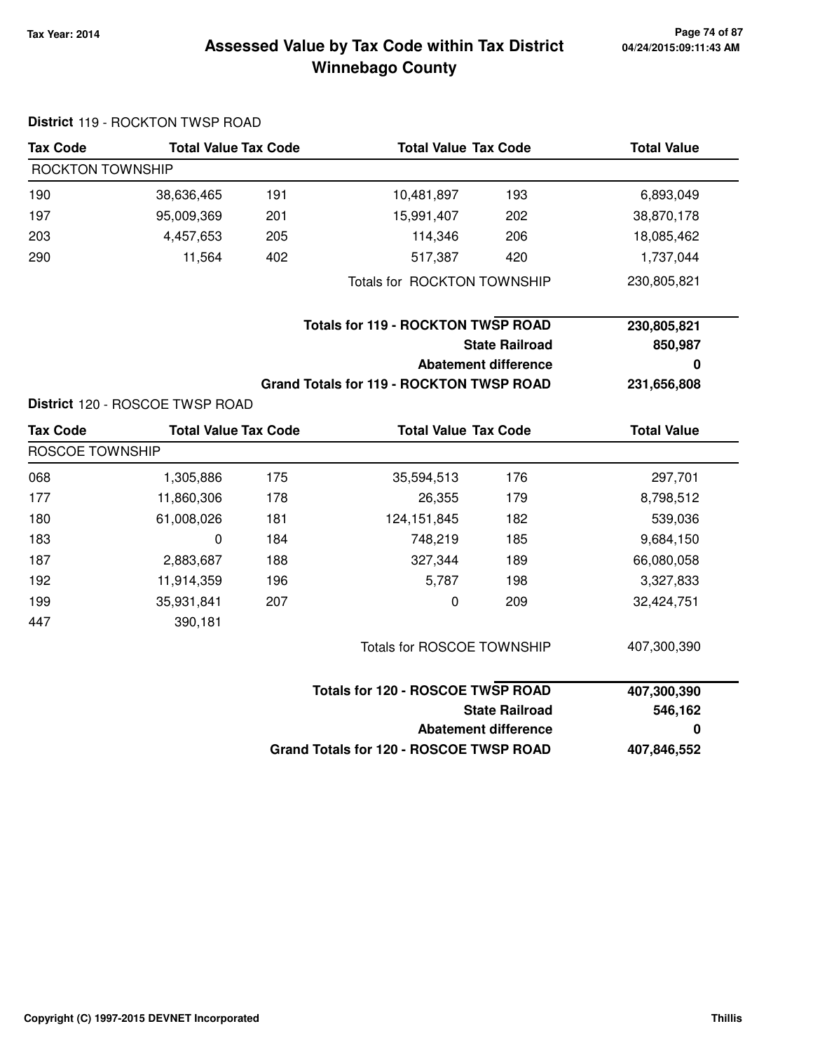# Assessed Value by Tax Code within Tax District
# Winnebago County

Tax Year: 2014

**District** 119 - ROCKTON TWSP ROAD

| Tax Code | Total Value | Tax Code | Total Value | Tax Code | Total Value |
|---|---|---|---|---|---|
| ROCKTON TOWNSHIP | | | | | |
| 190 | 38,636,465 | 191 | 10,481,897 | 193 | 6,893,049 |
| 197 | 95,009,369 | 201 | 15,991,407 | 202 | 38,870,178 |
| 203 | 4,457,653 | 205 | 114,346 | 206 | 18,085,462 |
| 290 | 11,564 | 402 | 517,387 | 420 | 1,737,044 |
| | | | Totals for ROCKTON TOWNSHIP | | 230,805,821 |

| | |
|---|---|
| **Totals for 119 - ROCKTON TWSP ROAD** | **230,805,821** |
| **State Railroad** | **850,987** |
| **Abatement difference** | **0** |
| **Grand Totals for 119 - ROCKTON TWSP ROAD** | **231,656,808** |

**District** 120 - ROSCOE TWSP ROAD

| Tax Code | Total Value | Tax Code | Total Value | Tax Code | Total Value |
|---|---|---|---|---|---|
| ROSCOE TOWNSHIP | | | | | |
| 068 | 1,305,886 | 175 | 35,594,513 | 176 | 297,701 |
| 177 | 11,860,306 | 178 | 26,355 | 179 | 8,798,512 |
| 180 | 61,008,026 | 181 | 124,151,845 | 182 | 539,036 |
| 183 | 0 | 184 | 748,219 | 185 | 9,684,150 |
| 187 | 2,883,687 | 188 | 327,344 | 189 | 66,080,058 |
| 192 | 11,914,359 | 196 | 5,787 | 198 | 3,327,833 |
| 199 | 35,931,841 | 207 | 0 | 209 | 32,424,751 |
| 447 | 390,181 | | | | |
| | | | Totals for ROSCOE TOWNSHIP | | 407,300,390 |

| | |
|---|---|
| **Totals for 120 - ROSCOE TWSP ROAD** | **407,300,390** |
| **State Railroad** | **546,162** |
| **Abatement difference** | **0** |
| **Grand Totals for 120 - ROSCOE TWSP ROAD** | **407,846,552** |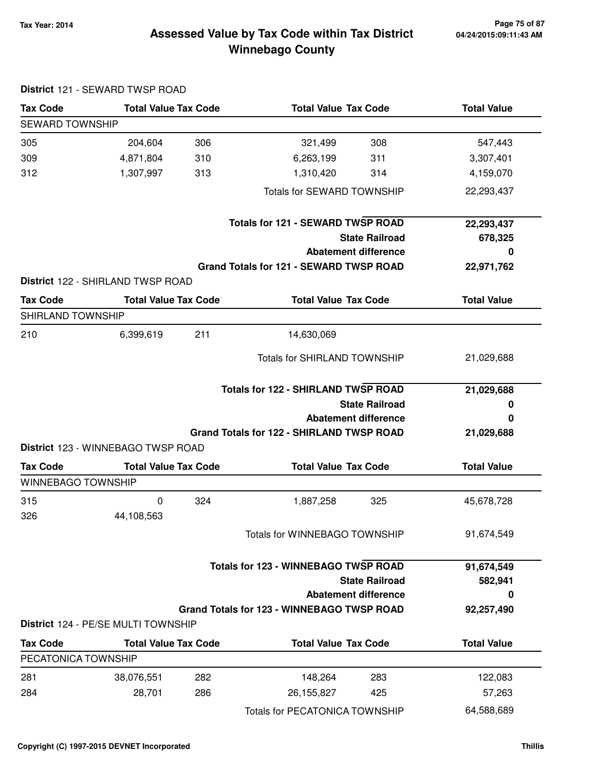## Assessed Value by Tax Code within Tax District
## Winnebago County

Tax Year: 2014

04/24/2015:09:11:43 AM

**District** 121 - SEWARD TWSP ROAD

| Tax Code | Total Value | Tax Code | Total Value | Tax Code | Total Value |
|---|---|---|---|---|---|
| SEWARD TOWNSHIP | | | | | |
| 305 | 204,604 | 306 | 321,499 | 308 | 547,443 |
| 309 | 4,871,804 | 310 | 6,263,199 | 311 | 3,307,401 |
| 312 | 1,307,997 | 313 | 1,310,420 | 314 | 4,159,070 |
| | | | Totals for SEWARD TOWNSHIP | | 22,293,437 |
| | | | **Totals for 121 - SEWARD TWSP ROAD** | | **22,293,437** |
| | | | **State Railroad** | | **678,325** |
| | | | **Abatement difference** | | **0** |
| | | | **Grand Totals for 121 - SEWARD TWSP ROAD** | | **22,971,762** |

**District** 122 - SHIRLAND TWSP ROAD

| Tax Code | Total Value | Tax Code | Total Value | Tax Code | Total Value |
|---|---|---|---|---|---|
| SHIRLAND TOWNSHIP | | | | | |
| 210 | 6,399,619 | 211 | 14,630,069 | | |
| | | | Totals for SHIRLAND TOWNSHIP | | 21,029,688 |
| | | | **Totals for 122 - SHIRLAND TWSP ROAD** | | **21,029,688** |
| | | | **State Railroad** | | **0** |
| | | | **Abatement difference** | | **0** |
| | | | **Grand Totals for 122 - SHIRLAND TWSP ROAD** | | **21,029,688** |

**District** 123 - WINNEBAGO TWSP ROAD

| Tax Code | Total Value | Tax Code | Total Value | Tax Code | Total Value |
|---|---|---|---|---|---|
| WINNEBAGO TOWNSHIP | | | | | |
| 315 | 0 | 324 | 1,887,258 | 325 | 45,678,728 |
| 326 | 44,108,563 | | | | |
| | | | Totals for WINNEBAGO TOWNSHIP | | 91,674,549 |
| | | | **Totals for 123 - WINNEBAGO TWSP ROAD** | | **91,674,549** |
| | | | **State Railroad** | | **582,941** |
| | | | **Abatement difference** | | **0** |
| | | | **Grand Totals for 123 - WINNEBAGO TWSP ROAD** | | **92,257,490** |

**District** 124 - PE/SE MULTI TOWNSHIP

| Tax Code | Total Value | Tax Code | Total Value | Tax Code | Total Value |
|---|---|---|---|---|---|
| PECATONICA TOWNSHIP | | | | | |
| 281 | 38,076,551 | 282 | 148,264 | 283 | 122,083 |
| 284 | 28,701 | 286 | 26,155,827 | 425 | 57,263 |
| | | | Totals for PECATONICA TOWNSHIP | | 64,588,689 |

Copyright (C) 1997-2015 DEVNET Incorporated

Thillis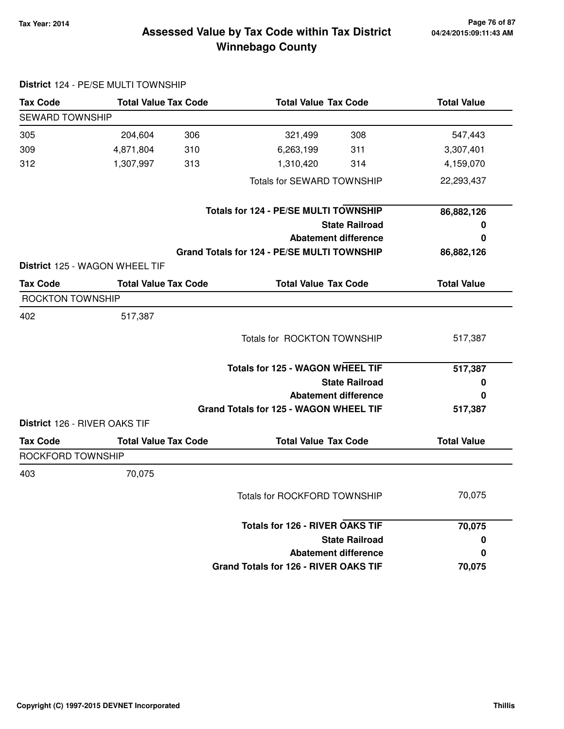# Assessed Value by Tax Code within Tax District
## Winnebago County

Tax Year: 2014

**District** 124 - PE/SE MULTI TOWNSHIP

| Tax Code | Total Value | Tax Code | Total Value | Tax Code | Total Value |
|---|---|---|---|---|---|
| SEWARD TOWNSHIP | | | | | |
| 305 | 204,604 | 306 | 321,499 | 308 | 547,443 |
| 309 | 4,871,804 | 310 | 6,263,199 | 311 | 3,307,401 |
| 312 | 1,307,997 | 313 | 1,310,420 | 314 | 4,159,070 |
| | | | Totals for SEWARD TOWNSHIP | | 22,293,437 |
| | | | **Totals for 124 - PE/SE MULTI TOWNSHIP** | | **86,882,126** |
| | | | **State Railroad** | | **0** |
| | | | **Abatement difference** | | **0** |
| | | | **Grand Totals for 124 - PE/SE MULTI TOWNSHIP** | | **86,882,126** |

**District** 125 - WAGON WHEEL TIF

| Tax Code | Total Value | Tax Code | Total Value | Tax Code | Total Value |
|---|---|---|---|---|---|
| ROCKTON TOWNSHIP | | | | | |
| 402 | 517,387 | | | | |
| | | | Totals for ROCKTON TOWNSHIP | | 517,387 |
| | | | **Totals for 125 - WAGON WHEEL TIF** | | **517,387** |
| | | | **State Railroad** | | **0** |
| | | | **Abatement difference** | | **0** |
| | | | **Grand Totals for 125 - WAGON WHEEL TIF** | | **517,387** |

**District** 126 - RIVER OAKS TIF

| Tax Code | Total Value | Tax Code | Total Value | Tax Code | Total Value |
|---|---|---|---|---|---|
| ROCKFORD TOWNSHIP | | | | | |
| 403 | 70,075 | | | | |
| | | | Totals for ROCKFORD TOWNSHIP | | 70,075 |
| | | | **Totals for 126 - RIVER OAKS TIF** | | **70,075** |
| | | | **State Railroad** | | **0** |
| | | | **Abatement difference** | | **0** |
| | | | **Grand Totals for 126 - RIVER OAKS TIF** | | **70,075** |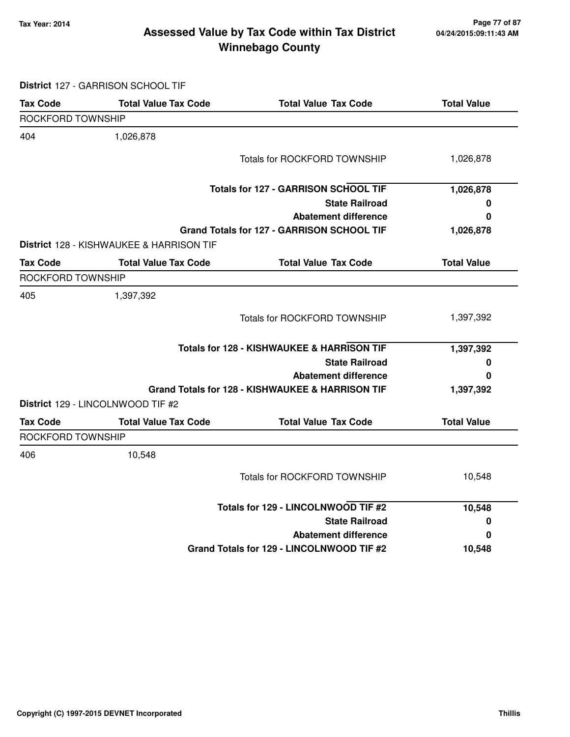**District** 127 - GARRISON SCHOOL TIF

| Tax Code | Total Value Tax Code | Total Value Tax Code | Total Value |
|---|---|---|---|
| ROCKFORD TOWNSHIP | | | |
| 404 | 1,026,878 | | |
| | | Totals for ROCKFORD TOWNSHIP | 1,026,878 |
| | | **Totals for 127 - GARRISON SCHOOL TIF** | **1,026,878** |
| | | **State Railroad** | **0** |
| | | **Abatement difference** | **0** |
| | | **Grand Totals for 127 - GARRISON SCHOOL TIF** | **1,026,878** |

**District** 128 - KISHWAUKEE & HARRISON TIF

| Tax Code | Total Value Tax Code | Total Value Tax Code | Total Value |
|---|---|---|---|
| ROCKFORD TOWNSHIP | | | |
| 405 | 1,397,392 | | |
| | | Totals for ROCKFORD TOWNSHIP | 1,397,392 |
| | | **Totals for 128 - KISHWAUKEE & HARRISON TIF** | **1,397,392** |
| | | **State Railroad** | **0** |
| | | **Abatement difference** | **0** |
| | | **Grand Totals for 128 - KISHWAUKEE & HARRISON TIF** | **1,397,392** |

**District** 129 - LINCOLNWOOD TIF #2

| Tax Code | Total Value Tax Code | Total Value Tax Code | Total Value |
|---|---|---|---|
| ROCKFORD TOWNSHIP | | | |
| 406 | 10,548 | | |
| | | Totals for ROCKFORD TOWNSHIP | 10,548 |
| | | **Totals for 129 - LINCOLNWOOD TIF #2** | **10,548** |
| | | **State Railroad** | **0** |
| | | **Abatement difference** | **0** |
| | | **Grand Totals for 129 - LINCOLNWOOD TIF #2** | **10,548** |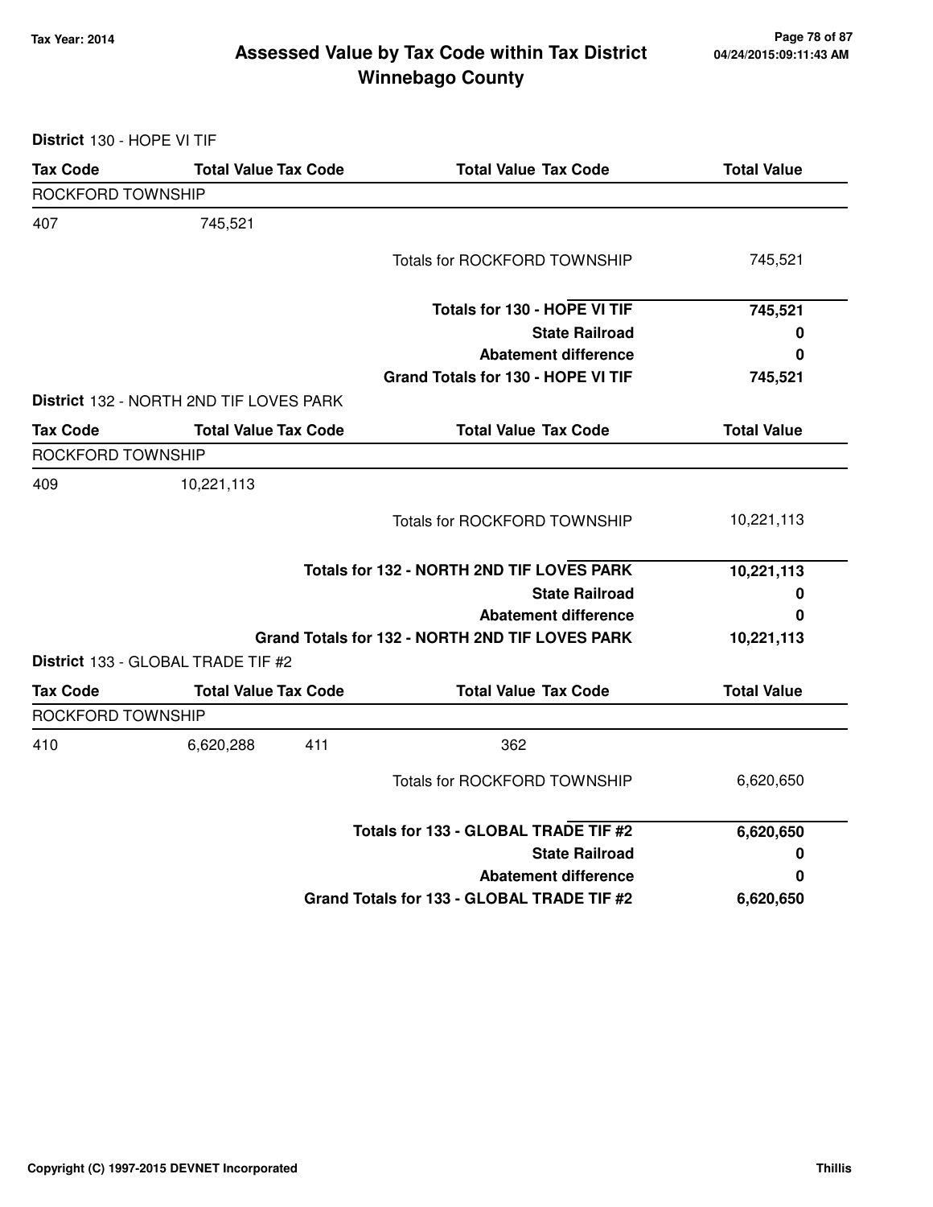## Assessed Value by Tax Code within Tax District
## Winnebago County

Tax Year: 2014

04/24/2015:09:11:43 AM

**District** 130 - HOPE VI TIF

| Tax Code | Total Value | Tax Code | Total Value | Tax Code | Total Value |
|---|---|---|---|---|---|
| ROCKFORD TOWNSHIP | | | | | |
| 407 | 745,521 | | | | |
| | | | | Totals for ROCKFORD TOWNSHIP | 745,521 |
| | | | | **Totals for 130 - HOPE VI TIF** | **745,521** |
| | | | | **State Railroad** | **0** |
| | | | | **Abatement difference** | **0** |
| | | | | **Grand Totals for 130 - HOPE VI TIF** | **745,521** |

**District** 132 - NORTH 2ND TIF LOVES PARK

| Tax Code | Total Value | Tax Code | Total Value | Tax Code | Total Value |
|---|---|---|---|---|---|
| ROCKFORD TOWNSHIP | | | | | |
| 409 | 10,221,113 | | | | |
| | | | | Totals for ROCKFORD TOWNSHIP | 10,221,113 |
| | | | | **Totals for 132 - NORTH 2ND TIF LOVES PARK** | **10,221,113** |
| | | | | **State Railroad** | **0** |
| | | | | **Abatement difference** | **0** |
| | | | | **Grand Totals for 132 - NORTH 2ND TIF LOVES PARK** | **10,221,113** |

**District** 133 - GLOBAL TRADE TIF #2

| Tax Code | Total Value | Tax Code | Total Value | Tax Code | Total Value |
|---|---|---|---|---|---|
| ROCKFORD TOWNSHIP | | | | | |
| 410 | 6,620,288 | 411 | 362 | | |
| | | | | Totals for ROCKFORD TOWNSHIP | 6,620,650 |
| | | | | **Totals for 133 - GLOBAL TRADE TIF #2** | **6,620,650** |
| | | | | **State Railroad** | **0** |
| | | | | **Abatement difference** | **0** |
| | | | | **Grand Totals for 133 - GLOBAL TRADE TIF #2** | **6,620,650** |

Copyright (C) 1997-2015 DEVNET Incorporated

Thillis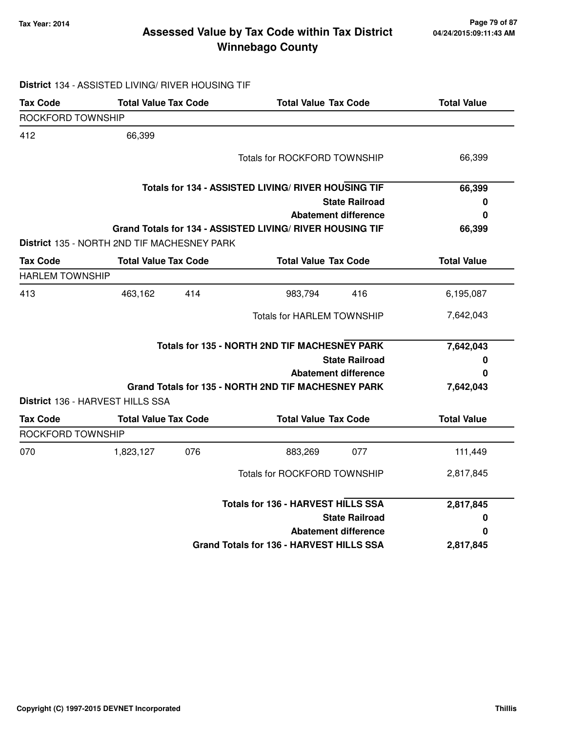# Assessed Value by Tax Code within Tax District
## Winnebago County

Tax Year: 2014

**District** 134 - ASSISTED LIVING/ RIVER HOUSING TIF

| Tax Code | Total Value | Tax Code | Total Value | Tax Code | Total Value |
|---|---|---|---|---|---|
| ROCKFORD TOWNSHIP | | | | | |
| 412 | 66,399 | | | | |
| | | | Totals for ROCKFORD TOWNSHIP | | 66,399 |
| | | | **Totals for 134 - ASSISTED LIVING/ RIVER HOUSING TIF** | | **66,399** |
| | | | **State Railroad** | | **0** |
| | | | **Abatement difference** | | **0** |
| | | | **Grand Totals for 134 - ASSISTED LIVING/ RIVER HOUSING TIF** | | **66,399** |

**District** 135 - NORTH 2ND TIF MACHESNEY PARK

| Tax Code | Total Value | Tax Code | Total Value | Tax Code | Total Value |
|---|---|---|---|---|---|
| HARLEM TOWNSHIP | | | | | |
| 413 | 463,162 | 414 | 983,794 | 416 | 6,195,087 |
| | | | Totals for HARLEM TOWNSHIP | | 7,642,043 |
| | | | **Totals for 135 - NORTH 2ND TIF MACHESNEY PARK** | | **7,642,043** |
| | | | **State Railroad** | | **0** |
| | | | **Abatement difference** | | **0** |
| | | | **Grand Totals for 135 - NORTH 2ND TIF MACHESNEY PARK** | | **7,642,043** |

**District** 136 - HARVEST HILLS SSA

| Tax Code | Total Value | Tax Code | Total Value | Tax Code | Total Value |
|---|---|---|---|---|---|
| ROCKFORD TOWNSHIP | | | | | |
| 070 | 1,823,127 | 076 | 883,269 | 077 | 111,449 |
| | | | Totals for ROCKFORD TOWNSHIP | | 2,817,845 |
| | | | **Totals for 136 - HARVEST HILLS SSA** | | **2,817,845** |
| | | | **State Railroad** | | **0** |
| | | | **Abatement difference** | | **0** |
| | | | **Grand Totals for 136 - HARVEST HILLS SSA** | | **2,817,845** |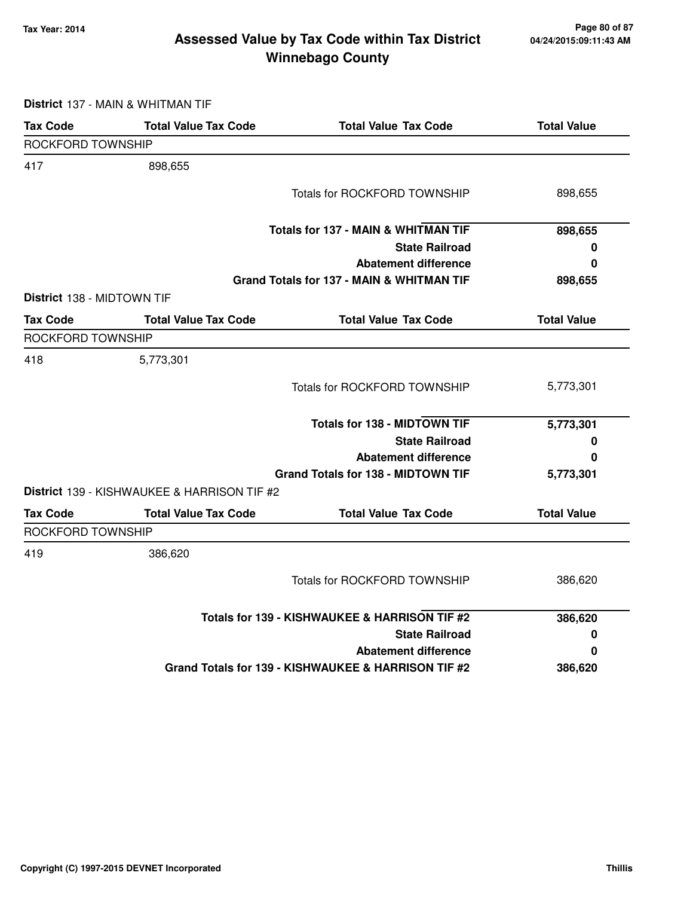# Assessed Value by Tax Code within Tax District
## Winnebago County

Tax Year: 2014

04/24/2015:09:11:43 AM

**District** 137 - MAIN & WHITMAN TIF

| Tax Code | Total Value Tax Code | Total Value Tax Code | Total Value |
|---|---|---|---|
| ROCKFORD TOWNSHIP | | | |
| 417 | 898,655 | | |
| | | Totals for ROCKFORD TOWNSHIP | 898,655 |
| | | **Totals for 137 - MAIN & WHITMAN TIF** | **898,655** |
| | | **State Railroad** | **0** |
| | | **Abatement difference** | **0** |
| | | **Grand Totals for 137 - MAIN & WHITMAN TIF** | **898,655** |

**District** 138 - MIDTOWN TIF

| Tax Code | Total Value Tax Code | Total Value Tax Code | Total Value |
|---|---|---|---|
| ROCKFORD TOWNSHIP | | | |
| 418 | 5,773,301 | | |
| | | Totals for ROCKFORD TOWNSHIP | 5,773,301 |
| | | **Totals for 138 - MIDTOWN TIF** | **5,773,301** |
| | | **State Railroad** | **0** |
| | | **Abatement difference** | **0** |
| | | **Grand Totals for 138 - MIDTOWN TIF** | **5,773,301** |

**District** 139 - KISHWAUKEE & HARRISON TIF #2

| Tax Code | Total Value Tax Code | Total Value Tax Code | Total Value |
|---|---|---|---|
| ROCKFORD TOWNSHIP | | | |
| 419 | 386,620 | | |
| | | Totals for ROCKFORD TOWNSHIP | 386,620 |
| | | **Totals for 139 - KISHWAUKEE & HARRISON TIF #2** | **386,620** |
| | | **State Railroad** | **0** |
| | | **Abatement difference** | **0** |
| | | **Grand Totals for 139 - KISHWAUKEE & HARRISON TIF #2** | **386,620** |

Copyright (C) 1997-2015 DEVNET Incorporated

Thillis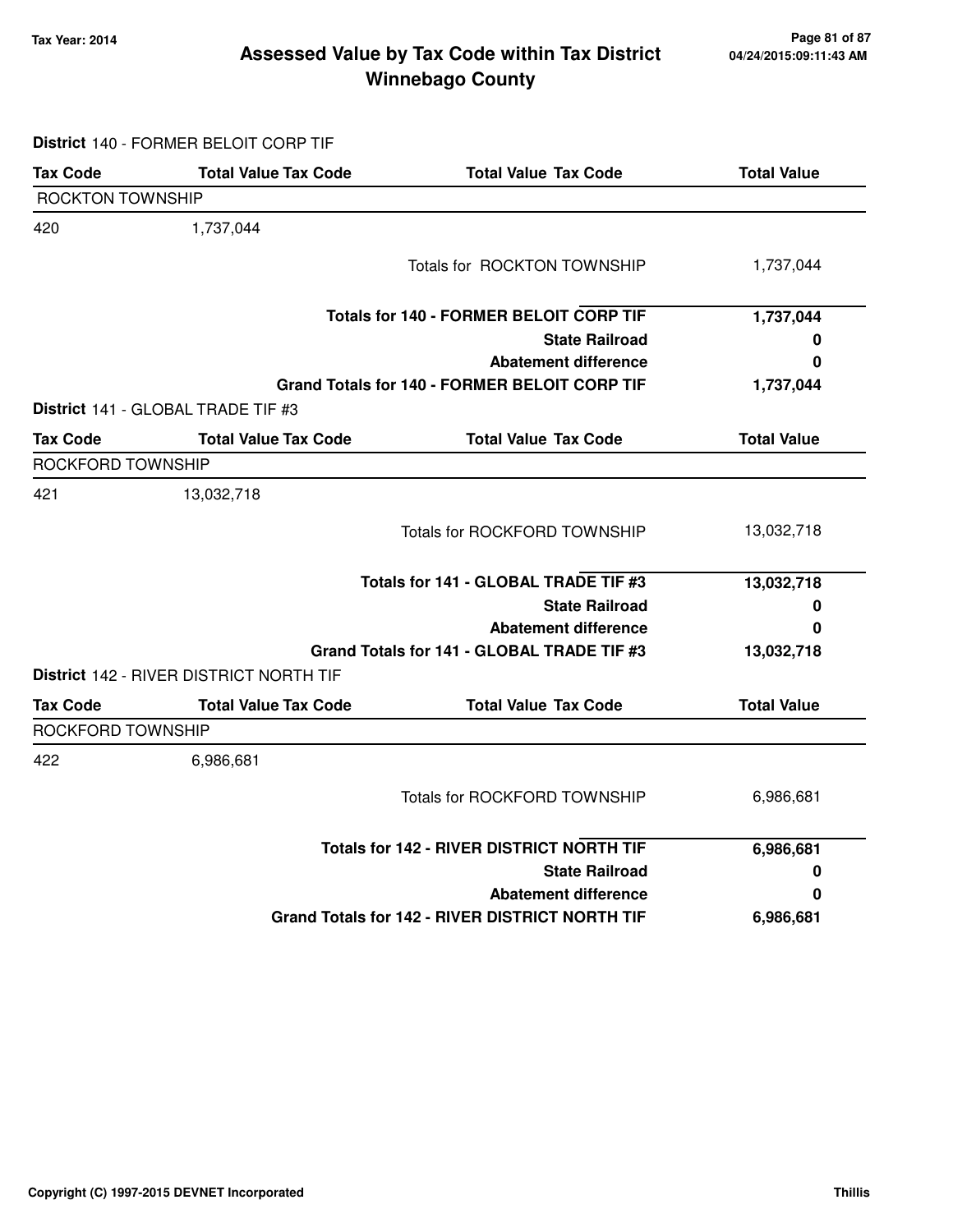# Assessed Value by Tax Code within Tax District
## Winnebago County

Tax Year: 2014

04/24/2015:09:11:43 AM

**District** 140 - FORMER BELOIT CORP TIF

| Tax Code | Total Value Tax Code | Total Value Tax Code | Total Value |
|---|---|---|---|
| ROCKTON TOWNSHIP | | | |
| 420 | 1,737,044 | | |
| | | Totals for ROCKTON TOWNSHIP | 1,737,044 |
| | | **Totals for 140 - FORMER BELOIT CORP TIF** | **1,737,044** |
| | | **State Railroad** | **0** |
| | | **Abatement difference** | **0** |
| | | **Grand Totals for 140 - FORMER BELOIT CORP TIF** | **1,737,044** |

**District** 141 - GLOBAL TRADE TIF #3

| Tax Code | Total Value Tax Code | Total Value Tax Code | Total Value |
|---|---|---|---|
| ROCKFORD TOWNSHIP | | | |
| 421 | 13,032,718 | | |
| | | Totals for ROCKFORD TOWNSHIP | 13,032,718 |
| | | **Totals for 141 - GLOBAL TRADE TIF #3** | **13,032,718** |
| | | **State Railroad** | **0** |
| | | **Abatement difference** | **0** |
| | | **Grand Totals for 141 - GLOBAL TRADE TIF #3** | **13,032,718** |

**District** 142 - RIVER DISTRICT NORTH TIF

| Tax Code | Total Value Tax Code | Total Value Tax Code | Total Value |
|---|---|---|---|
| ROCKFORD TOWNSHIP | | | |
| 422 | 6,986,681 | | |
| | | Totals for ROCKFORD TOWNSHIP | 6,986,681 |
| | | **Totals for 142 - RIVER DISTRICT NORTH TIF** | **6,986,681** |
| | | **State Railroad** | **0** |
| | | **Abatement difference** | **0** |
| | | **Grand Totals for 142 - RIVER DISTRICT NORTH TIF** | **6,986,681** |

Copyright (C) 1997-2015 DEVNET Incorporated

Thillis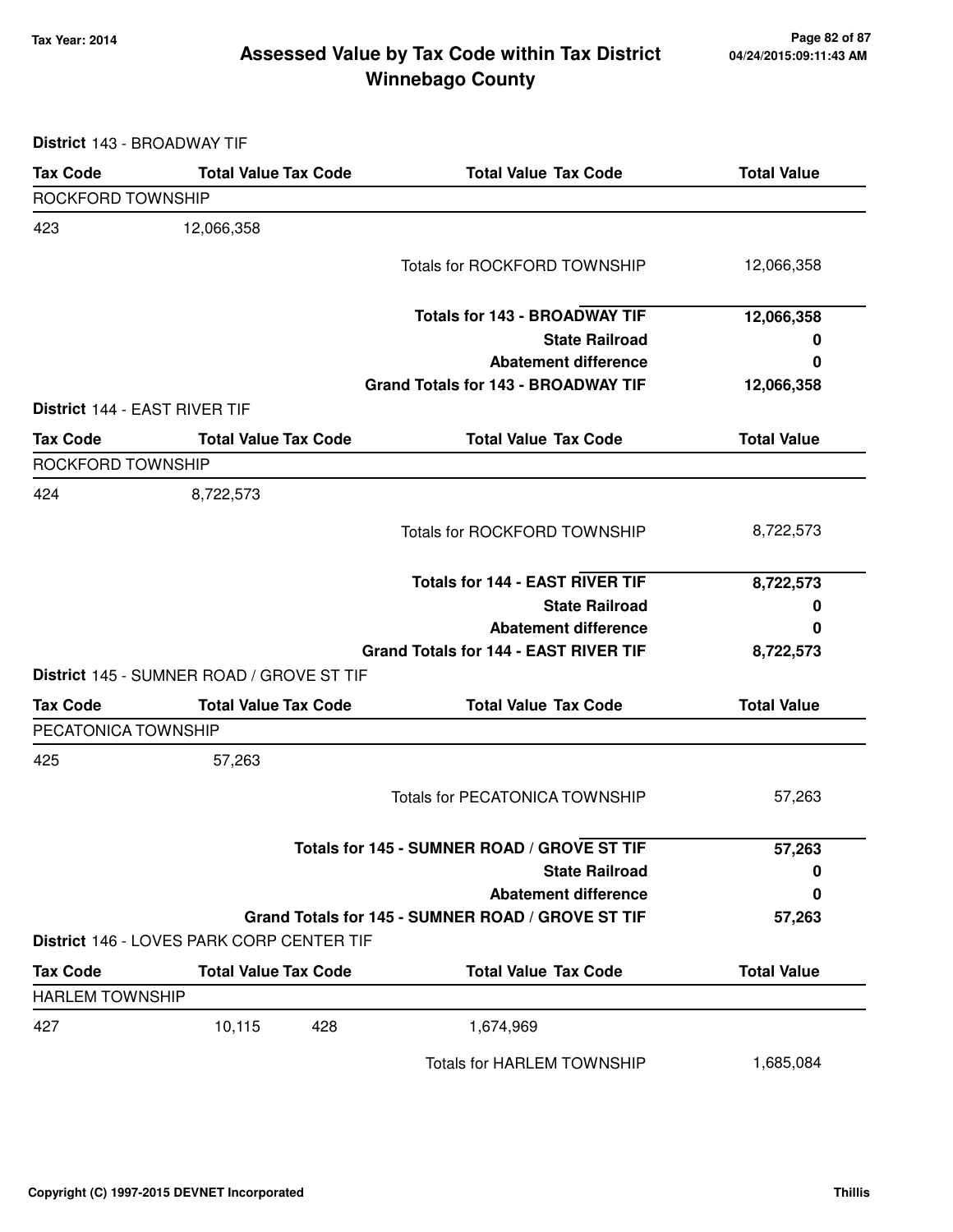# Assessed Value by Tax Code within Tax District
# Winnebago County

Tax Year: 2014

04/24/2015:09:11:43 AM

**District** 143 - BROADWAY TIF

| Tax Code | Total Value Tax Code | | Total Value Tax Code | Total Value |
|---|---|---|---|---|
| ROCKFORD TOWNSHIP | | | | |
| 423 | 12,066,358 | | | |
| | | | Totals for ROCKFORD TOWNSHIP | 12,066,358 |
| | | | **Totals for 143 - BROADWAY TIF** | **12,066,358** |
| | | | **State Railroad** | **0** |
| | | | **Abatement difference** | **0** |
| | | | **Grand Totals for 143 - BROADWAY TIF** | **12,066,358** |

**District** 144 - EAST RIVER TIF

| Tax Code | Total Value Tax Code | | Total Value Tax Code | Total Value |
|---|---|---|---|---|
| ROCKFORD TOWNSHIP | | | | |
| 424 | 8,722,573 | | | |
| | | | Totals for ROCKFORD TOWNSHIP | 8,722,573 |
| | | | **Totals for 144 - EAST RIVER TIF** | **8,722,573** |
| | | | **State Railroad** | **0** |
| | | | **Abatement difference** | **0** |
| | | | **Grand Totals for 144 - EAST RIVER TIF** | **8,722,573** |

**District** 145 - SUMNER ROAD / GROVE ST TIF

| Tax Code | Total Value Tax Code | | Total Value Tax Code | Total Value |
|---|---|---|---|---|
| PECATONICA TOWNSHIP | | | | |
| 425 | 57,263 | | | |
| | | | Totals for PECATONICA TOWNSHIP | 57,263 |
| | | | **Totals for 145 - SUMNER ROAD / GROVE ST TIF** | **57,263** |
| | | | **State Railroad** | **0** |
| | | | **Abatement difference** | **0** |
| | | | **Grand Totals for 145 - SUMNER ROAD / GROVE ST TIF** | **57,263** |

**District** 146 - LOVES PARK CORP CENTER TIF

| Tax Code | Total Value Tax Code | | Total Value Tax Code | Total Value |
|---|---|---|---|---|
| HARLEM TOWNSHIP | | | | |
| 427 | 10,115 | 428 | 1,674,969 | |
| | | | Totals for HARLEM TOWNSHIP | 1,685,084 |

Copyright (C) 1997-2015 DEVNET Incorporated

Thillis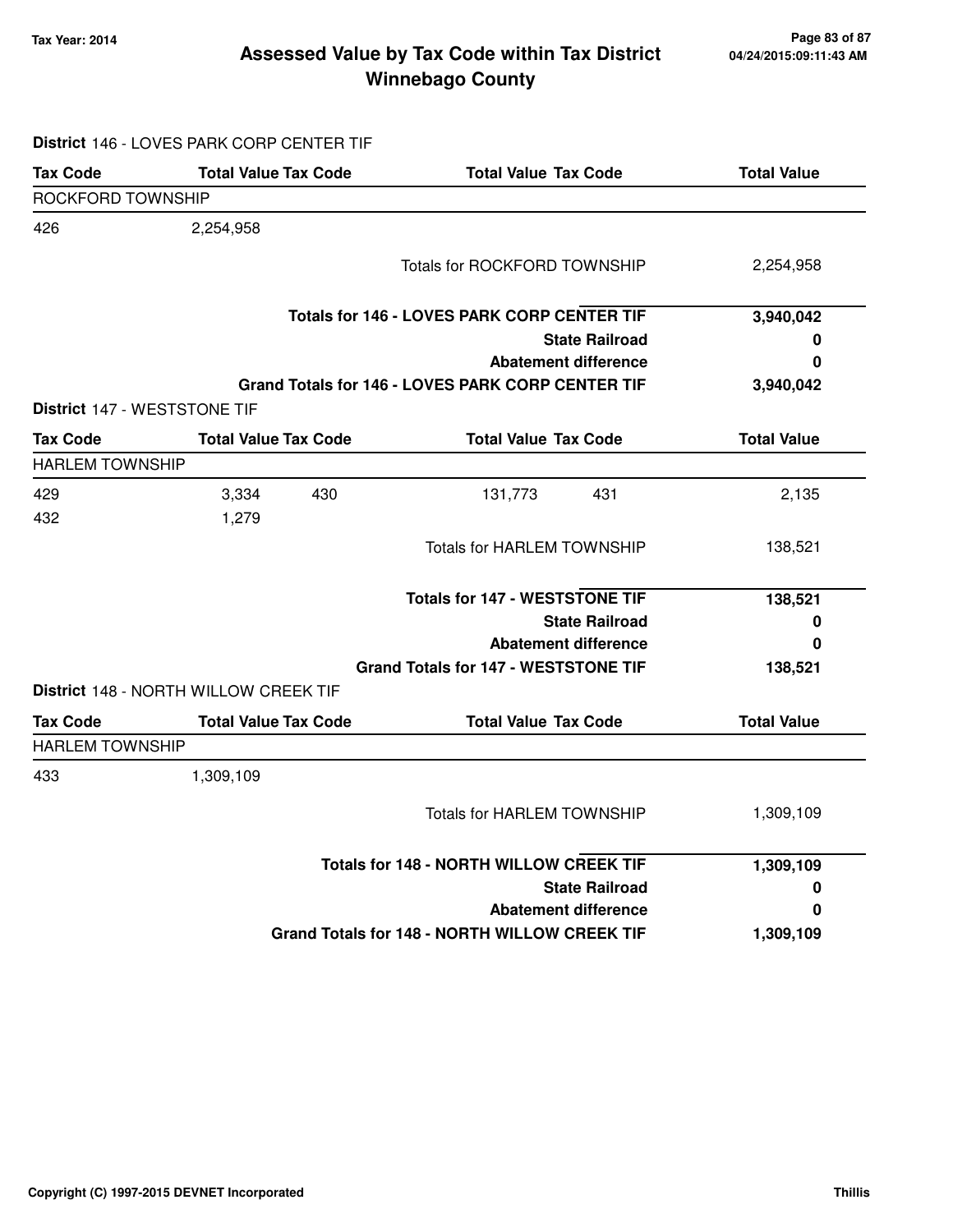# Assessed Value by Tax Code within Tax District
## Winnebago County

Tax Year: 2014

04/24/2015:09:11:43 AM

**District** 146 - LOVES PARK CORP CENTER TIF

| Tax Code | Total Value | Tax Code | Total Value | Tax Code | Total Value |
|---|---|---|---|---|---|
| ROCKFORD TOWNSHIP | | | | | |
| 426 | 2,254,958 | | | | |
| | | | Totals for ROCKFORD TOWNSHIP | | 2,254,958 |
| | | | **Totals for 146 - LOVES PARK CORP CENTER TIF** | | **3,940,042** |
| | | | **State Railroad** | | **0** |
| | | | **Abatement difference** | | **0** |
| | | | **Grand Totals for 146 - LOVES PARK CORP CENTER TIF** | | **3,940,042** |

**District** 147 - WESTSTONE TIF

| Tax Code | Total Value | Tax Code | Total Value | Tax Code | Total Value |
|---|---|---|---|---|---|
| HARLEM TOWNSHIP | | | | | |
| 429 | 3,334 | 430 | 131,773 | 431 | 2,135 |
| 432 | 1,279 | | | | |
| | | | Totals for HARLEM TOWNSHIP | | 138,521 |
| | | | **Totals for 147 - WESTSTONE TIF** | | **138,521** |
| | | | **State Railroad** | | **0** |
| | | | **Abatement difference** | | **0** |
| | | | **Grand Totals for 147 - WESTSTONE TIF** | | **138,521** |

**District** 148 - NORTH WILLOW CREEK TIF

| Tax Code | Total Value | Tax Code | Total Value | Tax Code | Total Value |
|---|---|---|---|---|---|
| HARLEM TOWNSHIP | | | | | |
| 433 | 1,309,109 | | | | |
| | | | Totals for HARLEM TOWNSHIP | | 1,309,109 |
| | | | **Totals for 148 - NORTH WILLOW CREEK TIF** | | **1,309,109** |
| | | | **State Railroad** | | **0** |
| | | | **Abatement difference** | | **0** |
| | | | **Grand Totals for 148 - NORTH WILLOW CREEK TIF** | | **1,309,109** |

Copyright (C) 1997-2015 DEVNET Incorporated — Thillis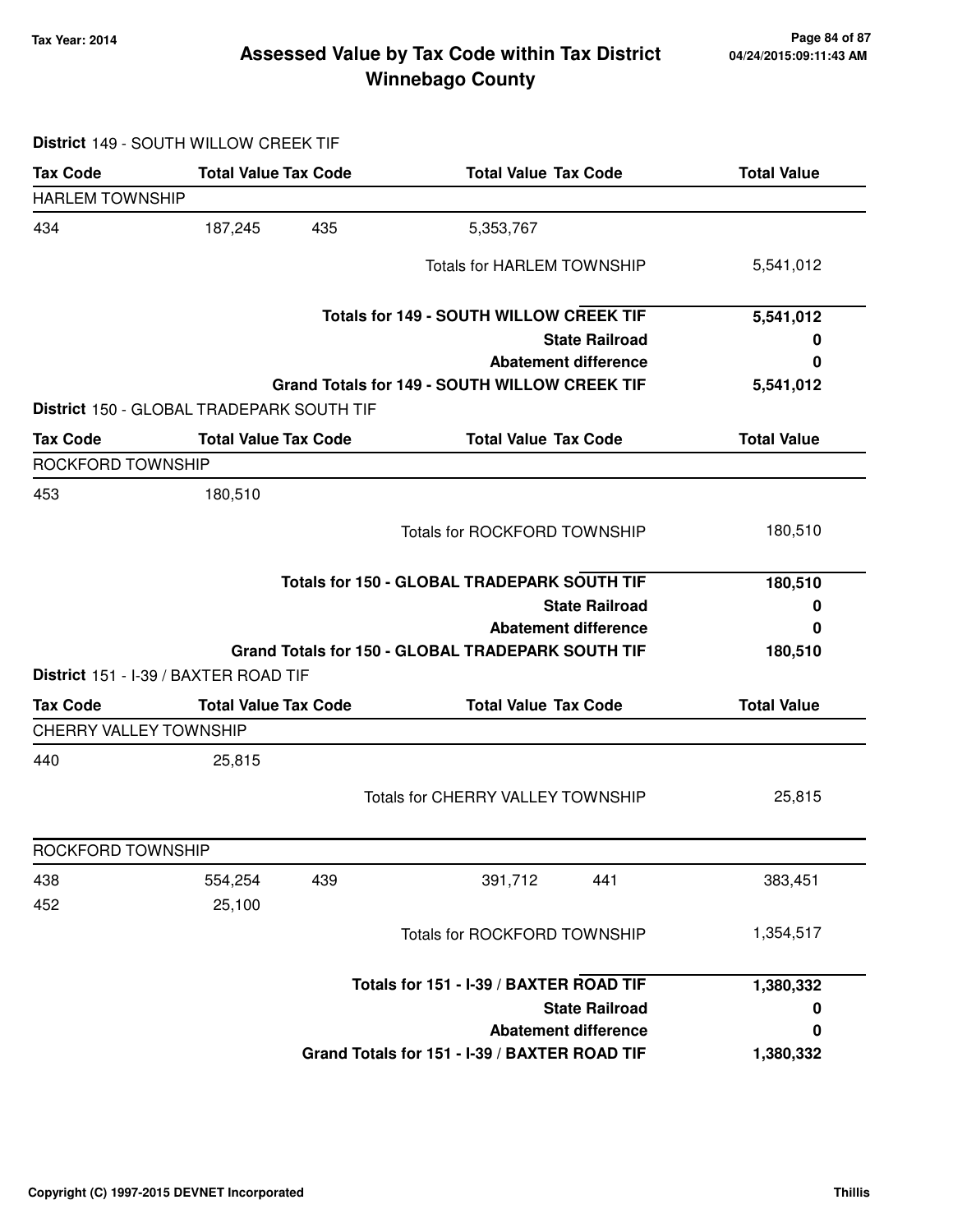# Assessed Value by Tax Code within Tax District
## Winnebago County

Tax Year: 2014

04/24/2015:09:11:43 AM

**District** 149 - SOUTH WILLOW CREEK TIF

| Tax Code | Total Value | Tax Code | Total Value | Tax Code | Total Value |
|---|---|---|---|---|---|
| HARLEM TOWNSHIP | | | | | |
| 434 | 187,245 | 435 | 5,353,767 | | |
| | | | Totals for HARLEM TOWNSHIP | | 5,541,012 |
| | | | **Totals for 149 - SOUTH WILLOW CREEK TIF** | | **5,541,012** |
| | | | **State Railroad** | | **0** |
| | | | **Abatement difference** | | **0** |
| | | | **Grand Totals for 149 - SOUTH WILLOW CREEK TIF** | | **5,541,012** |

**District** 150 - GLOBAL TRADEPARK SOUTH TIF

| Tax Code | Total Value | Tax Code | Total Value | Tax Code | Total Value |
|---|---|---|---|---|---|
| ROCKFORD TOWNSHIP | | | | | |
| 453 | 180,510 | | | | |
| | | | Totals for ROCKFORD TOWNSHIP | | 180,510 |
| | | | **Totals for 150 - GLOBAL TRADEPARK SOUTH TIF** | | **180,510** |
| | | | **State Railroad** | | **0** |
| | | | **Abatement difference** | | **0** |
| | | | **Grand Totals for 150 - GLOBAL TRADEPARK SOUTH TIF** | | **180,510** |

**District** 151 - I-39 / BAXTER ROAD TIF

| Tax Code | Total Value | Tax Code | Total Value | Tax Code | Total Value |
|---|---|---|---|---|---|
| CHERRY VALLEY TOWNSHIP | | | | | |
| 440 | 25,815 | | | | |
| | | | Totals for CHERRY VALLEY TOWNSHIP | | 25,815 |
| ROCKFORD TOWNSHIP | | | | | |
| 438 | 554,254 | 439 | 391,712 | 441 | 383,451 |
| 452 | 25,100 | | | | |
| | | | Totals for ROCKFORD TOWNSHIP | | 1,354,517 |
| | | | **Totals for 151 - I-39 / BAXTER ROAD TIF** | | **1,380,332** |
| | | | **State Railroad** | | **0** |
| | | | **Abatement difference** | | **0** |
| | | | **Grand Totals for 151 - I-39 / BAXTER ROAD TIF** | | **1,380,332** |

Copyright (C) 1997-2015 DEVNET Incorporated — Thillis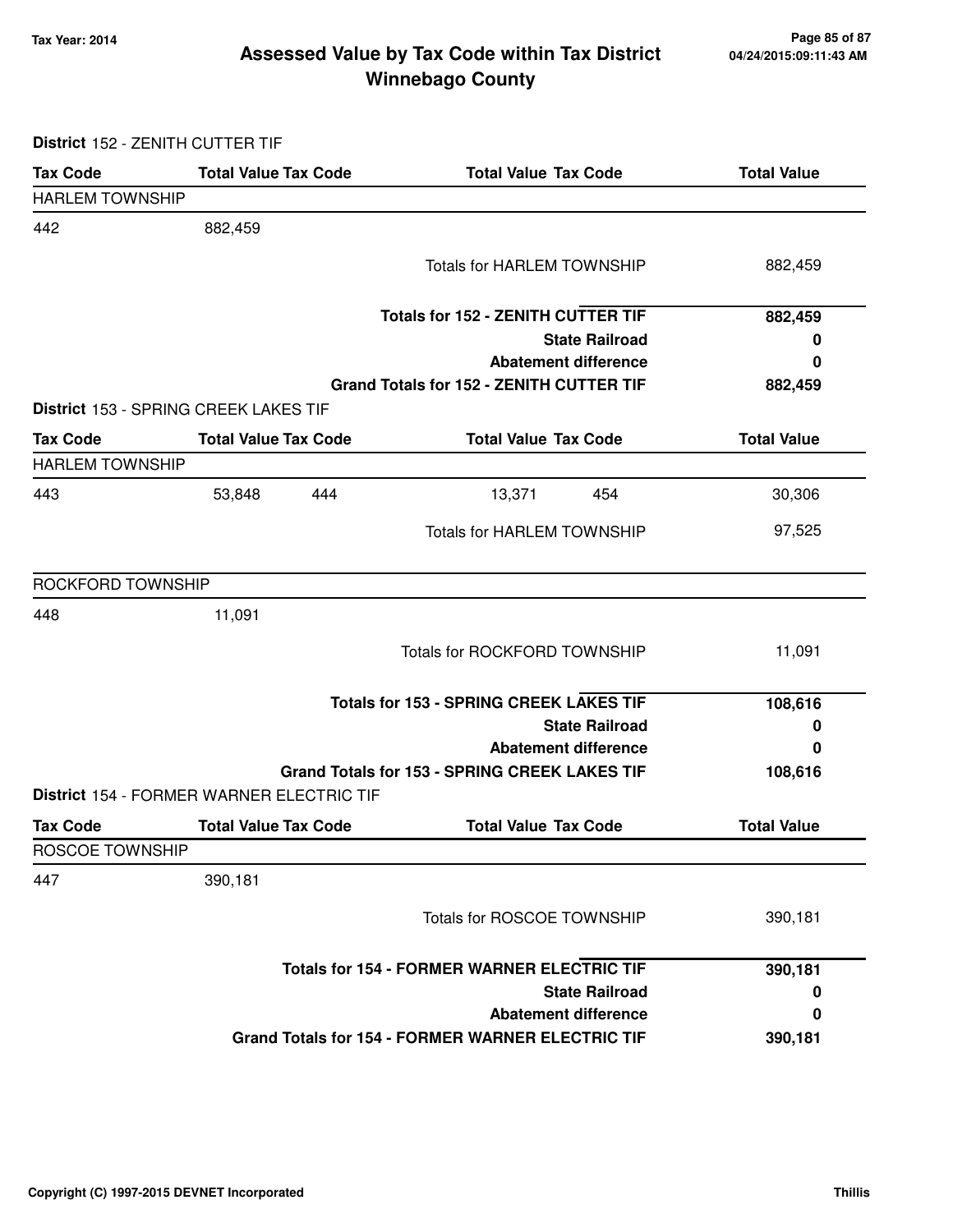# Assessed Value by Tax Code within Tax District
# Winnebago County

Tax Year: 2014

**District** 152 - ZENITH CUTTER TIF

| Tax Code | Total Value | Tax Code | Total Value | Tax Code | Total Value |
|---|---|---|---|---|---|
| **HARLEM TOWNSHIP** | | | | | |
| 442 | 882,459 | | | | |
| | | | Totals for HARLEM TOWNSHIP | | 882,459 |
| | | | **Totals for 152 - ZENITH CUTTER TIF** | | **882,459** |
| | | | **State Railroad** | | **0** |
| | | | **Abatement difference** | | **0** |
| | | | **Grand Totals for 152 - ZENITH CUTTER TIF** | | **882,459** |

**District** 153 - SPRING CREEK LAKES TIF

| Tax Code | Total Value | Tax Code | Total Value | Tax Code | Total Value |
|---|---|---|---|---|---|
| **HARLEM TOWNSHIP** | | | | | |
| 443 | 53,848 | 444 | 13,371 | 454 | 30,306 |
| | | | Totals for HARLEM TOWNSHIP | | 97,525 |
| **ROCKFORD TOWNSHIP** | | | | | |
| 448 | 11,091 | | | | |
| | | | Totals for ROCKFORD TOWNSHIP | | 11,091 |
| | | | **Totals for 153 - SPRING CREEK LAKES TIF** | | **108,616** |
| | | | **State Railroad** | | **0** |
| | | | **Abatement difference** | | **0** |
| | | | **Grand Totals for 153 - SPRING CREEK LAKES TIF** | | **108,616** |

**District** 154 - FORMER WARNER ELECTRIC TIF

| Tax Code | Total Value | Tax Code | Total Value | Tax Code | Total Value |
|---|---|---|---|---|---|
| **ROSCOE TOWNSHIP** | | | | | |
| 447 | 390,181 | | | | |
| | | | Totals for ROSCOE TOWNSHIP | | 390,181 |
| | | | **Totals for 154 - FORMER WARNER ELECTRIC TIF** | | **390,181** |
| | | | **State Railroad** | | **0** |
| | | | **Abatement difference** | | **0** |
| | | | **Grand Totals for 154 - FORMER WARNER ELECTRIC TIF** | | **390,181** |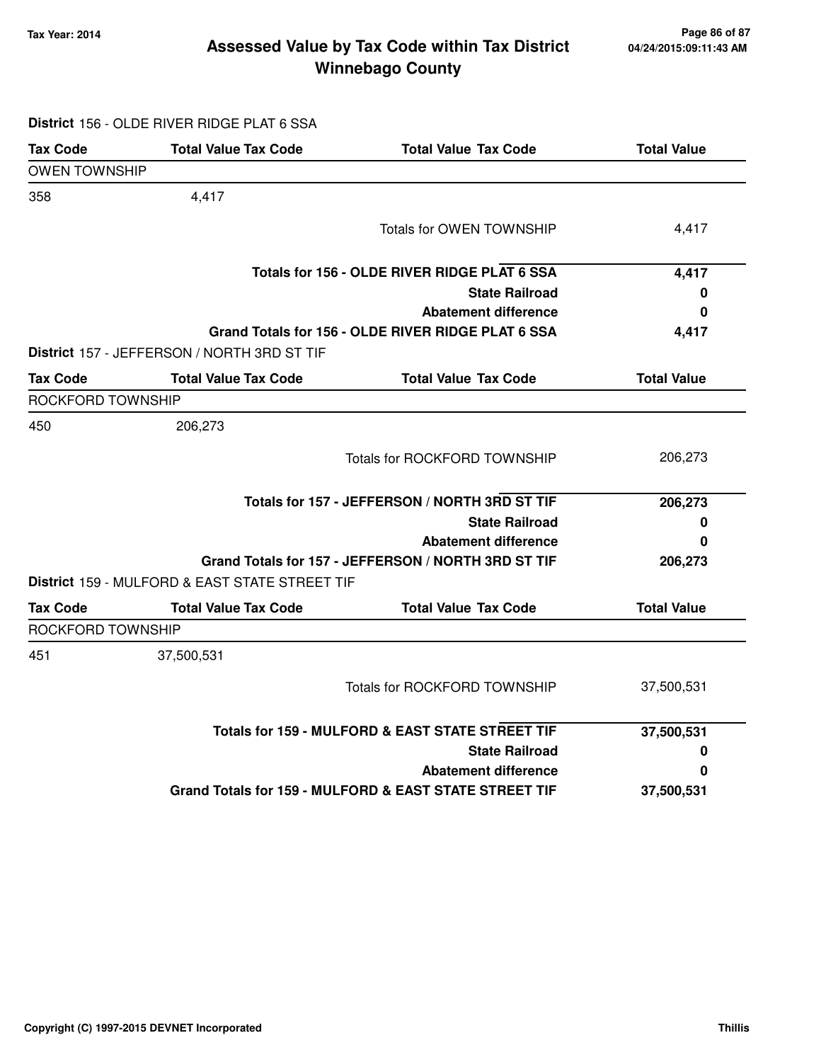# Assessed Value by Tax Code within Tax District
## Winnebago County

Tax Year: 2014

04/24/2015:09:11:43 AM

**District** 156 - OLDE RIVER RIDGE PLAT 6 SSA

| Tax Code | Total Value Tax Code | Total Value Tax Code | Total Value |
|---|---|---|---|
| OWEN TOWNSHIP | | | |
| 358 | 4,417 | | |
| | | Totals for OWEN TOWNSHIP | 4,417 |
| | | **Totals for 156 - OLDE RIVER RIDGE PLAT 6 SSA** | **4,417** |
| | | **State Railroad** | **0** |
| | | **Abatement difference** | **0** |
| | | **Grand Totals for 156 - OLDE RIVER RIDGE PLAT 6 SSA** | **4,417** |

**District** 157 - JEFFERSON / NORTH 3RD ST TIF

| Tax Code | Total Value Tax Code | Total Value Tax Code | Total Value |
|---|---|---|---|
| ROCKFORD TOWNSHIP | | | |
| 450 | 206,273 | | |
| | | Totals for ROCKFORD TOWNSHIP | 206,273 |
| | | **Totals for 157 - JEFFERSON / NORTH 3RD ST TIF** | **206,273** |
| | | **State Railroad** | **0** |
| | | **Abatement difference** | **0** |
| | | **Grand Totals for 157 - JEFFERSON / NORTH 3RD ST TIF** | **206,273** |

**District** 159 - MULFORD & EAST STATE STREET TIF

| Tax Code | Total Value Tax Code | Total Value Tax Code | Total Value |
|---|---|---|---|
| ROCKFORD TOWNSHIP | | | |
| 451 | 37,500,531 | | |
| | | Totals for ROCKFORD TOWNSHIP | 37,500,531 |
| | | **Totals for 159 - MULFORD & EAST STATE STREET TIF** | **37,500,531** |
| | | **State Railroad** | **0** |
| | | **Abatement difference** | **0** |
| | | **Grand Totals for 159 - MULFORD & EAST STATE STREET TIF** | **37,500,531** |

Copyright (C) 1997-2015 DEVNET Incorporated — Thillis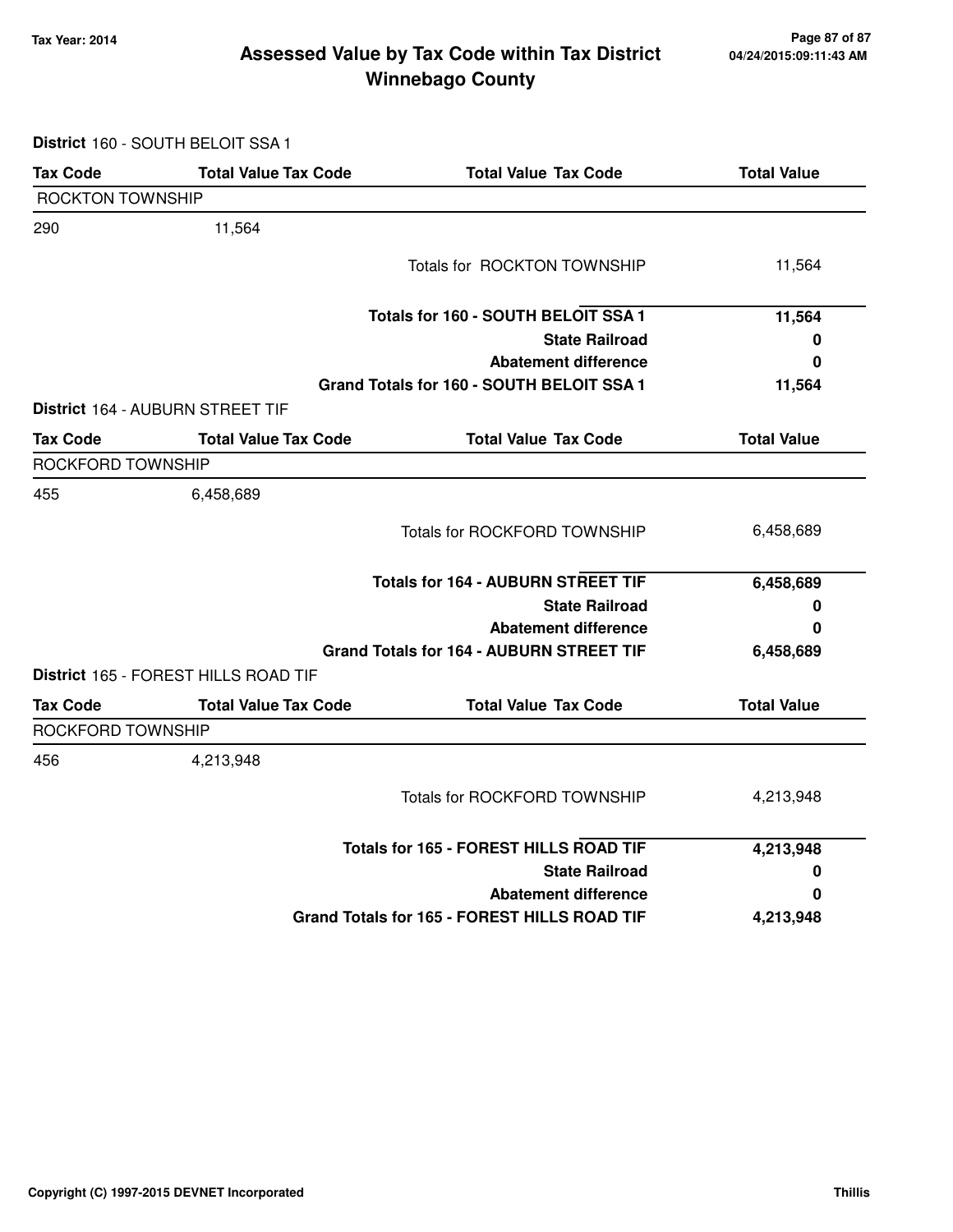# Assessed Value by Tax Code within Tax District
# Winnebago County

Tax Year: 2014

**District** 160 - SOUTH BELOIT SSA 1

| Tax Code | Total Value Tax Code | Total Value Tax Code | Total Value |
|---|---|---|---|
| ROCKTON TOWNSHIP | | | |
| 290 | 11,564 | | |
| | | Totals for ROCKTON TOWNSHIP | 11,564 |
| | | **Totals for 160 - SOUTH BELOIT SSA 1** | **11,564** |
| | | **State Railroad** | **0** |
| | | **Abatement difference** | **0** |
| | | **Grand Totals for 160 - SOUTH BELOIT SSA 1** | **11,564** |

**District** 164 - AUBURN STREET TIF

| Tax Code | Total Value Tax Code | Total Value Tax Code | Total Value |
|---|---|---|---|
| ROCKFORD TOWNSHIP | | | |
| 455 | 6,458,689 | | |
| | | Totals for ROCKFORD TOWNSHIP | 6,458,689 |
| | | **Totals for 164 - AUBURN STREET TIF** | **6,458,689** |
| | | **State Railroad** | **0** |
| | | **Abatement difference** | **0** |
| | | **Grand Totals for 164 - AUBURN STREET TIF** | **6,458,689** |

**District** 165 - FOREST HILLS ROAD TIF

| Tax Code | Total Value Tax Code | Total Value Tax Code | Total Value |
|---|---|---|---|
| ROCKFORD TOWNSHIP | | | |
| 456 | 4,213,948 | | |
| | | Totals for ROCKFORD TOWNSHIP | 4,213,948 |
| | | **Totals for 165 - FOREST HILLS ROAD TIF** | **4,213,948** |
| | | **State Railroad** | **0** |
| | | **Abatement difference** | **0** |
| | | **Grand Totals for 165 - FOREST HILLS ROAD TIF** | **4,213,948** |